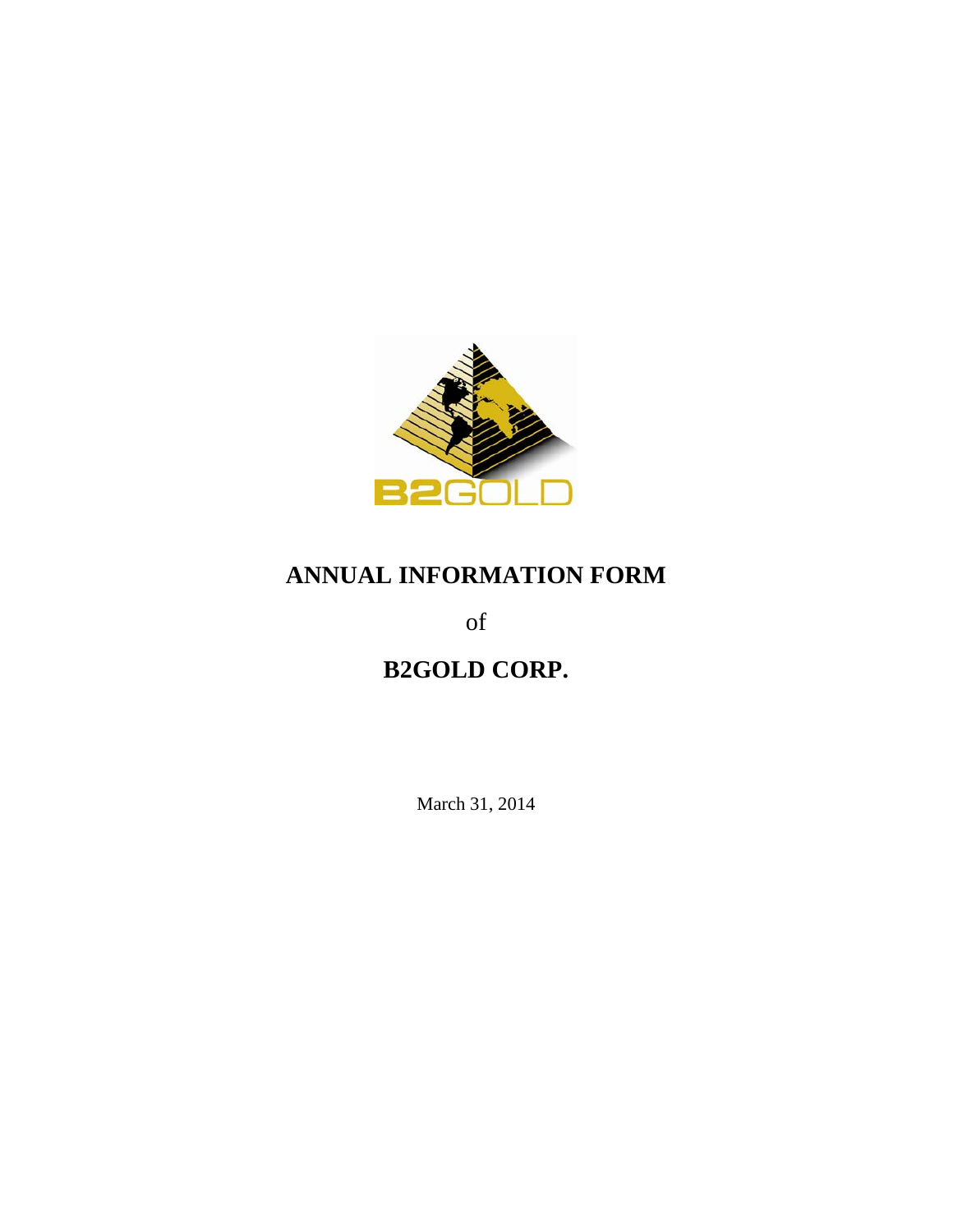# ANNUAL INFORMATION FORM

of

# B2GOLD CORP.

March 31, 2014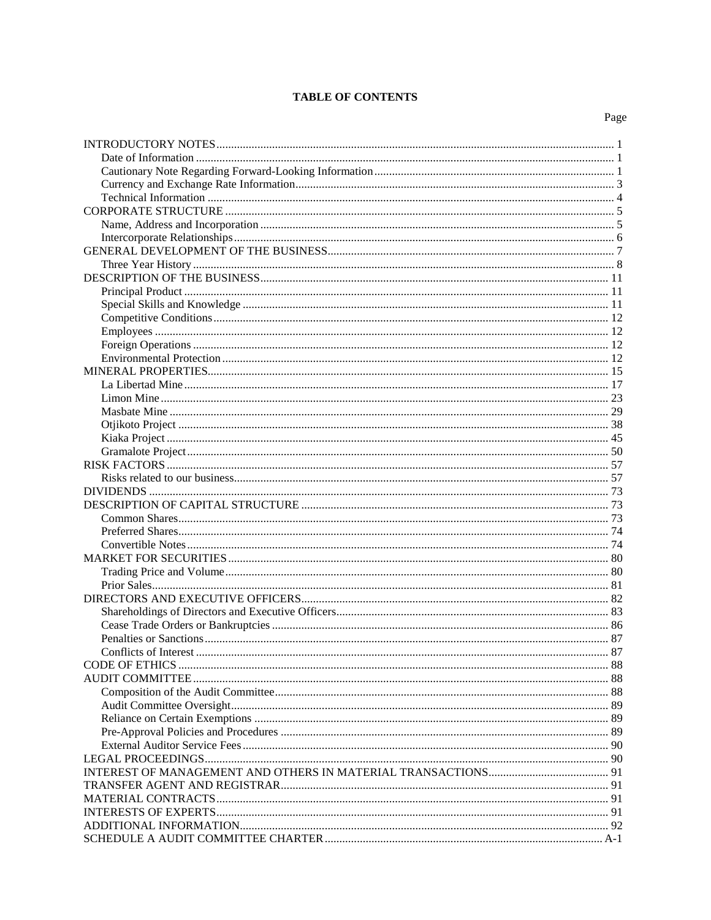# TABLE OF CONTENTS

| | Page |
|---|---|
| INTRODUCTORY NOTES | 1 |
| Date of Information | 1 |
| Cautionary Note Regarding Forward-Looking Information | 1 |
| Currency and Exchange Rate Information | 3 |
| Technical Information | 4 |
| CORPORATE STRUCTURE | 5 |
| Name, Address and Incorporation | 5 |
| Intercorporate Relationships | 6 |
| GENERAL DEVELOPMENT OF THE BUSINESS | 7 |
| Three Year History | 8 |
| DESCRIPTION OF THE BUSINESS | 11 |
| Principal Product | 11 |
| Special Skills and Knowledge | 11 |
| Competitive Conditions | 12 |
| Employees | 12 |
| Foreign Operations | 12 |
| Environmental Protection | 12 |
| MINERAL PROPERTIES | 15 |
| La Libertad Mine | 17 |
| Limon Mine | 23 |
| Masbate Mine | 29 |
| Otjikoto Project | 38 |
| Kiaka Project | 45 |
| Gramalote Project | 50 |
| RISK FACTORS | 57 |
| Risks related to our business | 57 |
| DIVIDENDS | 73 |
| DESCRIPTION OF CAPITAL STRUCTURE | 73 |
| Common Shares | 73 |
| Preferred Shares | 74 |
| Convertible Notes | 74 |
| MARKET FOR SECURITIES | 80 |
| Trading Price and Volume | 80 |
| Prior Sales | 81 |
| DIRECTORS AND EXECUTIVE OFFICERS | 82 |
| Shareholdings of Directors and Executive Officers | 83 |
| Cease Trade Orders or Bankruptcies | 86 |
| Penalties or Sanctions | 87 |
| Conflicts of Interest | 87 |
| CODE OF ETHICS | 88 |
| AUDIT COMMITTEE | 88 |
| Composition of the Audit Committee | 88 |
| Audit Committee Oversight | 89 |
| Reliance on Certain Exemptions | 89 |
| Pre-Approval Policies and Procedures | 89 |
| External Auditor Service Fees | 90 |
| LEGAL PROCEEDINGS | 90 |
| INTEREST OF MANAGEMENT AND OTHERS IN MATERIAL TRANSACTIONS | 91 |
| TRANSFER AGENT AND REGISTRAR | 91 |
| MATERIAL CONTRACTS | 91 |
| INTERESTS OF EXPERTS | 91 |
| ADDITIONAL INFORMATION | 92 |
| SCHEDULE A AUDIT COMMITTEE CHARTER | A-1 |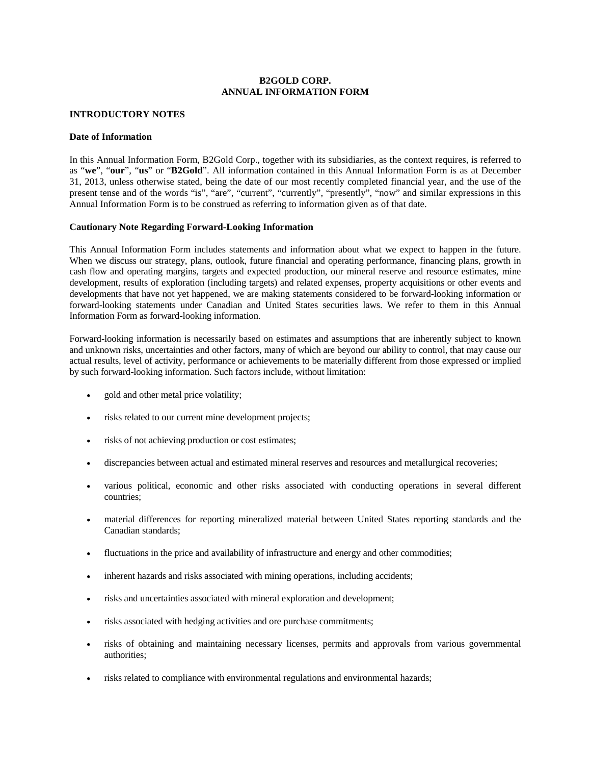# B2GOLD CORP.
# ANNUAL INFORMATION FORM

## INTRODUCTORY NOTES

### Date of Information

In this Annual Information Form, B2Gold Corp., together with its subsidiaries, as the context requires, is referred to as "**we**", "**our**", "**us**" or "**B2Gold**". All information contained in this Annual Information Form is as at December 31, 2013, unless otherwise stated, being the date of our most recently completed financial year, and the use of the present tense and of the words "is", "are", "current", "currently", "presently", "now" and similar expressions in this Annual Information Form is to be construed as referring to information given as of that date.

### Cautionary Note Regarding Forward-Looking Information

This Annual Information Form includes statements and information about what we expect to happen in the future. When we discuss our strategy, plans, outlook, future financial and operating performance, financing plans, growth in cash flow and operating margins, targets and expected production, our mineral reserve and resource estimates, mine development, results of exploration (including targets) and related expenses, property acquisitions or other events and developments that have not yet happened, we are making statements considered to be forward-looking information or forward-looking statements under Canadian and United States securities laws. We refer to them in this Annual Information Form as forward-looking information.

Forward-looking information is necessarily based on estimates and assumptions that are inherently subject to known and unknown risks, uncertainties and other factors, many of which are beyond our ability to control, that may cause our actual results, level of activity, performance or achievements to be materially different from those expressed or implied by such forward-looking information. Such factors include, without limitation:

- gold and other metal price volatility;
- risks related to our current mine development projects;
- risks of not achieving production or cost estimates;
- discrepancies between actual and estimated mineral reserves and resources and metallurgical recoveries;
- various political, economic and other risks associated with conducting operations in several different countries;
- material differences for reporting mineralized material between United States reporting standards and the Canadian standards;
- fluctuations in the price and availability of infrastructure and energy and other commodities;
- inherent hazards and risks associated with mining operations, including accidents;
- risks and uncertainties associated with mineral exploration and development;
- risks associated with hedging activities and ore purchase commitments;
- risks of obtaining and maintaining necessary licenses, permits and approvals from various governmental authorities;
- risks related to compliance with environmental regulations and environmental hazards;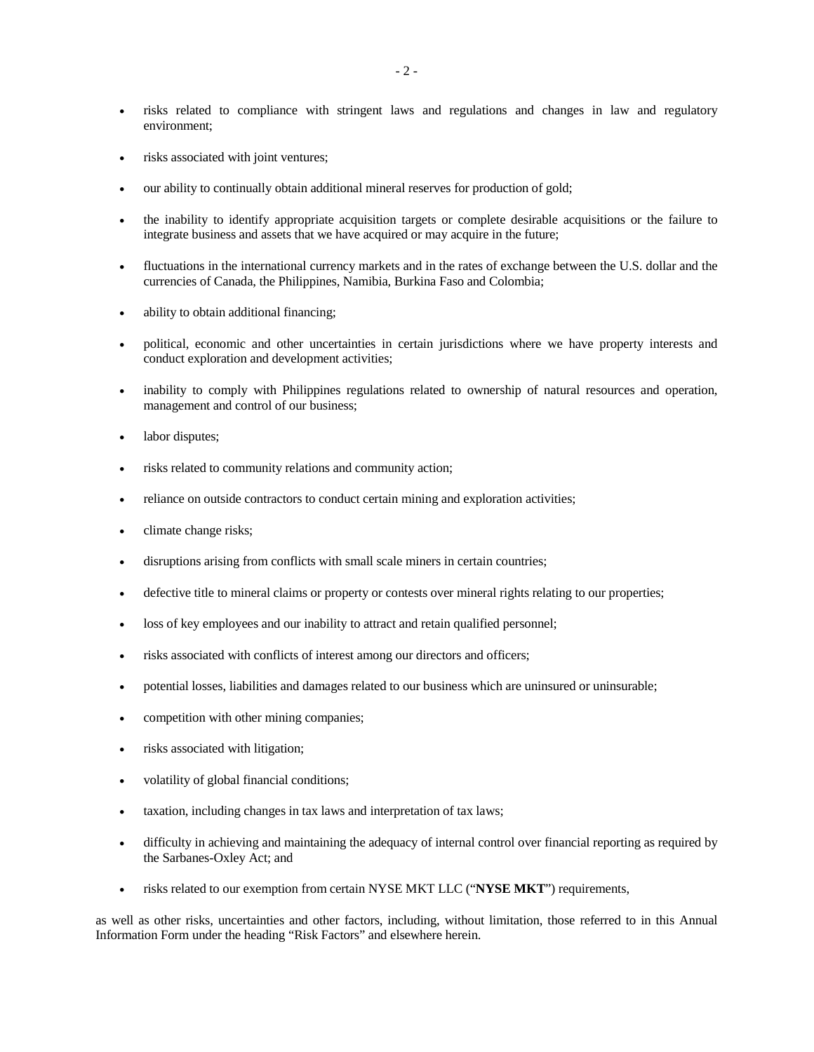- risks related to compliance with stringent laws and regulations and changes in law and regulatory environment;
- risks associated with joint ventures;
- our ability to continually obtain additional mineral reserves for production of gold;
- the inability to identify appropriate acquisition targets or complete desirable acquisitions or the failure to integrate business and assets that we have acquired or may acquire in the future;
- fluctuations in the international currency markets and in the rates of exchange between the U.S. dollar and the currencies of Canada, the Philippines, Namibia, Burkina Faso and Colombia;
- ability to obtain additional financing;
- political, economic and other uncertainties in certain jurisdictions where we have property interests and conduct exploration and development activities;
- inability to comply with Philippines regulations related to ownership of natural resources and operation, management and control of our business;
- labor disputes;
- risks related to community relations and community action;
- reliance on outside contractors to conduct certain mining and exploration activities;
- climate change risks;
- disruptions arising from conflicts with small scale miners in certain countries;
- defective title to mineral claims or property or contests over mineral rights relating to our properties;
- loss of key employees and our inability to attract and retain qualified personnel;
- risks associated with conflicts of interest among our directors and officers;
- potential losses, liabilities and damages related to our business which are uninsured or uninsurable;
- competition with other mining companies;
- risks associated with litigation;
- volatility of global financial conditions;
- taxation, including changes in tax laws and interpretation of tax laws;
- difficulty in achieving and maintaining the adequacy of internal control over financial reporting as required by the Sarbanes-Oxley Act; and
- risks related to our exemption from certain NYSE MKT LLC ("**NYSE MKT**") requirements,

as well as other risks, uncertainties and other factors, including, without limitation, those referred to in this Annual Information Form under the heading "Risk Factors" and elsewhere herein.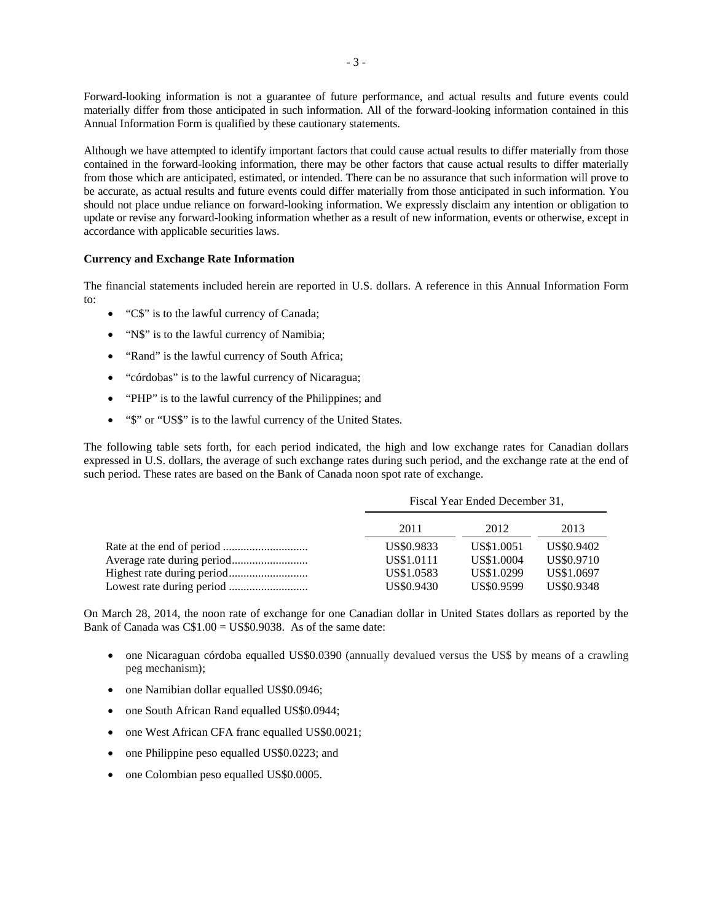Forward-looking information is not a guarantee of future performance, and actual results and future events could materially differ from those anticipated in such information. All of the forward-looking information contained in this Annual Information Form is qualified by these cautionary statements.

Although we have attempted to identify important factors that could cause actual results to differ materially from those contained in the forward-looking information, there may be other factors that cause actual results to differ materially from those which are anticipated, estimated, or intended. There can be no assurance that such information will prove to be accurate, as actual results and future events could differ materially from those anticipated in such information. You should not place undue reliance on forward-looking information. We expressly disclaim any intention or obligation to update or revise any forward-looking information whether as a result of new information, events or otherwise, except in accordance with applicable securities laws.

**Currency and Exchange Rate Information**

The financial statements included herein are reported in U.S. dollars. A reference in this Annual Information Form to:

- "C$" is to the lawful currency of Canada;
- "N$" is to the lawful currency of Namibia;
- "Rand" is the lawful currency of South Africa;
- "córdobas" is to the lawful currency of Nicaragua;
- "PHP" is to the lawful currency of the Philippines; and
- "$" or "US$" is to the lawful currency of the United States.

The following table sets forth, for each period indicated, the high and low exchange rates for Canadian dollars expressed in U.S. dollars, the average of such exchange rates during such period, and the exchange rate at the end of such period. These rates are based on the Bank of Canada noon spot rate of exchange.

| | Fiscal Year Ended December 31, | | |
|---|---|---|---|
| | 2011 | 2012 | 2013 |
| Rate at the end of period | US$0.9833 | US$1.0051 | US$0.9402 |
| Average rate during period | US$1.0111 | US$1.0004 | US$0.9710 |
| Highest rate during period | US$1.0583 | US$1.0299 | US$1.0697 |
| Lowest rate during period | US$0.9430 | US$0.9599 | US$0.9348 |

On March 28, 2014, the noon rate of exchange for one Canadian dollar in United States dollars as reported by the Bank of Canada was C$1.00 = US$0.9038. As of the same date:

- one Nicaraguan córdoba equalled US$0.0390 (annually devalued versus the US$ by means of a crawling peg mechanism);
- one Namibian dollar equalled US$0.0946;
- one South African Rand equalled US$0.0944;
- one West African CFA franc equalled US$0.0021;
- one Philippine peso equalled US$0.0223; and
- one Colombian peso equalled US$0.0005.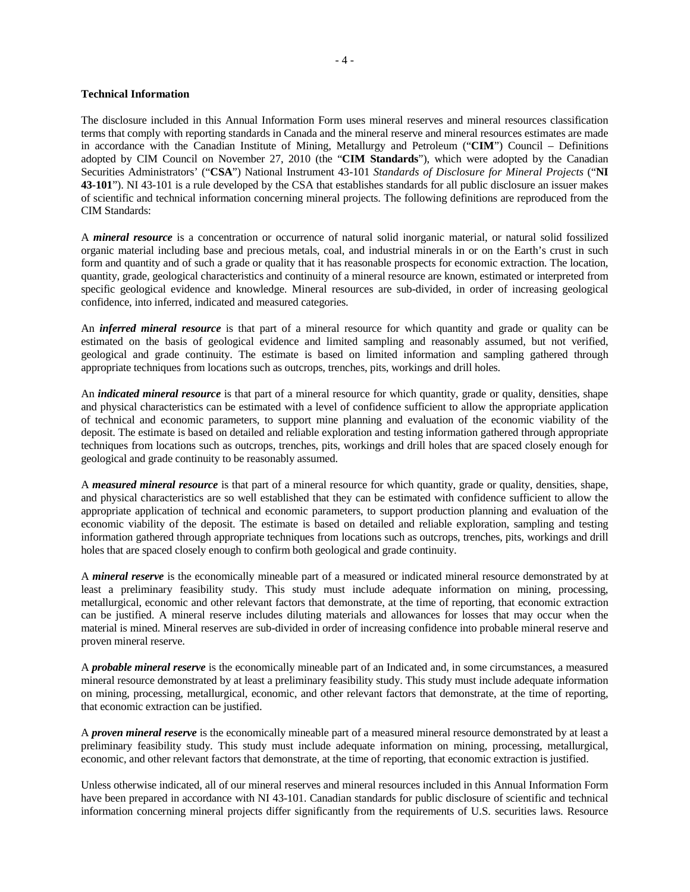**Technical Information**

The disclosure included in this Annual Information Form uses mineral reserves and mineral resources classification terms that comply with reporting standards in Canada and the mineral reserve and mineral resources estimates are made in accordance with the Canadian Institute of Mining, Metallurgy and Petroleum ("**CIM**") Council – Definitions adopted by CIM Council on November 27, 2010 (the "**CIM Standards**"), which were adopted by the Canadian Securities Administrators' ("**CSA**") National Instrument 43-101 *Standards of Disclosure for Mineral Projects* ("**NI 43-101**"). NI 43-101 is a rule developed by the CSA that establishes standards for all public disclosure an issuer makes of scientific and technical information concerning mineral projects. The following definitions are reproduced from the CIM Standards:

A ***mineral resource*** is a concentration or occurrence of natural solid inorganic material, or natural solid fossilized organic material including base and precious metals, coal, and industrial minerals in or on the Earth's crust in such form and quantity and of such a grade or quality that it has reasonable prospects for economic extraction. The location, quantity, grade, geological characteristics and continuity of a mineral resource are known, estimated or interpreted from specific geological evidence and knowledge. Mineral resources are sub-divided, in order of increasing geological confidence, into inferred, indicated and measured categories.

An ***inferred mineral resource*** is that part of a mineral resource for which quantity and grade or quality can be estimated on the basis of geological evidence and limited sampling and reasonably assumed, but not verified, geological and grade continuity. The estimate is based on limited information and sampling gathered through appropriate techniques from locations such as outcrops, trenches, pits, workings and drill holes.

An ***indicated mineral resource*** is that part of a mineral resource for which quantity, grade or quality, densities, shape and physical characteristics can be estimated with a level of confidence sufficient to allow the appropriate application of technical and economic parameters, to support mine planning and evaluation of the economic viability of the deposit. The estimate is based on detailed and reliable exploration and testing information gathered through appropriate techniques from locations such as outcrops, trenches, pits, workings and drill holes that are spaced closely enough for geological and grade continuity to be reasonably assumed.

A ***measured mineral resource*** is that part of a mineral resource for which quantity, grade or quality, densities, shape, and physical characteristics are so well established that they can be estimated with confidence sufficient to allow the appropriate application of technical and economic parameters, to support production planning and evaluation of the economic viability of the deposit. The estimate is based on detailed and reliable exploration, sampling and testing information gathered through appropriate techniques from locations such as outcrops, trenches, pits, workings and drill holes that are spaced closely enough to confirm both geological and grade continuity.

A ***mineral reserve*** is the economically mineable part of a measured or indicated mineral resource demonstrated by at least a preliminary feasibility study. This study must include adequate information on mining, processing, metallurgical, economic and other relevant factors that demonstrate, at the time of reporting, that economic extraction can be justified. A mineral reserve includes diluting materials and allowances for losses that may occur when the material is mined. Mineral reserves are sub-divided in order of increasing confidence into probable mineral reserve and proven mineral reserve.

A ***probable mineral reserve*** is the economically mineable part of an Indicated and, in some circumstances, a measured mineral resource demonstrated by at least a preliminary feasibility study. This study must include adequate information on mining, processing, metallurgical, economic, and other relevant factors that demonstrate, at the time of reporting, that economic extraction can be justified.

A ***proven mineral reserve*** is the economically mineable part of a measured mineral resource demonstrated by at least a preliminary feasibility study. This study must include adequate information on mining, processing, metallurgical, economic, and other relevant factors that demonstrate, at the time of reporting, that economic extraction is justified.

Unless otherwise indicated, all of our mineral reserves and mineral resources included in this Annual Information Form have been prepared in accordance with NI 43-101. Canadian standards for public disclosure of scientific and technical information concerning mineral projects differ significantly from the requirements of U.S. securities laws. Resource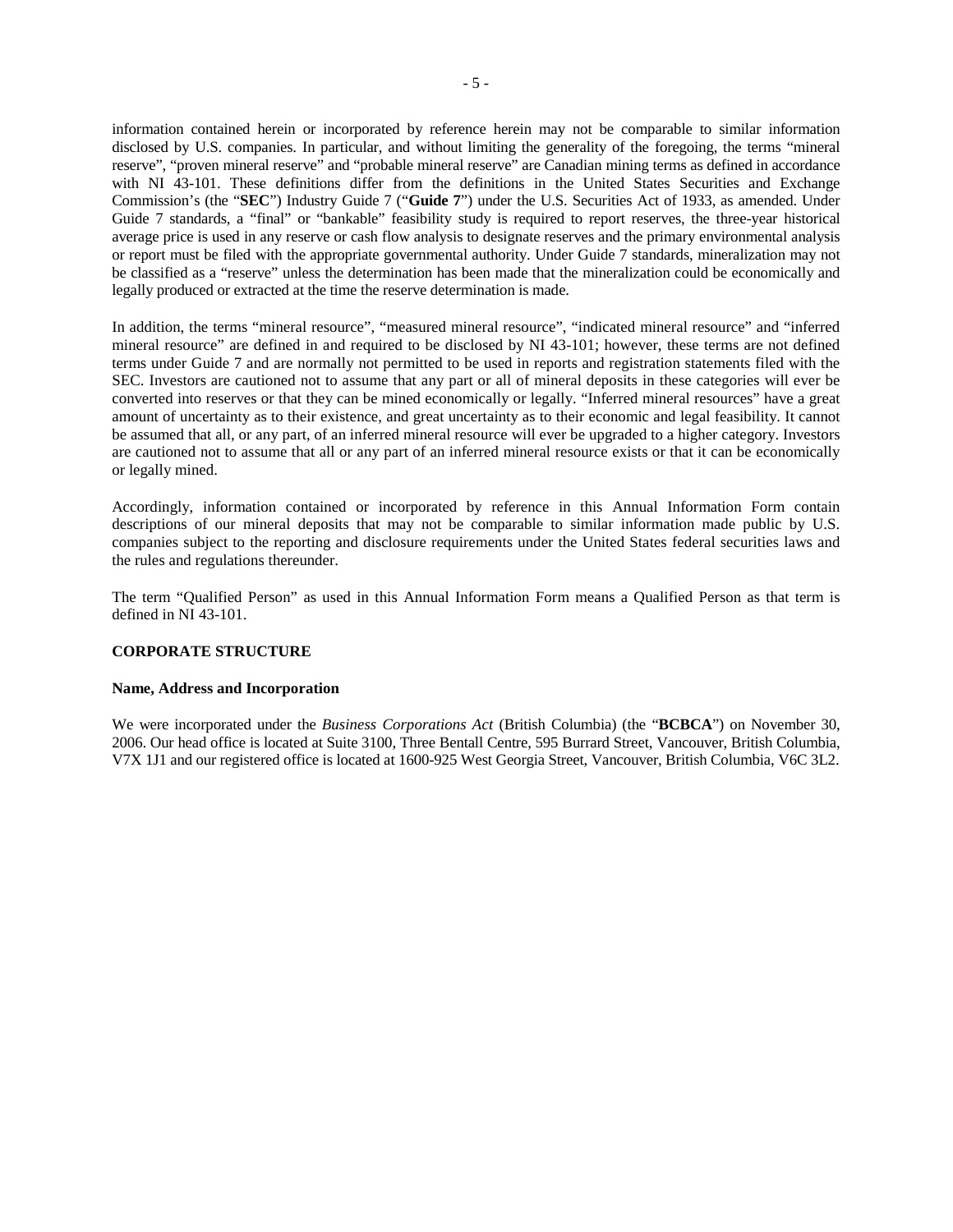information contained herein or incorporated by reference herein may not be comparable to similar information disclosed by U.S. companies. In particular, and without limiting the generality of the foregoing, the terms "mineral reserve", "proven mineral reserve" and "probable mineral reserve" are Canadian mining terms as defined in accordance with NI 43-101. These definitions differ from the definitions in the United States Securities and Exchange Commission's (the "**SEC**") Industry Guide 7 ("**Guide 7**") under the U.S. Securities Act of 1933, as amended. Under Guide 7 standards, a "final" or "bankable" feasibility study is required to report reserves, the three-year historical average price is used in any reserve or cash flow analysis to designate reserves and the primary environmental analysis or report must be filed with the appropriate governmental authority. Under Guide 7 standards, mineralization may not be classified as a "reserve" unless the determination has been made that the mineralization could be economically and legally produced or extracted at the time the reserve determination is made.

In addition, the terms "mineral resource", "measured mineral resource", "indicated mineral resource" and "inferred mineral resource" are defined in and required to be disclosed by NI 43-101; however, these terms are not defined terms under Guide 7 and are normally not permitted to be used in reports and registration statements filed with the SEC. Investors are cautioned not to assume that any part or all of mineral deposits in these categories will ever be converted into reserves or that they can be mined economically or legally. "Inferred mineral resources" have a great amount of uncertainty as to their existence, and great uncertainty as to their economic and legal feasibility. It cannot be assumed that all, or any part, of an inferred mineral resource will ever be upgraded to a higher category. Investors are cautioned not to assume that all or any part of an inferred mineral resource exists or that it can be economically or legally mined.

Accordingly, information contained or incorporated by reference in this Annual Information Form contain descriptions of our mineral deposits that may not be comparable to similar information made public by U.S. companies subject to the reporting and disclosure requirements under the United States federal securities laws and the rules and regulations thereunder.

The term "Qualified Person" as used in this Annual Information Form means a Qualified Person as that term is defined in NI 43-101.

## CORPORATE STRUCTURE

### Name, Address and Incorporation

We were incorporated under the *Business Corporations Act* (British Columbia) (the "**BCBCA**") on November 30, 2006. Our head office is located at Suite 3100, Three Bentall Centre, 595 Burrard Street, Vancouver, British Columbia, V7X 1J1 and our registered office is located at 1600-925 West Georgia Street, Vancouver, British Columbia, V6C 3L2.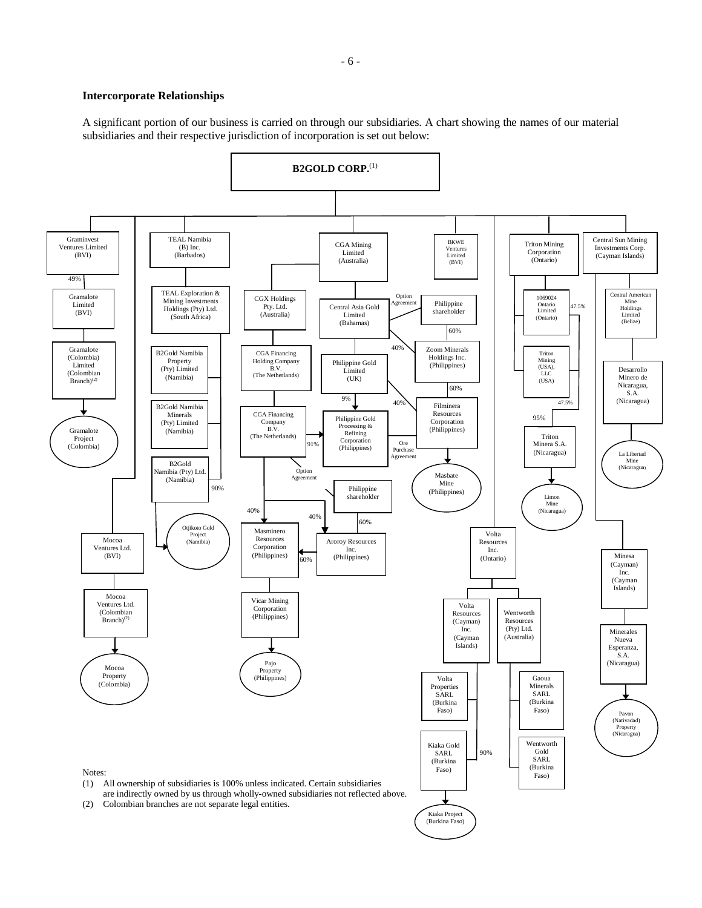## Intercorporate Relationships

A significant portion of our business is carried on through our subsidiaries. A chart showing the names of our material subsidiaries and their respective jurisdiction of incorporation is set out below:

**B2GOLD CORP.**[1]

- Graminvest Ventures Limited (BVI)
  - 49% — Gramalote Limited (BVI)
    - Gramalote (Colombia) Limited (Colombian Branch)[2]
      - Gramalote Project (Colombia)
- Mocoa Ventures Ltd. (BVI)
  - Mocoa Ventures Ltd. (Colombian Branch)[2]
    - Mocoa Property (Colombia)
- TEAL Namibia (B) Inc. (Barbados)
  - TEAL Exploration & Mining Investments Holdings (Pty) Ltd. (South Africa)
    - B2Gold Namibia Property (Pty) Limited (Namibia)
    - B2Gold Namibia Minerals (Pty) Limited (Namibia)
    - B2Gold Namibia (Pty) Ltd. (Namibia)
      - 90% — Otjikoto Gold Project (Namibia)
- CGA Mining Limited (Australia)
  - CGX Holdings Pty. Ltd. (Australia)
    - CGA Financing Holding Company B.V. (The Netherlands)
      - CGA Financing Company B.V. (The Netherlands)
        - 91% — Philippine Gold Processing & Refining Corporation (Philippines)
        - 40% — Masminero Resources Corporation (Philippines)
        - 40% — Aroroy Resources Inc. (Philippines)
  - Central Asia Gold Limited (Bahamas)
    - Option Agreement — Philippine shareholder
      - 60% — Zoom Minerals Holdings Inc. (Philippines)
        - 60% — Filminera Resources Corporation (Philippines)
          - Masbate Mine (Philippines)
    - 40% — Zoom Minerals Holdings Inc. (Philippines)
    - 40% — Filminera Resources Corporation (Philippines)
    - Philippine Gold Limited (UK)
      - 9% — Philippine Gold Processing & Refining Corporation (Philippines)
        - Ore Purchase Agreement — Filminera Resources Corporation (Philippines)
  - Option Agreement — Philippine shareholder
    - 60% — Aroroy Resources Inc. (Philippines)
      - 60% — Masminero Resources Corporation (Philippines)
        - Vicar Mining Corporation (Philippines)
          - Pajo Property (Philippines)
- BKWE Ventures Limited (BVI)
- Volta Resources Inc. (Ontario)
  - Volta Resources (Cayman) Inc. (Cayman Islands)
    - Volta Properties SARL (Burkina Faso)
    - 90% — Kiaka Gold SARL (Burkina Faso)
      - Kiaka Project (Burkina Faso)
  - Wentworth Resources (Pty) Ltd. (Australia)
    - Gaoua Minerals SARL (Burkina Faso)
    - Wentworth Gold SARL (Burkina Faso)
- Triton Mining Corporation (Ontario)
  - 1069024 Ontario Limited (Ontario)
    - 47.5% — Triton Minera S.A. (Nicaragua)
  - Triton Mining (USA), LLC (USA)
    - 47.5% — Triton Minera S.A. (Nicaragua)
  - 95% — Triton Minera S.A. (Nicaragua)
    - Limon Mine (Nicaragua)
- Central Sun Mining Investments Corp. (Cayman Islands)
  - Central American Mine Holdings Limited (Belize)
    - Desarrollo Minero de Nicaragua, S.A. (Nicaragua)
      - La Libertad Mine (Nicaragua)
  - Minesa (Cayman) Inc. (Cayman Islands)
    - Minerales Nueva Esperanza, S.A. (Nicaragua)
      - Pavon (Natividad) Property (Nicaragua)

Notes:

(1) All ownership of subsidiaries is 100% unless indicated. Certain subsidiaries are indirectly owned by us through wholly-owned subsidiaries not reflected above.

(2) Colombian branches are not separate legal entities.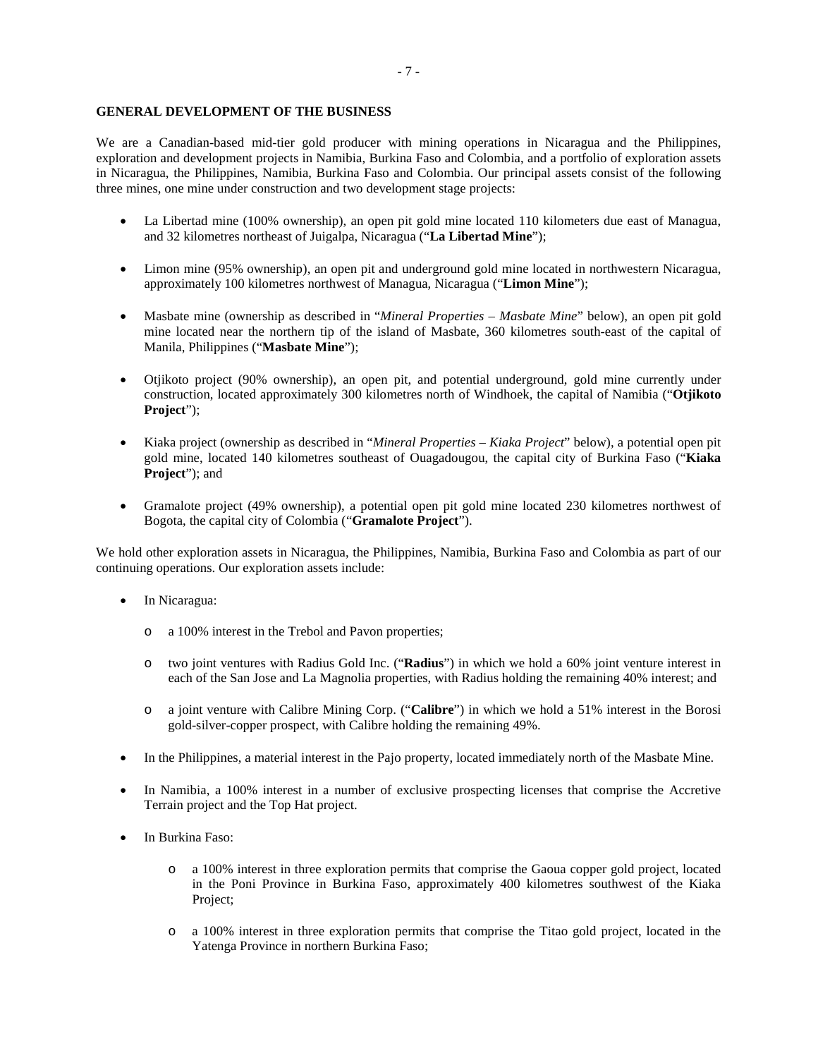**GENERAL DEVELOPMENT OF THE BUSINESS**

We are a Canadian-based mid-tier gold producer with mining operations in Nicaragua and the Philippines, exploration and development projects in Namibia, Burkina Faso and Colombia, and a portfolio of exploration assets in Nicaragua, the Philippines, Namibia, Burkina Faso and Colombia. Our principal assets consist of the following three mines, one mine under construction and two development stage projects:

- La Libertad mine (100% ownership), an open pit gold mine located 110 kilometers due east of Managua, and 32 kilometres northeast of Juigalpa, Nicaragua ("**La Libertad Mine**");
- Limon mine (95% ownership), an open pit and underground gold mine located in northwestern Nicaragua, approximately 100 kilometres northwest of Managua, Nicaragua ("**Limon Mine**");
- Masbate mine (ownership as described in "*Mineral Properties – Masbate Mine*" below), an open pit gold mine located near the northern tip of the island of Masbate, 360 kilometres south-east of the capital of Manila, Philippines ("**Masbate Mine**");
- Otjikoto project (90% ownership), an open pit, and potential underground, gold mine currently under construction, located approximately 300 kilometres north of Windhoek, the capital of Namibia ("**Otjikoto Project**");
- Kiaka project (ownership as described in "*Mineral Properties – Kiaka Project*" below), a potential open pit gold mine, located 140 kilometres southeast of Ouagadougou, the capital city of Burkina Faso ("**Kiaka Project**"); and
- Gramalote project (49% ownership), a potential open pit gold mine located 230 kilometres northwest of Bogota, the capital city of Colombia ("**Gramalote Project**").

We hold other exploration assets in Nicaragua, the Philippines, Namibia, Burkina Faso and Colombia as part of our continuing operations. Our exploration assets include:

- In Nicaragua:
  - a 100% interest in the Trebol and Pavon properties;
  - two joint ventures with Radius Gold Inc. ("**Radius**") in which we hold a 60% joint venture interest in each of the San Jose and La Magnolia properties, with Radius holding the remaining 40% interest; and
  - a joint venture with Calibre Mining Corp. ("**Calibre**") in which we hold a 51% interest in the Borosi gold-silver-copper prospect, with Calibre holding the remaining 49%.
- In the Philippines, a material interest in the Pajo property, located immediately north of the Masbate Mine.
- In Namibia, a 100% interest in a number of exclusive prospecting licenses that comprise the Accretive Terrain project and the Top Hat project.
- In Burkina Faso:
  - a 100% interest in three exploration permits that comprise the Gaoua copper gold project, located in the Poni Province in Burkina Faso, approximately 400 kilometres southwest of the Kiaka Project;
  - a 100% interest in three exploration permits that comprise the Titao gold project, located in the Yatenga Province in northern Burkina Faso;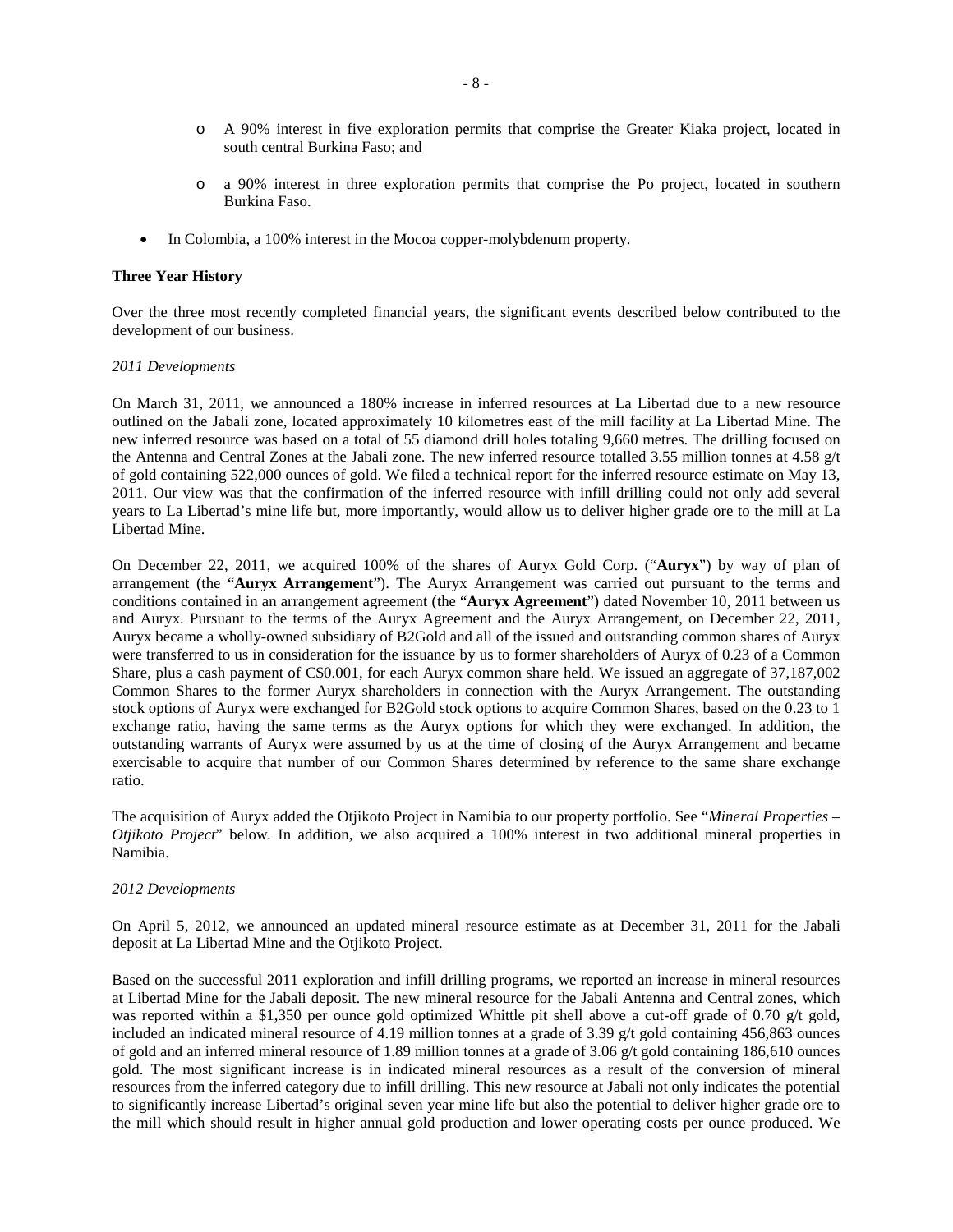- A 90% interest in five exploration permits that comprise the Greater Kiaka project, located in south central Burkina Faso; and
    - a 90% interest in three exploration permits that comprise the Po project, located in southern Burkina Faso.
- In Colombia, a 100% interest in the Mocoa copper-molybdenum property.

**Three Year History**

Over the three most recently completed financial years, the significant events described below contributed to the development of our business.

*2011 Developments*

On March 31, 2011, we announced a 180% increase in inferred resources at La Libertad due to a new resource outlined on the Jabali zone, located approximately 10 kilometres east of the mill facility at La Libertad Mine. The new inferred resource was based on a total of 55 diamond drill holes totaling 9,660 metres. The drilling focused on the Antenna and Central Zones at the Jabali zone. The new inferred resource totalled 3.55 million tonnes at 4.58 g/t of gold containing 522,000 ounces of gold. We filed a technical report for the inferred resource estimate on May 13, 2011. Our view was that the confirmation of the inferred resource with infill drilling could not only add several years to La Libertad's mine life but, more importantly, would allow us to deliver higher grade ore to the mill at La Libertad Mine.

On December 22, 2011, we acquired 100% of the shares of Auryx Gold Corp. ("**Auryx**") by way of plan of arrangement (the "**Auryx Arrangement**"). The Auryx Arrangement was carried out pursuant to the terms and conditions contained in an arrangement agreement (the "**Auryx Agreement**") dated November 10, 2011 between us and Auryx. Pursuant to the terms of the Auryx Agreement and the Auryx Arrangement, on December 22, 2011, Auryx became a wholly-owned subsidiary of B2Gold and all of the issued and outstanding common shares of Auryx were transferred to us in consideration for the issuance by us to former shareholders of Auryx of 0.23 of a Common Share, plus a cash payment of C$0.001, for each Auryx common share held. We issued an aggregate of 37,187,002 Common Shares to the former Auryx shareholders in connection with the Auryx Arrangement. The outstanding stock options of Auryx were exchanged for B2Gold stock options to acquire Common Shares, based on the 0.23 to 1 exchange ratio, having the same terms as the Auryx options for which they were exchanged. In addition, the outstanding warrants of Auryx were assumed by us at the time of closing of the Auryx Arrangement and became exercisable to acquire that number of our Common Shares determined by reference to the same share exchange ratio.

The acquisition of Auryx added the Otjikoto Project in Namibia to our property portfolio. See "*Mineral Properties – Otjikoto Project*" below. In addition, we also acquired a 100% interest in two additional mineral properties in Namibia.

*2012 Developments*

On April 5, 2012, we announced an updated mineral resource estimate as at December 31, 2011 for the Jabali deposit at La Libertad Mine and the Otjikoto Project.

Based on the successful 2011 exploration and infill drilling programs, we reported an increase in mineral resources at Libertad Mine for the Jabali deposit. The new mineral resource for the Jabali Antenna and Central zones, which was reported within a $1,350 per ounce gold optimized Whittle pit shell above a cut-off grade of 0.70 g/t gold, included an indicated mineral resource of 4.19 million tonnes at a grade of 3.39 g/t gold containing 456,863 ounces of gold and an inferred mineral resource of 1.89 million tonnes at a grade of 3.06 g/t gold containing 186,610 ounces gold. The most significant increase is in indicated mineral resources as a result of the conversion of mineral resources from the inferred category due to infill drilling. This new resource at Jabali not only indicates the potential to significantly increase Libertad's original seven year mine life but also the potential to deliver higher grade ore to the mill which should result in higher annual gold production and lower operating costs per ounce produced. We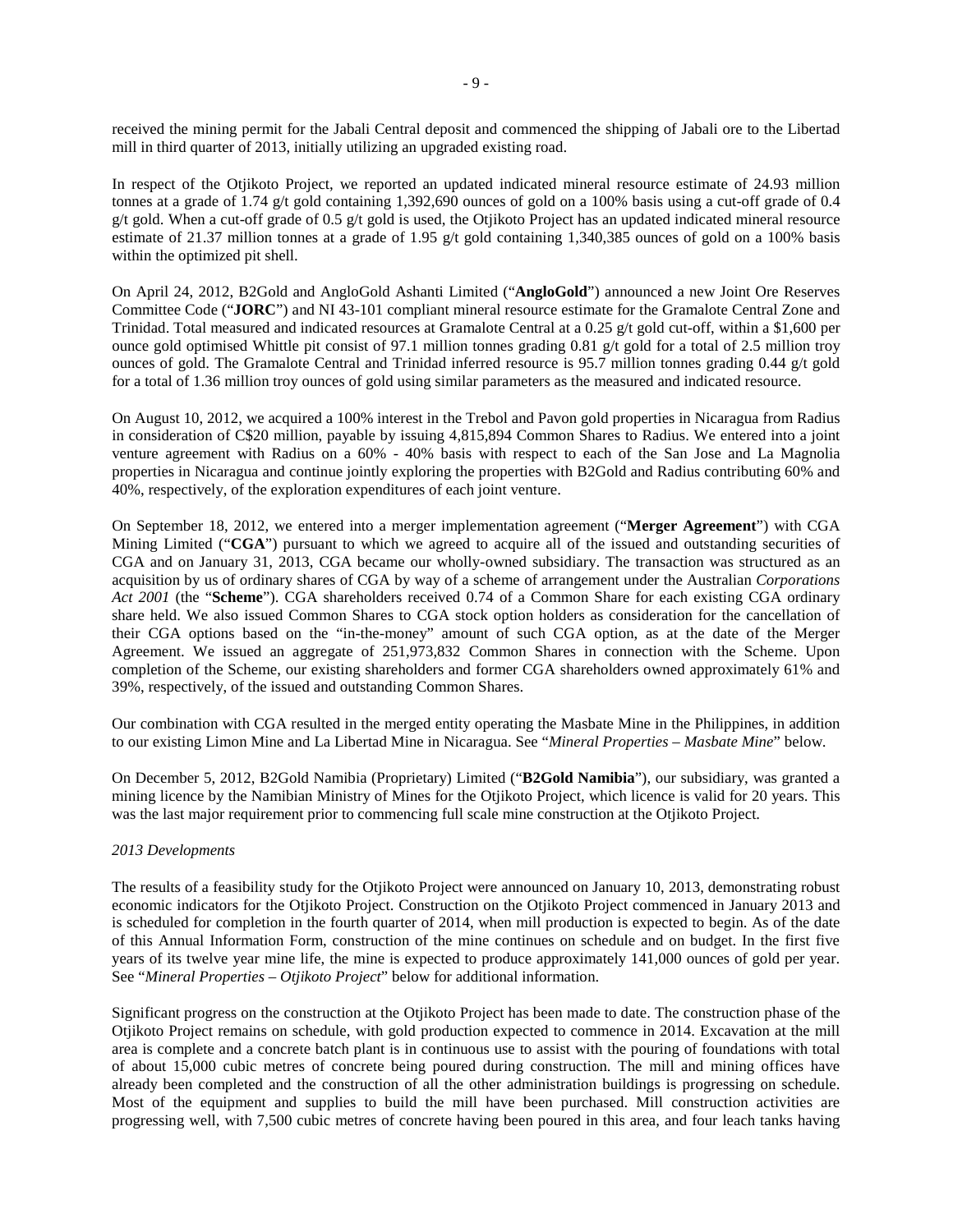received the mining permit for the Jabali Central deposit and commenced the shipping of Jabali ore to the Libertad mill in third quarter of 2013, initially utilizing an upgraded existing road.

In respect of the Otjikoto Project, we reported an updated indicated mineral resource estimate of 24.93 million tonnes at a grade of 1.74 g/t gold containing 1,392,690 ounces of gold on a 100% basis using a cut-off grade of 0.4 g/t gold. When a cut-off grade of 0.5 g/t gold is used, the Otjikoto Project has an updated indicated mineral resource estimate of 21.37 million tonnes at a grade of 1.95 g/t gold containing 1,340,385 ounces of gold on a 100% basis within the optimized pit shell.

On April 24, 2012, B2Gold and AngloGold Ashanti Limited ("**AngloGold**") announced a new Joint Ore Reserves Committee Code ("**JORC**") and NI 43-101 compliant mineral resource estimate for the Gramalote Central Zone and Trinidad. Total measured and indicated resources at Gramalote Central at a 0.25 g/t gold cut-off, within a $1,600 per ounce gold optimised Whittle pit consist of 97.1 million tonnes grading 0.81 g/t gold for a total of 2.5 million troy ounces of gold. The Gramalote Central and Trinidad inferred resource is 95.7 million tonnes grading 0.44 g/t gold for a total of 1.36 million troy ounces of gold using similar parameters as the measured and indicated resource.

On August 10, 2012, we acquired a 100% interest in the Trebol and Pavon gold properties in Nicaragua from Radius in consideration of C$20 million, payable by issuing 4,815,894 Common Shares to Radius. We entered into a joint venture agreement with Radius on a 60% - 40% basis with respect to each of the San Jose and La Magnolia properties in Nicaragua and continue jointly exploring the properties with B2Gold and Radius contributing 60% and 40%, respectively, of the exploration expenditures of each joint venture.

On September 18, 2012, we entered into a merger implementation agreement ("**Merger Agreement**") with CGA Mining Limited ("**CGA**") pursuant to which we agreed to acquire all of the issued and outstanding securities of CGA and on January 31, 2013, CGA became our wholly-owned subsidiary. The transaction was structured as an acquisition by us of ordinary shares of CGA by way of a scheme of arrangement under the Australian *Corporations Act 2001* (the "**Scheme**"). CGA shareholders received 0.74 of a Common Share for each existing CGA ordinary share held. We also issued Common Shares to CGA stock option holders as consideration for the cancellation of their CGA options based on the "in-the-money" amount of such CGA option, as at the date of the Merger Agreement. We issued an aggregate of 251,973,832 Common Shares in connection with the Scheme. Upon completion of the Scheme, our existing shareholders and former CGA shareholders owned approximately 61% and 39%, respectively, of the issued and outstanding Common Shares.

Our combination with CGA resulted in the merged entity operating the Masbate Mine in the Philippines, in addition to our existing Limon Mine and La Libertad Mine in Nicaragua. See "*Mineral Properties – Masbate Mine*" below.

On December 5, 2012, B2Gold Namibia (Proprietary) Limited ("**B2Gold Namibia**"), our subsidiary, was granted a mining licence by the Namibian Ministry of Mines for the Otjikoto Project, which licence is valid for 20 years. This was the last major requirement prior to commencing full scale mine construction at the Otjikoto Project.

*2013 Developments*

The results of a feasibility study for the Otjikoto Project were announced on January 10, 2013, demonstrating robust economic indicators for the Otjikoto Project. Construction on the Otjikoto Project commenced in January 2013 and is scheduled for completion in the fourth quarter of 2014, when mill production is expected to begin. As of the date of this Annual Information Form, construction of the mine continues on schedule and on budget. In the first five years of its twelve year mine life, the mine is expected to produce approximately 141,000 ounces of gold per year. See "*Mineral Properties – Otjikoto Project*" below for additional information.

Significant progress on the construction at the Otjikoto Project has been made to date. The construction phase of the Otjikoto Project remains on schedule, with gold production expected to commence in 2014. Excavation at the mill area is complete and a concrete batch plant is in continuous use to assist with the pouring of foundations with total of about 15,000 cubic metres of concrete being poured during construction. The mill and mining offices have already been completed and the construction of all the other administration buildings is progressing on schedule. Most of the equipment and supplies to build the mill have been purchased. Mill construction activities are progressing well, with 7,500 cubic metres of concrete having been poured in this area, and four leach tanks having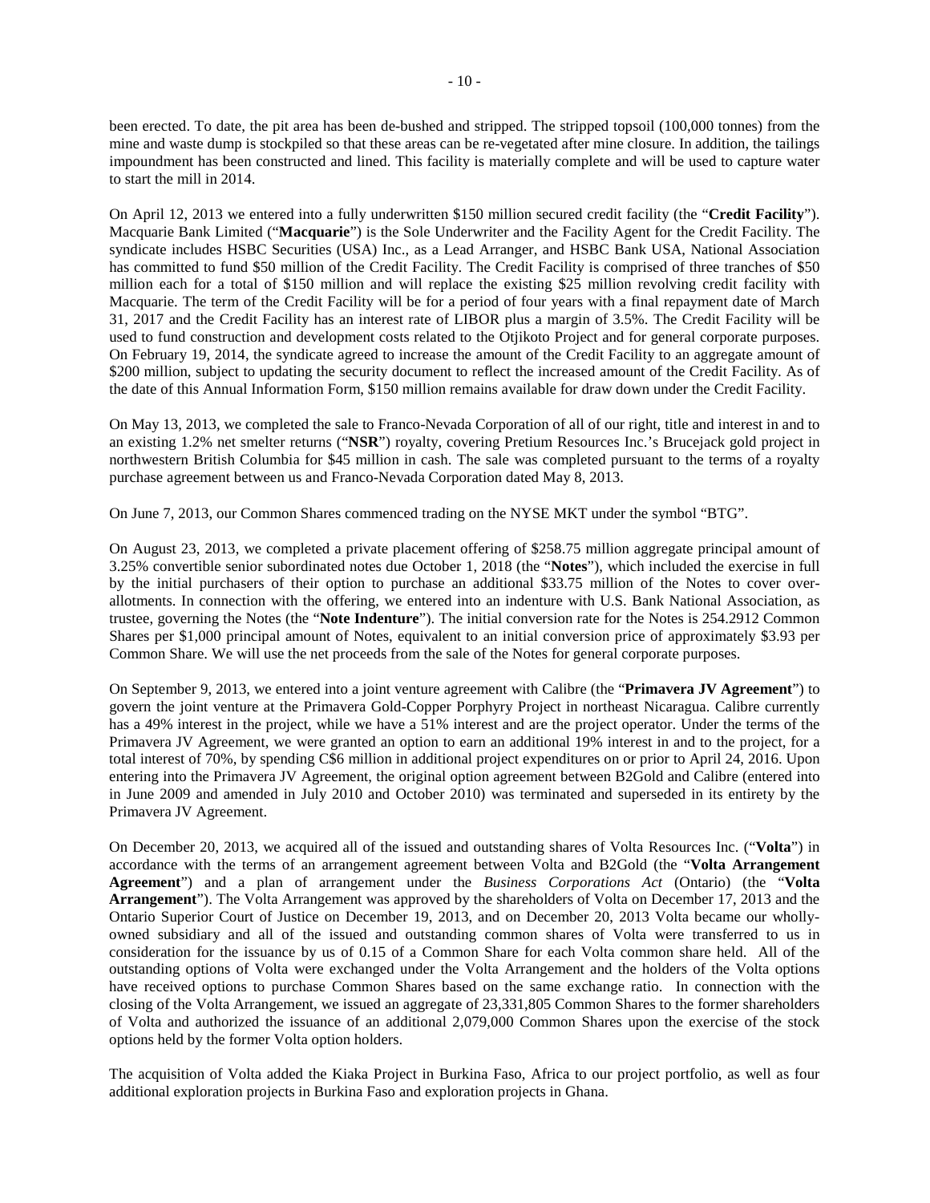been erected. To date, the pit area has been de-bushed and stripped. The stripped topsoil (100,000 tonnes) from the mine and waste dump is stockpiled so that these areas can be re-vegetated after mine closure. In addition, the tailings impoundment has been constructed and lined. This facility is materially complete and will be used to capture water to start the mill in 2014.

On April 12, 2013 we entered into a fully underwritten $150 million secured credit facility (the "**Credit Facility**"). Macquarie Bank Limited ("**Macquarie**") is the Sole Underwriter and the Facility Agent for the Credit Facility. The syndicate includes HSBC Securities (USA) Inc., as a Lead Arranger, and HSBC Bank USA, National Association has committed to fund $50 million of the Credit Facility. The Credit Facility is comprised of three tranches of $50 million each for a total of $150 million and will replace the existing $25 million revolving credit facility with Macquarie. The term of the Credit Facility will be for a period of four years with a final repayment date of March 31, 2017 and the Credit Facility has an interest rate of LIBOR plus a margin of 3.5%. The Credit Facility will be used to fund construction and development costs related to the Otjikoto Project and for general corporate purposes. On February 19, 2014, the syndicate agreed to increase the amount of the Credit Facility to an aggregate amount of $200 million, subject to updating the security document to reflect the increased amount of the Credit Facility. As of the date of this Annual Information Form, $150 million remains available for draw down under the Credit Facility.

On May 13, 2013, we completed the sale to Franco-Nevada Corporation of all of our right, title and interest in and to an existing 1.2% net smelter returns ("**NSR**") royalty, covering Pretium Resources Inc.'s Brucejack gold project in northwestern British Columbia for $45 million in cash. The sale was completed pursuant to the terms of a royalty purchase agreement between us and Franco-Nevada Corporation dated May 8, 2013.

On June 7, 2013, our Common Shares commenced trading on the NYSE MKT under the symbol "BTG".

On August 23, 2013, we completed a private placement offering of $258.75 million aggregate principal amount of 3.25% convertible senior subordinated notes due October 1, 2018 (the "**Notes**"), which included the exercise in full by the initial purchasers of their option to purchase an additional $33.75 million of the Notes to cover over-allotments. In connection with the offering, we entered into an indenture with U.S. Bank National Association, as trustee, governing the Notes (the "**Note Indenture**"). The initial conversion rate for the Notes is 254.2912 Common Shares per $1,000 principal amount of Notes, equivalent to an initial conversion price of approximately $3.93 per Common Share. We will use the net proceeds from the sale of the Notes for general corporate purposes.

On September 9, 2013, we entered into a joint venture agreement with Calibre (the "**Primavera JV Agreement**") to govern the joint venture at the Primavera Gold-Copper Porphyry Project in northeast Nicaragua. Calibre currently has a 49% interest in the project, while we have a 51% interest and are the project operator. Under the terms of the Primavera JV Agreement, we were granted an option to earn an additional 19% interest in and to the project, for a total interest of 70%, by spending C$6 million in additional project expenditures on or prior to April 24, 2016. Upon entering into the Primavera JV Agreement, the original option agreement between B2Gold and Calibre (entered into in June 2009 and amended in July 2010 and October 2010) was terminated and superseded in its entirety by the Primavera JV Agreement.

On December 20, 2013, we acquired all of the issued and outstanding shares of Volta Resources Inc. ("**Volta**") in accordance with the terms of an arrangement agreement between Volta and B2Gold (the "**Volta Arrangement Agreement**") and a plan of arrangement under the *Business Corporations Act* (Ontario) (the "**Volta Arrangement**"). The Volta Arrangement was approved by the shareholders of Volta on December 17, 2013 and the Ontario Superior Court of Justice on December 19, 2013, and on December 20, 2013 Volta became our wholly-owned subsidiary and all of the issued and outstanding common shares of Volta were transferred to us in consideration for the issuance by us of 0.15 of a Common Share for each Volta common share held. All of the outstanding options of Volta were exchanged under the Volta Arrangement and the holders of the Volta options have received options to purchase Common Shares based on the same exchange ratio. In connection with the closing of the Volta Arrangement, we issued an aggregate of 23,331,805 Common Shares to the former shareholders of Volta and authorized the issuance of an additional 2,079,000 Common Shares upon the exercise of the stock options held by the former Volta option holders.

The acquisition of Volta added the Kiaka Project in Burkina Faso, Africa to our project portfolio, as well as four additional exploration projects in Burkina Faso and exploration projects in Ghana.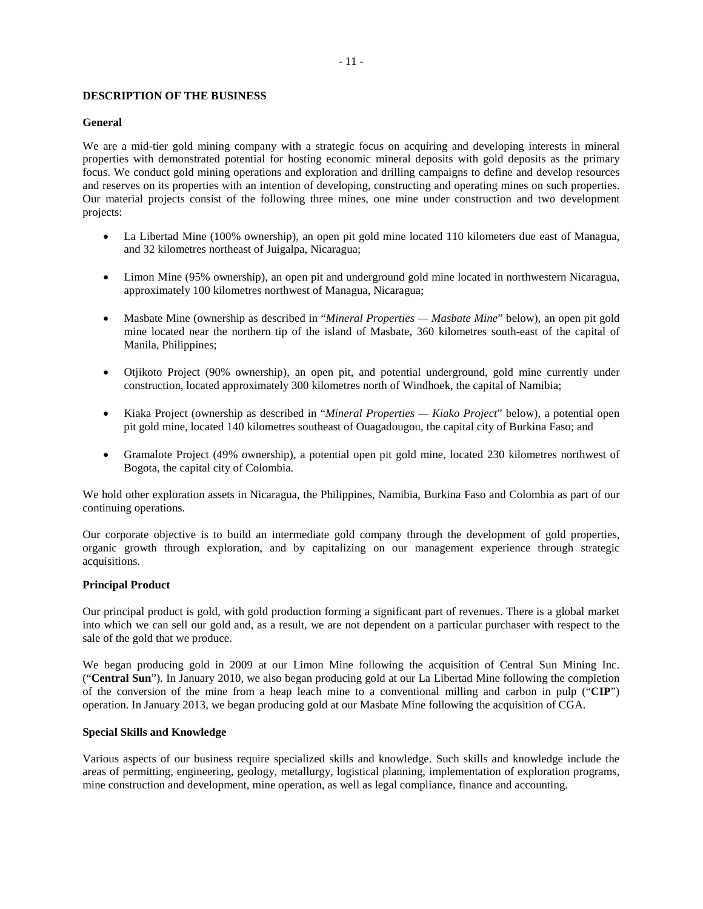## DESCRIPTION OF THE BUSINESS

### General

We are a mid-tier gold mining company with a strategic focus on acquiring and developing interests in mineral properties with demonstrated potential for hosting economic mineral deposits with gold deposits as the primary focus. We conduct gold mining operations and exploration and drilling campaigns to define and develop resources and reserves on its properties with an intention of developing, constructing and operating mines on such properties. Our material projects consist of the following three mines, one mine under construction and two development projects:

- La Libertad Mine (100% ownership), an open pit gold mine located 110 kilometers due east of Managua, and 32 kilometres northeast of Juigalpa, Nicaragua;

- Limon Mine (95% ownership), an open pit and underground gold mine located in northwestern Nicaragua, approximately 100 kilometres northwest of Managua, Nicaragua;

- Masbate Mine (ownership as described in "*Mineral Properties — Masbate Mine*" below), an open pit gold mine located near the northern tip of the island of Masbate, 360 kilometres south-east of the capital of Manila, Philippines;

- Otjikoto Project (90% ownership), an open pit, and potential underground, gold mine currently under construction, located approximately 300 kilometres north of Windhoek, the capital of Namibia;

- Kiaka Project (ownership as described in "*Mineral Properties — Kiako Project*" below), a potential open pit gold mine, located 140 kilometres southeast of Ouagadougou, the capital city of Burkina Faso; and

- Gramalote Project (49% ownership), a potential open pit gold mine, located 230 kilometres northwest of Bogota, the capital city of Colombia.

We hold other exploration assets in Nicaragua, the Philippines, Namibia, Burkina Faso and Colombia as part of our continuing operations.

Our corporate objective is to build an intermediate gold company through the development of gold properties, organic growth through exploration, and by capitalizing on our management experience through strategic acquisitions.

### Principal Product

Our principal product is gold, with gold production forming a significant part of revenues. There is a global market into which we can sell our gold and, as a result, we are not dependent on a particular purchaser with respect to the sale of the gold that we produce.

We began producing gold in 2009 at our Limon Mine following the acquisition of Central Sun Mining Inc. ("**Central Sun**"). In January 2010, we also began producing gold at our La Libertad Mine following the completion of the conversion of the mine from a heap leach mine to a conventional milling and carbon in pulp ("**CIP**") operation. In January 2013, we began producing gold at our Masbate Mine following the acquisition of CGA.

### Special Skills and Knowledge

Various aspects of our business require specialized skills and knowledge. Such skills and knowledge include the areas of permitting, engineering, geology, metallurgy, logistical planning, implementation of exploration programs, mine construction and development, mine operation, as well as legal compliance, finance and accounting.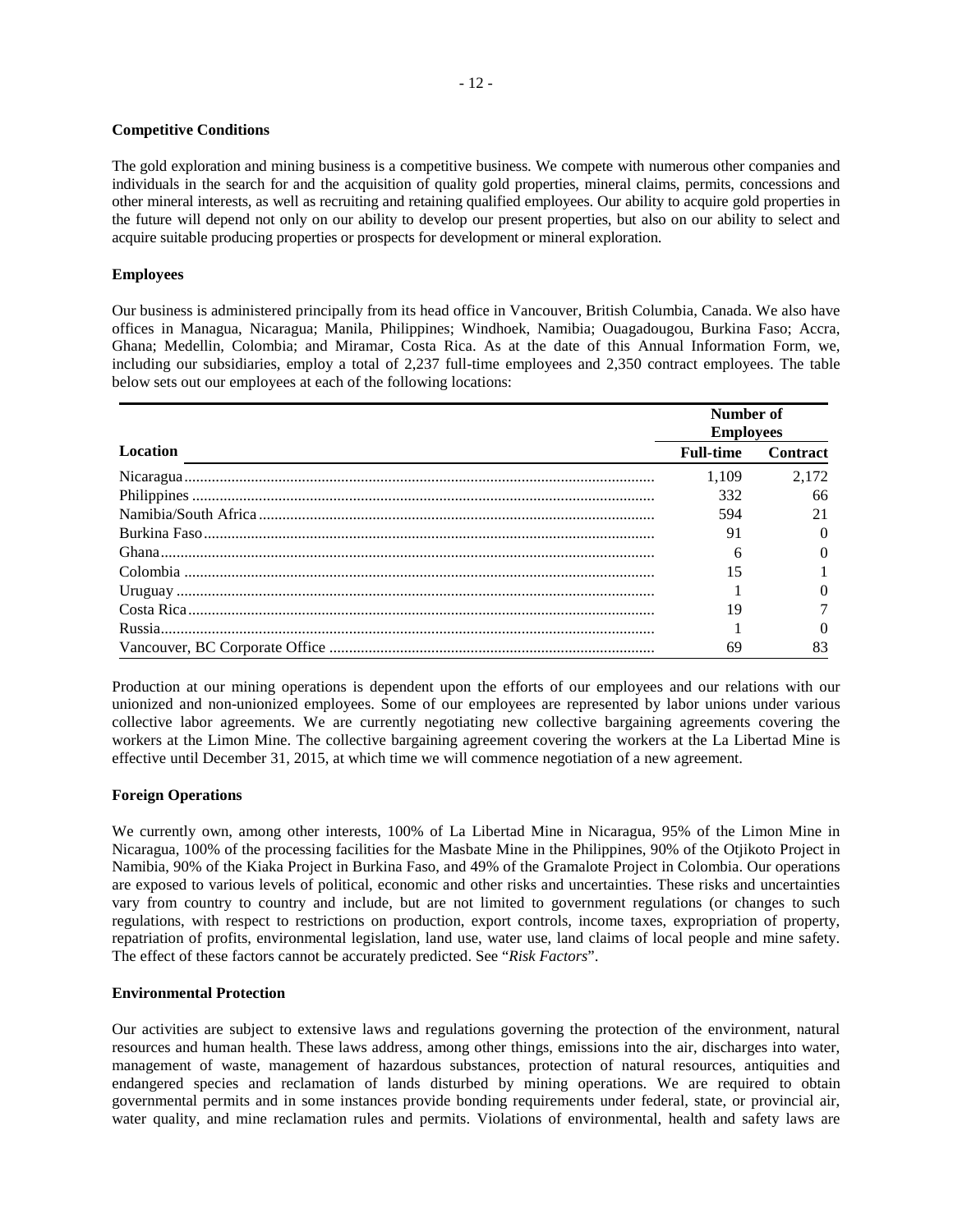**Competitive Conditions**

The gold exploration and mining business is a competitive business. We compete with numerous other companies and individuals in the search for and the acquisition of quality gold properties, mineral claims, permits, concessions and other mineral interests, as well as recruiting and retaining qualified employees. Our ability to acquire gold properties in the future will depend not only on our ability to develop our present properties, but also on our ability to select and acquire suitable producing properties or prospects for development or mineral exploration.

**Employees**

Our business is administered principally from its head office in Vancouver, British Columbia, Canada. We also have offices in Managua, Nicaragua; Manila, Philippines; Windhoek, Namibia; Ouagadougou, Burkina Faso; Accra, Ghana; Medellin, Colombia; and Miramar, Costa Rica. As at the date of this Annual Information Form, we, including our subsidiaries, employ a total of 2,237 full-time employees and 2,350 contract employees. The table below sets out our employees at each of the following locations:

| Location | Number of Employees | |
|---|---|---|
| | **Full-time** | **Contract** |
| Nicaragua | 1,109 | 2,172 |
| Philippines | 332 | 66 |
| Namibia/South Africa | 594 | 21 |
| Burkina Faso | 91 | 0 |
| Ghana | 6 | 0 |
| Colombia | 15 | 1 |
| Uruguay | 1 | 0 |
| Costa Rica | 19 | 7 |
| Russia | 1 | 0 |
| Vancouver, BC Corporate Office | 69 | 83 |

Production at our mining operations is dependent upon the efforts of our employees and our relations with our unionized and non-unionized employees. Some of our employees are represented by labor unions under various collective labor agreements. We are currently negotiating new collective bargaining agreements covering the workers at the Limon Mine. The collective bargaining agreement covering the workers at the La Libertad Mine is effective until December 31, 2015, at which time we will commence negotiation of a new agreement.

**Foreign Operations**

We currently own, among other interests, 100% of La Libertad Mine in Nicaragua, 95% of the Limon Mine in Nicaragua, 100% of the processing facilities for the Masbate Mine in the Philippines, 90% of the Otjikoto Project in Namibia, 90% of the Kiaka Project in Burkina Faso, and 49% of the Gramalote Project in Colombia. Our operations are exposed to various levels of political, economic and other risks and uncertainties. These risks and uncertainties vary from country to country and include, but are not limited to government regulations (or changes to such regulations, with respect to restrictions on production, export controls, income taxes, expropriation of property, repatriation of profits, environmental legislation, land use, water use, land claims of local people and mine safety. The effect of these factors cannot be accurately predicted. See "*Risk Factors*".

**Environmental Protection**

Our activities are subject to extensive laws and regulations governing the protection of the environment, natural resources and human health. These laws address, among other things, emissions into the air, discharges into water, management of waste, management of hazardous substances, protection of natural resources, antiquities and endangered species and reclamation of lands disturbed by mining operations. We are required to obtain governmental permits and in some instances provide bonding requirements under federal, state, or provincial air, water quality, and mine reclamation rules and permits. Violations of environmental, health and safety laws are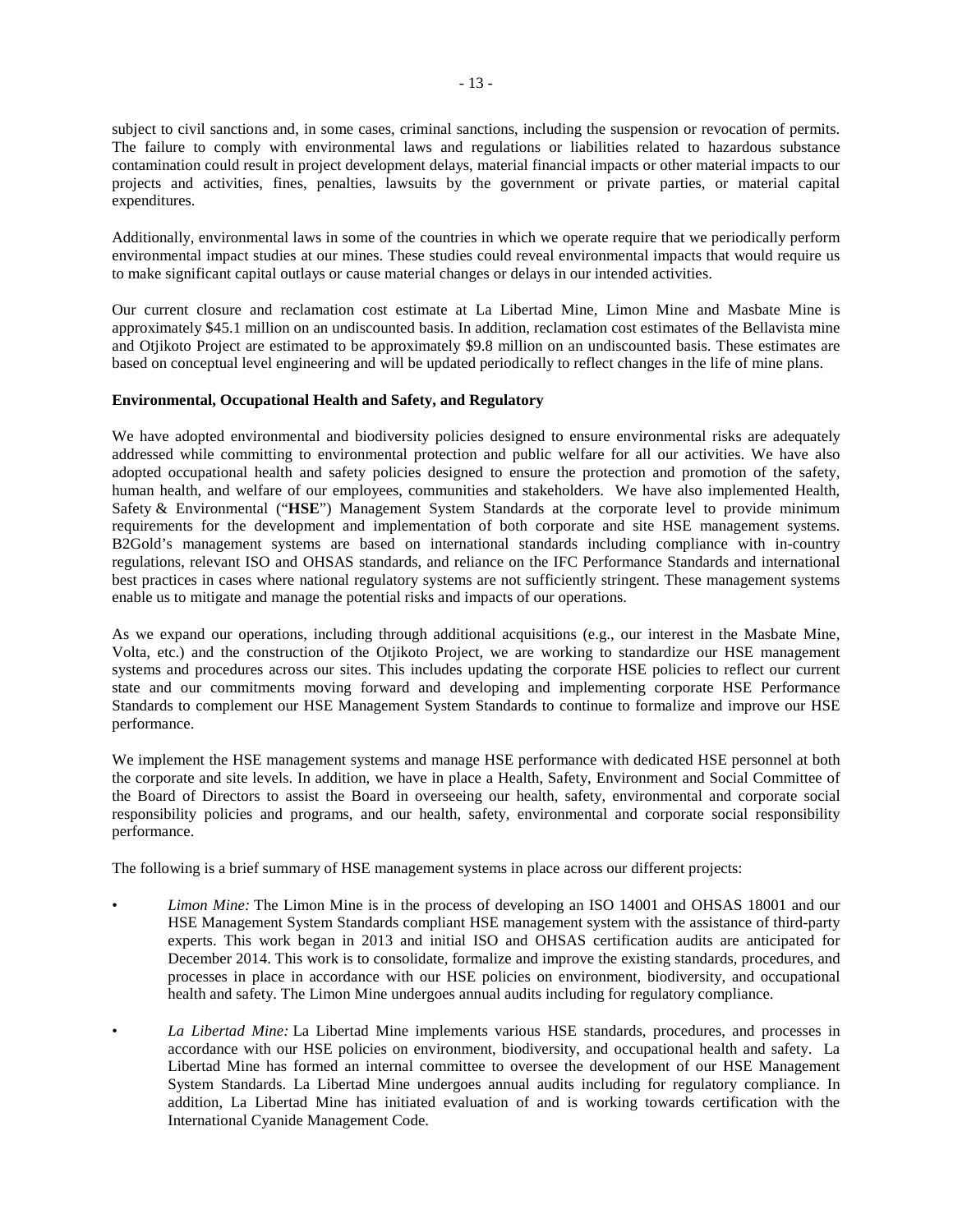subject to civil sanctions and, in some cases, criminal sanctions, including the suspension or revocation of permits. The failure to comply with environmental laws and regulations or liabilities related to hazardous substance contamination could result in project development delays, material financial impacts or other material impacts to our projects and activities, fines, penalties, lawsuits by the government or private parties, or material capital expenditures.

Additionally, environmental laws in some of the countries in which we operate require that we periodically perform environmental impact studies at our mines. These studies could reveal environmental impacts that would require us to make significant capital outlays or cause material changes or delays in our intended activities.

Our current closure and reclamation cost estimate at La Libertad Mine, Limon Mine and Masbate Mine is approximately $45.1 million on an undiscounted basis. In addition, reclamation cost estimates of the Bellavista mine and Otjikoto Project are estimated to be approximately $9.8 million on an undiscounted basis. These estimates are based on conceptual level engineering and will be updated periodically to reflect changes in the life of mine plans.

**Environmental, Occupational Health and Safety, and Regulatory**

We have adopted environmental and biodiversity policies designed to ensure environmental risks are adequately addressed while committing to environmental protection and public welfare for all our activities. We have also adopted occupational health and safety policies designed to ensure the protection and promotion of the safety, human health, and welfare of our employees, communities and stakeholders. We have also implemented Health, Safety & Environmental ("**HSE**") Management System Standards at the corporate level to provide minimum requirements for the development and implementation of both corporate and site HSE management systems. B2Gold's management systems are based on international standards including compliance with in-country regulations, relevant ISO and OHSAS standards, and reliance on the IFC Performance Standards and international best practices in cases where national regulatory systems are not sufficiently stringent. These management systems enable us to mitigate and manage the potential risks and impacts of our operations.

As we expand our operations, including through additional acquisitions (e.g., our interest in the Masbate Mine, Volta, etc.) and the construction of the Otjikoto Project, we are working to standardize our HSE management systems and procedures across our sites. This includes updating the corporate HSE policies to reflect our current state and our commitments moving forward and developing and implementing corporate HSE Performance Standards to complement our HSE Management System Standards to continue to formalize and improve our HSE performance.

We implement the HSE management systems and manage HSE performance with dedicated HSE personnel at both the corporate and site levels. In addition, we have in place a Health, Safety, Environment and Social Committee of the Board of Directors to assist the Board in overseeing our health, safety, environmental and corporate social responsibility policies and programs, and our health, safety, environmental and corporate social responsibility performance.

The following is a brief summary of HSE management systems in place across our different projects:

- *Limon Mine:* The Limon Mine is in the process of developing an ISO 14001 and OHSAS 18001 and our HSE Management System Standards compliant HSE management system with the assistance of third-party experts. This work began in 2013 and initial ISO and OHSAS certification audits are anticipated for December 2014. This work is to consolidate, formalize and improve the existing standards, procedures, and processes in place in accordance with our HSE policies on environment, biodiversity, and occupational health and safety. The Limon Mine undergoes annual audits including for regulatory compliance.

- *La Libertad Mine:* La Libertad Mine implements various HSE standards, procedures, and processes in accordance with our HSE policies on environment, biodiversity, and occupational health and safety. La Libertad Mine has formed an internal committee to oversee the development of our HSE Management System Standards. La Libertad Mine undergoes annual audits including for regulatory compliance. In addition, La Libertad Mine has initiated evaluation of and is working towards certification with the International Cyanide Management Code.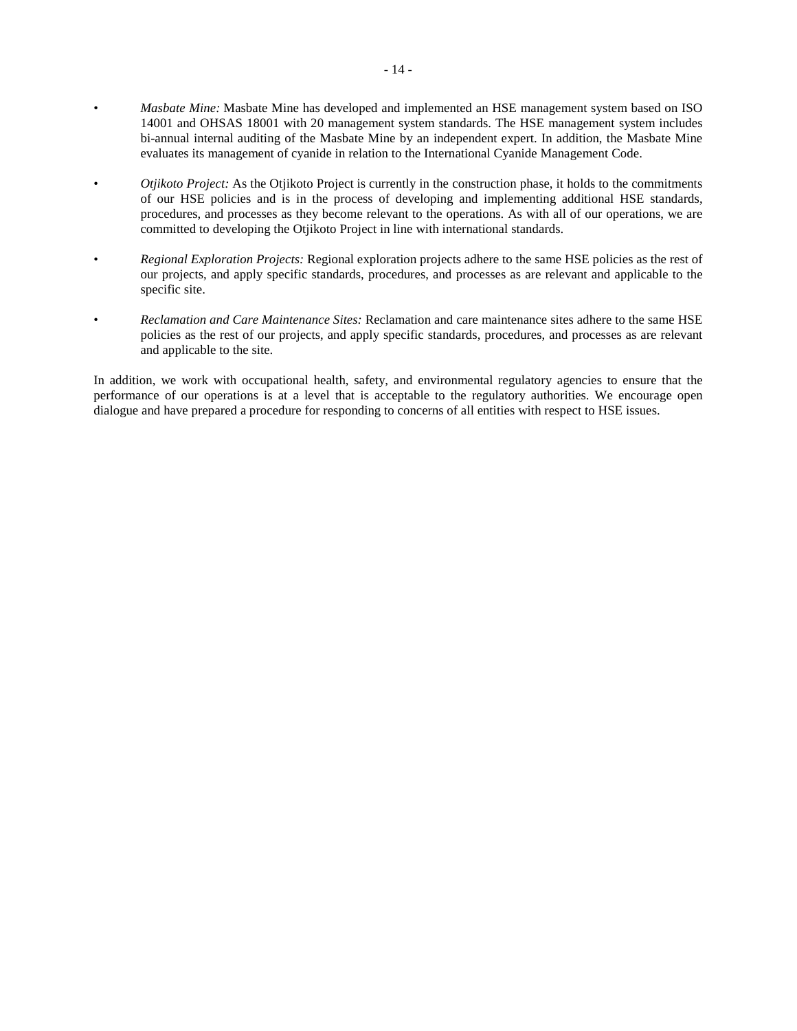- *Masbate Mine:* Masbate Mine has developed and implemented an HSE management system based on ISO 14001 and OHSAS 18001 with 20 management system standards. The HSE management system includes bi-annual internal auditing of the Masbate Mine by an independent expert. In addition, the Masbate Mine evaluates its management of cyanide in relation to the International Cyanide Management Code.

- *Otjikoto Project:* As the Otjikoto Project is currently in the construction phase, it holds to the commitments of our HSE policies and is in the process of developing and implementing additional HSE standards, procedures, and processes as they become relevant to the operations. As with all of our operations, we are committed to developing the Otjikoto Project in line with international standards.

- *Regional Exploration Projects:* Regional exploration projects adhere to the same HSE policies as the rest of our projects, and apply specific standards, procedures, and processes as are relevant and applicable to the specific site.

- *Reclamation and Care Maintenance Sites:* Reclamation and care maintenance sites adhere to the same HSE policies as the rest of our projects, and apply specific standards, procedures, and processes as are relevant and applicable to the site.

In addition, we work with occupational health, safety, and environmental regulatory agencies to ensure that the performance of our operations is at a level that is acceptable to the regulatory authorities. We encourage open dialogue and have prepared a procedure for responding to concerns of all entities with respect to HSE issues.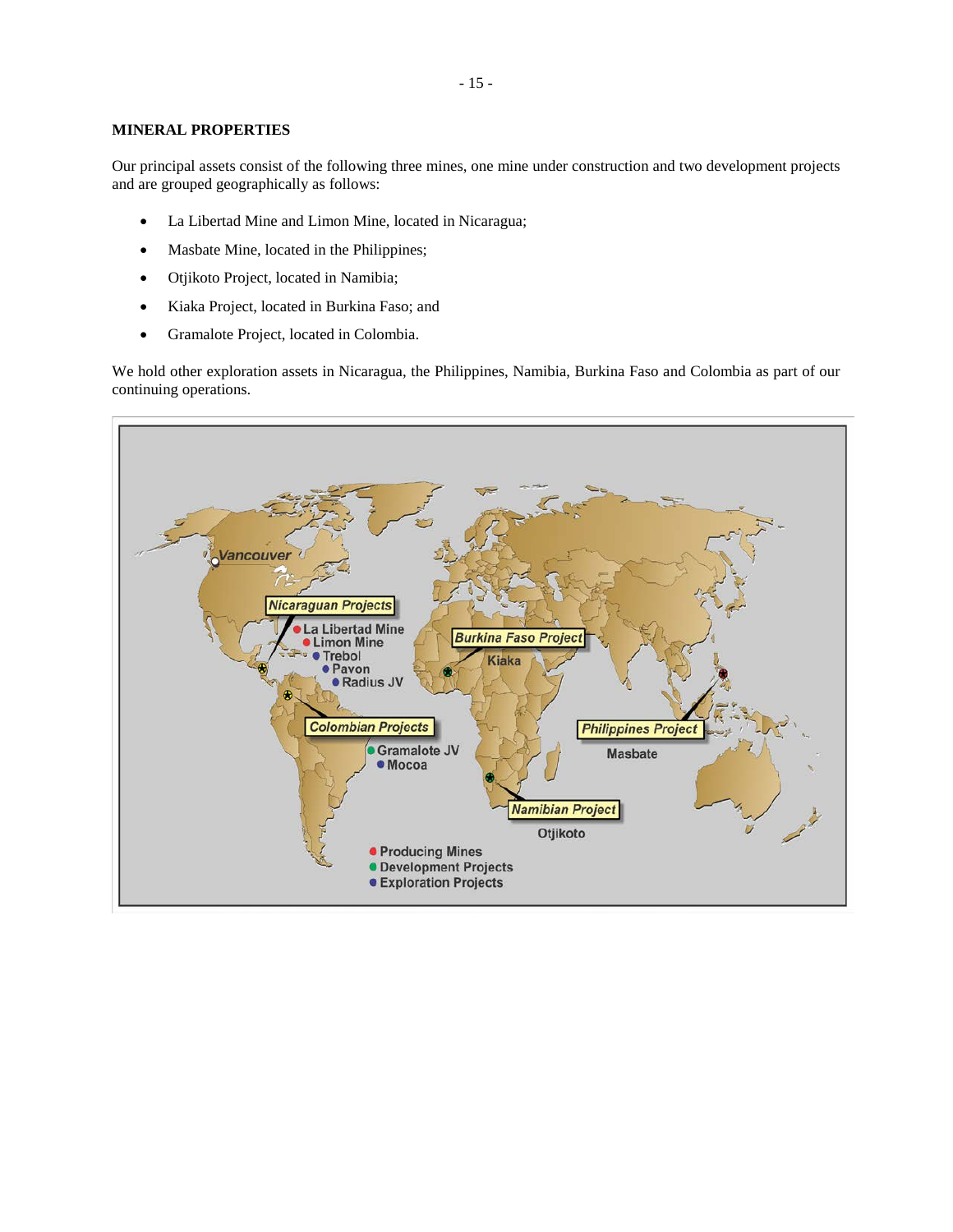**MINERAL PROPERTIES**

Our principal assets consist of the following three mines, one mine under construction and two development projects and are grouped geographically as follows:

- La Libertad Mine and Limon Mine, located in Nicaragua;
- Masbate Mine, located in the Philippines;
- Otjikoto Project, located in Namibia;
- Kiaka Project, located in Burkina Faso; and
- Gramalote Project, located in Colombia.

We hold other exploration assets in Nicaragua, the Philippines, Namibia, Burkina Faso and Colombia as part of our continuing operations.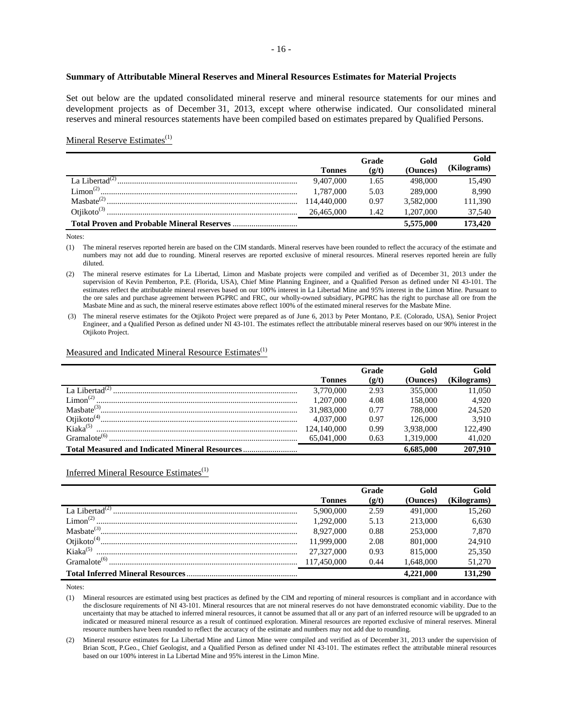### Summary of Attributable Mineral Reserves and Mineral Resources Estimates for Material Projects

Set out below are the updated consolidated mineral reserve and mineral resource statements for our mines and development projects as of December 31, 2013, except where otherwise indicated. Our consolidated mineral reserves and mineral resources statements have been compiled based on estimates prepared by Qualified Persons.

Mineral Reserve Estimates[1]

| | Tonnes | Grade (g/t) | Gold (Ounces) | Gold (Kilograms) |
|---|---|---|---|---|
| La Libertad[2] | 9,407,000 | 1.65 | 498,000 | 15,490 |
| Limon[2] | 1,787,000 | 5.03 | 289,000 | 8,990 |
| Masbate[2] | 114,440,000 | 0.97 | 3,582,000 | 111,390 |
| Otjikoto[3] | 26,465,000 | 1.42 | 1,207,000 | 37,540 |
| **Total Proven and Probable Mineral Reserves** | | | **5,575,000** | **173,420** |

Notes:

(1) The mineral reserves reported herein are based on the CIM standards. Mineral reserves have been rounded to reflect the accuracy of the estimate and numbers may not add due to rounding. Mineral reserves are reported exclusive of mineral resources. Mineral reserves reported herein are fully diluted.

(2) The mineral reserve estimates for La Libertad, Limon and Masbate projects were compiled and verified as of December 31, 2013 under the supervision of Kevin Pemberton, P.E. (Florida, USA), Chief Mine Planning Engineer, and a Qualified Person as defined under NI 43-101. The estimates reflect the attributable mineral reserves based on our 100% interest in La Libertad Mine and 95% interest in the Limon Mine. Pursuant to the ore sales and purchase agreement between PGPRC and FRC, our wholly-owned subsidiary, PGPRC has the right to purchase all ore from the Masbate Mine and as such, the mineral reserve estimates above reflect 100% of the estimated mineral reserves for the Masbate Mine.

(3) The mineral reserve estimates for the Otjikoto Project were prepared as of June 6, 2013 by Peter Montano, P.E. (Colorado, USA), Senior Project Engineer, and a Qualified Person as defined under NI 43-101. The estimates reflect the attributable mineral reserves based on our 90% interest in the Otjikoto Project.

Measured and Indicated Mineral Resource Estimates[1]

| | Tonnes | Grade (g/t) | Gold (Ounces) | Gold (Kilograms) |
|---|---|---|---|---|
| La Libertad[2] | 3,770,000 | 2.93 | 355,000 | 11,050 |
| Limon[2] | 1,207,000 | 4.08 | 158,000 | 4,920 |
| Masbate[3] | 31,983,000 | 0.77 | 788,000 | 24,520 |
| Otjikoto[4] | 4,037,000 | 0.97 | 126,000 | 3,910 |
| Kiaka[5] | 124,140,000 | 0.99 | 3,938,000 | 122,490 |
| Gramalote[6] | 65,041,000 | 0.63 | 1,319,000 | 41,020 |
| **Total Measured and Indicated Mineral Resources** | | | **6,685,000** | **207,910** |

Inferred Mineral Resource Estimates[1]

| | Tonnes | Grade (g/t) | Gold (Ounces) | Gold (Kilograms) |
|---|---|---|---|---|
| La Libertad[2] | 5,900,000 | 2.59 | 491,000 | 15,260 |
| Limon[2] | 1,292,000 | 5.13 | 213,000 | 6,630 |
| Masbate[3] | 8,927,000 | 0.88 | 253,000 | 7,870 |
| Otjikoto[4] | 11,999,000 | 2.08 | 801,000 | 24,910 |
| Kiaka[5] | 27,327,000 | 0.93 | 815,000 | 25,350 |
| Gramalote[6] | 117,450,000 | 0.44 | 1,648,000 | 51,270 |
| **Total Inferred Mineral Resources** | | | **4,221,000** | **131,290** |

Notes:

(1) Mineral resources are estimated using best practices as defined by the CIM and reporting of mineral resources is compliant and in accordance with the disclosure requirements of NI 43-101. Mineral resources that are not mineral reserves do not have demonstrated economic viability. Due to the uncertainty that may be attached to inferred mineral resources, it cannot be assumed that all or any part of an inferred resource will be upgraded to an indicated or measured mineral resource as a result of continued exploration. Mineral resources are reported exclusive of mineral reserves. Mineral resource numbers have been rounded to reflect the accuracy of the estimate and numbers may not add due to rounding.

(2) Mineral resource estimates for La Libertad Mine and Limon Mine were compiled and verified as of December 31, 2013 under the supervision of Brian Scott, P.Geo., Chief Geologist, and a Qualified Person as defined under NI 43-101. The estimates reflect the attributable mineral resources based on our 100% interest in La Libertad Mine and 95% interest in the Limon Mine.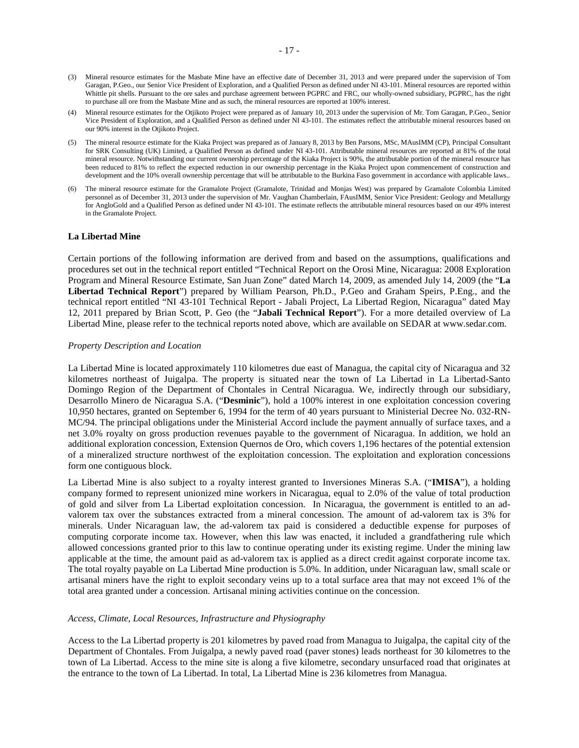(3) Mineral resource estimates for the Masbate Mine have an effective date of December 31, 2013 and were prepared under the supervision of Tom Garagan, P.Geo., our Senior Vice President of Exploration, and a Qualified Person as defined under NI 43-101. Mineral resources are reported within Whittle pit shells. Pursuant to the ore sales and purchase agreement between PGPRC and FRC, our wholly-owned subsidiary, PGPRC, has the right to purchase all ore from the Masbate Mine and as such, the mineral resources are reported at 100% interest.

(4) Mineral resource estimates for the Otjikoto Project were prepared as of January 10, 2013 under the supervision of Mr. Tom Garagan, P.Geo., Senior Vice President of Exploration, and a Qualified Person as defined under NI 43-101. The estimates reflect the attributable mineral resources based on our 90% interest in the Otjikoto Project.

(5) The mineral resource estimate for the Kiaka Project was prepared as of January 8, 2013 by Ben Parsons, MSc, MAusIMM (CP), Principal Consultant for SRK Consulting (UK) Limited, a Qualified Person as defined under NI 43-101. Attributable mineral resources are reported at 81% of the total mineral resource. Notwithstanding our current ownership percentage of the Kiaka Project is 90%, the attributable portion of the mineral resource has been reduced to 81% to reflect the expected reduction in our ownership percentage in the Kiaka Project upon commencement of construction and development and the 10% overall ownership percentage that will be attributable to the Burkina Faso government in accordance with applicable laws..

(6) The mineral resource estimate for the Gramalote Project (Gramalote, Trinidad and Monjas West) was prepared by Gramalote Colombia Limited personnel as of December 31, 2013 under the supervision of Mr. Vaughan Chamberlain, FAusIMM, Senior Vice President: Geology and Metallurgy for AngloGold and a Qualified Person as defined under NI 43-101. The estimate reflects the attributable mineral resources based on our 49% interest in the Gramalote Project.

### La Libertad Mine

Certain portions of the following information are derived from and based on the assumptions, qualifications and procedures set out in the technical report entitled "Technical Report on the Orosi Mine, Nicaragua: 2008 Exploration Program and Mineral Resource Estimate, San Juan Zone" dated March 14, 2009, as amended July 14, 2009 (the "**La Libertad Technical Report**") prepared by William Pearson, Ph.D., P.Geo and Graham Speirs, P.Eng., and the technical report entitled "NI 43-101 Technical Report - Jabali Project, La Libertad Region, Nicaragua" dated May 12, 2011 prepared by Brian Scott, P. Geo (the "**Jabali Technical Report**"). For a more detailed overview of La Libertad Mine, please refer to the technical reports noted above, which are available on SEDAR at www.sedar.com.

*Property Description and Location*

La Libertad Mine is located approximately 110 kilometres due east of Managua, the capital city of Nicaragua and 32 kilometres northeast of Juigalpa. The property is situated near the town of La Libertad in La Libertad-Santo Domingo Region of the Department of Chontales in Central Nicaragua. We, indirectly through our subsidiary, Desarrollo Minero de Nicaragua S.A. ("**Desminic**"), hold a 100% interest in one exploitation concession covering 10,950 hectares, granted on September 6, 1994 for the term of 40 years pursuant to Ministerial Decree No. 032-RN-MC/94. The principal obligations under the Ministerial Accord include the payment annually of surface taxes, and a net 3.0% royalty on gross production revenues payable to the government of Nicaragua. In addition, we hold an additional exploration concession, Extension Quernos de Oro, which covers 1,196 hectares of the potential extension of a mineralized structure northwest of the exploitation concession. The exploitation and exploration concessions form one contiguous block.

La Libertad Mine is also subject to a royalty interest granted to Inversiones Mineras S.A. ("**IMISA**"), a holding company formed to represent unionized mine workers in Nicaragua, equal to 2.0% of the value of total production of gold and silver from La Libertad exploitation concession. In Nicaragua, the government is entitled to an ad-valorem tax over the substances extracted from a mineral concession. The amount of ad-valorem tax is 3% for minerals. Under Nicaraguan law, the ad-valorem tax paid is considered a deductible expense for purposes of computing corporate income tax. However, when this law was enacted, it included a grandfathering rule which allowed concessions granted prior to this law to continue operating under its existing regime. Under the mining law applicable at the time, the amount paid as ad-valorem tax is applied as a direct credit against corporate income tax. The total royalty payable on La Libertad Mine production is 5.0%. In addition, under Nicaraguan law, small scale or artisanal miners have the right to exploit secondary veins up to a total surface area that may not exceed 1% of the total area granted under a concession. Artisanal mining activities continue on the concession.

*Access, Climate, Local Resources, Infrastructure and Physiography*

Access to the La Libertad property is 201 kilometres by paved road from Managua to Juigalpa, the capital city of the Department of Chontales. From Juigalpa, a newly paved road (paver stones) leads northeast for 30 kilometres to the town of La Libertad. Access to the mine site is along a five kilometre, secondary unsurfaced road that originates at the entrance to the town of La Libertad. In total, La Libertad Mine is 236 kilometres from Managua.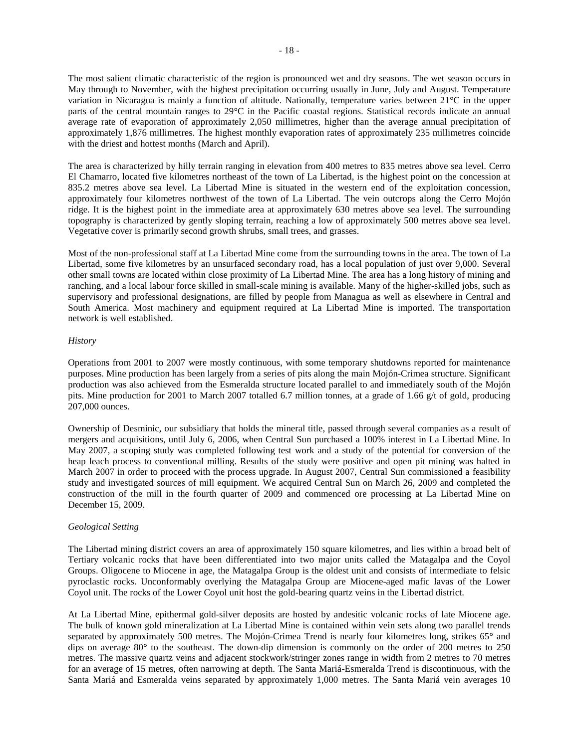The most salient climatic characteristic of the region is pronounced wet and dry seasons. The wet season occurs in May through to November, with the highest precipitation occurring usually in June, July and August. Temperature variation in Nicaragua is mainly a function of altitude. Nationally, temperature varies between 21°C in the upper parts of the central mountain ranges to 29°C in the Pacific coastal regions. Statistical records indicate an annual average rate of evaporation of approximately 2,050 millimetres, higher than the average annual precipitation of approximately 1,876 millimetres. The highest monthly evaporation rates of approximately 235 millimetres coincide with the driest and hottest months (March and April).

The area is characterized by hilly terrain ranging in elevation from 400 metres to 835 metres above sea level. Cerro El Chamarro, located five kilometres northeast of the town of La Libertad, is the highest point on the concession at 835.2 metres above sea level. La Libertad Mine is situated in the western end of the exploitation concession, approximately four kilometres northwest of the town of La Libertad. The vein outcrops along the Cerro Mojón ridge. It is the highest point in the immediate area at approximately 630 metres above sea level. The surrounding topography is characterized by gently sloping terrain, reaching a low of approximately 500 metres above sea level. Vegetative cover is primarily second growth shrubs, small trees, and grasses.

Most of the non-professional staff at La Libertad Mine come from the surrounding towns in the area. The town of La Libertad, some five kilometres by an unsurfaced secondary road, has a local population of just over 9,000. Several other small towns are located within close proximity of La Libertad Mine. The area has a long history of mining and ranching, and a local labour force skilled in small-scale mining is available. Many of the higher-skilled jobs, such as supervisory and professional designations, are filled by people from Managua as well as elsewhere in Central and South America. Most machinery and equipment required at La Libertad Mine is imported. The transportation network is well established.

*History*

Operations from 2001 to 2007 were mostly continuous, with some temporary shutdowns reported for maintenance purposes. Mine production has been largely from a series of pits along the main Mojón-Crimea structure. Significant production was also achieved from the Esmeralda structure located parallel to and immediately south of the Mojón pits. Mine production for 2001 to March 2007 totalled 6.7 million tonnes, at a grade of 1.66 g/t of gold, producing 207,000 ounces.

Ownership of Desminic, our subsidiary that holds the mineral title, passed through several companies as a result of mergers and acquisitions, until July 6, 2006, when Central Sun purchased a 100% interest in La Libertad Mine. In May 2007, a scoping study was completed following test work and a study of the potential for conversion of the heap leach process to conventional milling. Results of the study were positive and open pit mining was halted in March 2007 in order to proceed with the process upgrade. In August 2007, Central Sun commissioned a feasibility study and investigated sources of mill equipment. We acquired Central Sun on March 26, 2009 and completed the construction of the mill in the fourth quarter of 2009 and commenced ore processing at La Libertad Mine on December 15, 2009.

*Geological Setting*

The Libertad mining district covers an area of approximately 150 square kilometres, and lies within a broad belt of Tertiary volcanic rocks that have been differentiated into two major units called the Matagalpa and the Coyol Groups. Oligocene to Miocene in age, the Matagalpa Group is the oldest unit and consists of intermediate to felsic pyroclastic rocks. Unconformably overlying the Matagalpa Group are Miocene-aged mafic lavas of the Lower Coyol unit. The rocks of the Lower Coyol unit host the gold-bearing quartz veins in the Libertad district.

At La Libertad Mine, epithermal gold-silver deposits are hosted by andesitic volcanic rocks of late Miocene age. The bulk of known gold mineralization at La Libertad Mine is contained within vein sets along two parallel trends separated by approximately 500 metres. The Mojón-Crimea Trend is nearly four kilometres long, strikes 65° and dips on average 80° to the southeast. The down-dip dimension is commonly on the order of 200 metres to 250 metres. The massive quartz veins and adjacent stockwork/stringer zones range in width from 2 metres to 70 metres for an average of 15 metres, often narrowing at depth. The Santa Mariá-Esmeralda Trend is discontinuous, with the Santa Mariá and Esmeralda veins separated by approximately 1,000 metres. The Santa Mariá vein averages 10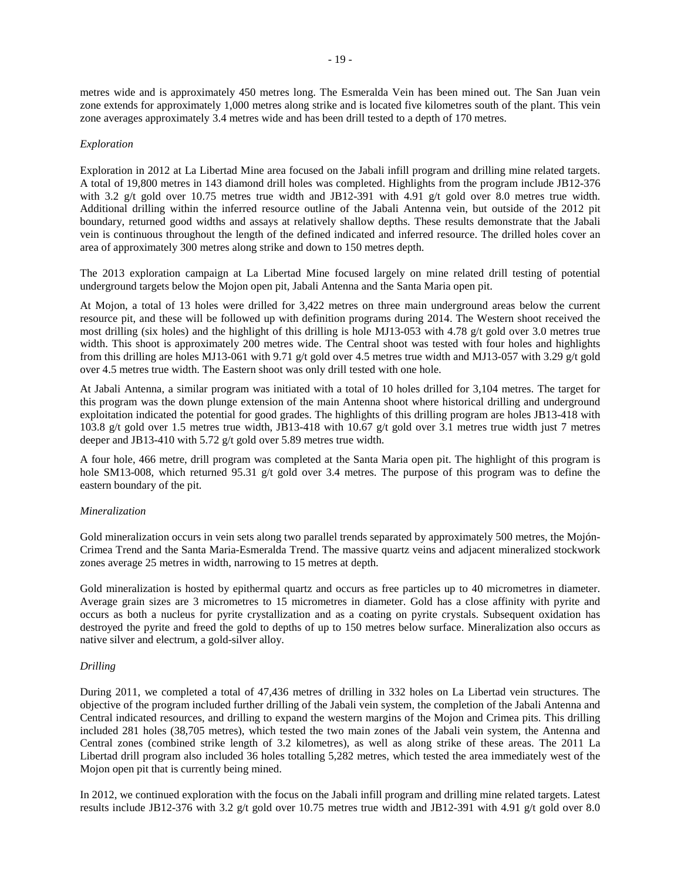metres wide and is approximately 450 metres long. The Esmeralda Vein has been mined out. The San Juan vein zone extends for approximately 1,000 metres along strike and is located five kilometres south of the plant. This vein zone averages approximately 3.4 metres wide and has been drill tested to a depth of 170 metres.

*Exploration*

Exploration in 2012 at La Libertad Mine area focused on the Jabali infill program and drilling mine related targets. A total of 19,800 metres in 143 diamond drill holes was completed. Highlights from the program include JB12-376 with 3.2 g/t gold over 10.75 metres true width and JB12-391 with 4.91 g/t gold over 8.0 metres true width. Additional drilling within the inferred resource outline of the Jabali Antenna vein, but outside of the 2012 pit boundary, returned good widths and assays at relatively shallow depths. These results demonstrate that the Jabali vein is continuous throughout the length of the defined indicated and inferred resource. The drilled holes cover an area of approximately 300 metres along strike and down to 150 metres depth.

The 2013 exploration campaign at La Libertad Mine focused largely on mine related drill testing of potential underground targets below the Mojon open pit, Jabali Antenna and the Santa Maria open pit.

At Mojon, a total of 13 holes were drilled for 3,422 metres on three main underground areas below the current resource pit, and these will be followed up with definition programs during 2014. The Western shoot received the most drilling (six holes) and the highlight of this drilling is hole MJ13-053 with 4.78 g/t gold over 3.0 metres true width. This shoot is approximately 200 metres wide. The Central shoot was tested with four holes and highlights from this drilling are holes MJ13-061 with 9.71 g/t gold over 4.5 metres true width and MJ13-057 with 3.29 g/t gold over 4.5 metres true width. The Eastern shoot was only drill tested with one hole.

At Jabali Antenna, a similar program was initiated with a total of 10 holes drilled for 3,104 metres. The target for this program was the down plunge extension of the main Antenna shoot where historical drilling and underground exploitation indicated the potential for good grades. The highlights of this drilling program are holes JB13-418 with 103.8 g/t gold over 1.5 metres true width, JB13-418 with 10.67 g/t gold over 3.1 metres true width just 7 metres deeper and JB13-410 with 5.72 g/t gold over 5.89 metres true width.

A four hole, 466 metre, drill program was completed at the Santa Maria open pit. The highlight of this program is hole SM13-008, which returned 95.31 g/t gold over 3.4 metres. The purpose of this program was to define the eastern boundary of the pit.

*Mineralization*

Gold mineralization occurs in vein sets along two parallel trends separated by approximately 500 metres, the Mojón-Crimea Trend and the Santa Maria-Esmeralda Trend. The massive quartz veins and adjacent mineralized stockwork zones average 25 metres in width, narrowing to 15 metres at depth.

Gold mineralization is hosted by epithermal quartz and occurs as free particles up to 40 micrometres in diameter. Average grain sizes are 3 micrometres to 15 micrometres in diameter. Gold has a close affinity with pyrite and occurs as both a nucleus for pyrite crystallization and as a coating on pyrite crystals. Subsequent oxidation has destroyed the pyrite and freed the gold to depths of up to 150 metres below surface. Mineralization also occurs as native silver and electrum, a gold-silver alloy.

*Drilling*

During 2011, we completed a total of 47,436 metres of drilling in 332 holes on La Libertad vein structures. The objective of the program included further drilling of the Jabali vein system, the completion of the Jabali Antenna and Central indicated resources, and drilling to expand the western margins of the Mojon and Crimea pits. This drilling included 281 holes (38,705 metres), which tested the two main zones of the Jabali vein system, the Antenna and Central zones (combined strike length of 3.2 kilometres), as well as along strike of these areas. The 2011 La Libertad drill program also included 36 holes totalling 5,282 metres, which tested the area immediately west of the Mojon open pit that is currently being mined.

In 2012, we continued exploration with the focus on the Jabali infill program and drilling mine related targets. Latest results include JB12-376 with 3.2 g/t gold over 10.75 metres true width and JB12-391 with 4.91 g/t gold over 8.0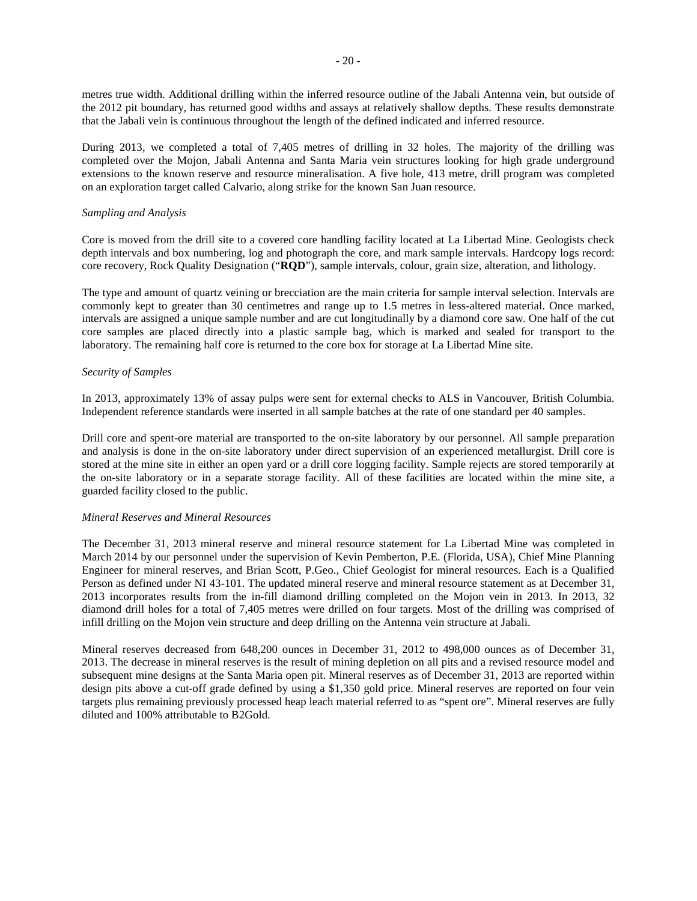metres true width. Additional drilling within the inferred resource outline of the Jabali Antenna vein, but outside of the 2012 pit boundary, has returned good widths and assays at relatively shallow depths. These results demonstrate that the Jabali vein is continuous throughout the length of the defined indicated and inferred resource.

During 2013, we completed a total of 7,405 metres of drilling in 32 holes. The majority of the drilling was completed over the Mojon, Jabali Antenna and Santa Maria vein structures looking for high grade underground extensions to the known reserve and resource mineralisation. A five hole, 413 metre, drill program was completed on an exploration target called Calvario, along strike for the known San Juan resource.

*Sampling and Analysis*

Core is moved from the drill site to a covered core handling facility located at La Libertad Mine. Geologists check depth intervals and box numbering, log and photograph the core, and mark sample intervals. Hardcopy logs record: core recovery, Rock Quality Designation ("**RQD**"), sample intervals, colour, grain size, alteration, and lithology.

The type and amount of quartz veining or brecciation are the main criteria for sample interval selection. Intervals are commonly kept to greater than 30 centimetres and range up to 1.5 metres in less-altered material. Once marked, intervals are assigned a unique sample number and are cut longitudinally by a diamond core saw. One half of the cut core samples are placed directly into a plastic sample bag, which is marked and sealed for transport to the laboratory. The remaining half core is returned to the core box for storage at La Libertad Mine site.

*Security of Samples*

In 2013, approximately 13% of assay pulps were sent for external checks to ALS in Vancouver, British Columbia. Independent reference standards were inserted in all sample batches at the rate of one standard per 40 samples.

Drill core and spent-ore material are transported to the on-site laboratory by our personnel. All sample preparation and analysis is done in the on-site laboratory under direct supervision of an experienced metallurgist. Drill core is stored at the mine site in either an open yard or a drill core logging facility. Sample rejects are stored temporarily at the on-site laboratory or in a separate storage facility. All of these facilities are located within the mine site, a guarded facility closed to the public.

*Mineral Reserves and Mineral Resources*

The December 31, 2013 mineral reserve and mineral resource statement for La Libertad Mine was completed in March 2014 by our personnel under the supervision of Kevin Pemberton, P.E. (Florida, USA), Chief Mine Planning Engineer for mineral reserves, and Brian Scott, P.Geo., Chief Geologist for mineral resources. Each is a Qualified Person as defined under NI 43-101. The updated mineral reserve and mineral resource statement as at December 31, 2013 incorporates results from the in-fill diamond drilling completed on the Mojon vein in 2013. In 2013, 32 diamond drill holes for a total of 7,405 metres were drilled on four targets. Most of the drilling was comprised of infill drilling on the Mojon vein structure and deep drilling on the Antenna vein structure at Jabali.

Mineral reserves decreased from 648,200 ounces in December 31, 2012 to 498,000 ounces as of December 31, 2013. The decrease in mineral reserves is the result of mining depletion on all pits and a revised resource model and subsequent mine designs at the Santa Maria open pit. Mineral reserves as of December 31, 2013 are reported within design pits above a cut-off grade defined by using a $1,350 gold price. Mineral reserves are reported on four vein targets plus remaining previously processed heap leach material referred to as "spent ore". Mineral reserves are fully diluted and 100% attributable to B2Gold.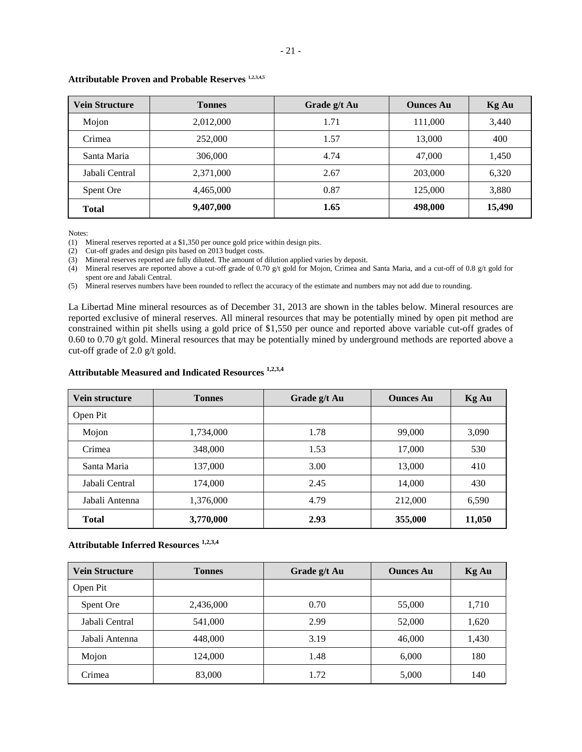**Attributable Proven and Probable Reserves [1,2,3,4,5]**

| Vein Structure | Tonnes | Grade g/t Au | Ounces Au | Kg Au |
|---|---|---|---|---|
| Mojon | 2,012,000 | 1.71 | 111,000 | 3,440 |
| Crimea | 252,000 | 1.57 | 13,000 | 400 |
| Santa Maria | 306,000 | 4.74 | 47,000 | 1,450 |
| Jabali Central | 2,371,000 | 2.67 | 203,000 | 6,320 |
| Spent Ore | 4,465,000 | 0.87 | 125,000 | 3,880 |
| **Total** | **9,407,000** | **1.65** | **498,000** | **15,490** |

Notes:

(1) Mineral reserves reported at a $1,350 per ounce gold price within design pits.

(2) Cut-off grades and design pits based on 2013 budget costs.

(3) Mineral reserves reported are fully diluted. The amount of dilution applied varies by deposit.

(4) Mineral reserves are reported above a cut-off grade of 0.70 g/t gold for Mojon, Crimea and Santa Maria, and a cut-off of 0.8 g/t gold for spent ore and Jabali Central.

(5) Mineral reserves numbers have been rounded to reflect the accuracy of the estimate and numbers may not add due to rounding.

La Libertad Mine mineral resources as of December 31, 2013 are shown in the tables below. Mineral resources are reported exclusive of mineral reserves. All mineral resources that may be potentially mined by open pit method are constrained within pit shells using a gold price of $1,550 per ounce and reported above variable cut-off grades of 0.60 to 0.70 g/t gold. Mineral resources that may be potentially mined by underground methods are reported above a cut-off grade of 2.0 g/t gold.

**Attributable Measured and Indicated Resources [1,2,3,4]**

| Vein structure | Tonnes | Grade g/t Au | Ounces Au | Kg Au |
|---|---|---|---|---|
| Open Pit | | | | |
| Mojon | 1,734,000 | 1.78 | 99,000 | 3,090 |
| Crimea | 348,000 | 1.53 | 17,000 | 530 |
| Santa Maria | 137,000 | 3.00 | 13,000 | 410 |
| Jabali Central | 174,000 | 2.45 | 14,000 | 430 |
| Jabali Antenna | 1,376,000 | 4.79 | 212,000 | 6,590 |
| **Total** | **3,770,000** | **2.93** | **355,000** | **11,050** |

**Attributable Inferred Resources [1,2,3,4]**

| Vein Structure | Tonnes | Grade g/t Au | Ounces Au | Kg Au |
|---|---|---|---|---|
| Open Pit | | | | |
| Spent Ore | 2,436,000 | 0.70 | 55,000 | 1,710 |
| Jabali Central | 541,000 | 2.99 | 52,000 | 1,620 |
| Jabali Antenna | 448,000 | 3.19 | 46,000 | 1,430 |
| Mojon | 124,000 | 1.48 | 6,000 | 180 |
| Crimea | 83,000 | 1.72 | 5,000 | 140 |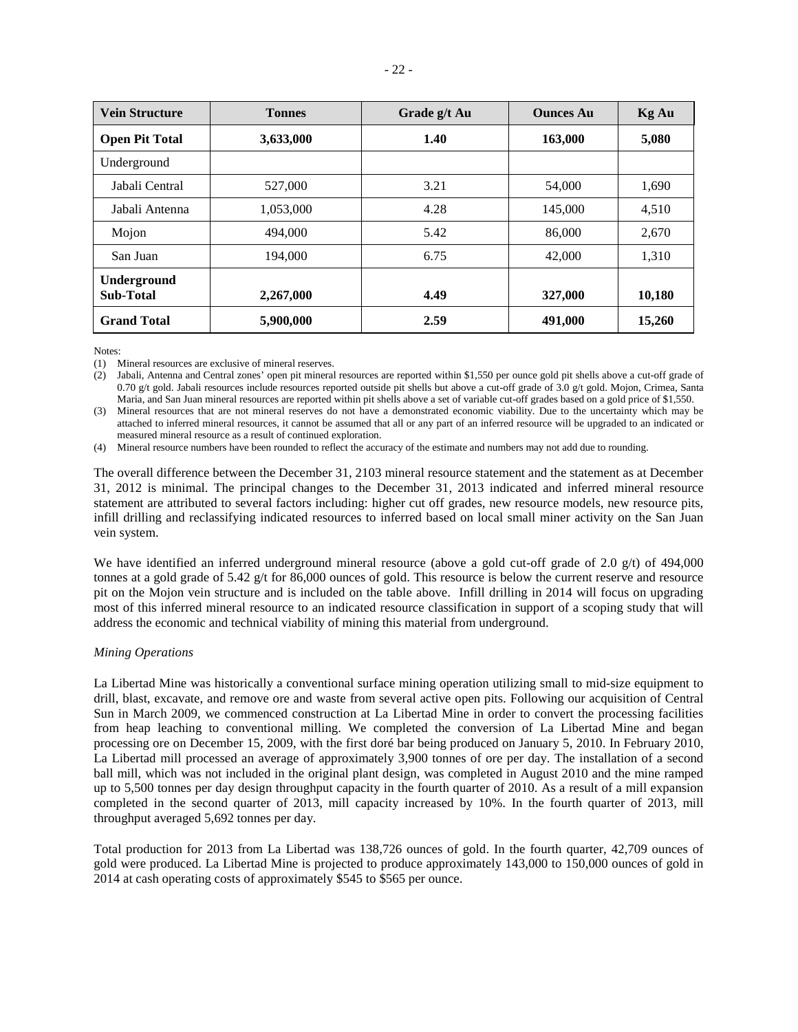| Vein Structure | Tonnes | Grade g/t Au | Ounces Au | Kg Au |
|---|---|---|---|---|
| **Open Pit Total** | **3,633,000** | **1.40** | **163,000** | **5,080** |
| Underground | | | | |
| Jabali Central | 527,000 | 3.21 | 54,000 | 1,690 |
| Jabali Antenna | 1,053,000 | 4.28 | 145,000 | 4,510 |
| Mojon | 494,000 | 5.42 | 86,000 | 2,670 |
| San Juan | 194,000 | 6.75 | 42,000 | 1,310 |
| **Underground Sub-Total** | **2,267,000** | **4.49** | **327,000** | **10,180** |
| **Grand Total** | **5,900,000** | **2.59** | **491,000** | **15,260** |

Notes:

(1) Mineral resources are exclusive of mineral reserves.

(2) Jabali, Antenna and Central zones' open pit mineral resources are reported within $1,550 per ounce gold pit shells above a cut-off grade of 0.70 g/t gold. Jabali resources include resources reported outside pit shells but above a cut-off grade of 3.0 g/t gold. Mojon, Crimea, Santa Maria, and San Juan mineral resources are reported within pit shells above a set of variable cut-off grades based on a gold price of $1,550.

(3) Mineral resources that are not mineral reserves do not have a demonstrated economic viability. Due to the uncertainty which may be attached to inferred mineral resources, it cannot be assumed that all or any part of an inferred resource will be upgraded to an indicated or measured mineral resource as a result of continued exploration.

(4) Mineral resource numbers have been rounded to reflect the accuracy of the estimate and numbers may not add due to rounding.

The overall difference between the December 31, 2103 mineral resource statement and the statement as at December 31, 2012 is minimal. The principal changes to the December 31, 2013 indicated and inferred mineral resource statement are attributed to several factors including: higher cut off grades, new resource models, new resource pits, infill drilling and reclassifying indicated resources to inferred based on local small miner activity on the San Juan vein system.

We have identified an inferred underground mineral resource (above a gold cut-off grade of 2.0 g/t) of 494,000 tonnes at a gold grade of 5.42 g/t for 86,000 ounces of gold. This resource is below the current reserve and resource pit on the Mojon vein structure and is included on the table above. Infill drilling in 2014 will focus on upgrading most of this inferred mineral resource to an indicated resource classification in support of a scoping study that will address the economic and technical viability of mining this material from underground.

*Mining Operations*

La Libertad Mine was historically a conventional surface mining operation utilizing small to mid-size equipment to drill, blast, excavate, and remove ore and waste from several active open pits. Following our acquisition of Central Sun in March 2009, we commenced construction at La Libertad Mine in order to convert the processing facilities from heap leaching to conventional milling. We completed the conversion of La Libertad Mine and began processing ore on December 15, 2009, with the first doré bar being produced on January 5, 2010. In February 2010, La Libertad mill processed an average of approximately 3,900 tonnes of ore per day. The installation of a second ball mill, which was not included in the original plant design, was completed in August 2010 and the mine ramped up to 5,500 tonnes per day design throughput capacity in the fourth quarter of 2010. As a result of a mill expansion completed in the second quarter of 2013, mill capacity increased by 10%. In the fourth quarter of 2013, mill throughput averaged 5,692 tonnes per day.

Total production for 2013 from La Libertad was 138,726 ounces of gold. In the fourth quarter, 42,709 ounces of gold were produced. La Libertad Mine is projected to produce approximately 143,000 to 150,000 ounces of gold in 2014 at cash operating costs of approximately $545 to $565 per ounce.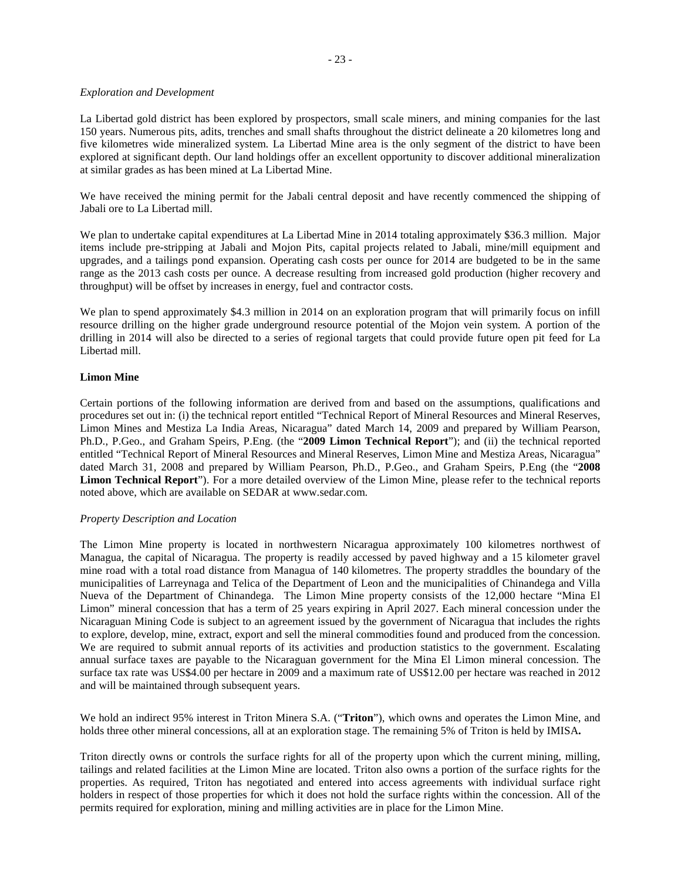*Exploration and Development*

La Libertad gold district has been explored by prospectors, small scale miners, and mining companies for the last 150 years. Numerous pits, adits, trenches and small shafts throughout the district delineate a 20 kilometres long and five kilometres wide mineralized system. La Libertad Mine area is the only segment of the district to have been explored at significant depth. Our land holdings offer an excellent opportunity to discover additional mineralization at similar grades as has been mined at La Libertad Mine.

We have received the mining permit for the Jabali central deposit and have recently commenced the shipping of Jabali ore to La Libertad mill.

We plan to undertake capital expenditures at La Libertad Mine in 2014 totaling approximately $36.3 million. Major items include pre-stripping at Jabali and Mojon Pits, capital projects related to Jabali, mine/mill equipment and upgrades, and a tailings pond expansion. Operating cash costs per ounce for 2014 are budgeted to be in the same range as the 2013 cash costs per ounce. A decrease resulting from increased gold production (higher recovery and throughput) will be offset by increases in energy, fuel and contractor costs.

We plan to spend approximately $4.3 million in 2014 on an exploration program that will primarily focus on infill resource drilling on the higher grade underground resource potential of the Mojon vein system. A portion of the drilling in 2014 will also be directed to a series of regional targets that could provide future open pit feed for La Libertad mill.

**Limon Mine**

Certain portions of the following information are derived from and based on the assumptions, qualifications and procedures set out in: (i) the technical report entitled "Technical Report of Mineral Resources and Mineral Reserves, Limon Mines and Mestiza La India Areas, Nicaragua" dated March 14, 2009 and prepared by William Pearson, Ph.D., P.Geo., and Graham Speirs, P.Eng. (the "**2009 Limon Technical Report**"); and (ii) the technical reported entitled "Technical Report of Mineral Resources and Mineral Reserves, Limon Mine and Mestiza Areas, Nicaragua" dated March 31, 2008 and prepared by William Pearson, Ph.D., P.Geo., and Graham Speirs, P.Eng (the "**2008 Limon Technical Report**"). For a more detailed overview of the Limon Mine, please refer to the technical reports noted above, which are available on SEDAR at www.sedar.com.

*Property Description and Location*

The Limon Mine property is located in northwestern Nicaragua approximately 100 kilometres northwest of Managua, the capital of Nicaragua. The property is readily accessed by paved highway and a 15 kilometer gravel mine road with a total road distance from Managua of 140 kilometres. The property straddles the boundary of the municipalities of Larreynaga and Telica of the Department of Leon and the municipalities of Chinandega and Villa Nueva of the Department of Chinandega. The Limon Mine property consists of the 12,000 hectare "Mina El Limon" mineral concession that has a term of 25 years expiring in April 2027. Each mineral concession under the Nicaraguan Mining Code is subject to an agreement issued by the government of Nicaragua that includes the rights to explore, develop, mine, extract, export and sell the mineral commodities found and produced from the concession. We are required to submit annual reports of its activities and production statistics to the government. Escalating annual surface taxes are payable to the Nicaraguan government for the Mina El Limon mineral concession. The surface tax rate was US$4.00 per hectare in 2009 and a maximum rate of US$12.00 per hectare was reached in 2012 and will be maintained through subsequent years.

We hold an indirect 95% interest in Triton Minera S.A. ("**Triton**"), which owns and operates the Limon Mine, and holds three other mineral concessions, all at an exploration stage. The remaining 5% of Triton is held by IMISA**.**

Triton directly owns or controls the surface rights for all of the property upon which the current mining, milling, tailings and related facilities at the Limon Mine are located. Triton also owns a portion of the surface rights for the properties. As required, Triton has negotiated and entered into access agreements with individual surface right holders in respect of those properties for which it does not hold the surface rights within the concession. All of the permits required for exploration, mining and milling activities are in place for the Limon Mine.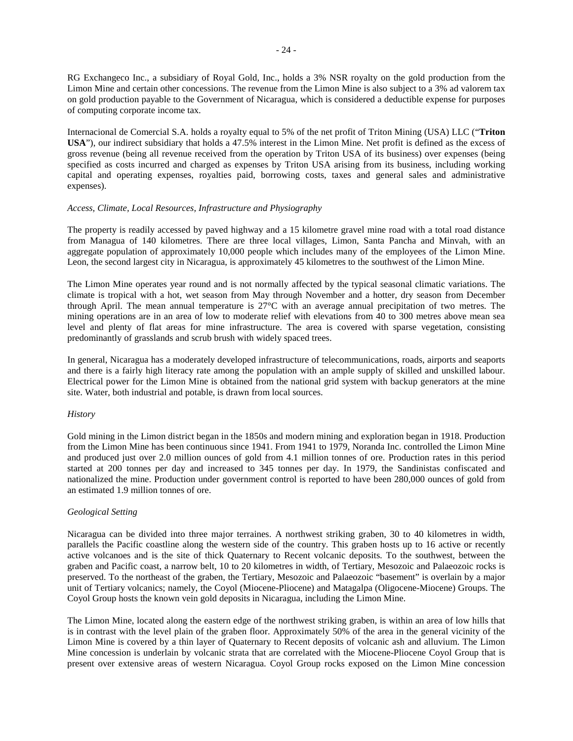RG Exchangeco Inc., a subsidiary of Royal Gold, Inc., holds a 3% NSR royalty on the gold production from the Limon Mine and certain other concessions. The revenue from the Limon Mine is also subject to a 3% ad valorem tax on gold production payable to the Government of Nicaragua, which is considered a deductible expense for purposes of computing corporate income tax.

Internacional de Comercial S.A. holds a royalty equal to 5% of the net profit of Triton Mining (USA) LLC ("**Triton USA**"), our indirect subsidiary that holds a 47.5% interest in the Limon Mine. Net profit is defined as the excess of gross revenue (being all revenue received from the operation by Triton USA of its business) over expenses (being specified as costs incurred and charged as expenses by Triton USA arising from its business, including working capital and operating expenses, royalties paid, borrowing costs, taxes and general sales and administrative expenses).

*Access, Climate, Local Resources, Infrastructure and Physiography*

The property is readily accessed by paved highway and a 15 kilometre gravel mine road with a total road distance from Managua of 140 kilometres. There are three local villages, Limon, Santa Pancha and Minvah, with an aggregate population of approximately 10,000 people which includes many of the employees of the Limon Mine. Leon, the second largest city in Nicaragua, is approximately 45 kilometres to the southwest of the Limon Mine.

The Limon Mine operates year round and is not normally affected by the typical seasonal climatic variations. The climate is tropical with a hot, wet season from May through November and a hotter, dry season from December through April. The mean annual temperature is 27°C with an average annual precipitation of two metres. The mining operations are in an area of low to moderate relief with elevations from 40 to 300 metres above mean sea level and plenty of flat areas for mine infrastructure. The area is covered with sparse vegetation, consisting predominantly of grasslands and scrub brush with widely spaced trees.

In general, Nicaragua has a moderately developed infrastructure of telecommunications, roads, airports and seaports and there is a fairly high literacy rate among the population with an ample supply of skilled and unskilled labour. Electrical power for the Limon Mine is obtained from the national grid system with backup generators at the mine site. Water, both industrial and potable, is drawn from local sources.

*History*

Gold mining in the Limon district began in the 1850s and modern mining and exploration began in 1918. Production from the Limon Mine has been continuous since 1941. From 1941 to 1979, Noranda Inc. controlled the Limon Mine and produced just over 2.0 million ounces of gold from 4.1 million tonnes of ore. Production rates in this period started at 200 tonnes per day and increased to 345 tonnes per day. In 1979, the Sandinistas confiscated and nationalized the mine. Production under government control is reported to have been 280,000 ounces of gold from an estimated 1.9 million tonnes of ore.

*Geological Setting*

Nicaragua can be divided into three major terraines. A northwest striking graben, 30 to 40 kilometres in width, parallels the Pacific coastline along the western side of the country. This graben hosts up to 16 active or recently active volcanoes and is the site of thick Quaternary to Recent volcanic deposits. To the southwest, between the graben and Pacific coast, a narrow belt, 10 to 20 kilometres in width, of Tertiary, Mesozoic and Palaeozoic rocks is preserved. To the northeast of the graben, the Tertiary, Mesozoic and Palaeozoic "basement" is overlain by a major unit of Tertiary volcanics; namely, the Coyol (Miocene-Pliocene) and Matagalpa (Oligocene-Miocene) Groups. The Coyol Group hosts the known vein gold deposits in Nicaragua, including the Limon Mine.

The Limon Mine, located along the eastern edge of the northwest striking graben, is within an area of low hills that is in contrast with the level plain of the graben floor. Approximately 50% of the area in the general vicinity of the Limon Mine is covered by a thin layer of Quaternary to Recent deposits of volcanic ash and alluvium. The Limon Mine concession is underlain by volcanic strata that are correlated with the Miocene-Pliocene Coyol Group that is present over extensive areas of western Nicaragua. Coyol Group rocks exposed on the Limon Mine concession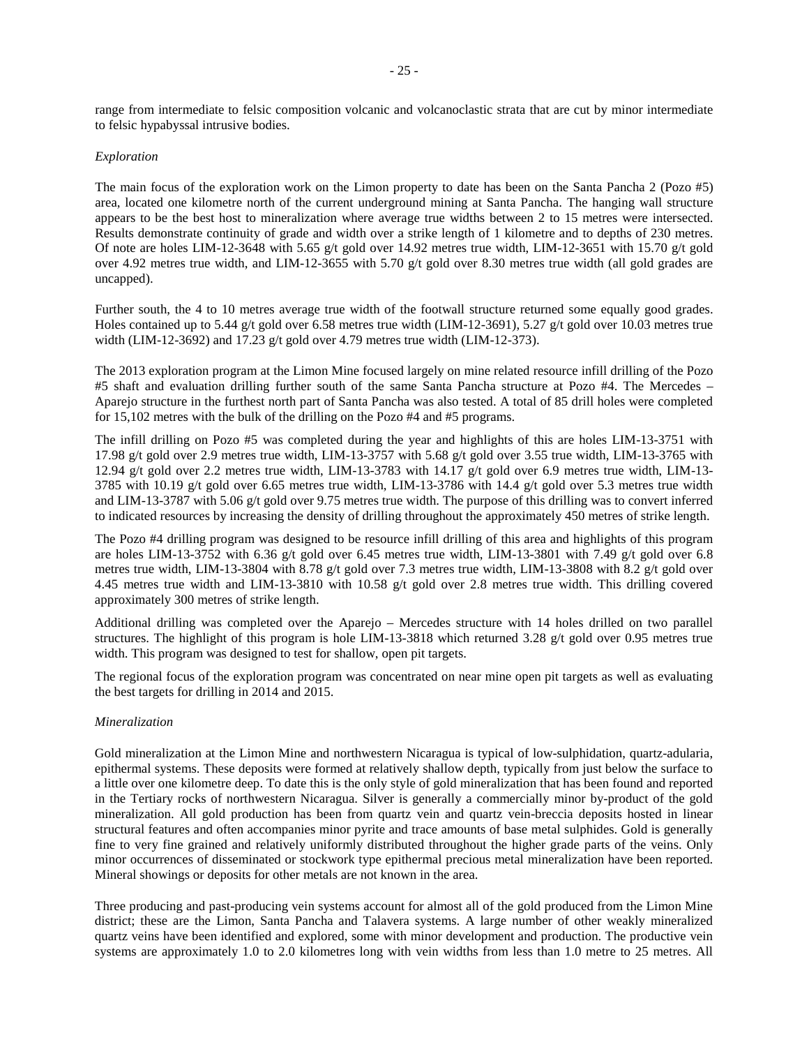range from intermediate to felsic composition volcanic and volcanoclastic strata that are cut by minor intermediate to felsic hypabyssal intrusive bodies.

*Exploration*

The main focus of the exploration work on the Limon property to date has been on the Santa Pancha 2 (Pozo #5) area, located one kilometre north of the current underground mining at Santa Pancha. The hanging wall structure appears to be the best host to mineralization where average true widths between 2 to 15 metres were intersected. Results demonstrate continuity of grade and width over a strike length of 1 kilometre and to depths of 230 metres. Of note are holes LIM-12-3648 with 5.65 g/t gold over 14.92 metres true width, LIM-12-3651 with 15.70 g/t gold over 4.92 metres true width, and LIM-12-3655 with 5.70 g/t gold over 8.30 metres true width (all gold grades are uncapped).

Further south, the 4 to 10 metres average true width of the footwall structure returned some equally good grades. Holes contained up to 5.44 g/t gold over 6.58 metres true width (LIM-12-3691), 5.27 g/t gold over 10.03 metres true width (LIM-12-3692) and 17.23 g/t gold over 4.79 metres true width (LIM-12-373).

The 2013 exploration program at the Limon Mine focused largely on mine related resource infill drilling of the Pozo #5 shaft and evaluation drilling further south of the same Santa Pancha structure at Pozo #4. The Mercedes – Aparejo structure in the furthest north part of Santa Pancha was also tested. A total of 85 drill holes were completed for 15,102 metres with the bulk of the drilling on the Pozo #4 and #5 programs.

The infill drilling on Pozo #5 was completed during the year and highlights of this are holes LIM-13-3751 with 17.98 g/t gold over 2.9 metres true width, LIM-13-3757 with 5.68 g/t gold over 3.55 true width, LIM-13-3765 with 12.94 g/t gold over 2.2 metres true width, LIM-13-3783 with 14.17 g/t gold over 6.9 metres true width, LIM-13-3785 with 10.19 g/t gold over 6.65 metres true width, LIM-13-3786 with 14.4 g/t gold over 5.3 metres true width and LIM-13-3787 with 5.06 g/t gold over 9.75 metres true width. The purpose of this drilling was to convert inferred to indicated resources by increasing the density of drilling throughout the approximately 450 metres of strike length.

The Pozo #4 drilling program was designed to be resource infill drilling of this area and highlights of this program are holes LIM-13-3752 with 6.36 g/t gold over 6.45 metres true width, LIM-13-3801 with 7.49 g/t gold over 6.8 metres true width, LIM-13-3804 with 8.78 g/t gold over 7.3 metres true width, LIM-13-3808 with 8.2 g/t gold over 4.45 metres true width and LIM-13-3810 with 10.58 g/t gold over 2.8 metres true width. This drilling covered approximately 300 metres of strike length.

Additional drilling was completed over the Aparejo – Mercedes structure with 14 holes drilled on two parallel structures. The highlight of this program is hole LIM-13-3818 which returned 3.28 g/t gold over 0.95 metres true width. This program was designed to test for shallow, open pit targets.

The regional focus of the exploration program was concentrated on near mine open pit targets as well as evaluating the best targets for drilling in 2014 and 2015.

*Mineralization*

Gold mineralization at the Limon Mine and northwestern Nicaragua is typical of low-sulphidation, quartz-adularia, epithermal systems. These deposits were formed at relatively shallow depth, typically from just below the surface to a little over one kilometre deep. To date this is the only style of gold mineralization that has been found and reported in the Tertiary rocks of northwestern Nicaragua. Silver is generally a commercially minor by-product of the gold mineralization. All gold production has been from quartz vein and quartz vein-breccia deposits hosted in linear structural features and often accompanies minor pyrite and trace amounts of base metal sulphides. Gold is generally fine to very fine grained and relatively uniformly distributed throughout the higher grade parts of the veins. Only minor occurrences of disseminated or stockwork type epithermal precious metal mineralization have been reported. Mineral showings or deposits for other metals are not known in the area.

Three producing and past-producing vein systems account for almost all of the gold produced from the Limon Mine district; these are the Limon, Santa Pancha and Talavera systems. A large number of other weakly mineralized quartz veins have been identified and explored, some with minor development and production. The productive vein systems are approximately 1.0 to 2.0 kilometres long with vein widths from less than 1.0 metre to 25 metres. All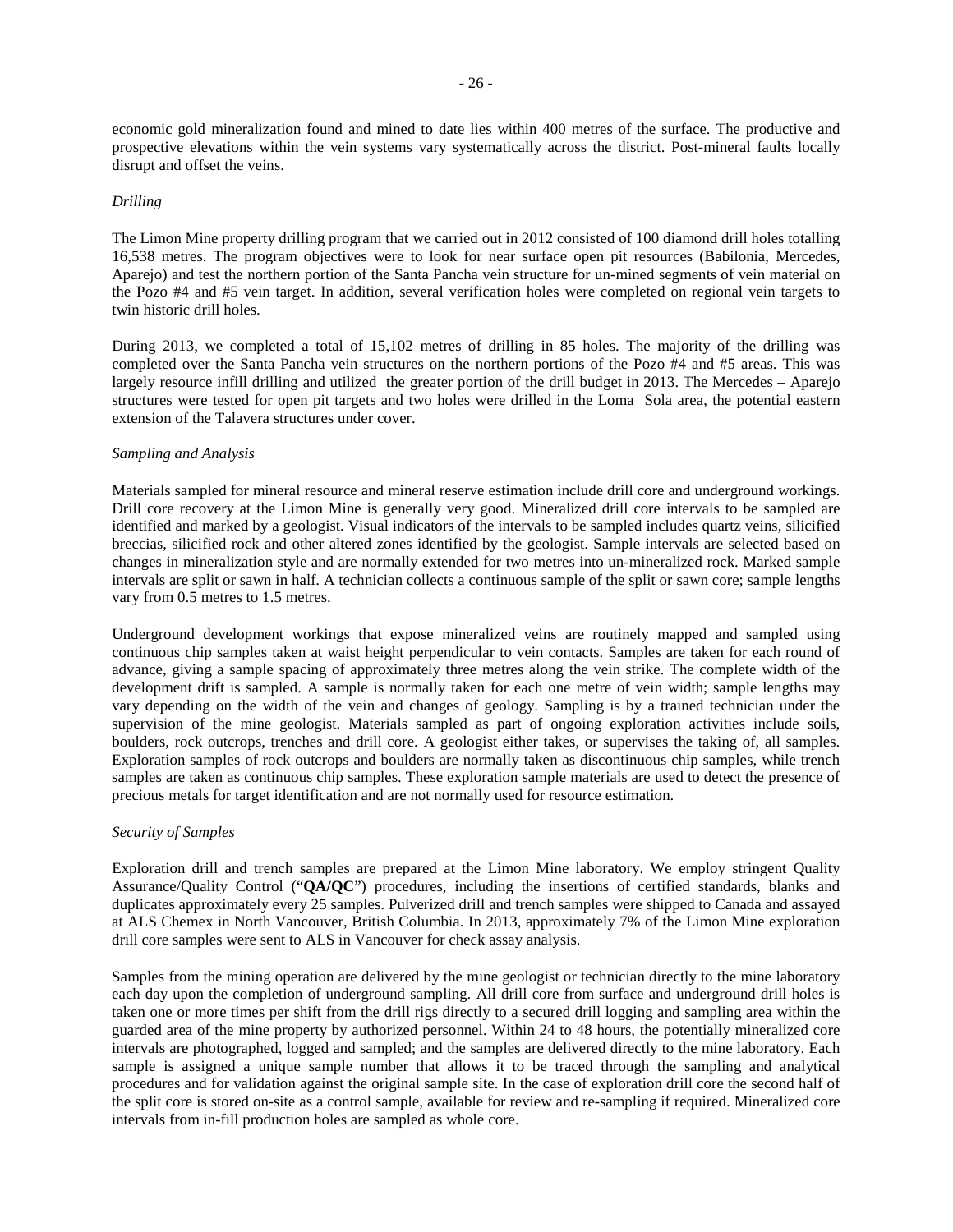economic gold mineralization found and mined to date lies within 400 metres of the surface. The productive and prospective elevations within the vein systems vary systematically across the district. Post-mineral faults locally disrupt and offset the veins.

*Drilling*

The Limon Mine property drilling program that we carried out in 2012 consisted of 100 diamond drill holes totalling 16,538 metres. The program objectives were to look for near surface open pit resources (Babilonia, Mercedes, Aparejo) and test the northern portion of the Santa Pancha vein structure for un-mined segments of vein material on the Pozo #4 and #5 vein target. In addition, several verification holes were completed on regional vein targets to twin historic drill holes.

During 2013, we completed a total of 15,102 metres of drilling in 85 holes. The majority of the drilling was completed over the Santa Pancha vein structures on the northern portions of the Pozo #4 and #5 areas. This was largely resource infill drilling and utilized the greater portion of the drill budget in 2013. The Mercedes – Aparejo structures were tested for open pit targets and two holes were drilled in the Loma Sola area, the potential eastern extension of the Talavera structures under cover.

*Sampling and Analysis*

Materials sampled for mineral resource and mineral reserve estimation include drill core and underground workings. Drill core recovery at the Limon Mine is generally very good. Mineralized drill core intervals to be sampled are identified and marked by a geologist. Visual indicators of the intervals to be sampled includes quartz veins, silicified breccias, silicified rock and other altered zones identified by the geologist. Sample intervals are selected based on changes in mineralization style and are normally extended for two metres into un-mineralized rock. Marked sample intervals are split or sawn in half. A technician collects a continuous sample of the split or sawn core; sample lengths vary from 0.5 metres to 1.5 metres.

Underground development workings that expose mineralized veins are routinely mapped and sampled using continuous chip samples taken at waist height perpendicular to vein contacts. Samples are taken for each round of advance, giving a sample spacing of approximately three metres along the vein strike. The complete width of the development drift is sampled. A sample is normally taken for each one metre of vein width; sample lengths may vary depending on the width of the vein and changes of geology. Sampling is by a trained technician under the supervision of the mine geologist. Materials sampled as part of ongoing exploration activities include soils, boulders, rock outcrops, trenches and drill core. A geologist either takes, or supervises the taking of, all samples. Exploration samples of rock outcrops and boulders are normally taken as discontinuous chip samples, while trench samples are taken as continuous chip samples. These exploration sample materials are used to detect the presence of precious metals for target identification and are not normally used for resource estimation.

*Security of Samples*

Exploration drill and trench samples are prepared at the Limon Mine laboratory. We employ stringent Quality Assurance/Quality Control ("**QA/QC**") procedures, including the insertions of certified standards, blanks and duplicates approximately every 25 samples. Pulverized drill and trench samples were shipped to Canada and assayed at ALS Chemex in North Vancouver, British Columbia. In 2013, approximately 7% of the Limon Mine exploration drill core samples were sent to ALS in Vancouver for check assay analysis.

Samples from the mining operation are delivered by the mine geologist or technician directly to the mine laboratory each day upon the completion of underground sampling. All drill core from surface and underground drill holes is taken one or more times per shift from the drill rigs directly to a secured drill logging and sampling area within the guarded area of the mine property by authorized personnel. Within 24 to 48 hours, the potentially mineralized core intervals are photographed, logged and sampled; and the samples are delivered directly to the mine laboratory. Each sample is assigned a unique sample number that allows it to be traced through the sampling and analytical procedures and for validation against the original sample site. In the case of exploration drill core the second half of the split core is stored on-site as a control sample, available for review and re-sampling if required. Mineralized core intervals from in-fill production holes are sampled as whole core.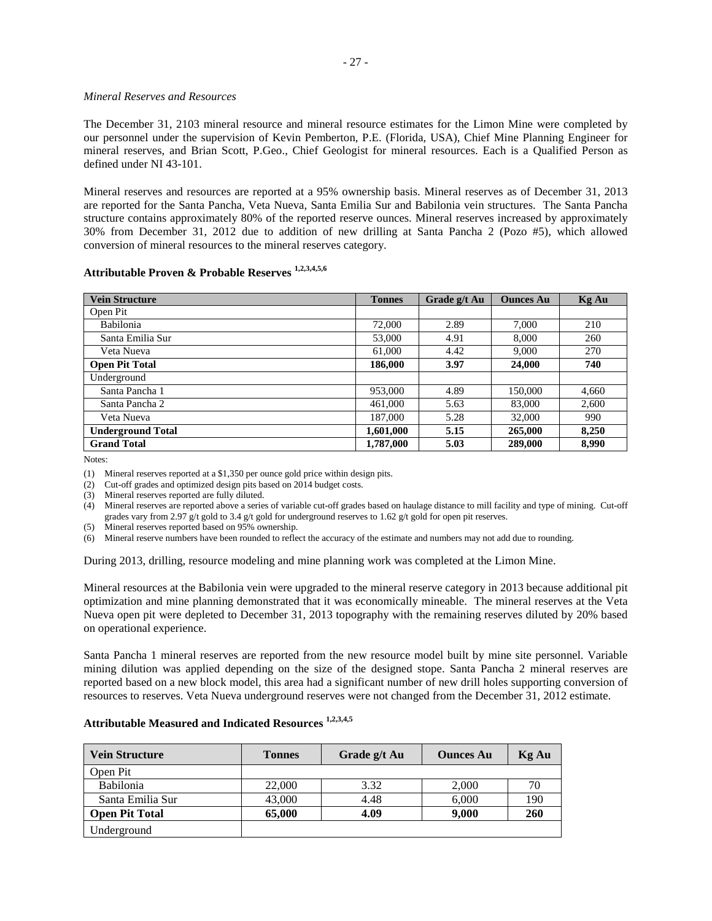*Mineral Reserves and Resources*

The December 31, 2103 mineral resource and mineral resource estimates for the Limon Mine were completed by our personnel under the supervision of Kevin Pemberton, P.E. (Florida, USA), Chief Mine Planning Engineer for mineral reserves, and Brian Scott, P.Geo., Chief Geologist for mineral resources. Each is a Qualified Person as defined under NI 43-101.

Mineral reserves and resources are reported at a 95% ownership basis. Mineral reserves as of December 31, 2013 are reported for the Santa Pancha, Veta Nueva, Santa Emilia Sur and Babilonia vein structures. The Santa Pancha structure contains approximately 80% of the reported reserve ounces. Mineral reserves increased by approximately 30% from December 31, 2012 due to addition of new drilling at Santa Pancha 2 (Pozo #5), which allowed conversion of mineral resources to the mineral reserves category.

**Attributable Proven & Probable Reserves [1,2,3,4,5,6]**

| Vein Structure | Tonnes | Grade g/t Au | Ounces Au | Kg Au |
|---|---|---|---|---|
| Open Pit | | | | |
| Babilonia | 72,000 | 2.89 | 7,000 | 210 |
| Santa Emilia Sur | 53,000 | 4.91 | 8,000 | 260 |
| Veta Nueva | 61,000 | 4.42 | 9,000 | 270 |
| **Open Pit Total** | **186,000** | **3.97** | **24,000** | **740** |
| Underground | | | | |
| Santa Pancha 1 | 953,000 | 4.89 | 150,000 | 4,660 |
| Santa Pancha 2 | 461,000 | 5.63 | 83,000 | 2,600 |
| Veta Nueva | 187,000 | 5.28 | 32,000 | 990 |
| **Underground Total** | **1,601,000** | **5.15** | **265,000** | **8,250** |
| **Grand Total** | **1,787,000** | **5.03** | **289,000** | **8,990** |

Notes:

(1) Mineral reserves reported at a $1,350 per ounce gold price within design pits.
(2) Cut-off grades and optimized design pits based on 2014 budget costs.
(3) Mineral reserves reported are fully diluted.
(4) Mineral reserves are reported above a series of variable cut-off grades based on haulage distance to mill facility and type of mining. Cut-off grades vary from 2.97 g/t gold to 3.4 g/t gold for underground reserves to 1.62 g/t gold for open pit reserves.
(5) Mineral reserves reported based on 95% ownership.
(6) Mineral reserve numbers have been rounded to reflect the accuracy of the estimate and numbers may not add due to rounding.

During 2013, drilling, resource modeling and mine planning work was completed at the Limon Mine.

Mineral resources at the Babilonia vein were upgraded to the mineral reserve category in 2013 because additional pit optimization and mine planning demonstrated that it was economically mineable. The mineral reserves at the Veta Nueva open pit were depleted to December 31, 2013 topography with the remaining reserves diluted by 20% based on operational experience.

Santa Pancha 1 mineral reserves are reported from the new resource model built by mine site personnel. Variable mining dilution was applied depending on the size of the designed stope. Santa Pancha 2 mineral reserves are reported based on a new block model, this area had a significant number of new drill holes supporting conversion of resources to reserves. Veta Nueva underground reserves were not changed from the December 31, 2012 estimate.

**Attributable Measured and Indicated Resources [1,2,3,4,5]**

| Vein Structure | Tonnes | Grade g/t Au | Ounces Au | Kg Au |
|---|---|---|---|---|
| Open Pit | | | | |
| Babilonia | 22,000 | 3.32 | 2,000 | 70 |
| Santa Emilia Sur | 43,000 | 4.48 | 6,000 | 190 |
| **Open Pit Total** | **65,000** | **4.09** | **9,000** | **260** |
| Underground | | | | |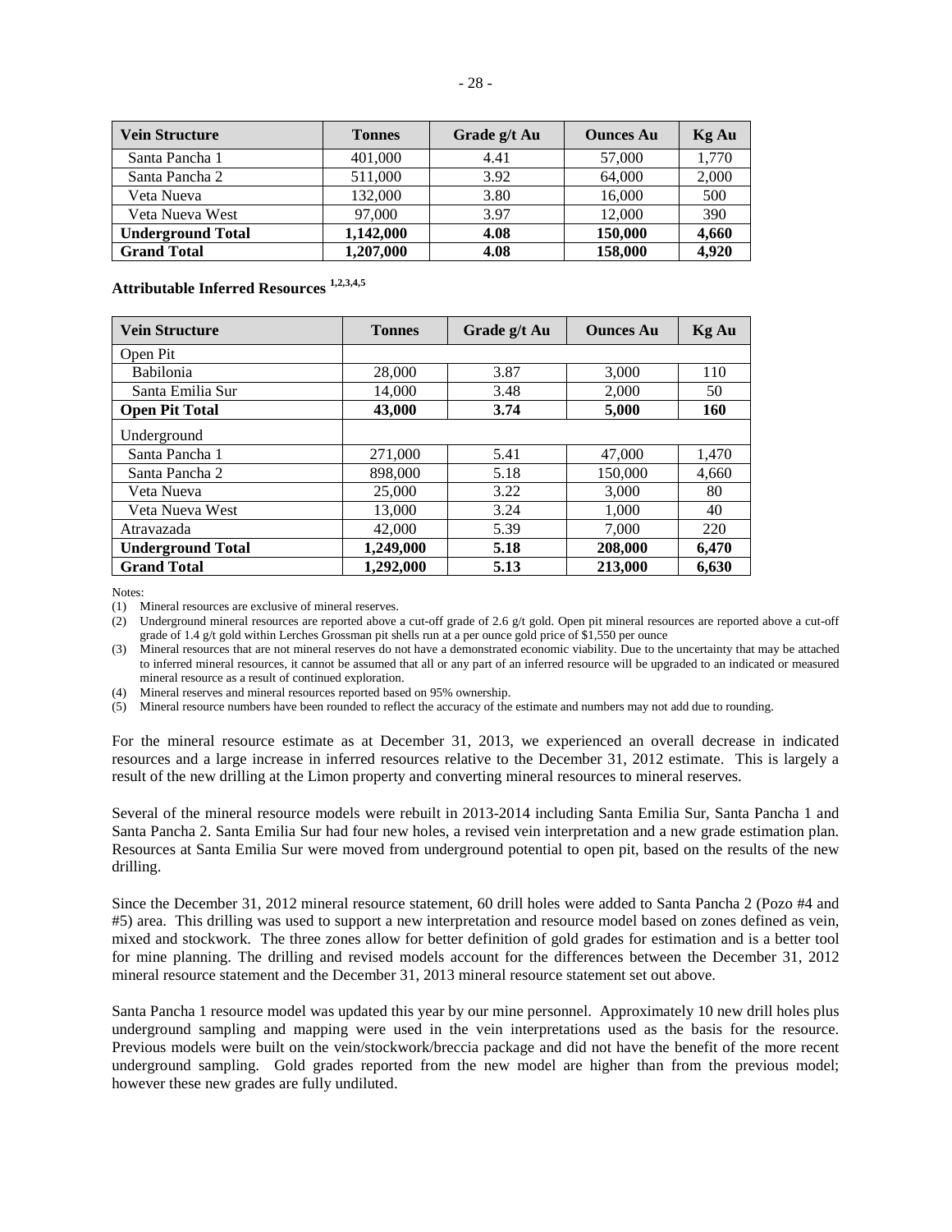| Vein Structure | Tonnes | Grade g/t Au | Ounces Au | Kg Au |
|---|---|---|---|---|
| Santa Pancha 1 | 401,000 | 4.41 | 57,000 | 1,770 |
| Santa Pancha 2 | 511,000 | 3.92 | 64,000 | 2,000 |
| Veta Nueva | 132,000 | 3.80 | 16,000 | 500 |
| Veta Nueva West | 97,000 | 3.97 | 12,000 | 390 |
| **Underground Total** | **1,142,000** | **4.08** | **150,000** | **4,660** |
| **Grand Total** | **1,207,000** | **4.08** | **158,000** | **4,920** |

**Attributable Inferred Resources [1,2,3,4,5]**

| Vein Structure | Tonnes | Grade g/t Au | Ounces Au | Kg Au |
|---|---|---|---|---|
| Open Pit | | | | |
| Babilonia | 28,000 | 3.87 | 3,000 | 110 |
| Santa Emilia Sur | 14,000 | 3.48 | 2,000 | 50 |
| **Open Pit Total** | **43,000** | **3.74** | **5,000** | **160** |
| Underground | | | | |
| Santa Pancha 1 | 271,000 | 5.41 | 47,000 | 1,470 |
| Santa Pancha 2 | 898,000 | 5.18 | 150,000 | 4,660 |
| Veta Nueva | 25,000 | 3.22 | 3,000 | 80 |
| Veta Nueva West | 13,000 | 3.24 | 1,000 | 40 |
| Atravazada | 42,000 | 5.39 | 7,000 | 220 |
| **Underground Total** | **1,249,000** | **5.18** | **208,000** | **6,470** |
| **Grand Total** | **1,292,000** | **5.13** | **213,000** | **6,630** |

Notes:

(1) Mineral resources are exclusive of mineral reserves.

(2) Underground mineral resources are reported above a cut-off grade of 2.6 g/t gold. Open pit mineral resources are reported above a cut-off grade of 1.4 g/t gold within Lerches Grossman pit shells run at a per ounce gold price of $1,550 per ounce

(3) Mineral resources that are not mineral reserves do not have a demonstrated economic viability. Due to the uncertainty that may be attached to inferred mineral resources, it cannot be assumed that all or any part of an inferred resource will be upgraded to an indicated or measured mineral resource as a result of continued exploration.

(4) Mineral reserves and mineral resources reported based on 95% ownership.

(5) Mineral resource numbers have been rounded to reflect the accuracy of the estimate and numbers may not add due to rounding.

For the mineral resource estimate as at December 31, 2013, we experienced an overall decrease in indicated resources and a large increase in inferred resources relative to the December 31, 2012 estimate. This is largely a result of the new drilling at the Limon property and converting mineral resources to mineral reserves.

Several of the mineral resource models were rebuilt in 2013-2014 including Santa Emilia Sur, Santa Pancha 1 and Santa Pancha 2. Santa Emilia Sur had four new holes, a revised vein interpretation and a new grade estimation plan. Resources at Santa Emilia Sur were moved from underground potential to open pit, based on the results of the new drilling.

Since the December 31, 2012 mineral resource statement, 60 drill holes were added to Santa Pancha 2 (Pozo #4 and #5) area. This drilling was used to support a new interpretation and resource model based on zones defined as vein, mixed and stockwork. The three zones allow for better definition of gold grades for estimation and is a better tool for mine planning. The drilling and revised models account for the differences between the December 31, 2012 mineral resource statement and the December 31, 2013 mineral resource statement set out above.

Santa Pancha 1 resource model was updated this year by our mine personnel. Approximately 10 new drill holes plus underground sampling and mapping were used in the vein interpretations used as the basis for the resource. Previous models were built on the vein/stockwork/breccia package and did not have the benefit of the more recent underground sampling. Gold grades reported from the new model are higher than from the previous model; however these new grades are fully undiluted.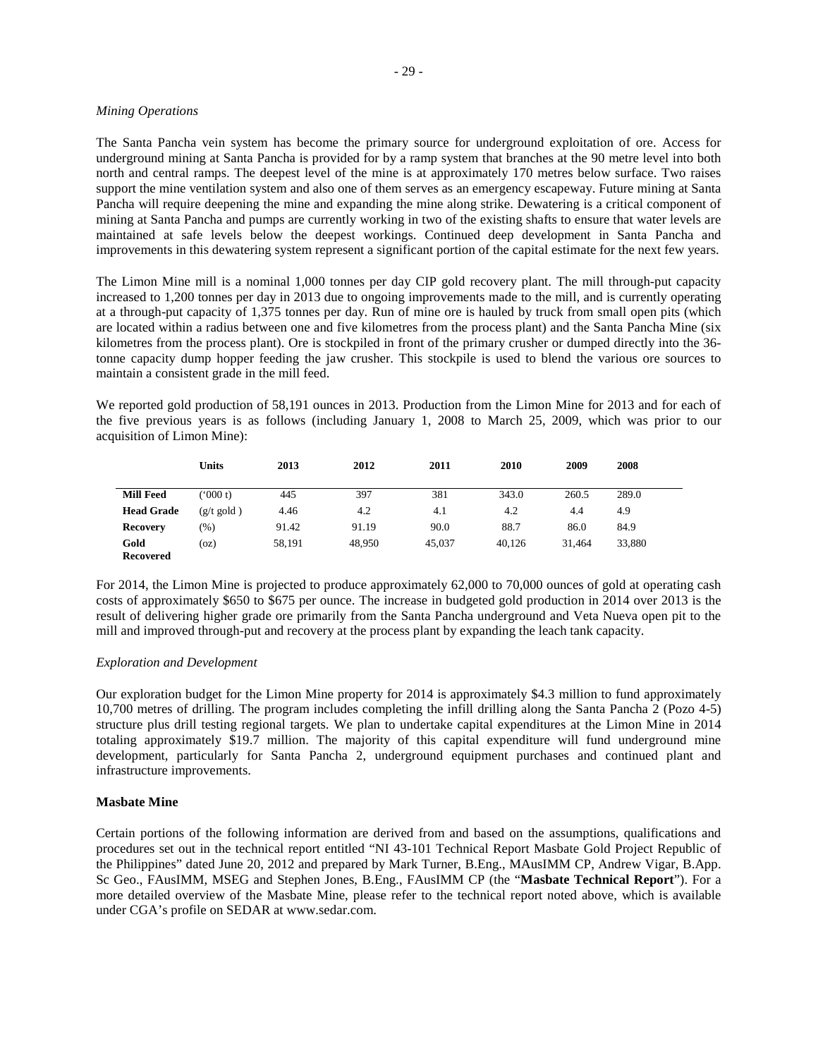*Mining Operations*

The Santa Pancha vein system has become the primary source for underground exploitation of ore. Access for underground mining at Santa Pancha is provided for by a ramp system that branches at the 90 metre level into both north and central ramps. The deepest level of the mine is at approximately 170 metres below surface. Two raises support the mine ventilation system and also one of them serves as an emergency escapeway. Future mining at Santa Pancha will require deepening the mine and expanding the mine along strike. Dewatering is a critical component of mining at Santa Pancha and pumps are currently working in two of the existing shafts to ensure that water levels are maintained at safe levels below the deepest workings. Continued deep development in Santa Pancha and improvements in this dewatering system represent a significant portion of the capital estimate for the next few years.

The Limon Mine mill is a nominal 1,000 tonnes per day CIP gold recovery plant. The mill through-put capacity increased to 1,200 tonnes per day in 2013 due to ongoing improvements made to the mill, and is currently operating at a through-put capacity of 1,375 tonnes per day. Run of mine ore is hauled by truck from small open pits (which are located within a radius between one and five kilometres from the process plant) and the Santa Pancha Mine (six kilometres from the process plant). Ore is stockpiled in front of the primary crusher or dumped directly into the 36-tonne capacity dump hopper feeding the jaw crusher. This stockpile is used to blend the various ore sources to maintain a consistent grade in the mill feed.

We reported gold production of 58,191 ounces in 2013. Production from the Limon Mine for 2013 and for each of the five previous years is as follows (including January 1, 2008 to March 25, 2009, which was prior to our acquisition of Limon Mine):

| | Units | 2013 | 2012 | 2011 | 2010 | 2009 | 2008 |
|---|---|---|---|---|---|---|---|
| **Mill Feed** | ('000 t) | 445 | 397 | 381 | 343.0 | 260.5 | 289.0 |
| **Head Grade** | (g/t gold ) | 4.46 | 4.2 | 4.1 | 4.2 | 4.4 | 4.9 |
| **Recovery** | (%) | 91.42 | 91.19 | 90.0 | 88.7 | 86.0 | 84.9 |
| **Gold Recovered** | (oz) | 58,191 | 48,950 | 45,037 | 40,126 | 31,464 | 33,880 |

For 2014, the Limon Mine is projected to produce approximately 62,000 to 70,000 ounces of gold at operating cash costs of approximately $650 to $675 per ounce. The increase in budgeted gold production in 2014 over 2013 is the result of delivering higher grade ore primarily from the Santa Pancha underground and Veta Nueva open pit to the mill and improved through-put and recovery at the process plant by expanding the leach tank capacity.

*Exploration and Development*

Our exploration budget for the Limon Mine property for 2014 is approximately $4.3 million to fund approximately 10,700 metres of drilling. The program includes completing the infill drilling along the Santa Pancha 2 (Pozo 4-5) structure plus drill testing regional targets. We plan to undertake capital expenditures at the Limon Mine in 2014 totaling approximately $19.7 million. The majority of this capital expenditure will fund underground mine development, particularly for Santa Pancha 2, underground equipment purchases and continued plant and infrastructure improvements.

**Masbate Mine**

Certain portions of the following information are derived from and based on the assumptions, qualifications and procedures set out in the technical report entitled "NI 43-101 Technical Report Masbate Gold Project Republic of the Philippines" dated June 20, 2012 and prepared by Mark Turner, B.Eng., MAusIMM CP, Andrew Vigar, B.App. Sc Geo., FAusIMM, MSEG and Stephen Jones, B.Eng., FAusIMM CP (the "**Masbate Technical Report**"). For a more detailed overview of the Masbate Mine, please refer to the technical report noted above, which is available under CGA's profile on SEDAR at www.sedar.com.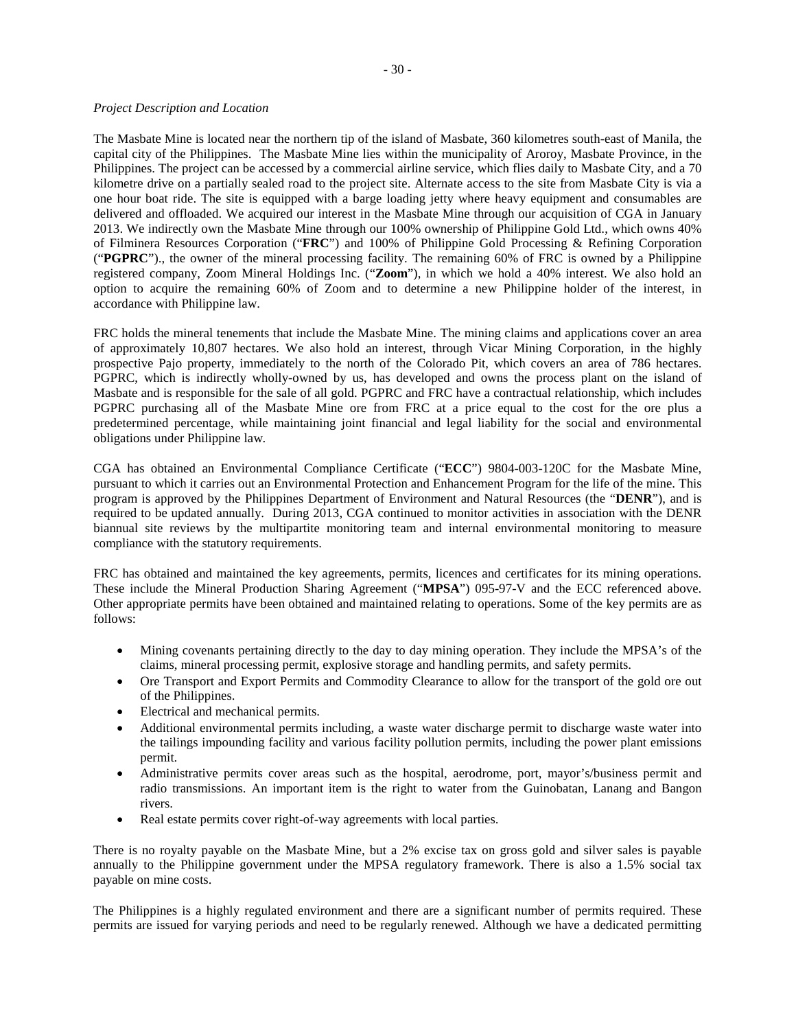*Project Description and Location*

The Masbate Mine is located near the northern tip of the island of Masbate, 360 kilometres south-east of Manila, the capital city of the Philippines. The Masbate Mine lies within the municipality of Aroroy, Masbate Province, in the Philippines. The project can be accessed by a commercial airline service, which flies daily to Masbate City, and a 70 kilometre drive on a partially sealed road to the project site. Alternate access to the site from Masbate City is via a one hour boat ride. The site is equipped with a barge loading jetty where heavy equipment and consumables are delivered and offloaded. We acquired our interest in the Masbate Mine through our acquisition of CGA in January 2013. We indirectly own the Masbate Mine through our 100% ownership of Philippine Gold Ltd., which owns 40% of Filminera Resources Corporation ("**FRC**") and 100% of Philippine Gold Processing & Refining Corporation ("**PGPRC**")., the owner of the mineral processing facility. The remaining 60% of FRC is owned by a Philippine registered company, Zoom Mineral Holdings Inc. ("**Zoom**"), in which we hold a 40% interest. We also hold an option to acquire the remaining 60% of Zoom and to determine a new Philippine holder of the interest, in accordance with Philippine law.

FRC holds the mineral tenements that include the Masbate Mine. The mining claims and applications cover an area of approximately 10,807 hectares. We also hold an interest, through Vicar Mining Corporation, in the highly prospective Pajo property, immediately to the north of the Colorado Pit, which covers an area of 786 hectares. PGPRC, which is indirectly wholly-owned by us, has developed and owns the process plant on the island of Masbate and is responsible for the sale of all gold. PGPRC and FRC have a contractual relationship, which includes PGPRC purchasing all of the Masbate Mine ore from FRC at a price equal to the cost for the ore plus a predetermined percentage, while maintaining joint financial and legal liability for the social and environmental obligations under Philippine law.

CGA has obtained an Environmental Compliance Certificate ("**ECC**") 9804-003-120C for the Masbate Mine, pursuant to which it carries out an Environmental Protection and Enhancement Program for the life of the mine. This program is approved by the Philippines Department of Environment and Natural Resources (the "**DENR**"), and is required to be updated annually. During 2013, CGA continued to monitor activities in association with the DENR biannual site reviews by the multipartite monitoring team and internal environmental monitoring to measure compliance with the statutory requirements.

FRC has obtained and maintained the key agreements, permits, licences and certificates for its mining operations. These include the Mineral Production Sharing Agreement ("**MPSA**") 095-97-V and the ECC referenced above. Other appropriate permits have been obtained and maintained relating to operations. Some of the key permits are as follows:

- Mining covenants pertaining directly to the day to day mining operation. They include the MPSA's of the claims, mineral processing permit, explosive storage and handling permits, and safety permits.
- Ore Transport and Export Permits and Commodity Clearance to allow for the transport of the gold ore out of the Philippines.
- Electrical and mechanical permits.
- Additional environmental permits including, a waste water discharge permit to discharge waste water into the tailings impounding facility and various facility pollution permits, including the power plant emissions permit.
- Administrative permits cover areas such as the hospital, aerodrome, port, mayor's/business permit and radio transmissions. An important item is the right to water from the Guinobatan, Lanang and Bangon rivers.
- Real estate permits cover right-of-way agreements with local parties.

There is no royalty payable on the Masbate Mine, but a 2% excise tax on gross gold and silver sales is payable annually to the Philippine government under the MPSA regulatory framework. There is also a 1.5% social tax payable on mine costs.

The Philippines is a highly regulated environment and there are a significant number of permits required. These permits are issued for varying periods and need to be regularly renewed. Although we have a dedicated permitting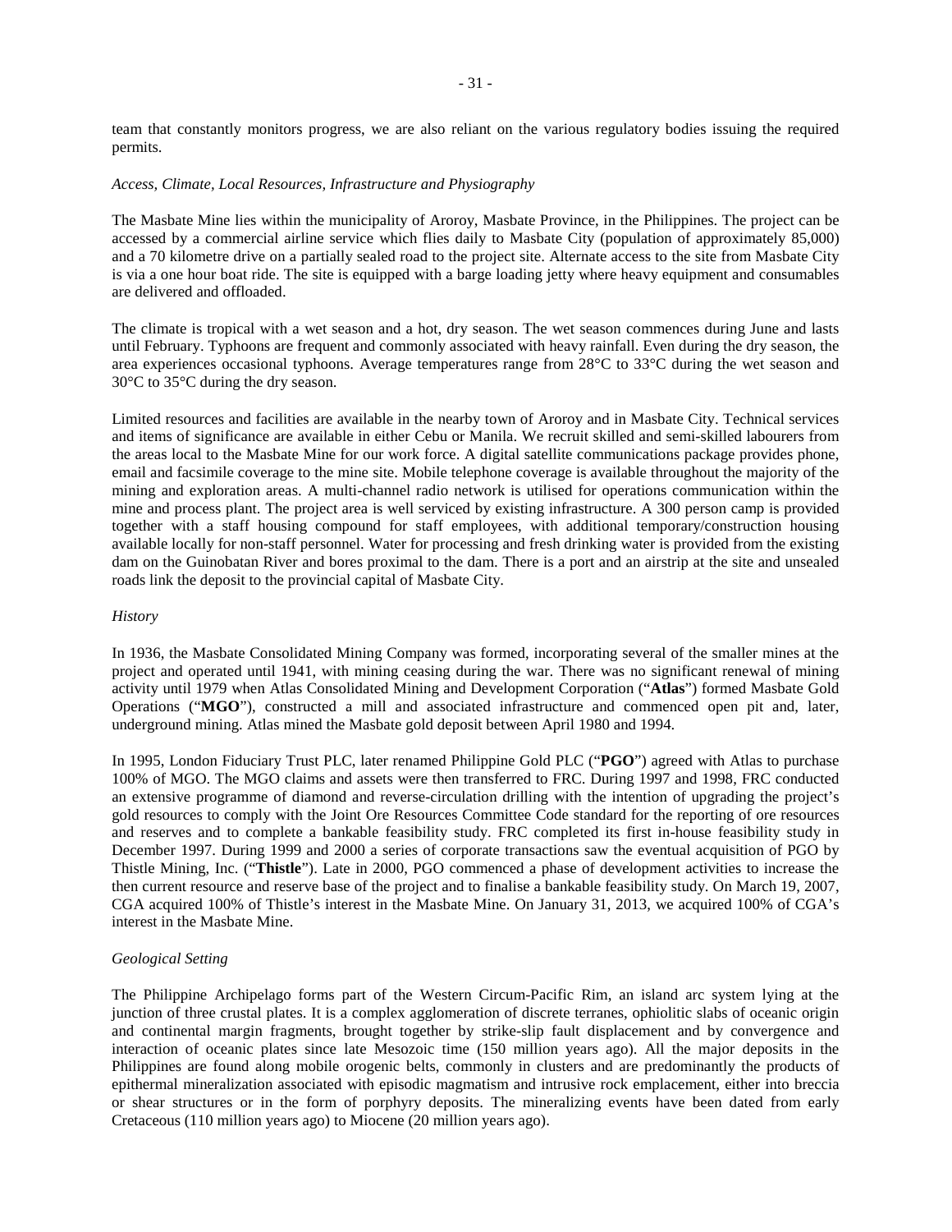team that constantly monitors progress, we are also reliant on the various regulatory bodies issuing the required permits.

*Access, Climate, Local Resources, Infrastructure and Physiography*

The Masbate Mine lies within the municipality of Aroroy, Masbate Province, in the Philippines. The project can be accessed by a commercial airline service which flies daily to Masbate City (population of approximately 85,000) and a 70 kilometre drive on a partially sealed road to the project site. Alternate access to the site from Masbate City is via a one hour boat ride. The site is equipped with a barge loading jetty where heavy equipment and consumables are delivered and offloaded.

The climate is tropical with a wet season and a hot, dry season. The wet season commences during June and lasts until February. Typhoons are frequent and commonly associated with heavy rainfall. Even during the dry season, the area experiences occasional typhoons. Average temperatures range from 28°C to 33°C during the wet season and 30°C to 35°C during the dry season.

Limited resources and facilities are available in the nearby town of Aroroy and in Masbate City. Technical services and items of significance are available in either Cebu or Manila. We recruit skilled and semi-skilled labourers from the areas local to the Masbate Mine for our work force. A digital satellite communications package provides phone, email and facsimile coverage to the mine site. Mobile telephone coverage is available throughout the majority of the mining and exploration areas. A multi-channel radio network is utilised for operations communication within the mine and process plant. The project area is well serviced by existing infrastructure. A 300 person camp is provided together with a staff housing compound for staff employees, with additional temporary/construction housing available locally for non-staff personnel. Water for processing and fresh drinking water is provided from the existing dam on the Guinobatan River and bores proximal to the dam. There is a port and an airstrip at the site and unsealed roads link the deposit to the provincial capital of Masbate City.

*History*

In 1936, the Masbate Consolidated Mining Company was formed, incorporating several of the smaller mines at the project and operated until 1941, with mining ceasing during the war. There was no significant renewal of mining activity until 1979 when Atlas Consolidated Mining and Development Corporation ("**Atlas**") formed Masbate Gold Operations ("**MGO**"), constructed a mill and associated infrastructure and commenced open pit and, later, underground mining. Atlas mined the Masbate gold deposit between April 1980 and 1994.

In 1995, London Fiduciary Trust PLC, later renamed Philippine Gold PLC ("**PGO**") agreed with Atlas to purchase 100% of MGO. The MGO claims and assets were then transferred to FRC. During 1997 and 1998, FRC conducted an extensive programme of diamond and reverse-circulation drilling with the intention of upgrading the project's gold resources to comply with the Joint Ore Resources Committee Code standard for the reporting of ore resources and reserves and to complete a bankable feasibility study. FRC completed its first in-house feasibility study in December 1997. During 1999 and 2000 a series of corporate transactions saw the eventual acquisition of PGO by Thistle Mining, Inc. ("**Thistle**"). Late in 2000, PGO commenced a phase of development activities to increase the then current resource and reserve base of the project and to finalise a bankable feasibility study. On March 19, 2007, CGA acquired 100% of Thistle's interest in the Masbate Mine. On January 31, 2013, we acquired 100% of CGA's interest in the Masbate Mine.

*Geological Setting*

The Philippine Archipelago forms part of the Western Circum-Pacific Rim, an island arc system lying at the junction of three crustal plates. It is a complex agglomeration of discrete terranes, ophiolitic slabs of oceanic origin and continental margin fragments, brought together by strike-slip fault displacement and by convergence and interaction of oceanic plates since late Mesozoic time (150 million years ago). All the major deposits in the Philippines are found along mobile orogenic belts, commonly in clusters and are predominantly the products of epithermal mineralization associated with episodic magmatism and intrusive rock emplacement, either into breccia or shear structures or in the form of porphyry deposits. The mineralizing events have been dated from early Cretaceous (110 million years ago) to Miocene (20 million years ago).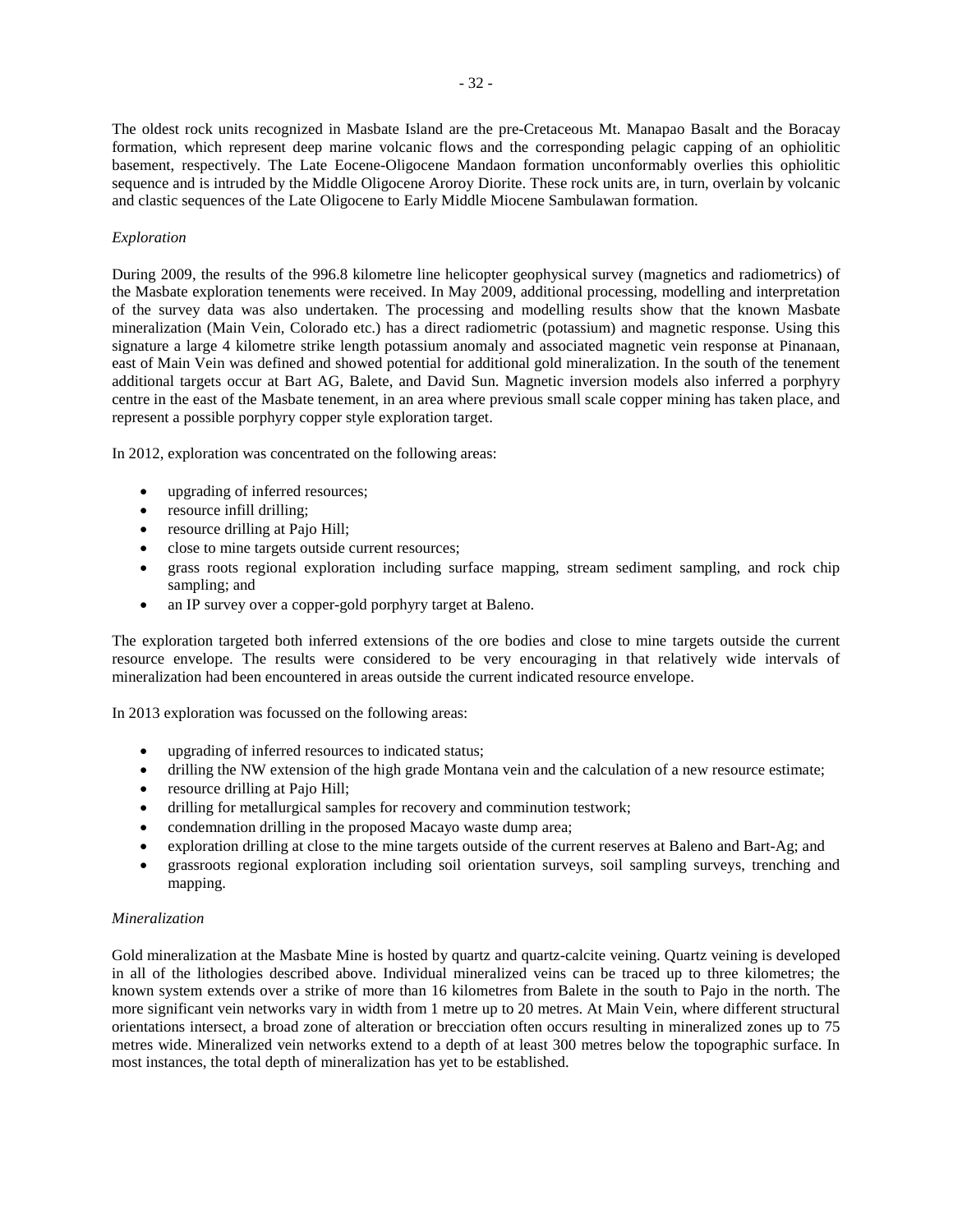The oldest rock units recognized in Masbate Island are the pre-Cretaceous Mt. Manapao Basalt and the Boracay formation, which represent deep marine volcanic flows and the corresponding pelagic capping of an ophiolitic basement, respectively. The Late Eocene-Oligocene Mandaon formation unconformably overlies this ophiolitic sequence and is intruded by the Middle Oligocene Aroroy Diorite. These rock units are, in turn, overlain by volcanic and clastic sequences of the Late Oligocene to Early Middle Miocene Sambulawan formation.

*Exploration*

During 2009, the results of the 996.8 kilometre line helicopter geophysical survey (magnetics and radiometrics) of the Masbate exploration tenements were received. In May 2009, additional processing, modelling and interpretation of the survey data was also undertaken. The processing and modelling results show that the known Masbate mineralization (Main Vein, Colorado etc.) has a direct radiometric (potassium) and magnetic response. Using this signature a large 4 kilometre strike length potassium anomaly and associated magnetic vein response at Pinanaan, east of Main Vein was defined and showed potential for additional gold mineralization. In the south of the tenement additional targets occur at Bart AG, Balete, and David Sun. Magnetic inversion models also inferred a porphyry centre in the east of the Masbate tenement, in an area where previous small scale copper mining has taken place, and represent a possible porphyry copper style exploration target.

In 2012, exploration was concentrated on the following areas:

- upgrading of inferred resources;
- resource infill drilling;
- resource drilling at Pajo Hill;
- close to mine targets outside current resources;
- grass roots regional exploration including surface mapping, stream sediment sampling, and rock chip sampling; and
- an IP survey over a copper-gold porphyry target at Baleno.

The exploration targeted both inferred extensions of the ore bodies and close to mine targets outside the current resource envelope. The results were considered to be very encouraging in that relatively wide intervals of mineralization had been encountered in areas outside the current indicated resource envelope.

In 2013 exploration was focussed on the following areas:

- upgrading of inferred resources to indicated status;
- drilling the NW extension of the high grade Montana vein and the calculation of a new resource estimate;
- resource drilling at Pajo Hill;
- drilling for metallurgical samples for recovery and comminution testwork;
- condemnation drilling in the proposed Macayo waste dump area;
- exploration drilling at close to the mine targets outside of the current reserves at Baleno and Bart-Ag; and
- grassroots regional exploration including soil orientation surveys, soil sampling surveys, trenching and mapping.

*Mineralization*

Gold mineralization at the Masbate Mine is hosted by quartz and quartz-calcite veining. Quartz veining is developed in all of the lithologies described above. Individual mineralized veins can be traced up to three kilometres; the known system extends over a strike of more than 16 kilometres from Balete in the south to Pajo in the north. The more significant vein networks vary in width from 1 metre up to 20 metres. At Main Vein, where different structural orientations intersect, a broad zone of alteration or brecciation often occurs resulting in mineralized zones up to 75 metres wide. Mineralized vein networks extend to a depth of at least 300 metres below the topographic surface. In most instances, the total depth of mineralization has yet to be established.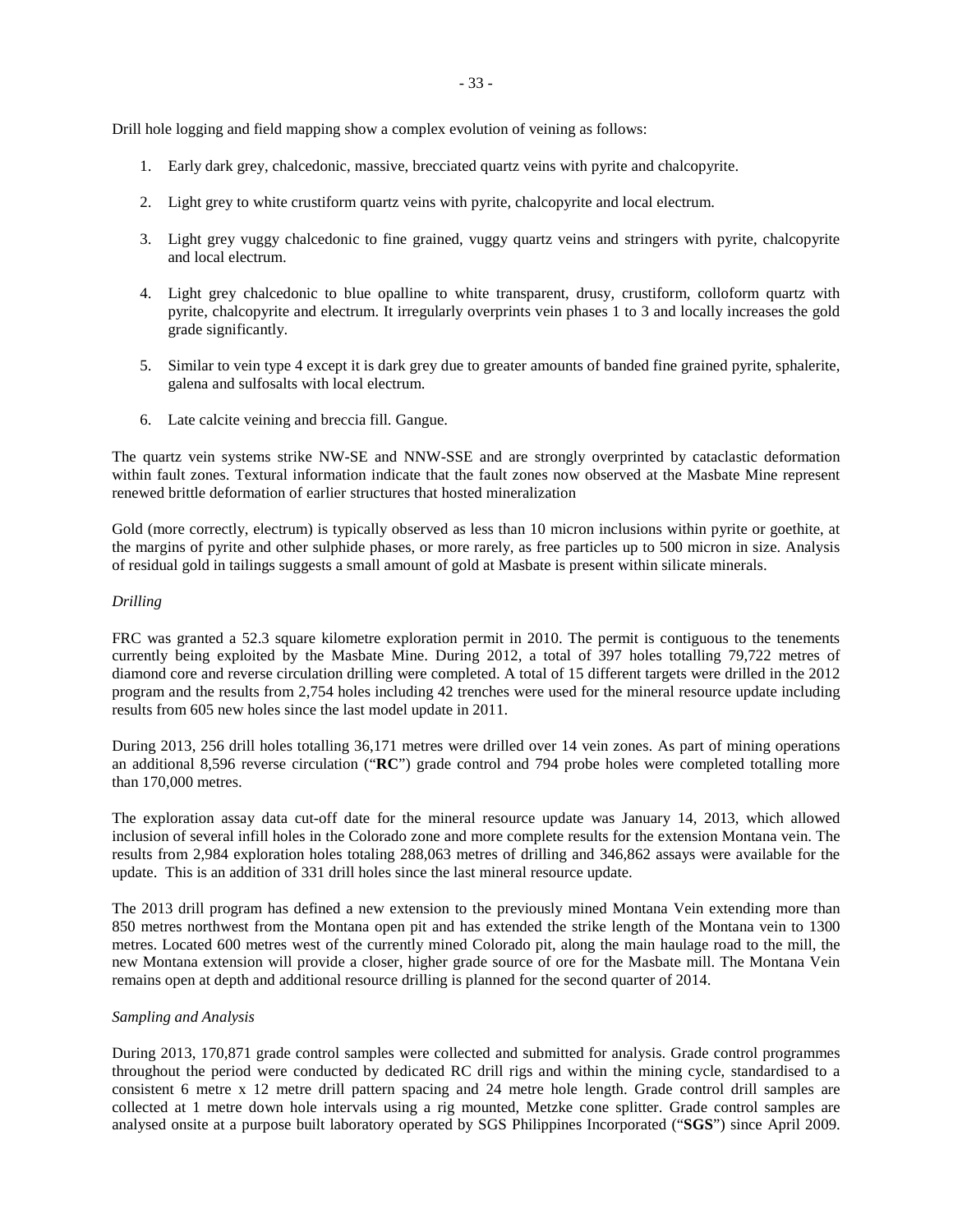Drill hole logging and field mapping show a complex evolution of veining as follows:

1. Early dark grey, chalcedonic, massive, brecciated quartz veins with pyrite and chalcopyrite.

2. Light grey to white crustiform quartz veins with pyrite, chalcopyrite and local electrum.

3. Light grey vuggy chalcedonic to fine grained, vuggy quartz veins and stringers with pyrite, chalcopyrite and local electrum.

4. Light grey chalcedonic to blue opalline to white transparent, drusy, crustiform, colloform quartz with pyrite, chalcopyrite and electrum. It irregularly overprints vein phases 1 to 3 and locally increases the gold grade significantly.

5. Similar to vein type 4 except it is dark grey due to greater amounts of banded fine grained pyrite, sphalerite, galena and sulfosalts with local electrum.

6. Late calcite veining and breccia fill. Gangue.

The quartz vein systems strike NW-SE and NNW-SSE and are strongly overprinted by cataclastic deformation within fault zones. Textural information indicate that the fault zones now observed at the Masbate Mine represent renewed brittle deformation of earlier structures that hosted mineralization

Gold (more correctly, electrum) is typically observed as less than 10 micron inclusions within pyrite or goethite, at the margins of pyrite and other sulphide phases, or more rarely, as free particles up to 500 micron in size. Analysis of residual gold in tailings suggests a small amount of gold at Masbate is present within silicate minerals.

*Drilling*

FRC was granted a 52.3 square kilometre exploration permit in 2010. The permit is contiguous to the tenements currently being exploited by the Masbate Mine. During 2012, a total of 397 holes totalling 79,722 metres of diamond core and reverse circulation drilling were completed. A total of 15 different targets were drilled in the 2012 program and the results from 2,754 holes including 42 trenches were used for the mineral resource update including results from 605 new holes since the last model update in 2011.

During 2013, 256 drill holes totalling 36,171 metres were drilled over 14 vein zones. As part of mining operations an additional 8,596 reverse circulation ("**RC**") grade control and 794 probe holes were completed totalling more than 170,000 metres.

The exploration assay data cut-off date for the mineral resource update was January 14, 2013, which allowed inclusion of several infill holes in the Colorado zone and more complete results for the extension Montana vein. The results from 2,984 exploration holes totaling 288,063 metres of drilling and 346,862 assays were available for the update. This is an addition of 331 drill holes since the last mineral resource update.

The 2013 drill program has defined a new extension to the previously mined Montana Vein extending more than 850 metres northwest from the Montana open pit and has extended the strike length of the Montana vein to 1300 metres. Located 600 metres west of the currently mined Colorado pit, along the main haulage road to the mill, the new Montana extension will provide a closer, higher grade source of ore for the Masbate mill. The Montana Vein remains open at depth and additional resource drilling is planned for the second quarter of 2014.

*Sampling and Analysis*

During 2013, 170,871 grade control samples were collected and submitted for analysis. Grade control programmes throughout the period were conducted by dedicated RC drill rigs and within the mining cycle, standardised to a consistent 6 metre x 12 metre drill pattern spacing and 24 metre hole length. Grade control drill samples are collected at 1 metre down hole intervals using a rig mounted, Metzke cone splitter. Grade control samples are analysed onsite at a purpose built laboratory operated by SGS Philippines Incorporated ("**SGS**") since April 2009.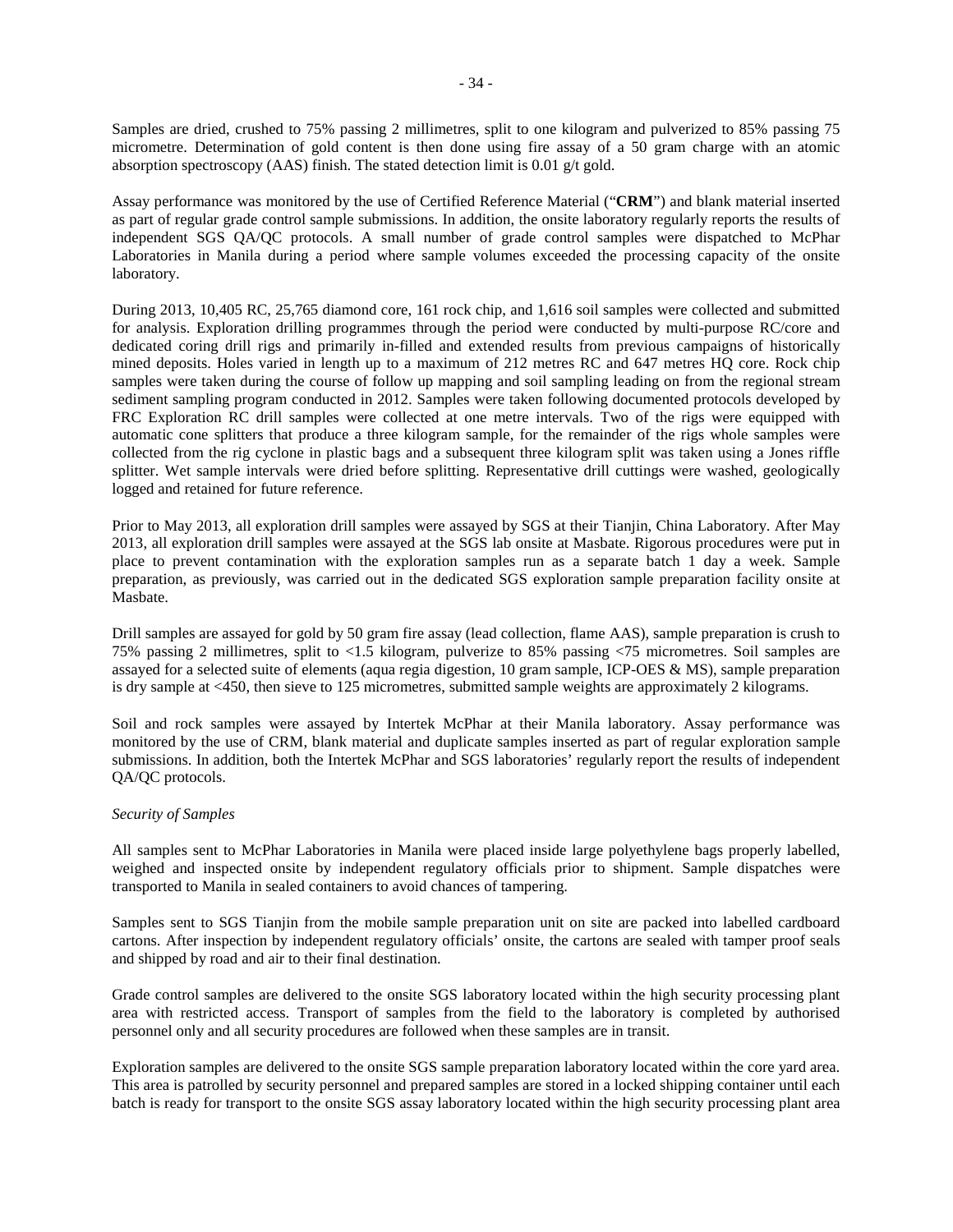Samples are dried, crushed to 75% passing 2 millimetres, split to one kilogram and pulverized to 85% passing 75 micrometre. Determination of gold content is then done using fire assay of a 50 gram charge with an atomic absorption spectroscopy (AAS) finish. The stated detection limit is 0.01 g/t gold.

Assay performance was monitored by the use of Certified Reference Material ("**CRM**") and blank material inserted as part of regular grade control sample submissions. In addition, the onsite laboratory regularly reports the results of independent SGS QA/QC protocols. A small number of grade control samples were dispatched to McPhar Laboratories in Manila during a period where sample volumes exceeded the processing capacity of the onsite laboratory.

During 2013, 10,405 RC, 25,765 diamond core, 161 rock chip, and 1,616 soil samples were collected and submitted for analysis. Exploration drilling programmes through the period were conducted by multi-purpose RC/core and dedicated coring drill rigs and primarily in-filled and extended results from previous campaigns of historically mined deposits. Holes varied in length up to a maximum of 212 metres RC and 647 metres HQ core. Rock chip samples were taken during the course of follow up mapping and soil sampling leading on from the regional stream sediment sampling program conducted in 2012. Samples were taken following documented protocols developed by FRC Exploration RC drill samples were collected at one metre intervals. Two of the rigs were equipped with automatic cone splitters that produce a three kilogram sample, for the remainder of the rigs whole samples were collected from the rig cyclone in plastic bags and a subsequent three kilogram split was taken using a Jones riffle splitter. Wet sample intervals were dried before splitting. Representative drill cuttings were washed, geologically logged and retained for future reference.

Prior to May 2013, all exploration drill samples were assayed by SGS at their Tianjin, China Laboratory. After May 2013, all exploration drill samples were assayed at the SGS lab onsite at Masbate. Rigorous procedures were put in place to prevent contamination with the exploration samples run as a separate batch 1 day a week. Sample preparation, as previously, was carried out in the dedicated SGS exploration sample preparation facility onsite at Masbate.

Drill samples are assayed for gold by 50 gram fire assay (lead collection, flame AAS), sample preparation is crush to 75% passing 2 millimetres, split to <1.5 kilogram, pulverize to 85% passing <75 micrometres. Soil samples are assayed for a selected suite of elements (aqua regia digestion, 10 gram sample, ICP-OES & MS), sample preparation is dry sample at <450, then sieve to 125 micrometres, submitted sample weights are approximately 2 kilograms.

Soil and rock samples were assayed by Intertek McPhar at their Manila laboratory. Assay performance was monitored by the use of CRM, blank material and duplicate samples inserted as part of regular exploration sample submissions. In addition, both the Intertek McPhar and SGS laboratories' regularly report the results of independent QA/QC protocols.

*Security of Samples*

All samples sent to McPhar Laboratories in Manila were placed inside large polyethylene bags properly labelled, weighed and inspected onsite by independent regulatory officials prior to shipment. Sample dispatches were transported to Manila in sealed containers to avoid chances of tampering.

Samples sent to SGS Tianjin from the mobile sample preparation unit on site are packed into labelled cardboard cartons. After inspection by independent regulatory officials' onsite, the cartons are sealed with tamper proof seals and shipped by road and air to their final destination.

Grade control samples are delivered to the onsite SGS laboratory located within the high security processing plant area with restricted access. Transport of samples from the field to the laboratory is completed by authorised personnel only and all security procedures are followed when these samples are in transit.

Exploration samples are delivered to the onsite SGS sample preparation laboratory located within the core yard area. This area is patrolled by security personnel and prepared samples are stored in a locked shipping container until each batch is ready for transport to the onsite SGS assay laboratory located within the high security processing plant area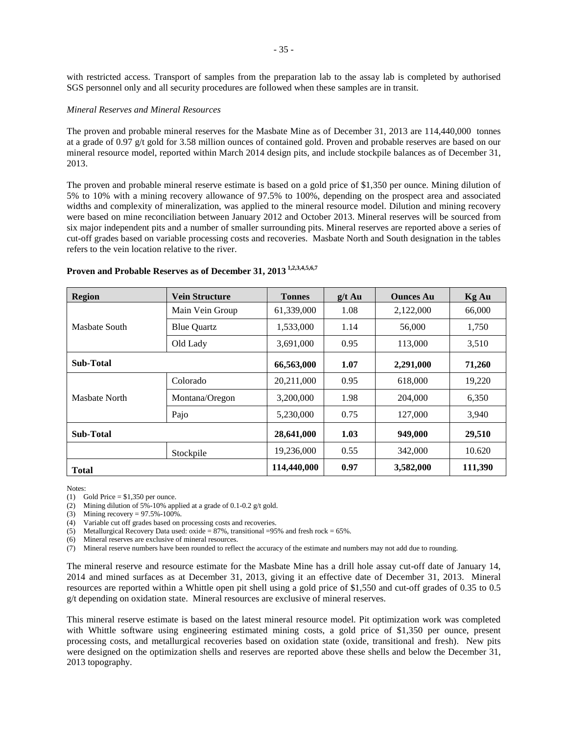with restricted access. Transport of samples from the preparation lab to the assay lab is completed by authorised SGS personnel only and all security procedures are followed when these samples are in transit.

*Mineral Reserves and Mineral Resources*

The proven and probable mineral reserves for the Masbate Mine as of December 31, 2013 are 114,440,000 tonnes at a grade of 0.97 g/t gold for 3.58 million ounces of contained gold. Proven and probable reserves are based on our mineral resource model, reported within March 2014 design pits, and include stockpile balances as of December 31, 2013.

The proven and probable mineral reserve estimate is based on a gold price of $1,350 per ounce. Mining dilution of 5% to 10% with a mining recovery allowance of 97.5% to 100%, depending on the prospect area and associated widths and complexity of mineralization, was applied to the mineral resource model. Dilution and mining recovery were based on mine reconciliation between January 2012 and October 2013. Mineral reserves will be sourced from six major independent pits and a number of smaller surrounding pits. Mineral reserves are reported above a series of cut-off grades based on variable processing costs and recoveries. Masbate North and South designation in the tables refers to the vein location relative to the river.

**Proven and Probable Reserves as of December 31, 2013 [1,2,3,4,5,6,7]**

| Region | Vein Structure | Tonnes | g/t Au | Ounces Au | Kg Au |
|---|---|---|---|---|---|
| Masbate South | Main Vein Group | 61,339,000 | 1.08 | 2,122,000 | 66,000 |
| | Blue Quartz | 1,533,000 | 1.14 | 56,000 | 1,750 |
| | Old Lady | 3,691,000 | 0.95 | 113,000 | 3,510 |
| **Sub-Total** | | **66,563,000** | **1.07** | **2,291,000** | **71,260** |
| Masbate North | Colorado | 20,211,000 | 0.95 | 618,000 | 19,220 |
| | Montana/Oregon | 3,200,000 | 1.98 | 204,000 | 6,350 |
| | Pajo | 5,230,000 | 0.75 | 127,000 | 3,940 |
| **Sub-Total** | | **28,641,000** | **1.03** | **949,000** | **29,510** |
| | Stockpile | 19,236,000 | 0.55 | 342,000 | 10.620 |
| **Total** | | **114,440,000** | **0.97** | **3,582,000** | **111,390** |

Notes:

(1) Gold Price = $1,350 per ounce.
(2) Mining dilution of 5%-10% applied at a grade of 0.1-0.2 g/t gold.
(3) Mining recovery = 97.5%-100%.
(4) Variable cut off grades based on processing costs and recoveries.
(5) Metallurgical Recovery Data used: oxide = 87%, transitional =95% and fresh rock = 65%.
(6) Mineral reserves are exclusive of mineral resources.
(7) Mineral reserve numbers have been rounded to reflect the accuracy of the estimate and numbers may not add due to rounding.

The mineral reserve and resource estimate for the Masbate Mine has a drill hole assay cut-off date of January 14, 2014 and mined surfaces as at December 31, 2013, giving it an effective date of December 31, 2013. Mineral resources are reported within a Whittle open pit shell using a gold price of $1,550 and cut-off grades of 0.35 to 0.5 g/t depending on oxidation state. Mineral resources are exclusive of mineral reserves.

This mineral reserve estimate is based on the latest mineral resource model. Pit optimization work was completed with Whittle software using engineering estimated mining costs, a gold price of $1,350 per ounce, present processing costs, and metallurgical recoveries based on oxidation state (oxide, transitional and fresh). New pits were designed on the optimization shells and reserves are reported above these shells and below the December 31, 2013 topography.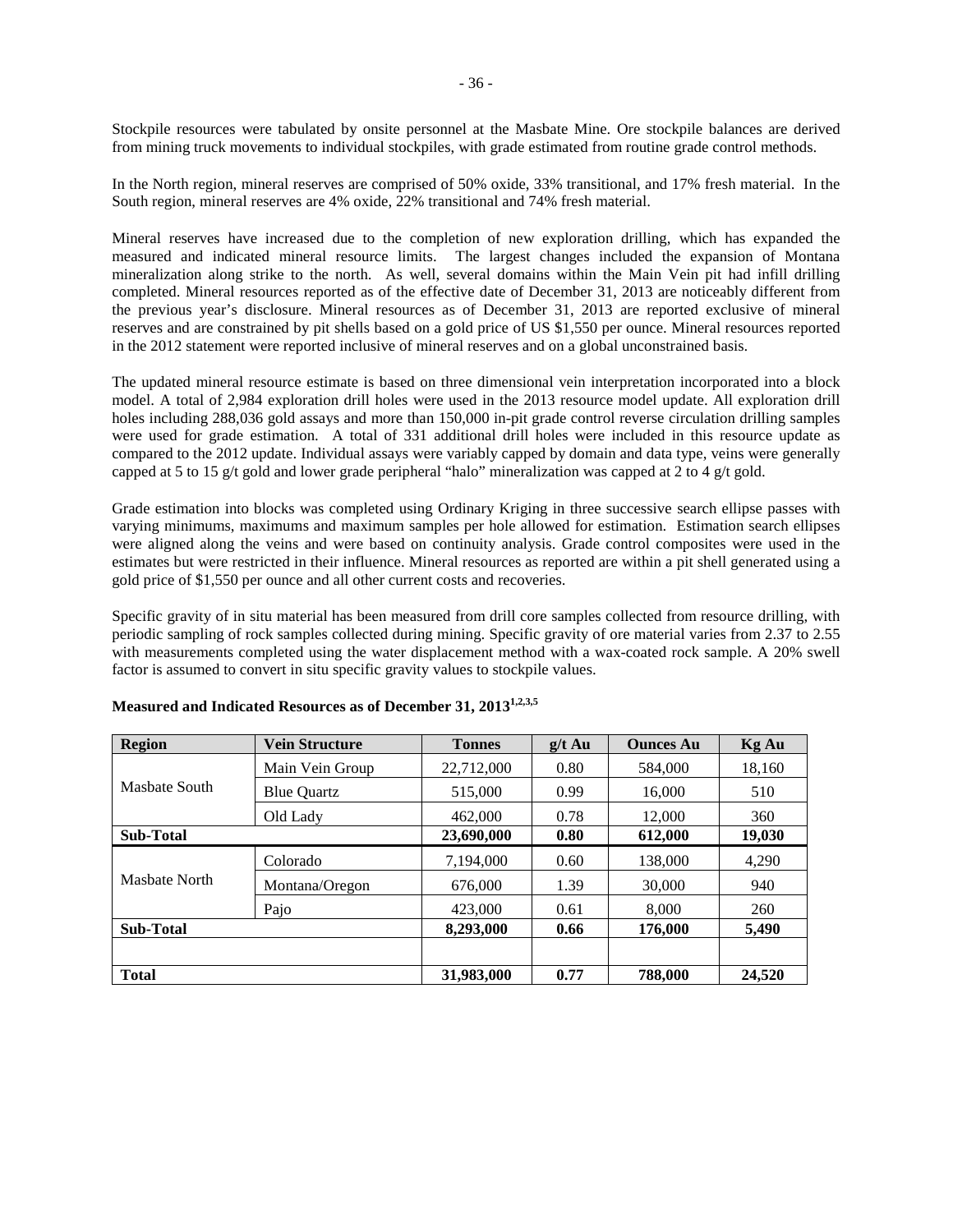Stockpile resources were tabulated by onsite personnel at the Masbate Mine. Ore stockpile balances are derived from mining truck movements to individual stockpiles, with grade estimated from routine grade control methods.

In the North region, mineral reserves are comprised of 50% oxide, 33% transitional, and 17% fresh material. In the South region, mineral reserves are 4% oxide, 22% transitional and 74% fresh material.

Mineral reserves have increased due to the completion of new exploration drilling, which has expanded the measured and indicated mineral resource limits. The largest changes included the expansion of Montana mineralization along strike to the north. As well, several domains within the Main Vein pit had infill drilling completed. Mineral resources reported as of the effective date of December 31, 2013 are noticeably different from the previous year's disclosure. Mineral resources as of December 31, 2013 are reported exclusive of mineral reserves and are constrained by pit shells based on a gold price of US $1,550 per ounce. Mineral resources reported in the 2012 statement were reported inclusive of mineral reserves and on a global unconstrained basis.

The updated mineral resource estimate is based on three dimensional vein interpretation incorporated into a block model. A total of 2,984 exploration drill holes were used in the 2013 resource model update. All exploration drill holes including 288,036 gold assays and more than 150,000 in-pit grade control reverse circulation drilling samples were used for grade estimation. A total of 331 additional drill holes were included in this resource update as compared to the 2012 update. Individual assays were variably capped by domain and data type, veins were generally capped at 5 to 15 g/t gold and lower grade peripheral "halo" mineralization was capped at 2 to 4 g/t gold.

Grade estimation into blocks was completed using Ordinary Kriging in three successive search ellipse passes with varying minimums, maximums and maximum samples per hole allowed for estimation. Estimation search ellipses were aligned along the veins and were based on continuity analysis. Grade control composites were used in the estimates but were restricted in their influence. Mineral resources as reported are within a pit shell generated using a gold price of $1,550 per ounce and all other current costs and recoveries.

Specific gravity of in situ material has been measured from drill core samples collected from resource drilling, with periodic sampling of rock samples collected during mining. Specific gravity of ore material varies from 2.37 to 2.55 with measurements completed using the water displacement method with a wax-coated rock sample. A 20% swell factor is assumed to convert in situ specific gravity values to stockpile values.

**Measured and Indicated Resources as of December 31, 2013[1,2,3,5]**

| Region | Vein Structure | Tonnes | g/t Au | Ounces Au | Kg Au |
|---|---|---|---|---|---|
| Masbate South | Main Vein Group | 22,712,000 | 0.80 | 584,000 | 18,160 |
| | Blue Quartz | 515,000 | 0.99 | 16,000 | 510 |
| | Old Lady | 462,000 | 0.78 | 12,000 | 360 |
| **Sub-Total** | | **23,690,000** | **0.80** | **612,000** | **19,030** |
| Masbate North | Colorado | 7,194,000 | 0.60 | 138,000 | 4,290 |
| | Montana/Oregon | 676,000 | 1.39 | 30,000 | 940 |
| | Pajo | 423,000 | 0.61 | 8,000 | 260 |
| **Sub-Total** | | **8,293,000** | **0.66** | **176,000** | **5,490** |
| | | | | | |
| **Total** | | **31,983,000** | **0.77** | **788,000** | **24,520** |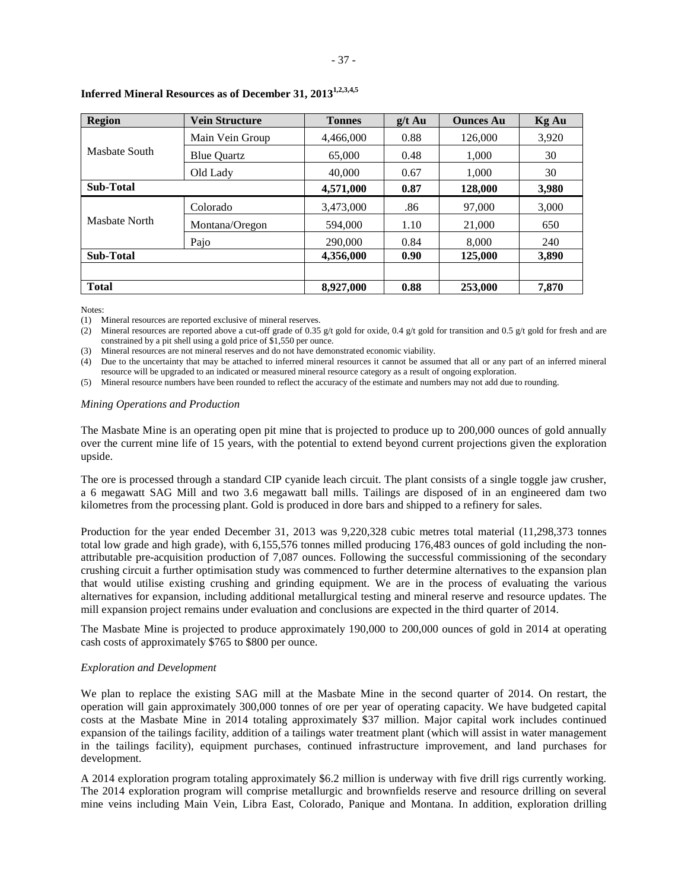**Inferred Mineral Resources as of December 31, 2013[1,2,3,4,5]**

| Region | Vein Structure | Tonnes | g/t Au | Ounces Au | Kg Au |
|---|---|---|---|---|---|
| Masbate South | Main Vein Group | 4,466,000 | 0.88 | 126,000 | 3,920 |
| | Blue Quartz | 65,000 | 0.48 | 1,000 | 30 |
| | Old Lady | 40,000 | 0.67 | 1,000 | 30 |
| **Sub-Total** | | **4,571,000** | **0.87** | **128,000** | **3,980** |
| Masbate North | Colorado | 3,473,000 | .86 | 97,000 | 3,000 |
| | Montana/Oregon | 594,000 | 1.10 | 21,000 | 650 |
| | Pajo | 290,000 | 0.84 | 8,000 | 240 |
| **Sub-Total** | | **4,356,000** | **0.90** | **125,000** | **3,890** |
| | | | | | |
| **Total** | | **8,927,000** | **0.88** | **253,000** | **7,870** |

Notes:

(1) Mineral resources are reported exclusive of mineral reserves.

(2) Mineral resources are reported above a cut-off grade of 0.35 g/t gold for oxide, 0.4 g/t gold for transition and 0.5 g/t gold for fresh and are constrained by a pit shell using a gold price of $1,550 per ounce.

(3) Mineral resources are not mineral reserves and do not have demonstrated economic viability.

(4) Due to the uncertainty that may be attached to inferred mineral resources it cannot be assumed that all or any part of an inferred mineral resource will be upgraded to an indicated or measured mineral resource category as a result of ongoing exploration.

(5) Mineral resource numbers have been rounded to reflect the accuracy of the estimate and numbers may not add due to rounding.

*Mining Operations and Production*

The Masbate Mine is an operating open pit mine that is projected to produce up to 200,000 ounces of gold annually over the current mine life of 15 years, with the potential to extend beyond current projections given the exploration upside.

The ore is processed through a standard CIP cyanide leach circuit. The plant consists of a single toggle jaw crusher, a 6 megawatt SAG Mill and two 3.6 megawatt ball mills. Tailings are disposed of in an engineered dam two kilometres from the processing plant. Gold is produced in dore bars and shipped to a refinery for sales.

Production for the year ended December 31, 2013 was 9,220,328 cubic metres total material (11,298,373 tonnes total low grade and high grade), with 6,155,576 tonnes milled producing 176,483 ounces of gold including the non-attributable pre-acquisition production of 7,087 ounces. Following the successful commissioning of the secondary crushing circuit a further optimisation study was commenced to further determine alternatives to the expansion plan that would utilise existing crushing and grinding equipment. We are in the process of evaluating the various alternatives for expansion, including additional metallurgical testing and mineral reserve and resource updates. The mill expansion project remains under evaluation and conclusions are expected in the third quarter of 2014.

The Masbate Mine is projected to produce approximately 190,000 to 200,000 ounces of gold in 2014 at operating cash costs of approximately $765 to $800 per ounce.

*Exploration and Development*

We plan to replace the existing SAG mill at the Masbate Mine in the second quarter of 2014. On restart, the operation will gain approximately 300,000 tonnes of ore per year of operating capacity. We have budgeted capital costs at the Masbate Mine in 2014 totaling approximately $37 million. Major capital work includes continued expansion of the tailings facility, addition of a tailings water treatment plant (which will assist in water management in the tailings facility), equipment purchases, continued infrastructure improvement, and land purchases for development.

A 2014 exploration program totaling approximately $6.2 million is underway with five drill rigs currently working. The 2014 exploration program will comprise metallurgic and brownfields reserve and resource drilling on several mine veins including Main Vein, Libra East, Colorado, Panique and Montana. In addition, exploration drilling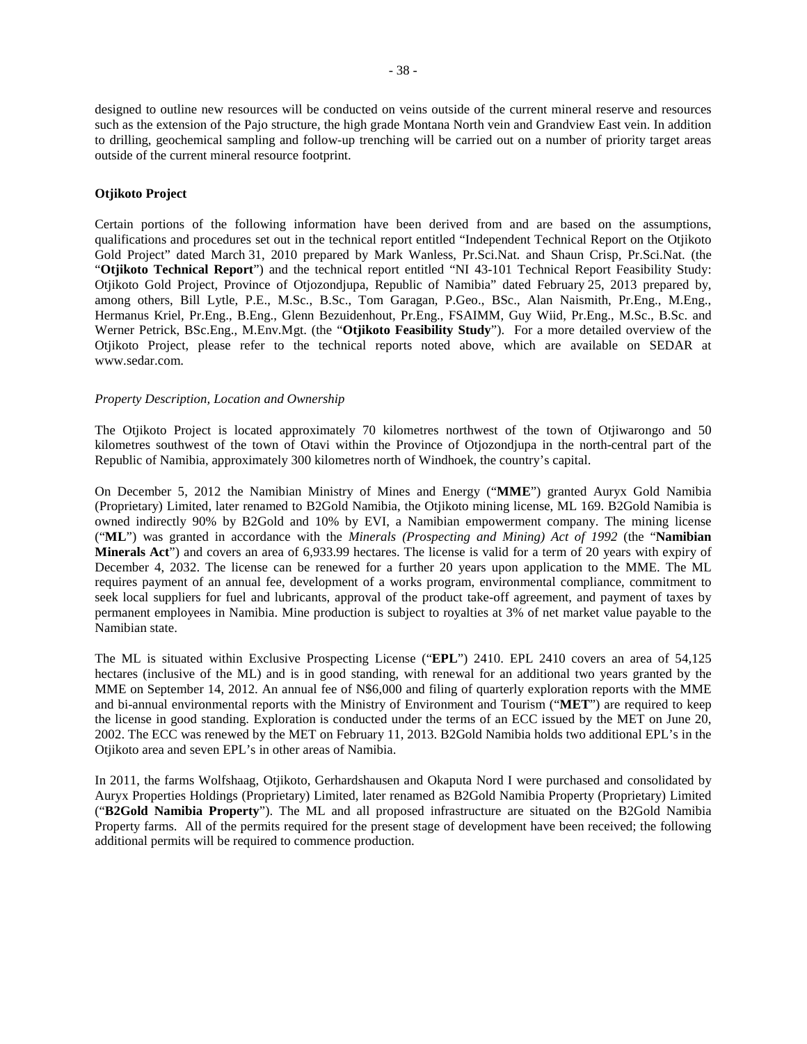designed to outline new resources will be conducted on veins outside of the current mineral reserve and resources such as the extension of the Pajo structure, the high grade Montana North vein and Grandview East vein. In addition to drilling, geochemical sampling and follow-up trenching will be carried out on a number of priority target areas outside of the current mineral resource footprint.

**Otjikoto Project**

Certain portions of the following information have been derived from and are based on the assumptions, qualifications and procedures set out in the technical report entitled "Independent Technical Report on the Otjikoto Gold Project" dated March 31, 2010 prepared by Mark Wanless, Pr.Sci.Nat. and Shaun Crisp, Pr.Sci.Nat. (the "**Otjikoto Technical Report**") and the technical report entitled "NI 43-101 Technical Report Feasibility Study: Otjikoto Gold Project, Province of Otjozondjupa, Republic of Namibia" dated February 25, 2013 prepared by, among others, Bill Lytle, P.E., M.Sc., B.Sc., Tom Garagan, P.Geo., BSc., Alan Naismith, Pr.Eng., M.Eng., Hermanus Kriel, Pr.Eng., B.Eng., Glenn Bezuidenhout, Pr.Eng., FSAIMM, Guy Wiid, Pr.Eng., M.Sc., B.Sc. and Werner Petrick, BSc.Eng., M.Env.Mgt. (the "**Otjikoto Feasibility Study**"). For a more detailed overview of the Otjikoto Project, please refer to the technical reports noted above, which are available on SEDAR at www.sedar.com.

*Property Description, Location and Ownership*

The Otjikoto Project is located approximately 70 kilometres northwest of the town of Otjiwarongo and 50 kilometres southwest of the town of Otavi within the Province of Otjozondjupa in the north-central part of the Republic of Namibia, approximately 300 kilometres north of Windhoek, the country's capital.

On December 5, 2012 the Namibian Ministry of Mines and Energy ("**MME**") granted Auryx Gold Namibia (Proprietary) Limited, later renamed to B2Gold Namibia, the Otjikoto mining license, ML 169. B2Gold Namibia is owned indirectly 90% by B2Gold and 10% by EVI, a Namibian empowerment company. The mining license ("**ML**") was granted in accordance with the *Minerals (Prospecting and Mining) Act of 1992* (the "**Namibian Minerals Act**") and covers an area of 6,933.99 hectares. The license is valid for a term of 20 years with expiry of December 4, 2032. The license can be renewed for a further 20 years upon application to the MME. The ML requires payment of an annual fee, development of a works program, environmental compliance, commitment to seek local suppliers for fuel and lubricants, approval of the product take-off agreement, and payment of taxes by permanent employees in Namibia. Mine production is subject to royalties at 3% of net market value payable to the Namibian state.

The ML is situated within Exclusive Prospecting License ("**EPL**") 2410. EPL 2410 covers an area of 54,125 hectares (inclusive of the ML) and is in good standing, with renewal for an additional two years granted by the MME on September 14, 2012. An annual fee of N$6,000 and filing of quarterly exploration reports with the MME and bi-annual environmental reports with the Ministry of Environment and Tourism ("**MET**") are required to keep the license in good standing. Exploration is conducted under the terms of an ECC issued by the MET on June 20, 2002. The ECC was renewed by the MET on February 11, 2013. B2Gold Namibia holds two additional EPL's in the Otjikoto area and seven EPL's in other areas of Namibia.

In 2011, the farms Wolfshaag, Otjikoto, Gerhardshausen and Okaputa Nord I were purchased and consolidated by Auryx Properties Holdings (Proprietary) Limited, later renamed as B2Gold Namibia Property (Proprietary) Limited ("**B2Gold Namibia Property**"). The ML and all proposed infrastructure are situated on the B2Gold Namibia Property farms. All of the permits required for the present stage of development have been received; the following additional permits will be required to commence production.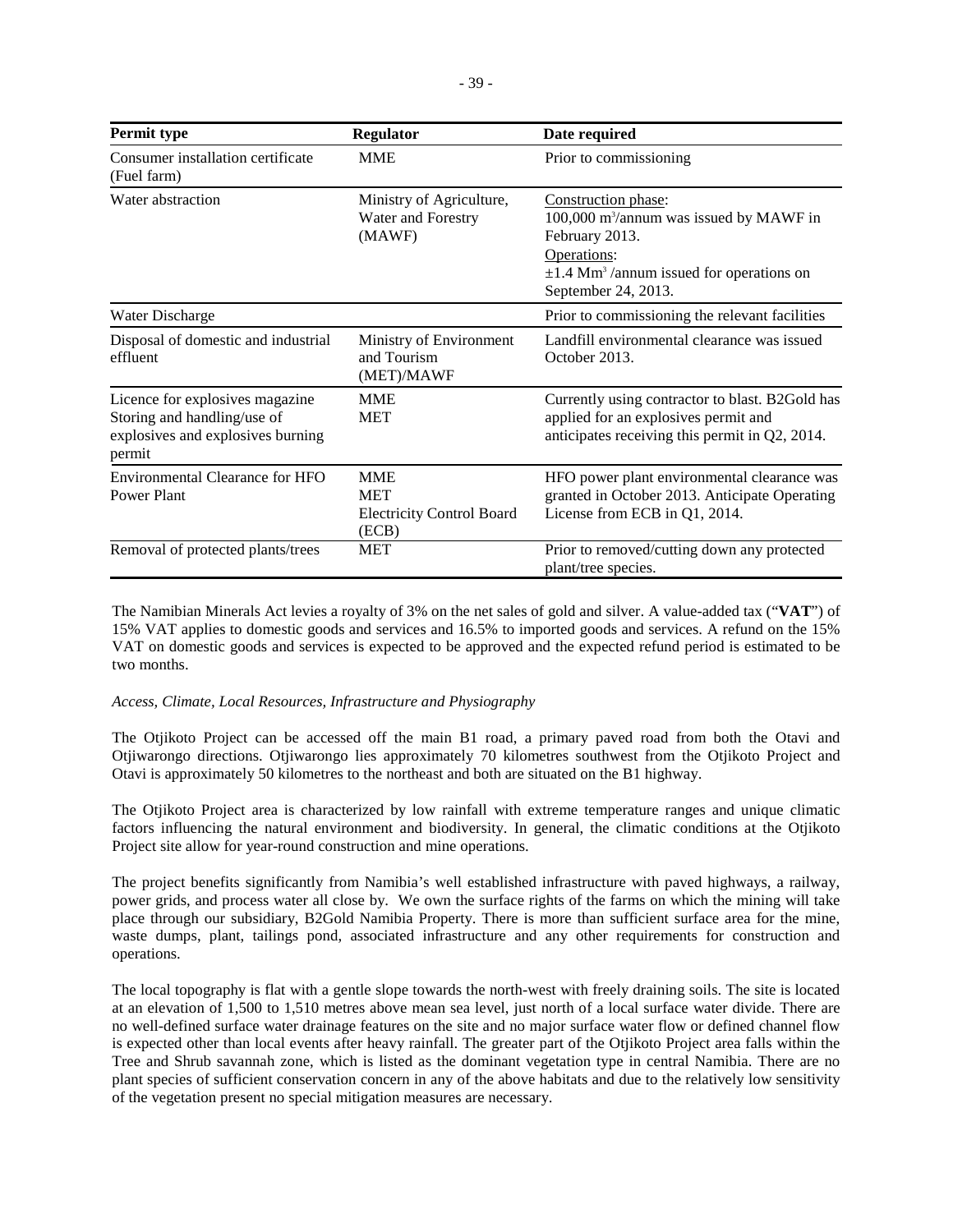| Permit type | Regulator | Date required |
| --- | --- | --- |
| Consumer installation certificate (Fuel farm) | MME | Prior to commissioning |
| Water abstraction | Ministry of Agriculture, Water and Forestry (MAWF) | Construction phase: 100,000 $m^3$/annum was issued by MAWF in February 2013. Operations: ±1.4 $Mm^3$ /annum issued for operations on September 24, 2013. |
| Water Discharge | | Prior to commissioning the relevant facilities |
| Disposal of domestic and industrial effluent | Ministry of Environment and Tourism (MET)/MAWF | Landfill environmental clearance was issued October 2013. |
| Licence for explosives magazine Storing and handling/use of explosives and explosives burning permit | MME MET | Currently using contractor to blast. B2Gold has applied for an explosives permit and anticipates receiving this permit in Q2, 2014. |
| Environmental Clearance for HFO Power Plant | MME MET Electricity Control Board (ECB) | HFO power plant environmental clearance was granted in October 2013. Anticipate Operating License from ECB in Q1, 2014. |
| Removal of protected plants/trees | MET | Prior to removed/cutting down any protected plant/tree species. |

The Namibian Minerals Act levies a royalty of 3% on the net sales of gold and silver. A value-added tax ("**VAT**") of 15% VAT applies to domestic goods and services and 16.5% to imported goods and services. A refund on the 15% VAT on domestic goods and services is expected to be approved and the expected refund period is estimated to be two months.

*Access, Climate, Local Resources, Infrastructure and Physiography*

The Otjikoto Project can be accessed off the main B1 road, a primary paved road from both the Otavi and Otjiwarongo directions. Otjiwarongo lies approximately 70 kilometres southwest from the Otjikoto Project and Otavi is approximately 50 kilometres to the northeast and both are situated on the B1 highway.

The Otjikoto Project area is characterized by low rainfall with extreme temperature ranges and unique climatic factors influencing the natural environment and biodiversity. In general, the climatic conditions at the Otjikoto Project site allow for year-round construction and mine operations.

The project benefits significantly from Namibia's well established infrastructure with paved highways, a railway, power grids, and process water all close by. We own the surface rights of the farms on which the mining will take place through our subsidiary, B2Gold Namibia Property. There is more than sufficient surface area for the mine, waste dumps, plant, tailings pond, associated infrastructure and any other requirements for construction and operations.

The local topography is flat with a gentle slope towards the north-west with freely draining soils. The site is located at an elevation of 1,500 to 1,510 metres above mean sea level, just north of a local surface water divide. There are no well-defined surface water drainage features on the site and no major surface water flow or defined channel flow is expected other than local events after heavy rainfall. The greater part of the Otjikoto Project area falls within the Tree and Shrub savannah zone, which is listed as the dominant vegetation type in central Namibia. There are no plant species of sufficient conservation concern in any of the above habitats and due to the relatively low sensitivity of the vegetation present no special mitigation measures are necessary.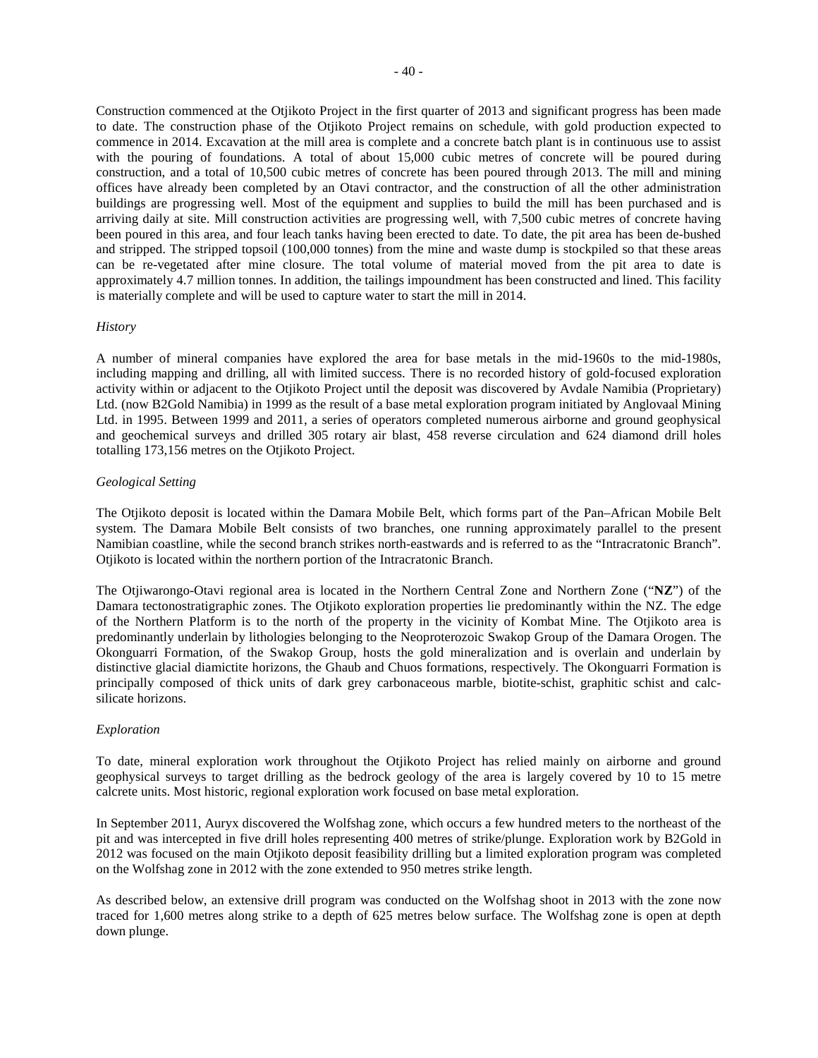Construction commenced at the Otjikoto Project in the first quarter of 2013 and significant progress has been made to date. The construction phase of the Otjikoto Project remains on schedule, with gold production expected to commence in 2014. Excavation at the mill area is complete and a concrete batch plant is in continuous use to assist with the pouring of foundations. A total of about 15,000 cubic metres of concrete will be poured during construction, and a total of 10,500 cubic metres of concrete has been poured through 2013. The mill and mining offices have already been completed by an Otavi contractor, and the construction of all the other administration buildings are progressing well. Most of the equipment and supplies to build the mill has been purchased and is arriving daily at site. Mill construction activities are progressing well, with 7,500 cubic metres of concrete having been poured in this area, and four leach tanks having been erected to date. To date, the pit area has been de-bushed and stripped. The stripped topsoil (100,000 tonnes) from the mine and waste dump is stockpiled so that these areas can be re-vegetated after mine closure. The total volume of material moved from the pit area to date is approximately 4.7 million tonnes. In addition, the tailings impoundment has been constructed and lined. This facility is materially complete and will be used to capture water to start the mill in 2014.

*History*

A number of mineral companies have explored the area for base metals in the mid-1960s to the mid-1980s, including mapping and drilling, all with limited success. There is no recorded history of gold-focused exploration activity within or adjacent to the Otjikoto Project until the deposit was discovered by Avdale Namibia (Proprietary) Ltd. (now B2Gold Namibia) in 1999 as the result of a base metal exploration program initiated by Anglovaal Mining Ltd. in 1995. Between 1999 and 2011, a series of operators completed numerous airborne and ground geophysical and geochemical surveys and drilled 305 rotary air blast, 458 reverse circulation and 624 diamond drill holes totalling 173,156 metres on the Otjikoto Project.

*Geological Setting*

The Otjikoto deposit is located within the Damara Mobile Belt, which forms part of the Pan–African Mobile Belt system. The Damara Mobile Belt consists of two branches, one running approximately parallel to the present Namibian coastline, while the second branch strikes north-eastwards and is referred to as the "Intracratonic Branch". Otjikoto is located within the northern portion of the Intracratonic Branch.

The Otjiwarongo-Otavi regional area is located in the Northern Central Zone and Northern Zone ("**NZ**") of the Damara tectonostratigraphic zones. The Otjikoto exploration properties lie predominantly within the NZ. The edge of the Northern Platform is to the north of the property in the vicinity of Kombat Mine. The Otjikoto area is predominantly underlain by lithologies belonging to the Neoproterozoic Swakop Group of the Damara Orogen. The Okonguarri Formation, of the Swakop Group, hosts the gold mineralization and is overlain and underlain by distinctive glacial diamictite horizons, the Ghaub and Chuos formations, respectively. The Okonguarri Formation is principally composed of thick units of dark grey carbonaceous marble, biotite-schist, graphitic schist and calc-silicate horizons.

*Exploration*

To date, mineral exploration work throughout the Otjikoto Project has relied mainly on airborne and ground geophysical surveys to target drilling as the bedrock geology of the area is largely covered by 10 to 15 metre calcrete units. Most historic, regional exploration work focused on base metal exploration.

In September 2011, Auryx discovered the Wolfshag zone, which occurs a few hundred meters to the northeast of the pit and was intercepted in five drill holes representing 400 metres of strike/plunge. Exploration work by B2Gold in 2012 was focused on the main Otjikoto deposit feasibility drilling but a limited exploration program was completed on the Wolfshag zone in 2012 with the zone extended to 950 metres strike length.

As described below, an extensive drill program was conducted on the Wolfshag shoot in 2013 with the zone now traced for 1,600 metres along strike to a depth of 625 metres below surface. The Wolfshag zone is open at depth down plunge.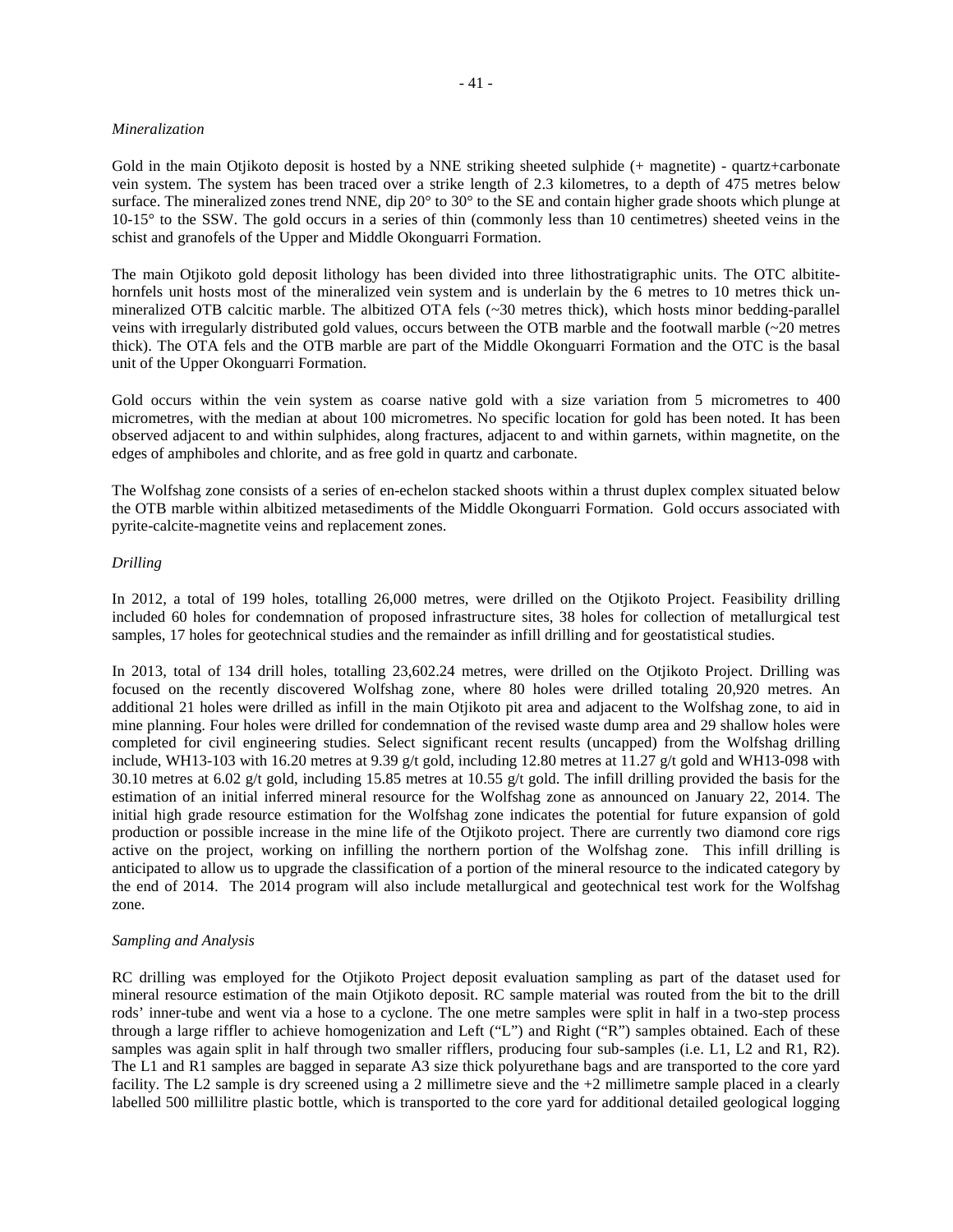*Mineralization*

Gold in the main Otjikoto deposit is hosted by a NNE striking sheeted sulphide (+ magnetite) - quartz+carbonate vein system. The system has been traced over a strike length of 2.3 kilometres, to a depth of 475 metres below surface. The mineralized zones trend NNE, dip 20° to 30° to the SE and contain higher grade shoots which plunge at 10-15° to the SSW. The gold occurs in a series of thin (commonly less than 10 centimetres) sheeted veins in the schist and granofels of the Upper and Middle Okonguarri Formation.

The main Otjikoto gold deposit lithology has been divided into three lithostratigraphic units. The OTC albitite-hornfels unit hosts most of the mineralized vein system and is underlain by the 6 metres to 10 metres thick un-mineralized OTB calcitic marble. The albitized OTA fels (~30 metres thick), which hosts minor bedding-parallel veins with irregularly distributed gold values, occurs between the OTB marble and the footwall marble (~20 metres thick). The OTA fels and the OTB marble are part of the Middle Okonguarri Formation and the OTC is the basal unit of the Upper Okonguarri Formation.

Gold occurs within the vein system as coarse native gold with a size variation from 5 micrometres to 400 micrometres, with the median at about 100 micrometres. No specific location for gold has been noted. It has been observed adjacent to and within sulphides, along fractures, adjacent to and within garnets, within magnetite, on the edges of amphiboles and chlorite, and as free gold in quartz and carbonate.

The Wolfshag zone consists of a series of en-echelon stacked shoots within a thrust duplex complex situated below the OTB marble within albitized metasediments of the Middle Okonguarri Formation. Gold occurs associated with pyrite-calcite-magnetite veins and replacement zones.

*Drilling*

In 2012, a total of 199 holes, totalling 26,000 metres, were drilled on the Otjikoto Project. Feasibility drilling included 60 holes for condemnation of proposed infrastructure sites, 38 holes for collection of metallurgical test samples, 17 holes for geotechnical studies and the remainder as infill drilling and for geostatistical studies.

In 2013, total of 134 drill holes, totalling 23,602.24 metres, were drilled on the Otjikoto Project. Drilling was focused on the recently discovered Wolfshag zone, where 80 holes were drilled totaling 20,920 metres. An additional 21 holes were drilled as infill in the main Otjikoto pit area and adjacent to the Wolfshag zone, to aid in mine planning. Four holes were drilled for condemnation of the revised waste dump area and 29 shallow holes were completed for civil engineering studies. Select significant recent results (uncapped) from the Wolfshag drilling include, WH13-103 with 16.20 metres at 9.39 g/t gold, including 12.80 metres at 11.27 g/t gold and WH13-098 with 30.10 metres at 6.02 g/t gold, including 15.85 metres at 10.55 g/t gold. The infill drilling provided the basis for the estimation of an initial inferred mineral resource for the Wolfshag zone as announced on January 22, 2014. The initial high grade resource estimation for the Wolfshag zone indicates the potential for future expansion of gold production or possible increase in the mine life of the Otjikoto project. There are currently two diamond core rigs active on the project, working on infilling the northern portion of the Wolfshag zone. This infill drilling is anticipated to allow us to upgrade the classification of a portion of the mineral resource to the indicated category by the end of 2014. The 2014 program will also include metallurgical and geotechnical test work for the Wolfshag zone.

*Sampling and Analysis*

RC drilling was employed for the Otjikoto Project deposit evaluation sampling as part of the dataset used for mineral resource estimation of the main Otjikoto deposit. RC sample material was routed from the bit to the drill rods' inner-tube and went via a hose to a cyclone. The one metre samples were split in half in a two-step process through a large riffler to achieve homogenization and Left ("L") and Right ("R") samples obtained. Each of these samples was again split in half through two smaller rifflers, producing four sub-samples (i.e. L1, L2 and R1, R2). The L1 and R1 samples are bagged in separate A3 size thick polyurethane bags and are transported to the core yard facility. The L2 sample is dry screened using a 2 millimetre sieve and the +2 millimetre sample placed in a clearly labelled 500 millilitre plastic bottle, which is transported to the core yard for additional detailed geological logging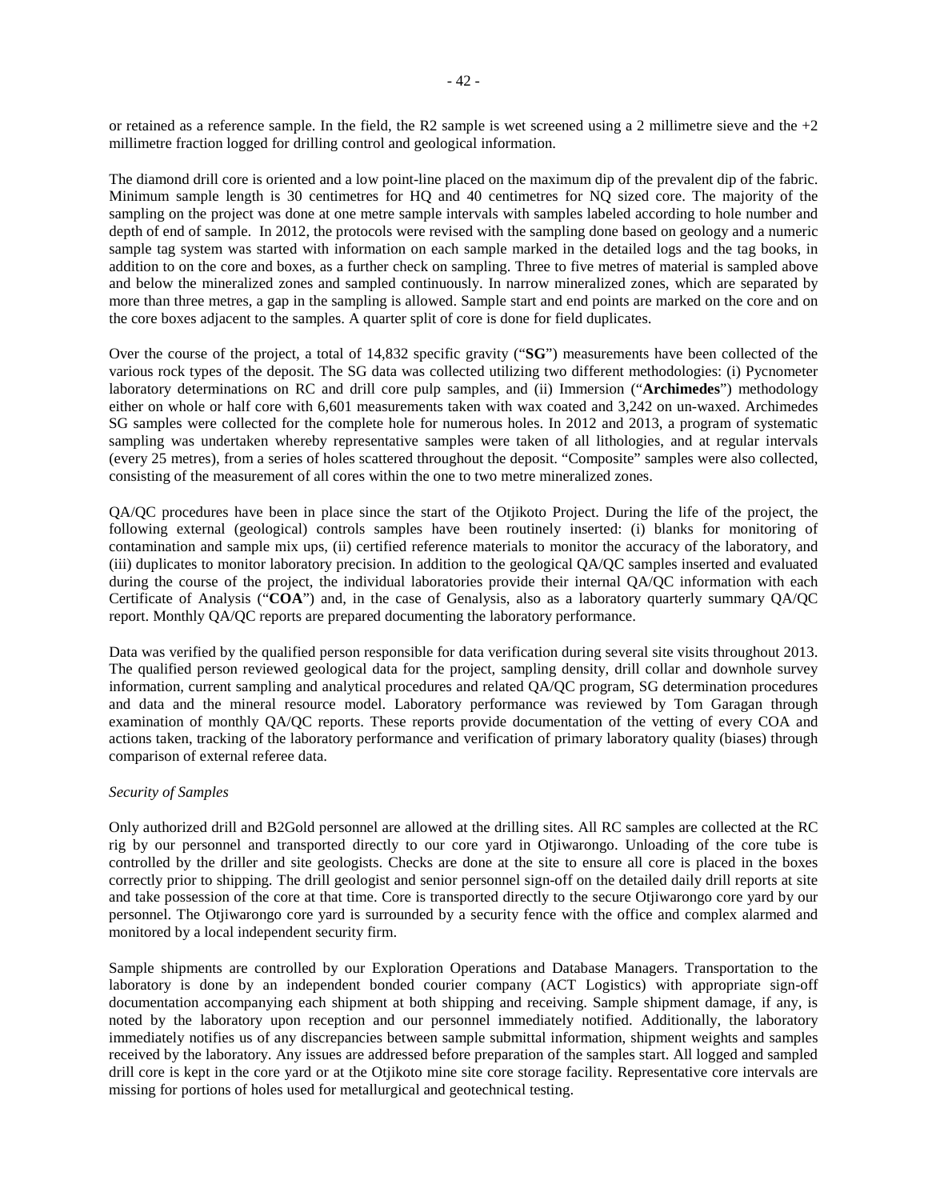or retained as a reference sample. In the field, the R2 sample is wet screened using a 2 millimetre sieve and the +2 millimetre fraction logged for drilling control and geological information.

The diamond drill core is oriented and a low point-line placed on the maximum dip of the prevalent dip of the fabric. Minimum sample length is 30 centimetres for HQ and 40 centimetres for NQ sized core. The majority of the sampling on the project was done at one metre sample intervals with samples labeled according to hole number and depth of end of sample. In 2012, the protocols were revised with the sampling done based on geology and a numeric sample tag system was started with information on each sample marked in the detailed logs and the tag books, in addition to on the core and boxes, as a further check on sampling. Three to five metres of material is sampled above and below the mineralized zones and sampled continuously. In narrow mineralized zones, which are separated by more than three metres, a gap in the sampling is allowed. Sample start and end points are marked on the core and on the core boxes adjacent to the samples. A quarter split of core is done for field duplicates.

Over the course of the project, a total of 14,832 specific gravity ("**SG**") measurements have been collected of the various rock types of the deposit. The SG data was collected utilizing two different methodologies: (i) Pycnometer laboratory determinations on RC and drill core pulp samples, and (ii) Immersion ("**Archimedes**") methodology either on whole or half core with 6,601 measurements taken with wax coated and 3,242 on un-waxed. Archimedes SG samples were collected for the complete hole for numerous holes. In 2012 and 2013, a program of systematic sampling was undertaken whereby representative samples were taken of all lithologies, and at regular intervals (every 25 metres), from a series of holes scattered throughout the deposit. "Composite" samples were also collected, consisting of the measurement of all cores within the one to two metre mineralized zones.

QA/QC procedures have been in place since the start of the Otjikoto Project. During the life of the project, the following external (geological) controls samples have been routinely inserted: (i) blanks for monitoring of contamination and sample mix ups, (ii) certified reference materials to monitor the accuracy of the laboratory, and (iii) duplicates to monitor laboratory precision. In addition to the geological QA/QC samples inserted and evaluated during the course of the project, the individual laboratories provide their internal QA/QC information with each Certificate of Analysis ("**COA**") and, in the case of Genalysis, also as a laboratory quarterly summary QA/QC report. Monthly QA/QC reports are prepared documenting the laboratory performance.

Data was verified by the qualified person responsible for data verification during several site visits throughout 2013. The qualified person reviewed geological data for the project, sampling density, drill collar and downhole survey information, current sampling and analytical procedures and related QA/QC program, SG determination procedures and data and the mineral resource model. Laboratory performance was reviewed by Tom Garagan through examination of monthly QA/QC reports. These reports provide documentation of the vetting of every COA and actions taken, tracking of the laboratory performance and verification of primary laboratory quality (biases) through comparison of external referee data.

*Security of Samples*

Only authorized drill and B2Gold personnel are allowed at the drilling sites. All RC samples are collected at the RC rig by our personnel and transported directly to our core yard in Otjiwarongo. Unloading of the core tube is controlled by the driller and site geologists. Checks are done at the site to ensure all core is placed in the boxes correctly prior to shipping. The drill geologist and senior personnel sign-off on the detailed daily drill reports at site and take possession of the core at that time. Core is transported directly to the secure Otjiwarongo core yard by our personnel. The Otjiwarongo core yard is surrounded by a security fence with the office and complex alarmed and monitored by a local independent security firm.

Sample shipments are controlled by our Exploration Operations and Database Managers. Transportation to the laboratory is done by an independent bonded courier company (ACT Logistics) with appropriate sign-off documentation accompanying each shipment at both shipping and receiving. Sample shipment damage, if any, is noted by the laboratory upon reception and our personnel immediately notified. Additionally, the laboratory immediately notifies us of any discrepancies between sample submittal information, shipment weights and samples received by the laboratory. Any issues are addressed before preparation of the samples start. All logged and sampled drill core is kept in the core yard or at the Otjikoto mine site core storage facility. Representative core intervals are missing for portions of holes used for metallurgical and geotechnical testing.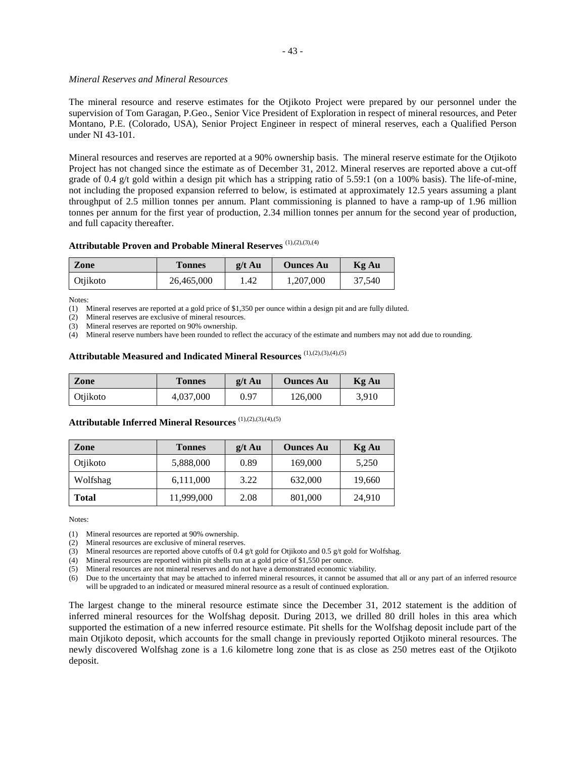*Mineral Reserves and Mineral Resources*

The mineral resource and reserve estimates for the Otjikoto Project were prepared by our personnel under the supervision of Tom Garagan, P.Geo., Senior Vice President of Exploration in respect of mineral resources, and Peter Montano, P.E. (Colorado, USA), Senior Project Engineer in respect of mineral reserves, each a Qualified Person under NI 43-101.

Mineral resources and reserves are reported at a 90% ownership basis. The mineral reserve estimate for the Otjikoto Project has not changed since the estimate as of December 31, 2012. Mineral reserves are reported above a cut-off grade of 0.4 g/t gold within a design pit which has a stripping ratio of 5.59:1 (on a 100% basis). The life-of-mine, not including the proposed expansion referred to below, is estimated at approximately 12.5 years assuming a plant throughput of 2.5 million tonnes per annum. Plant commissioning is planned to have a ramp-up of 1.96 million tonnes per annum for the first year of production, 2.34 million tonnes per annum for the second year of production, and full capacity thereafter.

**Attributable Proven and Probable Mineral Reserves** (1),(2),(3),(4)

| Zone | Tonnes | g/t Au | Ounces Au | Kg Au |
|---|---|---|---|---|
| Otjikoto | 26,465,000 | 1.42 | 1,207,000 | 37,540 |

Notes:

(1) Mineral reserves are reported at a gold price of $1,350 per ounce within a design pit and are fully diluted.
(2) Mineral reserves are exclusive of mineral resources.
(3) Mineral reserves are reported on 90% ownership.
(4) Mineral reserve numbers have been rounded to reflect the accuracy of the estimate and numbers may not add due to rounding.

**Attributable Measured and Indicated Mineral Resources** (1),(2),(3),(4),(5)

| Zone | Tonnes | g/t Au | Ounces Au | Kg Au |
|---|---|---|---|---|
| Otjikoto | 4,037,000 | 0.97 | 126,000 | 3,910 |

**Attributable Inferred Mineral Resources** (1),(2),(3),(4),(5)

| Zone | Tonnes | g/t Au | Ounces Au | Kg Au |
|---|---|---|---|---|
| Otjikoto | 5,888,000 | 0.89 | 169,000 | 5,250 |
| Wolfshag | 6,111,000 | 3.22 | 632,000 | 19,660 |
| **Total** | 11,999,000 | 2.08 | 801,000 | 24,910 |

Notes:

(1) Mineral resources are reported at 90% ownership.
(2) Mineral resources are exclusive of mineral reserves.
(3) Mineral resources are reported above cutoffs of 0.4 g/t gold for Otjikoto and 0.5 g/t gold for Wolfshag.
(4) Mineral resources are reported within pit shells run at a gold price of $1,550 per ounce.
(5) Mineral resources are not mineral reserves and do not have a demonstrated economic viability.
(6) Due to the uncertainty that may be attached to inferred mineral resources, it cannot be assumed that all or any part of an inferred resource will be upgraded to an indicated or measured mineral resource as a result of continued exploration.

The largest change to the mineral resource estimate since the December 31, 2012 statement is the addition of inferred mineral resources for the Wolfshag deposit. During 2013, we drilled 80 drill holes in this area which supported the estimation of a new inferred resource estimate. Pit shells for the Wolfshag deposit include part of the main Otjikoto deposit, which accounts for the small change in previously reported Otjikoto mineral resources. The newly discovered Wolfshag zone is a 1.6 kilometre long zone that is as close as 250 metres east of the Otjikoto deposit.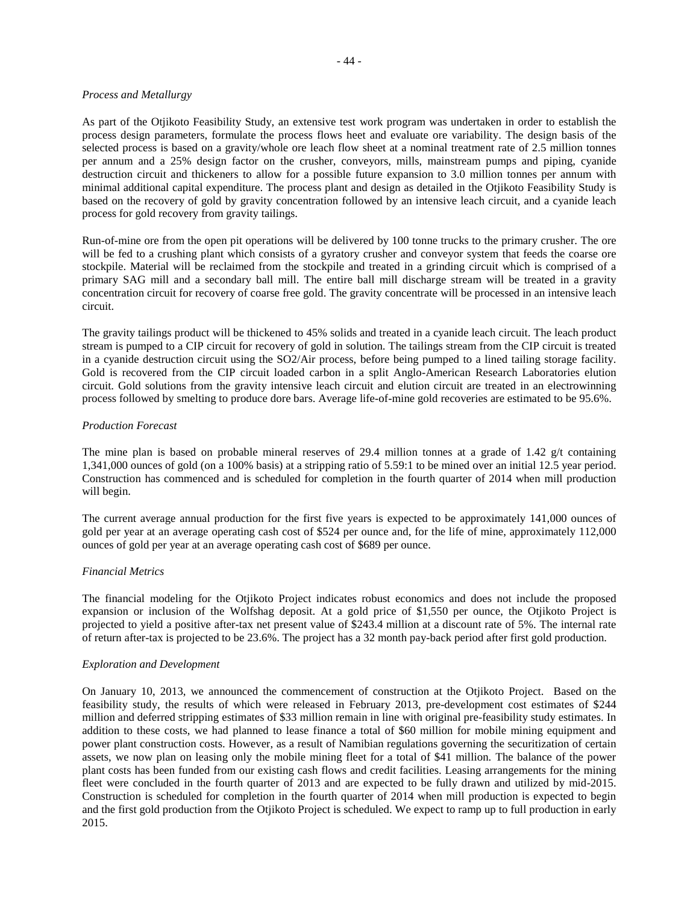*Process and Metallurgy*

As part of the Otjikoto Feasibility Study, an extensive test work program was undertaken in order to establish the process design parameters, formulate the process flows heet and evaluate ore variability. The design basis of the selected process is based on a gravity/whole ore leach flow sheet at a nominal treatment rate of 2.5 million tonnes per annum and a 25% design factor on the crusher, conveyors, mills, mainstream pumps and piping, cyanide destruction circuit and thickeners to allow for a possible future expansion to 3.0 million tonnes per annum with minimal additional capital expenditure. The process plant and design as detailed in the Otjikoto Feasibility Study is based on the recovery of gold by gravity concentration followed by an intensive leach circuit, and a cyanide leach process for gold recovery from gravity tailings.

Run-of-mine ore from the open pit operations will be delivered by 100 tonne trucks to the primary crusher. The ore will be fed to a crushing plant which consists of a gyratory crusher and conveyor system that feeds the coarse ore stockpile. Material will be reclaimed from the stockpile and treated in a grinding circuit which is comprised of a primary SAG mill and a secondary ball mill. The entire ball mill discharge stream will be treated in a gravity concentration circuit for recovery of coarse free gold. The gravity concentrate will be processed in an intensive leach circuit.

The gravity tailings product will be thickened to 45% solids and treated in a cyanide leach circuit. The leach product stream is pumped to a CIP circuit for recovery of gold in solution. The tailings stream from the CIP circuit is treated in a cyanide destruction circuit using the SO2/Air process, before being pumped to a lined tailing storage facility. Gold is recovered from the CIP circuit loaded carbon in a split Anglo-American Research Laboratories elution circuit. Gold solutions from the gravity intensive leach circuit and elution circuit are treated in an electrowinning process followed by smelting to produce dore bars. Average life-of-mine gold recoveries are estimated to be 95.6%.

*Production Forecast*

The mine plan is based on probable mineral reserves of 29.4 million tonnes at a grade of 1.42 g/t containing 1,341,000 ounces of gold (on a 100% basis) at a stripping ratio of 5.59:1 to be mined over an initial 12.5 year period. Construction has commenced and is scheduled for completion in the fourth quarter of 2014 when mill production will begin.

The current average annual production for the first five years is expected to be approximately 141,000 ounces of gold per year at an average operating cash cost of $524 per ounce and, for the life of mine, approximately 112,000 ounces of gold per year at an average operating cash cost of $689 per ounce.

*Financial Metrics*

The financial modeling for the Otjikoto Project indicates robust economics and does not include the proposed expansion or inclusion of the Wolfshag deposit. At a gold price of $1,550 per ounce, the Otjikoto Project is projected to yield a positive after-tax net present value of $243.4 million at a discount rate of 5%. The internal rate of return after-tax is projected to be 23.6%. The project has a 32 month pay-back period after first gold production.

*Exploration and Development*

On January 10, 2013, we announced the commencement of construction at the Otjikoto Project. Based on the feasibility study, the results of which were released in February 2013, pre-development cost estimates of $244 million and deferred stripping estimates of $33 million remain in line with original pre-feasibility study estimates. In addition to these costs, we had planned to lease finance a total of $60 million for mobile mining equipment and power plant construction costs. However, as a result of Namibian regulations governing the securitization of certain assets, we now plan on leasing only the mobile mining fleet for a total of $41 million. The balance of the power plant costs has been funded from our existing cash flows and credit facilities. Leasing arrangements for the mining fleet were concluded in the fourth quarter of 2013 and are expected to be fully drawn and utilized by mid-2015. Construction is scheduled for completion in the fourth quarter of 2014 when mill production is expected to begin and the first gold production from the Otjikoto Project is scheduled. We expect to ramp up to full production in early 2015.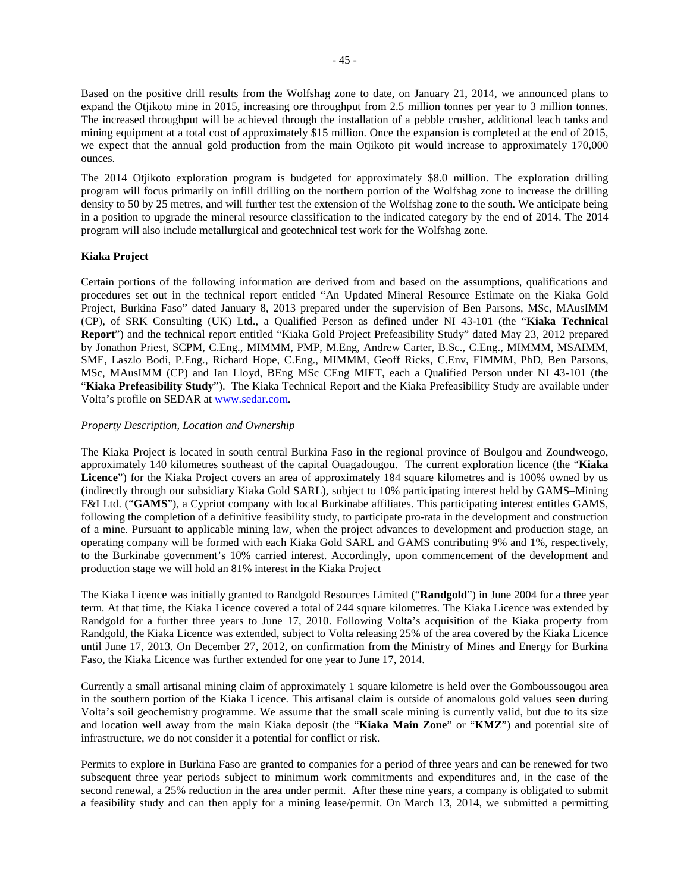Based on the positive drill results from the Wolfshag zone to date, on January 21, 2014, we announced plans to expand the Otjikoto mine in 2015, increasing ore throughput from 2.5 million tonnes per year to 3 million tonnes. The increased throughput will be achieved through the installation of a pebble crusher, additional leach tanks and mining equipment at a total cost of approximately $15 million. Once the expansion is completed at the end of 2015, we expect that the annual gold production from the main Otjikoto pit would increase to approximately 170,000 ounces.

The 2014 Otjikoto exploration program is budgeted for approximately $8.0 million. The exploration drilling program will focus primarily on infill drilling on the northern portion of the Wolfshag zone to increase the drilling density to 50 by 25 metres, and will further test the extension of the Wolfshag zone to the south. We anticipate being in a position to upgrade the mineral resource classification to the indicated category by the end of 2014. The 2014 program will also include metallurgical and geotechnical test work for the Wolfshag zone.

**Kiaka Project**

Certain portions of the following information are derived from and based on the assumptions, qualifications and procedures set out in the technical report entitled "An Updated Mineral Resource Estimate on the Kiaka Gold Project, Burkina Faso" dated January 8, 2013 prepared under the supervision of Ben Parsons, MSc, MAusIMM (CP), of SRK Consulting (UK) Ltd., a Qualified Person as defined under NI 43-101 (the "**Kiaka Technical Report**") and the technical report entitled "Kiaka Gold Project Prefeasibility Study" dated May 23, 2012 prepared by Jonathon Priest, SCPM, C.Eng., MIMMM, PMP, M.Eng, Andrew Carter, B.Sc., C.Eng., MIMMM, MSAIMM, SME, Laszlo Bodi, P.Eng., Richard Hope, C.Eng., MIMMM, Geoff Ricks, C.Env, FIMMM, PhD, Ben Parsons, MSc, MAusIMM (CP) and Ian Lloyd, BEng MSc CEng MIET, each a Qualified Person under NI 43-101 (the "**Kiaka Prefeasibility Study**"). The Kiaka Technical Report and the Kiaka Prefeasibility Study are available under Volta's profile on SEDAR at www.sedar.com.

*Property Description, Location and Ownership*

The Kiaka Project is located in south central Burkina Faso in the regional province of Boulgou and Zoundweogo, approximately 140 kilometres southeast of the capital Ouagadougou. The current exploration licence (the "**Kiaka Licence**") for the Kiaka Project covers an area of approximately 184 square kilometres and is 100% owned by us (indirectly through our subsidiary Kiaka Gold SARL), subject to 10% participating interest held by GAMS–Mining F&I Ltd. ("**GAMS**"), a Cypriot company with local Burkinabe affiliates. This participating interest entitles GAMS, following the completion of a definitive feasibility study, to participate pro-rata in the development and construction of a mine. Pursuant to applicable mining law, when the project advances to development and production stage, an operating company will be formed with each Kiaka Gold SARL and GAMS contributing 9% and 1%, respectively, to the Burkinabe government's 10% carried interest. Accordingly, upon commencement of the development and production stage we will hold an 81% interest in the Kiaka Project

The Kiaka Licence was initially granted to Randgold Resources Limited ("**Randgold**") in June 2004 for a three year term. At that time, the Kiaka Licence covered a total of 244 square kilometres. The Kiaka Licence was extended by Randgold for a further three years to June 17, 2010. Following Volta's acquisition of the Kiaka property from Randgold, the Kiaka Licence was extended, subject to Volta releasing 25% of the area covered by the Kiaka Licence until June 17, 2013. On December 27, 2012, on confirmation from the Ministry of Mines and Energy for Burkina Faso, the Kiaka Licence was further extended for one year to June 17, 2014.

Currently a small artisanal mining claim of approximately 1 square kilometre is held over the Gomboussougou area in the southern portion of the Kiaka Licence. This artisanal claim is outside of anomalous gold values seen during Volta's soil geochemistry programme. We assume that the small scale mining is currently valid, but due to its size and location well away from the main Kiaka deposit (the "**Kiaka Main Zone**" or "**KMZ**") and potential site of infrastructure, we do not consider it a potential for conflict or risk.

Permits to explore in Burkina Faso are granted to companies for a period of three years and can be renewed for two subsequent three year periods subject to minimum work commitments and expenditures and, in the case of the second renewal, a 25% reduction in the area under permit. After these nine years, a company is obligated to submit a feasibility study and can then apply for a mining lease/permit. On March 13, 2014, we submitted a permitting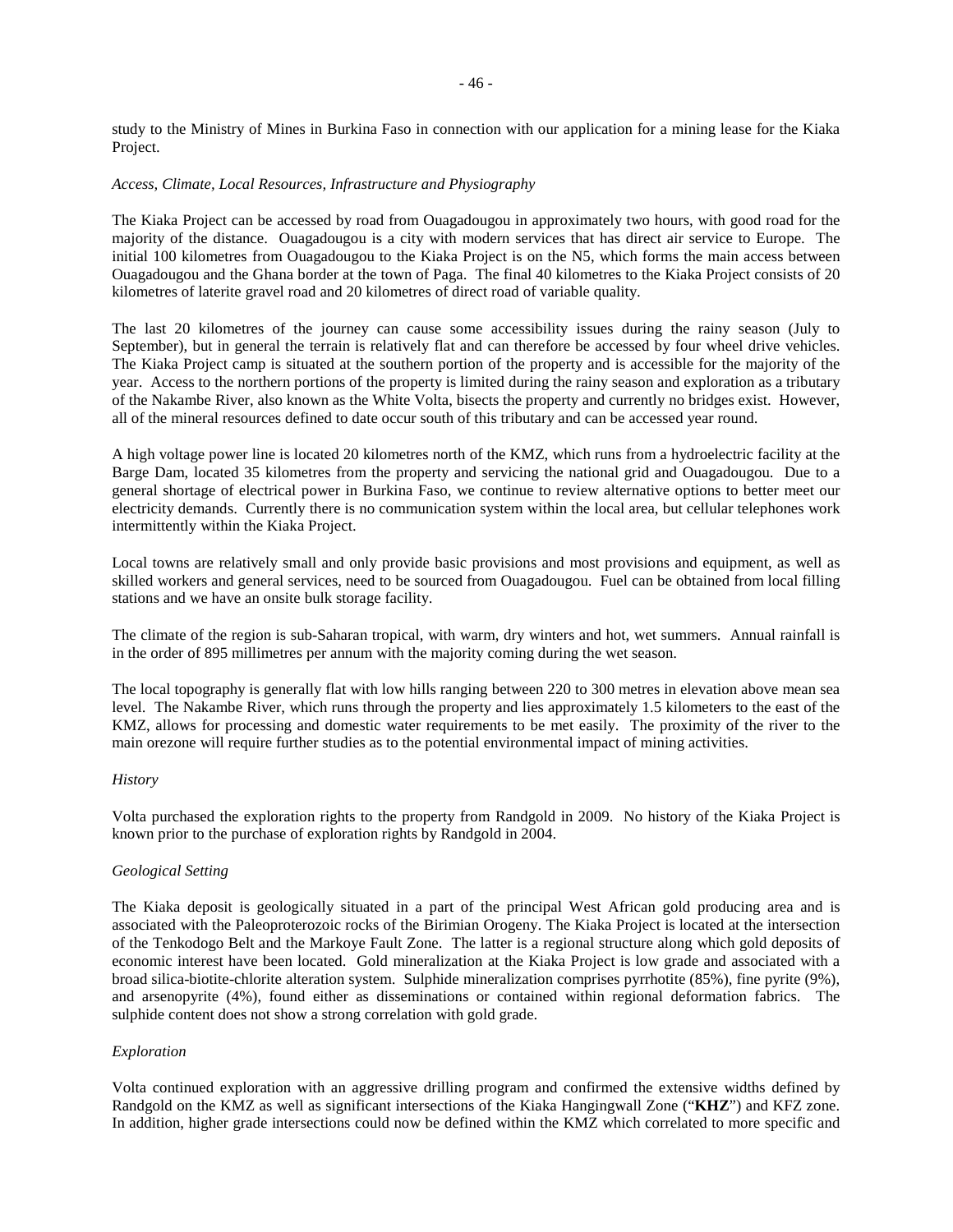study to the Ministry of Mines in Burkina Faso in connection with our application for a mining lease for the Kiaka Project.

*Access, Climate, Local Resources, Infrastructure and Physiography*

The Kiaka Project can be accessed by road from Ouagadougou in approximately two hours, with good road for the majority of the distance. Ouagadougou is a city with modern services that has direct air service to Europe. The initial 100 kilometres from Ouagadougou to the Kiaka Project is on the N5, which forms the main access between Ouagadougou and the Ghana border at the town of Paga. The final 40 kilometres to the Kiaka Project consists of 20 kilometres of laterite gravel road and 20 kilometres of direct road of variable quality.

The last 20 kilometres of the journey can cause some accessibility issues during the rainy season (July to September), but in general the terrain is relatively flat and can therefore be accessed by four wheel drive vehicles. The Kiaka Project camp is situated at the southern portion of the property and is accessible for the majority of the year. Access to the northern portions of the property is limited during the rainy season and exploration as a tributary of the Nakambe River, also known as the White Volta, bisects the property and currently no bridges exist. However, all of the mineral resources defined to date occur south of this tributary and can be accessed year round.

A high voltage power line is located 20 kilometres north of the KMZ, which runs from a hydroelectric facility at the Barge Dam, located 35 kilometres from the property and servicing the national grid and Ouagadougou. Due to a general shortage of electrical power in Burkina Faso, we continue to review alternative options to better meet our electricity demands. Currently there is no communication system within the local area, but cellular telephones work intermittently within the Kiaka Project.

Local towns are relatively small and only provide basic provisions and most provisions and equipment, as well as skilled workers and general services, need to be sourced from Ouagadougou. Fuel can be obtained from local filling stations and we have an onsite bulk storage facility.

The climate of the region is sub-Saharan tropical, with warm, dry winters and hot, wet summers. Annual rainfall is in the order of 895 millimetres per annum with the majority coming during the wet season.

The local topography is generally flat with low hills ranging between 220 to 300 metres in elevation above mean sea level. The Nakambe River, which runs through the property and lies approximately 1.5 kilometers to the east of the KMZ, allows for processing and domestic water requirements to be met easily. The proximity of the river to the main orezone will require further studies as to the potential environmental impact of mining activities.

*History*

Volta purchased the exploration rights to the property from Randgold in 2009. No history of the Kiaka Project is known prior to the purchase of exploration rights by Randgold in 2004.

*Geological Setting*

The Kiaka deposit is geologically situated in a part of the principal West African gold producing area and is associated with the Paleoproterozoic rocks of the Birimian Orogeny. The Kiaka Project is located at the intersection of the Tenkodogo Belt and the Markoye Fault Zone. The latter is a regional structure along which gold deposits of economic interest have been located. Gold mineralization at the Kiaka Project is low grade and associated with a broad silica-biotite-chlorite alteration system. Sulphide mineralization comprises pyrrhotite (85%), fine pyrite (9%), and arsenopyrite (4%), found either as disseminations or contained within regional deformation fabrics. The sulphide content does not show a strong correlation with gold grade.

*Exploration*

Volta continued exploration with an aggressive drilling program and confirmed the extensive widths defined by Randgold on the KMZ as well as significant intersections of the Kiaka Hangingwall Zone ("**KHZ**") and KFZ zone. In addition, higher grade intersections could now be defined within the KMZ which correlated to more specific and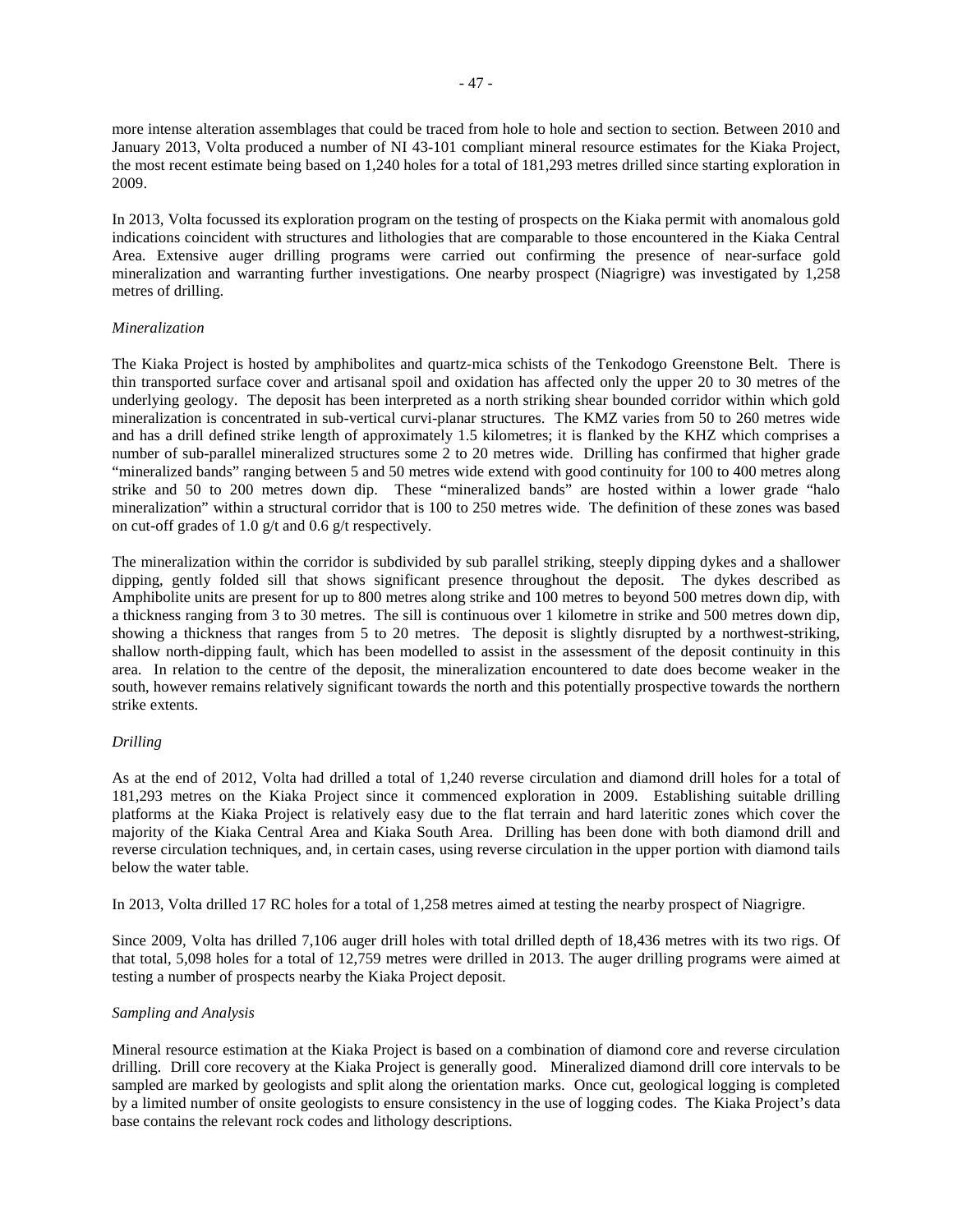more intense alteration assemblages that could be traced from hole to hole and section to section. Between 2010 and January 2013, Volta produced a number of NI 43-101 compliant mineral resource estimates for the Kiaka Project, the most recent estimate being based on 1,240 holes for a total of 181,293 metres drilled since starting exploration in 2009.

In 2013, Volta focussed its exploration program on the testing of prospects on the Kiaka permit with anomalous gold indications coincident with structures and lithologies that are comparable to those encountered in the Kiaka Central Area. Extensive auger drilling programs were carried out confirming the presence of near-surface gold mineralization and warranting further investigations. One nearby prospect (Niagrigre) was investigated by 1,258 metres of drilling.

*Mineralization*

The Kiaka Project is hosted by amphibolites and quartz-mica schists of the Tenkodogo Greenstone Belt. There is thin transported surface cover and artisanal spoil and oxidation has affected only the upper 20 to 30 metres of the underlying geology. The deposit has been interpreted as a north striking shear bounded corridor within which gold mineralization is concentrated in sub-vertical curvi-planar structures. The KMZ varies from 50 to 260 metres wide and has a drill defined strike length of approximately 1.5 kilometres; it is flanked by the KHZ which comprises a number of sub-parallel mineralized structures some 2 to 20 metres wide. Drilling has confirmed that higher grade "mineralized bands" ranging between 5 and 50 metres wide extend with good continuity for 100 to 400 metres along strike and 50 to 200 metres down dip. These "mineralized bands" are hosted within a lower grade "halo mineralization" within a structural corridor that is 100 to 250 metres wide. The definition of these zones was based on cut-off grades of 1.0 g/t and 0.6 g/t respectively.

The mineralization within the corridor is subdivided by sub parallel striking, steeply dipping dykes and a shallower dipping, gently folded sill that shows significant presence throughout the deposit. The dykes described as Amphibolite units are present for up to 800 metres along strike and 100 metres to beyond 500 metres down dip, with a thickness ranging from 3 to 30 metres. The sill is continuous over 1 kilometre in strike and 500 metres down dip, showing a thickness that ranges from 5 to 20 metres. The deposit is slightly disrupted by a northwest-striking, shallow north-dipping fault, which has been modelled to assist in the assessment of the deposit continuity in this area. In relation to the centre of the deposit, the mineralization encountered to date does become weaker in the south, however remains relatively significant towards the north and this potentially prospective towards the northern strike extents.

*Drilling*

As at the end of 2012, Volta had drilled a total of 1,240 reverse circulation and diamond drill holes for a total of 181,293 metres on the Kiaka Project since it commenced exploration in 2009. Establishing suitable drilling platforms at the Kiaka Project is relatively easy due to the flat terrain and hard lateritic zones which cover the majority of the Kiaka Central Area and Kiaka South Area. Drilling has been done with both diamond drill and reverse circulation techniques, and, in certain cases, using reverse circulation in the upper portion with diamond tails below the water table.

In 2013, Volta drilled 17 RC holes for a total of 1,258 metres aimed at testing the nearby prospect of Niagrigre.

Since 2009, Volta has drilled 7,106 auger drill holes with total drilled depth of 18,436 metres with its two rigs. Of that total, 5,098 holes for a total of 12,759 metres were drilled in 2013. The auger drilling programs were aimed at testing a number of prospects nearby the Kiaka Project deposit.

*Sampling and Analysis*

Mineral resource estimation at the Kiaka Project is based on a combination of diamond core and reverse circulation drilling. Drill core recovery at the Kiaka Project is generally good. Mineralized diamond drill core intervals to be sampled are marked by geologists and split along the orientation marks. Once cut, geological logging is completed by a limited number of onsite geologists to ensure consistency in the use of logging codes. The Kiaka Project's data base contains the relevant rock codes and lithology descriptions.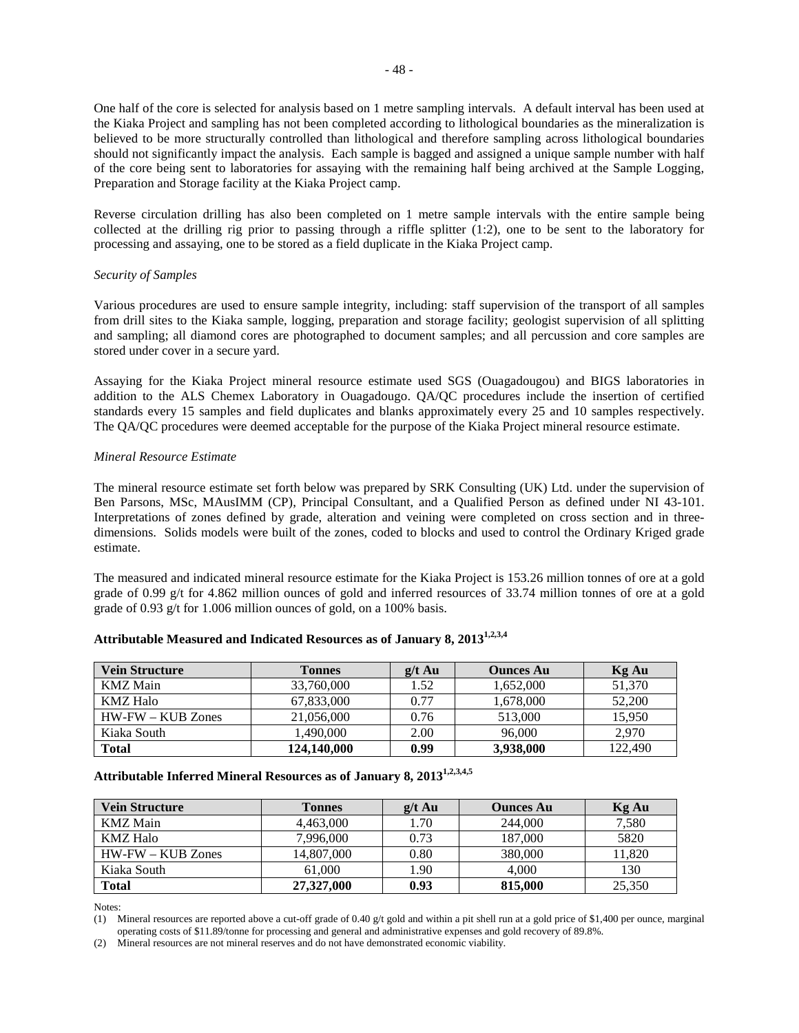One half of the core is selected for analysis based on 1 metre sampling intervals. A default interval has been used at the Kiaka Project and sampling has not been completed according to lithological boundaries as the mineralization is believed to be more structurally controlled than lithological and therefore sampling across lithological boundaries should not significantly impact the analysis. Each sample is bagged and assigned a unique sample number with half of the core being sent to laboratories for assaying with the remaining half being archived at the Sample Logging, Preparation and Storage facility at the Kiaka Project camp.

Reverse circulation drilling has also been completed on 1 metre sample intervals with the entire sample being collected at the drilling rig prior to passing through a riffle splitter (1:2), one to be sent to the laboratory for processing and assaying, one to be stored as a field duplicate in the Kiaka Project camp.

*Security of Samples*

Various procedures are used to ensure sample integrity, including: staff supervision of the transport of all samples from drill sites to the Kiaka sample, logging, preparation and storage facility; geologist supervision of all splitting and sampling; all diamond cores are photographed to document samples; and all percussion and core samples are stored under cover in a secure yard.

Assaying for the Kiaka Project mineral resource estimate used SGS (Ouagadougou) and BIGS laboratories in addition to the ALS Chemex Laboratory in Ouagadougo. QA/QC procedures include the insertion of certified standards every 15 samples and field duplicates and blanks approximately every 25 and 10 samples respectively. The QA/QC procedures were deemed acceptable for the purpose of the Kiaka Project mineral resource estimate.

*Mineral Resource Estimate*

The mineral resource estimate set forth below was prepared by SRK Consulting (UK) Ltd. under the supervision of Ben Parsons, MSc, MAusIMM (CP), Principal Consultant, and a Qualified Person as defined under NI 43-101. Interpretations of zones defined by grade, alteration and veining were completed on cross section and in three-dimensions. Solids models were built of the zones, coded to blocks and used to control the Ordinary Kriged grade estimate.

The measured and indicated mineral resource estimate for the Kiaka Project is 153.26 million tonnes of ore at a gold grade of 0.99 g/t for 4.862 million ounces of gold and inferred resources of 33.74 million tonnes of ore at a gold grade of 0.93 g/t for 1.006 million ounces of gold, on a 100% basis.

**Attributable Measured and Indicated Resources as of January 8, 2013[1,2,3,4]**

| Vein Structure | Tonnes | g/t Au | Ounces Au | Kg Au |
|---|---|---|---|---|
| KMZ Main | 33,760,000 | 1.52 | 1,652,000 | 51,370 |
| KMZ Halo | 67,833,000 | 0.77 | 1,678,000 | 52,200 |
| HW-FW – KUB Zones | 21,056,000 | 0.76 | 513,000 | 15,950 |
| Kiaka South | 1,490,000 | 2.00 | 96,000 | 2,970 |
| **Total** | **124,140,000** | **0.99** | **3,938,000** | 122,490 |

**Attributable Inferred Mineral Resources as of January 8, 2013[1,2,3,4,5]**

| Vein Structure | Tonnes | g/t Au | Ounces Au | Kg Au |
|---|---|---|---|---|
| KMZ Main | 4,463,000 | 1.70 | 244,000 | 7,580 |
| KMZ Halo | 7,996,000 | 0.73 | 187,000 | 5820 |
| HW-FW – KUB Zones | 14,807,000 | 0.80 | 380,000 | 11,820 |
| Kiaka South | 61,000 | 1.90 | 4,000 | 130 |
| **Total** | **27,327,000** | **0.93** | **815,000** | 25,350 |

Notes:

(1) Mineral resources are reported above a cut-off grade of 0.40 g/t gold and within a pit shell run at a gold price of $1,400 per ounce, marginal operating costs of $11.89/tonne for processing and general and administrative expenses and gold recovery of 89.8%.

(2) Mineral resources are not mineral reserves and do not have demonstrated economic viability.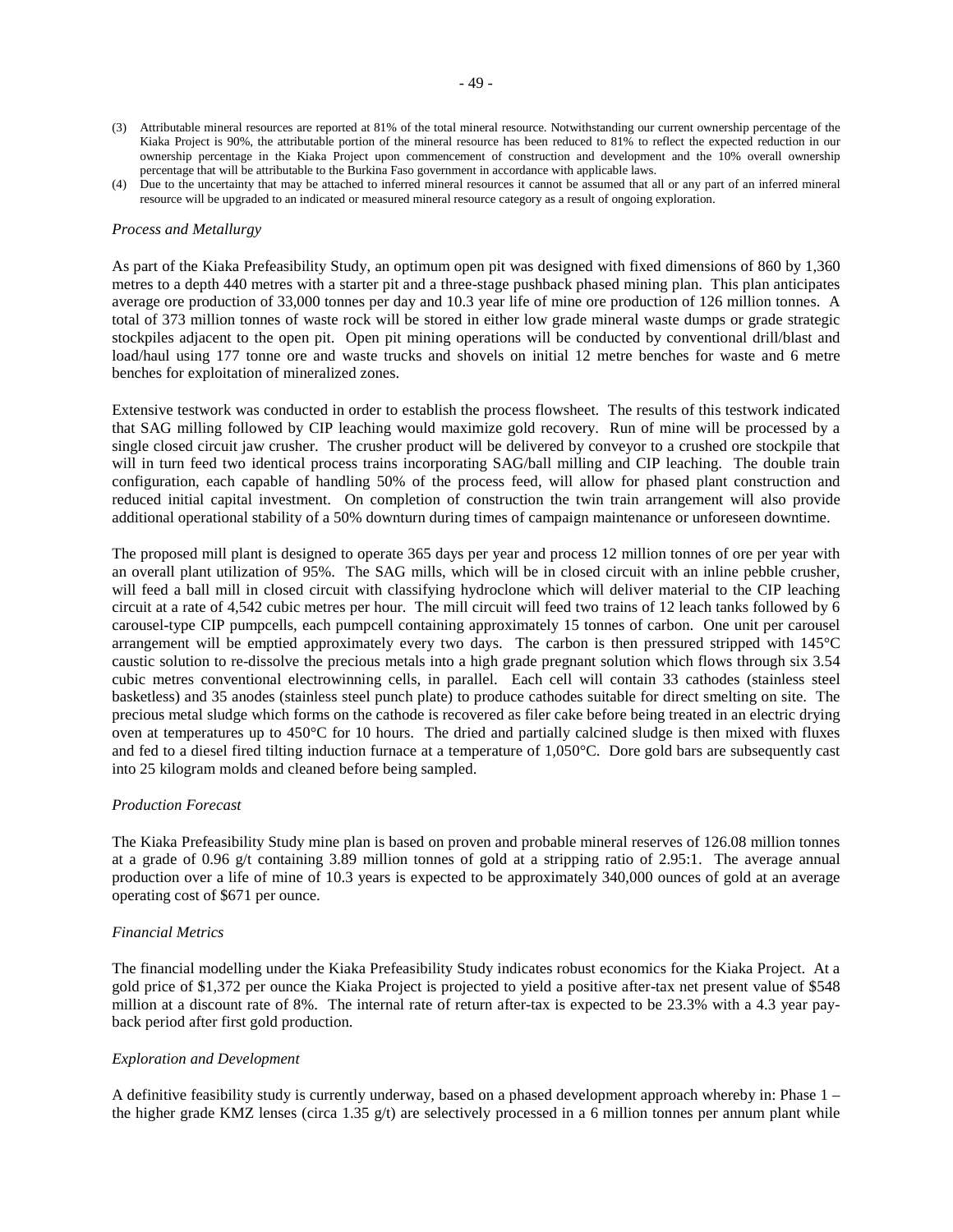(3) Attributable mineral resources are reported at 81% of the total mineral resource. Notwithstanding our current ownership percentage of the Kiaka Project is 90%, the attributable portion of the mineral resource has been reduced to 81% to reflect the expected reduction in our ownership percentage in the Kiaka Project upon commencement of construction and development and the 10% overall ownership percentage that will be attributable to the Burkina Faso government in accordance with applicable laws.

(4) Due to the uncertainty that may be attached to inferred mineral resources it cannot be assumed that all or any part of an inferred mineral resource will be upgraded to an indicated or measured mineral resource category as a result of ongoing exploration.

*Process and Metallurgy*

As part of the Kiaka Prefeasibility Study, an optimum open pit was designed with fixed dimensions of 860 by 1,360 metres to a depth 440 metres with a starter pit and a three-stage pushback phased mining plan. This plan anticipates average ore production of 33,000 tonnes per day and 10.3 year life of mine ore production of 126 million tonnes. A total of 373 million tonnes of waste rock will be stored in either low grade mineral waste dumps or grade strategic stockpiles adjacent to the open pit. Open pit mining operations will be conducted by conventional drill/blast and load/haul using 177 tonne ore and waste trucks and shovels on initial 12 metre benches for waste and 6 metre benches for exploitation of mineralized zones.

Extensive testwork was conducted in order to establish the process flowsheet. The results of this testwork indicated that SAG milling followed by CIP leaching would maximize gold recovery. Run of mine will be processed by a single closed circuit jaw crusher. The crusher product will be delivered by conveyor to a crushed ore stockpile that will in turn feed two identical process trains incorporating SAG/ball milling and CIP leaching. The double train configuration, each capable of handling 50% of the process feed, will allow for phased plant construction and reduced initial capital investment. On completion of construction the twin train arrangement will also provide additional operational stability of a 50% downturn during times of campaign maintenance or unforeseen downtime.

The proposed mill plant is designed to operate 365 days per year and process 12 million tonnes of ore per year with an overall plant utilization of 95%. The SAG mills, which will be in closed circuit with an inline pebble crusher, will feed a ball mill in closed circuit with classifying hydroclone which will deliver material to the CIP leaching circuit at a rate of 4,542 cubic metres per hour. The mill circuit will feed two trains of 12 leach tanks followed by 6 carousel-type CIP pumpcells, each pumpcell containing approximately 15 tonnes of carbon. One unit per carousel arrangement will be emptied approximately every two days. The carbon is then pressured stripped with 145°C caustic solution to re-dissolve the precious metals into a high grade pregnant solution which flows through six 3.54 cubic metres conventional electrowinning cells, in parallel. Each cell will contain 33 cathodes (stainless steel basketless) and 35 anodes (stainless steel punch plate) to produce cathodes suitable for direct smelting on site. The precious metal sludge which forms on the cathode is recovered as filer cake before being treated in an electric drying oven at temperatures up to 450°C for 10 hours. The dried and partially calcined sludge is then mixed with fluxes and fed to a diesel fired tilting induction furnace at a temperature of 1,050°C. Dore gold bars are subsequently cast into 25 kilogram molds and cleaned before being sampled.

*Production Forecast*

The Kiaka Prefeasibility Study mine plan is based on proven and probable mineral reserves of 126.08 million tonnes at a grade of 0.96 g/t containing 3.89 million tonnes of gold at a stripping ratio of 2.95:1. The average annual production over a life of mine of 10.3 years is expected to be approximately 340,000 ounces of gold at an average operating cost of $671 per ounce.

*Financial Metrics*

The financial modelling under the Kiaka Prefeasibility Study indicates robust economics for the Kiaka Project. At a gold price of $1,372 per ounce the Kiaka Project is projected to yield a positive after-tax net present value of $548 million at a discount rate of 8%. The internal rate of return after-tax is expected to be 23.3% with a 4.3 year pay-back period after first gold production.

*Exploration and Development*

A definitive feasibility study is currently underway, based on a phased development approach whereby in: Phase 1 – the higher grade KMZ lenses (circa 1.35 g/t) are selectively processed in a 6 million tonnes per annum plant while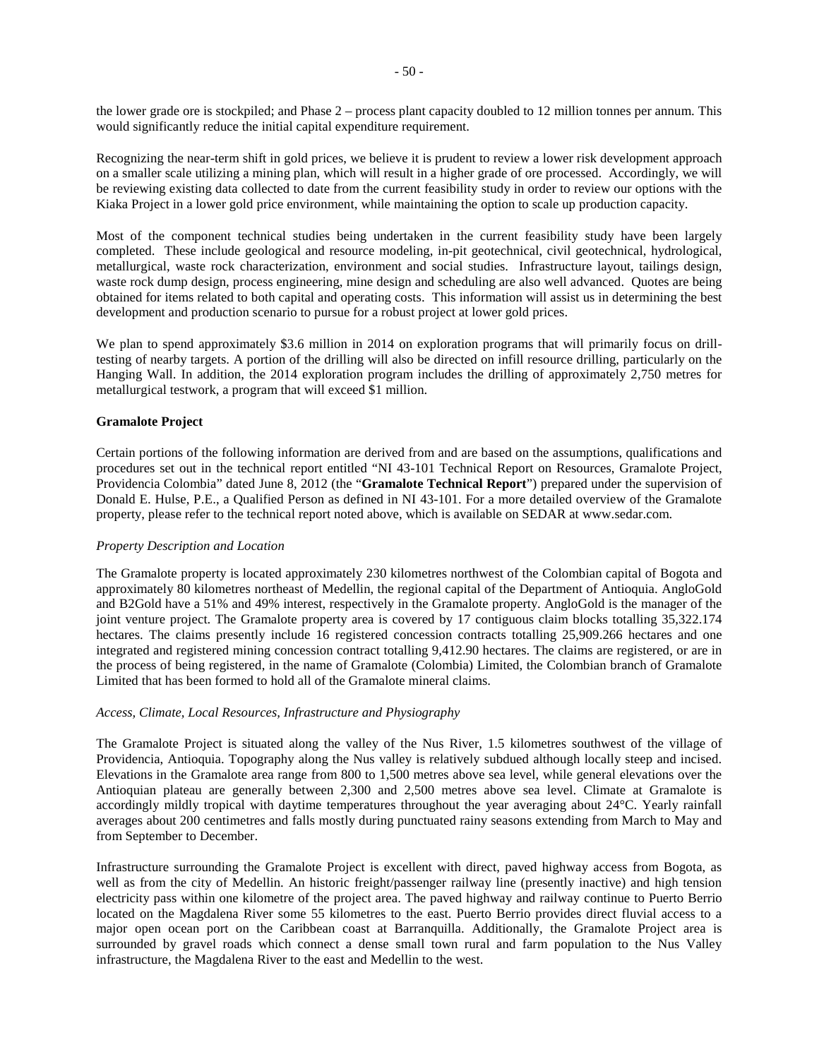the lower grade ore is stockpiled; and Phase 2 – process plant capacity doubled to 12 million tonnes per annum. This would significantly reduce the initial capital expenditure requirement.

Recognizing the near-term shift in gold prices, we believe it is prudent to review a lower risk development approach on a smaller scale utilizing a mining plan, which will result in a higher grade of ore processed. Accordingly, we will be reviewing existing data collected to date from the current feasibility study in order to review our options with the Kiaka Project in a lower gold price environment, while maintaining the option to scale up production capacity.

Most of the component technical studies being undertaken in the current feasibility study have been largely completed. These include geological and resource modeling, in-pit geotechnical, civil geotechnical, hydrological, metallurgical, waste rock characterization, environment and social studies. Infrastructure layout, tailings design, waste rock dump design, process engineering, mine design and scheduling are also well advanced. Quotes are being obtained for items related to both capital and operating costs. This information will assist us in determining the best development and production scenario to pursue for a robust project at lower gold prices.

We plan to spend approximately \$3.6 million in 2014 on exploration programs that will primarily focus on drill-testing of nearby targets. A portion of the drilling will also be directed on infill resource drilling, particularly on the Hanging Wall. In addition, the 2014 exploration program includes the drilling of approximately 2,750 metres for metallurgical testwork, a program that will exceed \$1 million.

**Gramalote Project**

Certain portions of the following information are derived from and are based on the assumptions, qualifications and procedures set out in the technical report entitled "NI 43-101 Technical Report on Resources, Gramalote Project, Providencia Colombia" dated June 8, 2012 (the "**Gramalote Technical Report**") prepared under the supervision of Donald E. Hulse, P.E., a Qualified Person as defined in NI 43-101. For a more detailed overview of the Gramalote property, please refer to the technical report noted above, which is available on SEDAR at www.sedar.com.

*Property Description and Location*

The Gramalote property is located approximately 230 kilometres northwest of the Colombian capital of Bogota and approximately 80 kilometres northeast of Medellin, the regional capital of the Department of Antioquia. AngloGold and B2Gold have a 51% and 49% interest, respectively in the Gramalote property. AngloGold is the manager of the joint venture project. The Gramalote property area is covered by 17 contiguous claim blocks totalling 35,322.174 hectares. The claims presently include 16 registered concession contracts totalling 25,909.266 hectares and one integrated and registered mining concession contract totalling 9,412.90 hectares. The claims are registered, or are in the process of being registered, in the name of Gramalote (Colombia) Limited, the Colombian branch of Gramalote Limited that has been formed to hold all of the Gramalote mineral claims.

*Access, Climate, Local Resources, Infrastructure and Physiography*

The Gramalote Project is situated along the valley of the Nus River, 1.5 kilometres southwest of the village of Providencia, Antioquia. Topography along the Nus valley is relatively subdued although locally steep and incised. Elevations in the Gramalote area range from 800 to 1,500 metres above sea level, while general elevations over the Antioquian plateau are generally between 2,300 and 2,500 metres above sea level. Climate at Gramalote is accordingly mildly tropical with daytime temperatures throughout the year averaging about 24°C. Yearly rainfall averages about 200 centimetres and falls mostly during punctuated rainy seasons extending from March to May and from September to December.

Infrastructure surrounding the Gramalote Project is excellent with direct, paved highway access from Bogota, as well as from the city of Medellin. An historic freight/passenger railway line (presently inactive) and high tension electricity pass within one kilometre of the project area. The paved highway and railway continue to Puerto Berrio located on the Magdalena River some 55 kilometres to the east. Puerto Berrio provides direct fluvial access to a major open ocean port on the Caribbean coast at Barranquilla. Additionally, the Gramalote Project area is surrounded by gravel roads which connect a dense small town rural and farm population to the Nus Valley infrastructure, the Magdalena River to the east and Medellin to the west.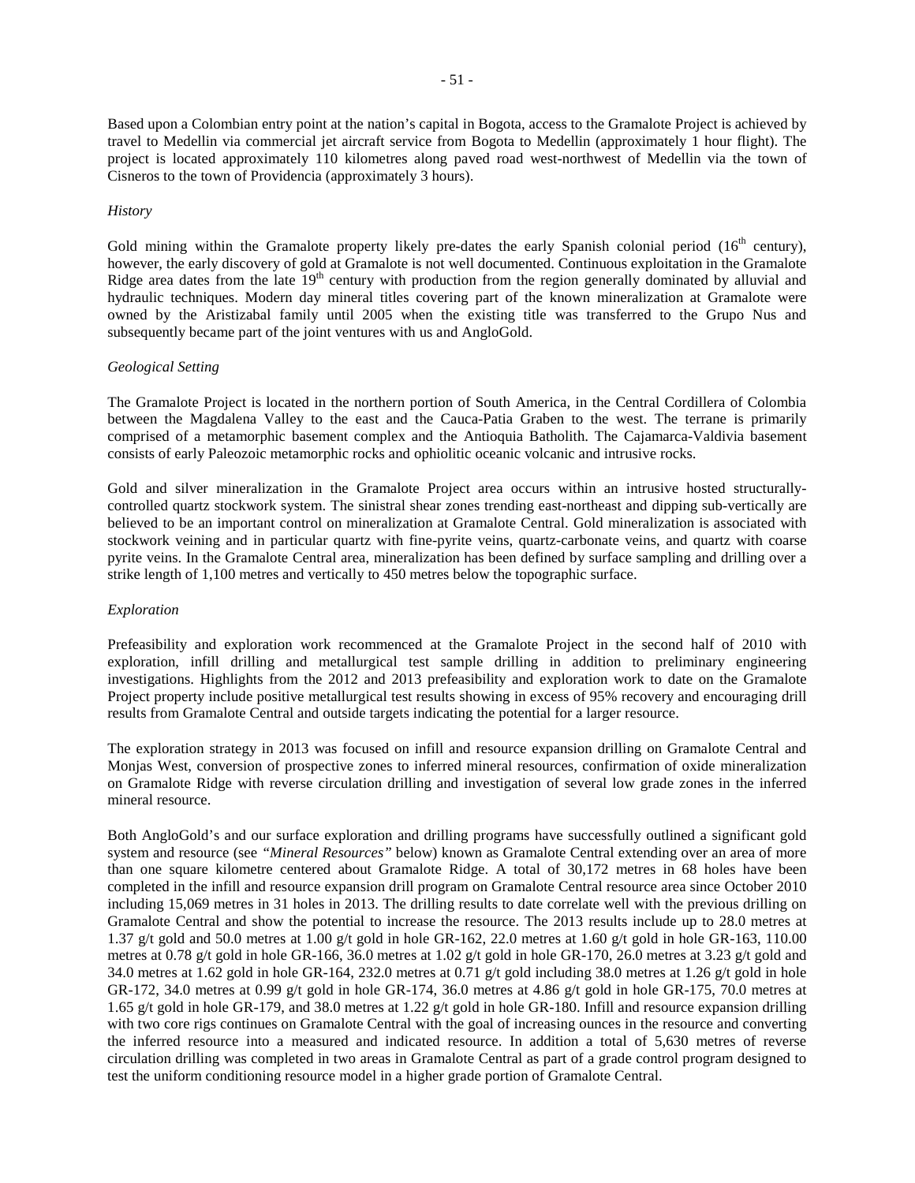Based upon a Colombian entry point at the nation's capital in Bogota, access to the Gramalote Project is achieved by travel to Medellin via commercial jet aircraft service from Bogota to Medellin (approximately 1 hour flight). The project is located approximately 110 kilometres along paved road west-northwest of Medellin via the town of Cisneros to the town of Providencia (approximately 3 hours).

*History*

Gold mining within the Gramalote property likely pre-dates the early Spanish colonial period (16th century), however, the early discovery of gold at Gramalote is not well documented. Continuous exploitation in the Gramalote Ridge area dates from the late 19th century with production from the region generally dominated by alluvial and hydraulic techniques. Modern day mineral titles covering part of the known mineralization at Gramalote were owned by the Aristizabal family until 2005 when the existing title was transferred to the Grupo Nus and subsequently became part of the joint ventures with us and AngloGold.

*Geological Setting*

The Gramalote Project is located in the northern portion of South America, in the Central Cordillera of Colombia between the Magdalena Valley to the east and the Cauca-Patia Graben to the west. The terrane is primarily comprised of a metamorphic basement complex and the Antioquia Batholith. The Cajamarca-Valdivia basement consists of early Paleozoic metamorphic rocks and ophiolitic oceanic volcanic and intrusive rocks.

Gold and silver mineralization in the Gramalote Project area occurs within an intrusive hosted structurally-controlled quartz stockwork system. The sinistral shear zones trending east-northeast and dipping sub-vertically are believed to be an important control on mineralization at Gramalote Central. Gold mineralization is associated with stockwork veining and in particular quartz with fine-pyrite veins, quartz-carbonate veins, and quartz with coarse pyrite veins. In the Gramalote Central area, mineralization has been defined by surface sampling and drilling over a strike length of 1,100 metres and vertically to 450 metres below the topographic surface.

*Exploration*

Prefeasibility and exploration work recommenced at the Gramalote Project in the second half of 2010 with exploration, infill drilling and metallurgical test sample drilling in addition to preliminary engineering investigations. Highlights from the 2012 and 2013 prefeasibility and exploration work to date on the Gramalote Project property include positive metallurgical test results showing in excess of 95% recovery and encouraging drill results from Gramalote Central and outside targets indicating the potential for a larger resource.

The exploration strategy in 2013 was focused on infill and resource expansion drilling on Gramalote Central and Monjas West, conversion of prospective zones to inferred mineral resources, confirmation of oxide mineralization on Gramalote Ridge with reverse circulation drilling and investigation of several low grade zones in the inferred mineral resource.

Both AngloGold's and our surface exploration and drilling programs have successfully outlined a significant gold system and resource (see *"Mineral Resources"* below) known as Gramalote Central extending over an area of more than one square kilometre centered about Gramalote Ridge. A total of 30,172 metres in 68 holes have been completed in the infill and resource expansion drill program on Gramalote Central resource area since October 2010 including 15,069 metres in 31 holes in 2013. The drilling results to date correlate well with the previous drilling on Gramalote Central and show the potential to increase the resource. The 2013 results include up to 28.0 metres at 1.37 g/t gold and 50.0 metres at 1.00 g/t gold in hole GR-162, 22.0 metres at 1.60 g/t gold in hole GR-163, 110.00 metres at 0.78 g/t gold in hole GR-166, 36.0 metres at 1.02 g/t gold in hole GR-170, 26.0 metres at 3.23 g/t gold and 34.0 metres at 1.62 gold in hole GR-164, 232.0 metres at 0.71 g/t gold including 38.0 metres at 1.26 g/t gold in hole GR-172, 34.0 metres at 0.99 g/t gold in hole GR-174, 36.0 metres at 4.86 g/t gold in hole GR-175, 70.0 metres at 1.65 g/t gold in hole GR-179, and 38.0 metres at 1.22 g/t gold in hole GR-180. Infill and resource expansion drilling with two core rigs continues on Gramalote Central with the goal of increasing ounces in the resource and converting the inferred resource into a measured and indicated resource. In addition a total of 5,630 metres of reverse circulation drilling was completed in two areas in Gramalote Central as part of a grade control program designed to test the uniform conditioning resource model in a higher grade portion of Gramalote Central.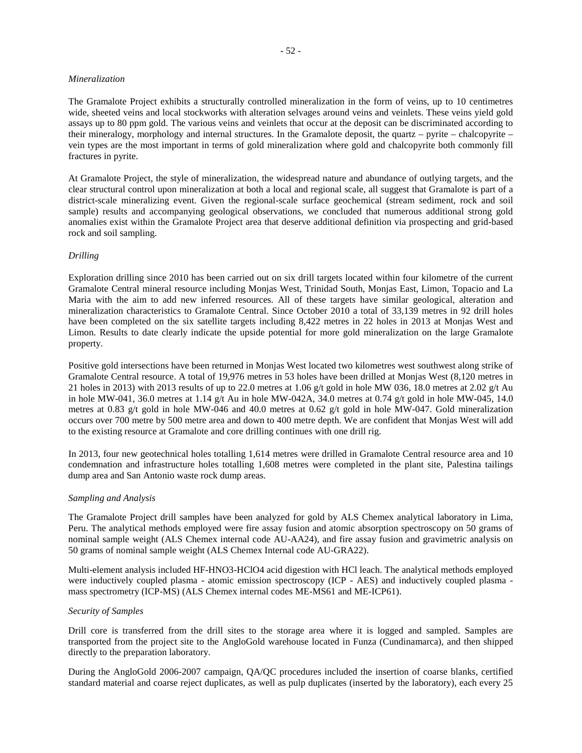*Mineralization*

The Gramalote Project exhibits a structurally controlled mineralization in the form of veins, up to 10 centimetres wide, sheeted veins and local stockworks with alteration selvages around veins and veinlets. These veins yield gold assays up to 80 ppm gold. The various veins and veinlets that occur at the deposit can be discriminated according to their mineralogy, morphology and internal structures. In the Gramalote deposit, the quartz – pyrite – chalcopyrite – vein types are the most important in terms of gold mineralization where gold and chalcopyrite both commonly fill fractures in pyrite.

At Gramalote Project, the style of mineralization, the widespread nature and abundance of outlying targets, and the clear structural control upon mineralization at both a local and regional scale, all suggest that Gramalote is part of a district-scale mineralizing event. Given the regional-scale surface geochemical (stream sediment, rock and soil sample) results and accompanying geological observations, we concluded that numerous additional strong gold anomalies exist within the Gramalote Project area that deserve additional definition via prospecting and grid-based rock and soil sampling.

*Drilling*

Exploration drilling since 2010 has been carried out on six drill targets located within four kilometre of the current Gramalote Central mineral resource including Monjas West, Trinidad South, Monjas East, Limon, Topacio and La Maria with the aim to add new inferred resources. All of these targets have similar geological, alteration and mineralization characteristics to Gramalote Central. Since October 2010 a total of 33,139 metres in 92 drill holes have been completed on the six satellite targets including 8,422 metres in 22 holes in 2013 at Monjas West and Limon. Results to date clearly indicate the upside potential for more gold mineralization on the large Gramalote property.

Positive gold intersections have been returned in Monjas West located two kilometres west southwest along strike of Gramalote Central resource. A total of 19,976 metres in 53 holes have been drilled at Monjas West (8,120 metres in 21 holes in 2013) with 2013 results of up to 22.0 metres at 1.06 g/t gold in hole MW 036, 18.0 metres at 2.02 g/t Au in hole MW-041, 36.0 metres at 1.14 g/t Au in hole MW-042A, 34.0 metres at 0.74 g/t gold in hole MW-045, 14.0 metres at 0.83 g/t gold in hole MW-046 and 40.0 metres at 0.62 g/t gold in hole MW-047. Gold mineralization occurs over 700 metre by 500 metre area and down to 400 metre depth. We are confident that Monjas West will add to the existing resource at Gramalote and core drilling continues with one drill rig.

In 2013, four new geotechnical holes totalling 1,614 metres were drilled in Gramalote Central resource area and 10 condemnation and infrastructure holes totalling 1,608 metres were completed in the plant site, Palestina tailings dump area and San Antonio waste rock dump areas.

*Sampling and Analysis*

The Gramalote Project drill samples have been analyzed for gold by ALS Chemex analytical laboratory in Lima, Peru. The analytical methods employed were fire assay fusion and atomic absorption spectroscopy on 50 grams of nominal sample weight (ALS Chemex internal code AU-AA24), and fire assay fusion and gravimetric analysis on 50 grams of nominal sample weight (ALS Chemex Internal code AU-GRA22).

Multi-element analysis included HF-HNO3-HClO4 acid digestion with HCl leach. The analytical methods employed were inductively coupled plasma - atomic emission spectroscopy (ICP - AES) and inductively coupled plasma - mass spectrometry (ICP-MS) (ALS Chemex internal codes ME-MS61 and ME-ICP61).

*Security of Samples*

Drill core is transferred from the drill sites to the storage area where it is logged and sampled. Samples are transported from the project site to the AngloGold warehouse located in Funza (Cundinamarca), and then shipped directly to the preparation laboratory.

During the AngloGold 2006-2007 campaign, QA/QC procedures included the insertion of coarse blanks, certified standard material and coarse reject duplicates, as well as pulp duplicates (inserted by the laboratory), each every 25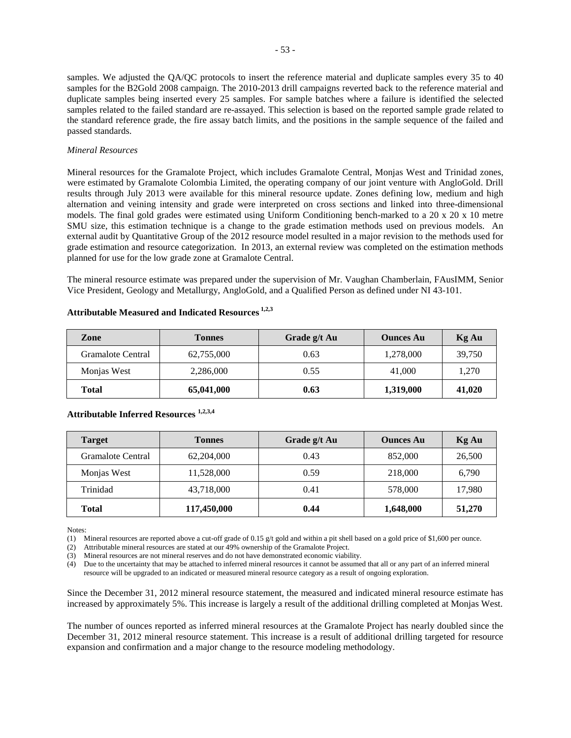samples. We adjusted the QA/QC protocols to insert the reference material and duplicate samples every 35 to 40 samples for the B2Gold 2008 campaign. The 2010-2013 drill campaigns reverted back to the reference material and duplicate samples being inserted every 25 samples. For sample batches where a failure is identified the selected samples related to the failed standard are re-assayed. This selection is based on the reported sample grade related to the standard reference grade, the fire assay batch limits, and the positions in the sample sequence of the failed and passed standards.

*Mineral Resources*

Mineral resources for the Gramalote Project, which includes Gramalote Central, Monjas West and Trinidad zones, were estimated by Gramalote Colombia Limited, the operating company of our joint venture with AngloGold. Drill results through July 2013 were available for this mineral resource update. Zones defining low, medium and high alternation and veining intensity and grade were interpreted on cross sections and linked into three-dimensional models. The final gold grades were estimated using Uniform Conditioning bench-marked to a 20 x 20 x 10 metre SMU size, this estimation technique is a change to the grade estimation methods used on previous models. An external audit by Quantitative Group of the 2012 resource model resulted in a major revision to the methods used for grade estimation and resource categorization. In 2013, an external review was completed on the estimation methods planned for use for the low grade zone at Gramalote Central.

The mineral resource estimate was prepared under the supervision of Mr. Vaughan Chamberlain, FAusIMM, Senior Vice President, Geology and Metallurgy, AngloGold, and a Qualified Person as defined under NI 43-101.

**Attributable Measured and Indicated Resources [1,2,3]**

| Zone | Tonnes | Grade g/t Au | Ounces Au | Kg Au |
|---|---|---|---|---|
| Gramalote Central | 62,755,000 | 0.63 | 1,278,000 | 39,750 |
| Monjas West | 2,286,000 | 0.55 | 41,000 | 1,270 |
| **Total** | **65,041,000** | **0.63** | **1,319,000** | **41,020** |

**Attributable Inferred Resources [1,2,3,4]**

| Target | Tonnes | Grade g/t Au | Ounces Au | Kg Au |
|---|---|---|---|---|
| Gramalote Central | 62,204,000 | 0.43 | 852,000 | 26,500 |
| Monjas West | 11,528,000 | 0.59 | 218,000 | 6,790 |
| Trinidad | 43,718,000 | 0.41 | 578,000 | 17,980 |
| **Total** | **117,450,000** | **0.44** | **1,648,000** | **51,270** |

Notes:

(1) Mineral resources are reported above a cut-off grade of 0.15 g/t gold and within a pit shell based on a gold price of $1,600 per ounce.
(2) Attributable mineral resources are stated at our 49% ownership of the Gramalote Project.
(3) Mineral resources are not mineral reserves and do not have demonstrated economic viability.
(4) Due to the uncertainty that may be attached to inferred mineral resources it cannot be assumed that all or any part of an inferred mineral resource will be upgraded to an indicated or measured mineral resource category as a result of ongoing exploration.

Since the December 31, 2012 mineral resource statement, the measured and indicated mineral resource estimate has increased by approximately 5%. This increase is largely a result of the additional drilling completed at Monjas West.

The number of ounces reported as inferred mineral resources at the Gramalote Project has nearly doubled since the December 31, 2012 mineral resource statement. This increase is a result of additional drilling targeted for resource expansion and confirmation and a major change to the resource modeling methodology.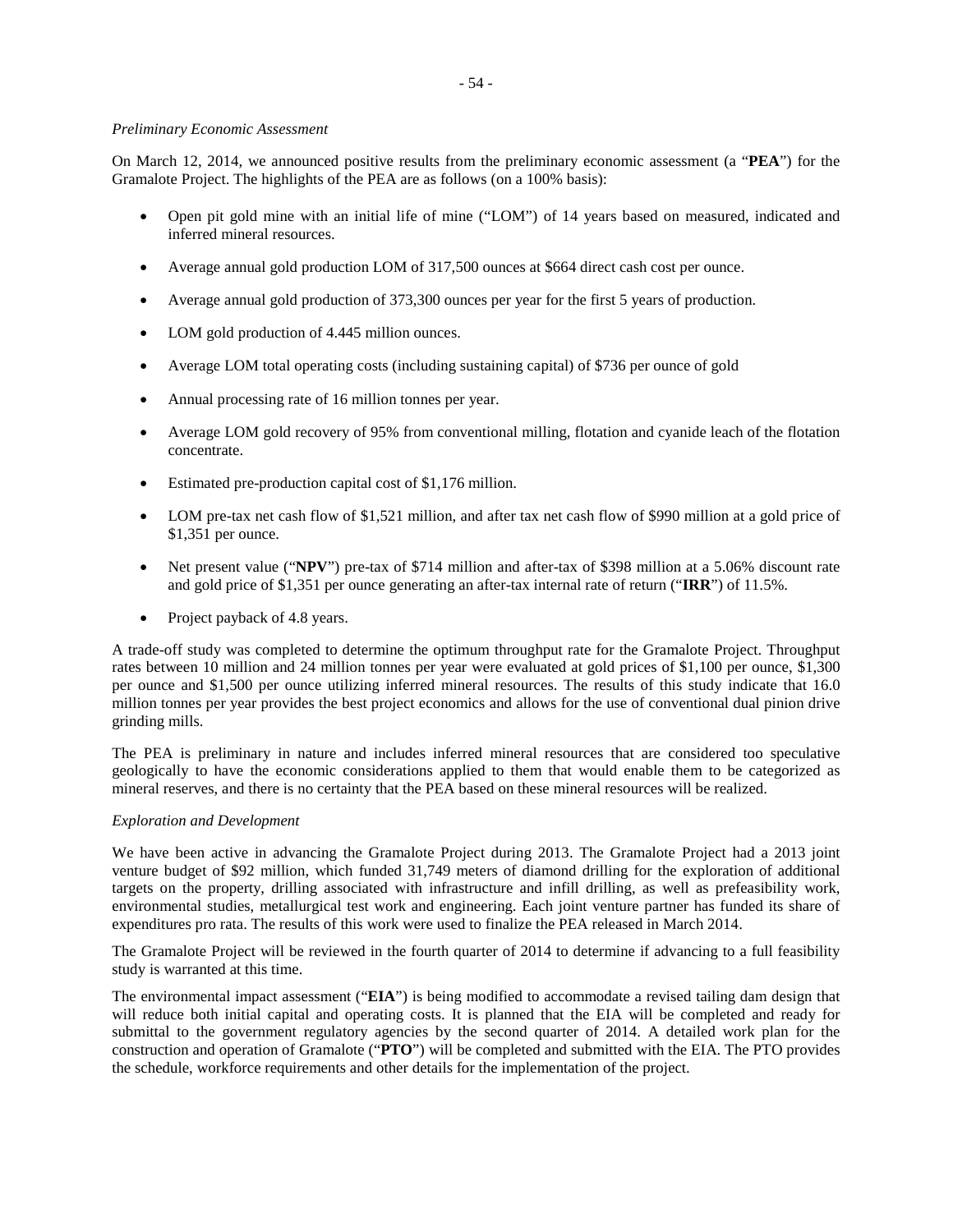*Preliminary Economic Assessment*

On March 12, 2014, we announced positive results from the preliminary economic assessment (a "**PEA**") for the Gramalote Project. The highlights of the PEA are as follows (on a 100% basis):

- Open pit gold mine with an initial life of mine ("LOM") of 14 years based on measured, indicated and inferred mineral resources.
- Average annual gold production LOM of 317,500 ounces at $664 direct cash cost per ounce.
- Average annual gold production of 373,300 ounces per year for the first 5 years of production.
- LOM gold production of 4.445 million ounces.
- Average LOM total operating costs (including sustaining capital) of $736 per ounce of gold
- Annual processing rate of 16 million tonnes per year.
- Average LOM gold recovery of 95% from conventional milling, flotation and cyanide leach of the flotation concentrate.
- Estimated pre-production capital cost of $1,176 million.
- LOM pre-tax net cash flow of $1,521 million, and after tax net cash flow of $990 million at a gold price of $1,351 per ounce.
- Net present value ("**NPV**") pre-tax of $714 million and after-tax of $398 million at a 5.06% discount rate and gold price of $1,351 per ounce generating an after-tax internal rate of return ("**IRR**") of 11.5%.
- Project payback of 4.8 years.

A trade-off study was completed to determine the optimum throughput rate for the Gramalote Project. Throughput rates between 10 million and 24 million tonnes per year were evaluated at gold prices of $1,100 per ounce, $1,300 per ounce and $1,500 per ounce utilizing inferred mineral resources. The results of this study indicate that 16.0 million tonnes per year provides the best project economics and allows for the use of conventional dual pinion drive grinding mills.

The PEA is preliminary in nature and includes inferred mineral resources that are considered too speculative geologically to have the economic considerations applied to them that would enable them to be categorized as mineral reserves, and there is no certainty that the PEA based on these mineral resources will be realized.

*Exploration and Development*

We have been active in advancing the Gramalote Project during 2013. The Gramalote Project had a 2013 joint venture budget of $92 million, which funded 31,749 meters of diamond drilling for the exploration of additional targets on the property, drilling associated with infrastructure and infill drilling, as well as prefeasibility work, environmental studies, metallurgical test work and engineering. Each joint venture partner has funded its share of expenditures pro rata. The results of this work were used to finalize the PEA released in March 2014.

The Gramalote Project will be reviewed in the fourth quarter of 2014 to determine if advancing to a full feasibility study is warranted at this time.

The environmental impact assessment ("**EIA**") is being modified to accommodate a revised tailing dam design that will reduce both initial capital and operating costs. It is planned that the EIA will be completed and ready for submittal to the government regulatory agencies by the second quarter of 2014. A detailed work plan for the construction and operation of Gramalote ("**PTO**") will be completed and submitted with the EIA. The PTO provides the schedule, workforce requirements and other details for the implementation of the project.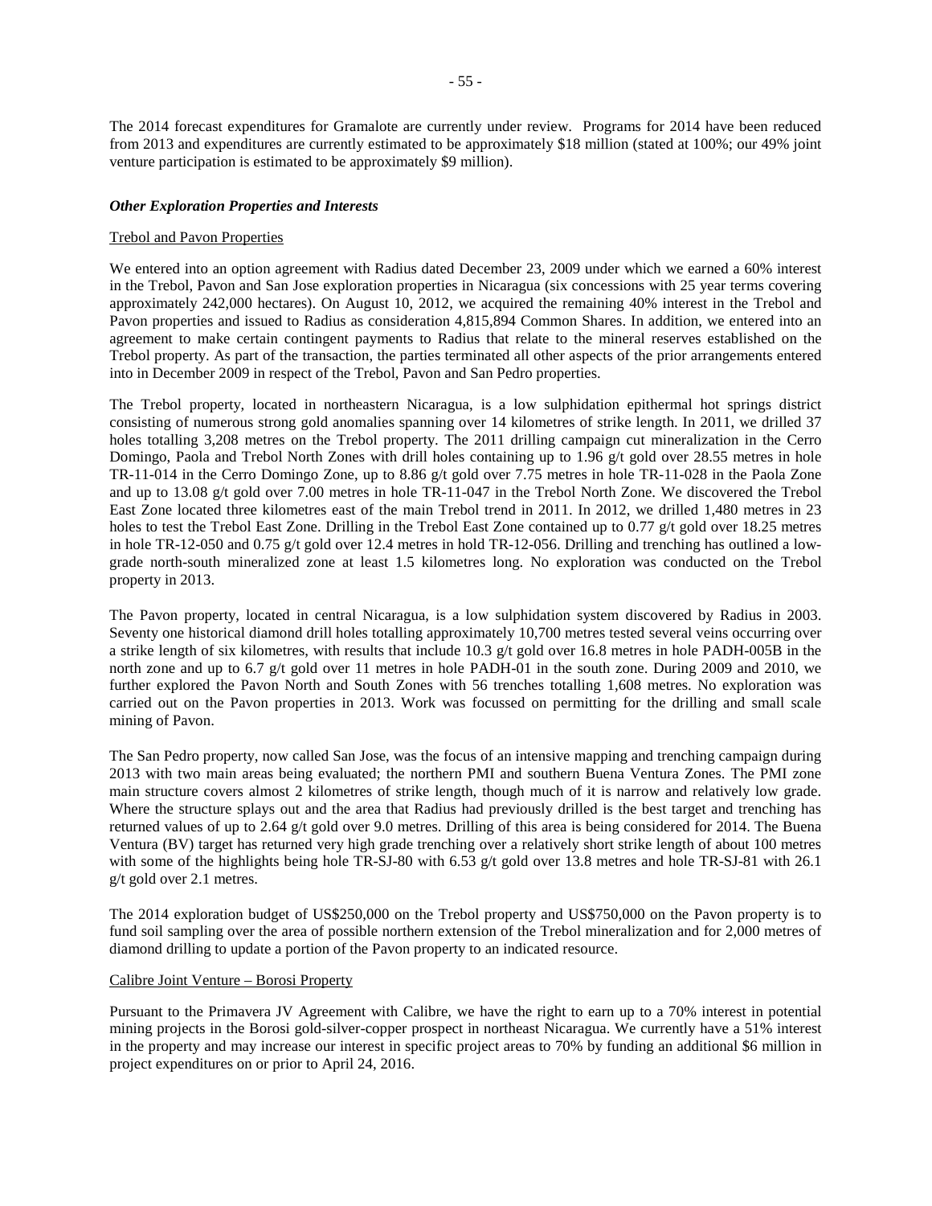The 2014 forecast expenditures for Gramalote are currently under review. Programs for 2014 have been reduced from 2013 and expenditures are currently estimated to be approximately $18 million (stated at 100%; our 49% joint venture participation is estimated to be approximately $9 million).

### *Other Exploration Properties and Interests*

Trebol and Pavon Properties

We entered into an option agreement with Radius dated December 23, 2009 under which we earned a 60% interest in the Trebol, Pavon and San Jose exploration properties in Nicaragua (six concessions with 25 year terms covering approximately 242,000 hectares). On August 10, 2012, we acquired the remaining 40% interest in the Trebol and Pavon properties and issued to Radius as consideration 4,815,894 Common Shares. In addition, we entered into an agreement to make certain contingent payments to Radius that relate to the mineral reserves established on the Trebol property. As part of the transaction, the parties terminated all other aspects of the prior arrangements entered into in December 2009 in respect of the Trebol, Pavon and San Pedro properties.

The Trebol property, located in northeastern Nicaragua, is a low sulphidation epithermal hot springs district consisting of numerous strong gold anomalies spanning over 14 kilometres of strike length. In 2011, we drilled 37 holes totalling 3,208 metres on the Trebol property. The 2011 drilling campaign cut mineralization in the Cerro Domingo, Paola and Trebol North Zones with drill holes containing up to 1.96 g/t gold over 28.55 metres in hole TR-11-014 in the Cerro Domingo Zone, up to 8.86 g/t gold over 7.75 metres in hole TR-11-028 in the Paola Zone and up to 13.08 g/t gold over 7.00 metres in hole TR-11-047 in the Trebol North Zone. We discovered the Trebol East Zone located three kilometres east of the main Trebol trend in 2011. In 2012, we drilled 1,480 metres in 23 holes to test the Trebol East Zone. Drilling in the Trebol East Zone contained up to 0.77 g/t gold over 18.25 metres in hole TR-12-050 and 0.75 g/t gold over 12.4 metres in hold TR-12-056. Drilling and trenching has outlined a low-grade north-south mineralized zone at least 1.5 kilometres long. No exploration was conducted on the Trebol property in 2013.

The Pavon property, located in central Nicaragua, is a low sulphidation system discovered by Radius in 2003. Seventy one historical diamond drill holes totalling approximately 10,700 metres tested several veins occurring over a strike length of six kilometres, with results that include 10.3 g/t gold over 16.8 metres in hole PADH-005B in the north zone and up to 6.7 g/t gold over 11 metres in hole PADH-01 in the south zone. During 2009 and 2010, we further explored the Pavon North and South Zones with 56 trenches totalling 1,608 metres. No exploration was carried out on the Pavon properties in 2013. Work was focussed on permitting for the drilling and small scale mining of Pavon.

The San Pedro property, now called San Jose, was the focus of an intensive mapping and trenching campaign during 2013 with two main areas being evaluated; the northern PMI and southern Buena Ventura Zones. The PMI zone main structure covers almost 2 kilometres of strike length, though much of it is narrow and relatively low grade. Where the structure splays out and the area that Radius had previously drilled is the best target and trenching has returned values of up to 2.64 g/t gold over 9.0 metres. Drilling of this area is being considered for 2014. The Buena Ventura (BV) target has returned very high grade trenching over a relatively short strike length of about 100 metres with some of the highlights being hole TR-SJ-80 with 6.53 g/t gold over 13.8 metres and hole TR-SJ-81 with 26.1 g/t gold over 2.1 metres.

The 2014 exploration budget of US$250,000 on the Trebol property and US$750,000 on the Pavon property is to fund soil sampling over the area of possible northern extension of the Trebol mineralization and for 2,000 metres of diamond drilling to update a portion of the Pavon property to an indicated resource.

Calibre Joint Venture – Borosi Property

Pursuant to the Primavera JV Agreement with Calibre, we have the right to earn up to a 70% interest in potential mining projects in the Borosi gold-silver-copper prospect in northeast Nicaragua. We currently have a 51% interest in the property and may increase our interest in specific project areas to 70% by funding an additional $6 million in project expenditures on or prior to April 24, 2016.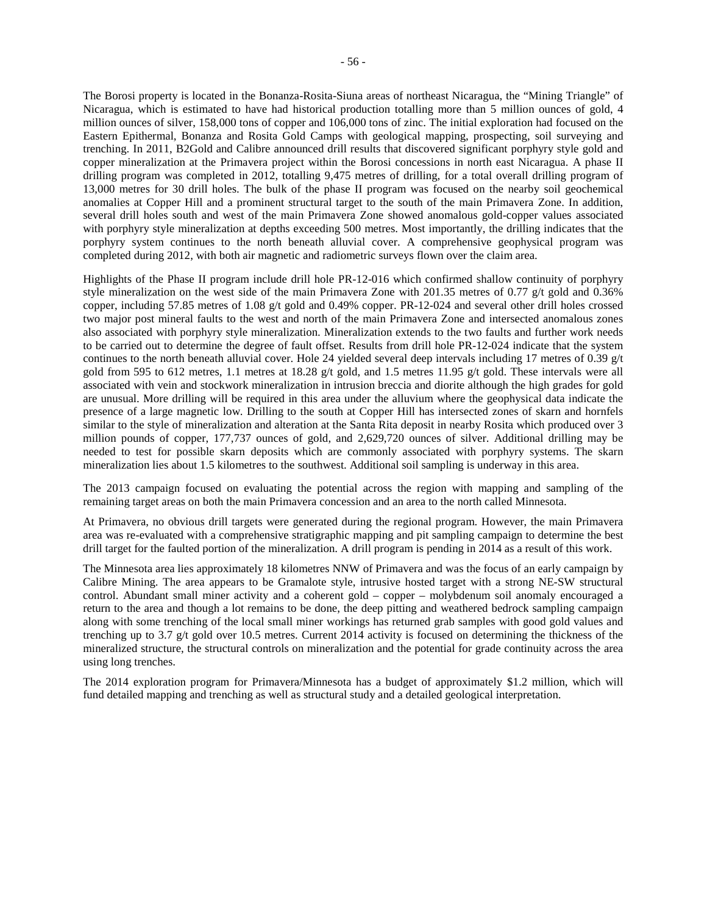The Borosi property is located in the Bonanza-Rosita-Siuna areas of northeast Nicaragua, the "Mining Triangle" of Nicaragua, which is estimated to have had historical production totalling more than 5 million ounces of gold, 4 million ounces of silver, 158,000 tons of copper and 106,000 tons of zinc. The initial exploration had focused on the Eastern Epithermal, Bonanza and Rosita Gold Camps with geological mapping, prospecting, soil surveying and trenching. In 2011, B2Gold and Calibre announced drill results that discovered significant porphyry style gold and copper mineralization at the Primavera project within the Borosi concessions in north east Nicaragua. A phase II drilling program was completed in 2012, totalling 9,475 metres of drilling, for a total overall drilling program of 13,000 metres for 30 drill holes. The bulk of the phase II program was focused on the nearby soil geochemical anomalies at Copper Hill and a prominent structural target to the south of the main Primavera Zone. In addition, several drill holes south and west of the main Primavera Zone showed anomalous gold-copper values associated with porphyry style mineralization at depths exceeding 500 metres. Most importantly, the drilling indicates that the porphyry system continues to the north beneath alluvial cover. A comprehensive geophysical program was completed during 2012, with both air magnetic and radiometric surveys flown over the claim area.

Highlights of the Phase II program include drill hole PR-12-016 which confirmed shallow continuity of porphyry style mineralization on the west side of the main Primavera Zone with 201.35 metres of 0.77 g/t gold and 0.36% copper, including 57.85 metres of 1.08 g/t gold and 0.49% copper. PR-12-024 and several other drill holes crossed two major post mineral faults to the west and north of the main Primavera Zone and intersected anomalous zones also associated with porphyry style mineralization. Mineralization extends to the two faults and further work needs to be carried out to determine the degree of fault offset. Results from drill hole PR-12-024 indicate that the system continues to the north beneath alluvial cover. Hole 24 yielded several deep intervals including 17 metres of 0.39 g/t gold from 595 to 612 metres, 1.1 metres at 18.28 g/t gold, and 1.5 metres 11.95 g/t gold. These intervals were all associated with vein and stockwork mineralization in intrusion breccia and diorite although the high grades for gold are unusual. More drilling will be required in this area under the alluvium where the geophysical data indicate the presence of a large magnetic low. Drilling to the south at Copper Hill has intersected zones of skarn and hornfels similar to the style of mineralization and alteration at the Santa Rita deposit in nearby Rosita which produced over 3 million pounds of copper, 177,737 ounces of gold, and 2,629,720 ounces of silver. Additional drilling may be needed to test for possible skarn deposits which are commonly associated with porphyry systems. The skarn mineralization lies about 1.5 kilometres to the southwest. Additional soil sampling is underway in this area.

The 2013 campaign focused on evaluating the potential across the region with mapping and sampling of the remaining target areas on both the main Primavera concession and an area to the north called Minnesota.

At Primavera, no obvious drill targets were generated during the regional program. However, the main Primavera area was re-evaluated with a comprehensive stratigraphic mapping and pit sampling campaign to determine the best drill target for the faulted portion of the mineralization. A drill program is pending in 2014 as a result of this work.

The Minnesota area lies approximately 18 kilometres NNW of Primavera and was the focus of an early campaign by Calibre Mining. The area appears to be Gramalote style, intrusive hosted target with a strong NE-SW structural control. Abundant small miner activity and a coherent gold – copper – molybdenum soil anomaly encouraged a return to the area and though a lot remains to be done, the deep pitting and weathered bedrock sampling campaign along with some trenching of the local small miner workings has returned grab samples with good gold values and trenching up to 3.7 g/t gold over 10.5 metres. Current 2014 activity is focused on determining the thickness of the mineralized structure, the structural controls on mineralization and the potential for grade continuity across the area using long trenches.

The 2014 exploration program for Primavera/Minnesota has a budget of approximately $1.2 million, which will fund detailed mapping and trenching as well as structural study and a detailed geological interpretation.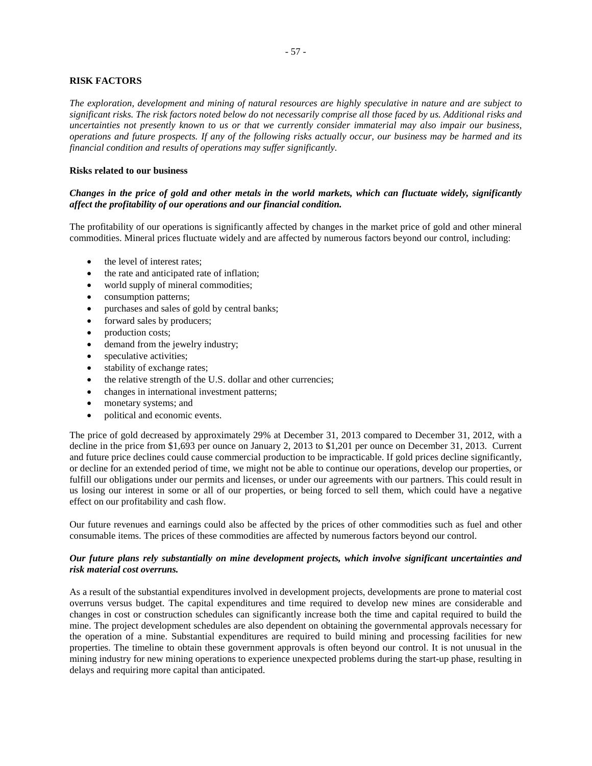## RISK FACTORS

*The exploration, development and mining of natural resources are highly speculative in nature and are subject to significant risks. The risk factors noted below do not necessarily comprise all those faced by us. Additional risks and uncertainties not presently known to us or that we currently consider immaterial may also impair our business, operations and future prospects. If any of the following risks actually occur, our business may be harmed and its financial condition and results of operations may suffer significantly.*

### Risks related to our business

***Changes in the price of gold and other metals in the world markets, which can fluctuate widely, significantly affect the profitability of our operations and our financial condition.***

The profitability of our operations is significantly affected by changes in the market price of gold and other mineral commodities. Mineral prices fluctuate widely and are affected by numerous factors beyond our control, including:

- the level of interest rates;
- the rate and anticipated rate of inflation;
- world supply of mineral commodities;
- consumption patterns;
- purchases and sales of gold by central banks;
- forward sales by producers;
- production costs;
- demand from the jewelry industry;
- speculative activities;
- stability of exchange rates;
- the relative strength of the U.S. dollar and other currencies;
- changes in international investment patterns;
- monetary systems; and
- political and economic events.

The price of gold decreased by approximately 29% at December 31, 2013 compared to December 31, 2012, with a decline in the price from $1,693 per ounce on January 2, 2013 to $1,201 per ounce on December 31, 2013. Current and future price declines could cause commercial production to be impracticable. If gold prices decline significantly, or decline for an extended period of time, we might not be able to continue our operations, develop our properties, or fulfill our obligations under our permits and licenses, or under our agreements with our partners. This could result in us losing our interest in some or all of our properties, or being forced to sell them, which could have a negative effect on our profitability and cash flow.

Our future revenues and earnings could also be affected by the prices of other commodities such as fuel and other consumable items. The prices of these commodities are affected by numerous factors beyond our control.

***Our future plans rely substantially on mine development projects, which involve significant uncertainties and risk material cost overruns.***

As a result of the substantial expenditures involved in development projects, developments are prone to material cost overruns versus budget. The capital expenditures and time required to develop new mines are considerable and changes in cost or construction schedules can significantly increase both the time and capital required to build the mine. The project development schedules are also dependent on obtaining the governmental approvals necessary for the operation of a mine. Substantial expenditures are required to build mining and processing facilities for new properties. The timeline to obtain these government approvals is often beyond our control. It is not unusual in the mining industry for new mining operations to experience unexpected problems during the start-up phase, resulting in delays and requiring more capital than anticipated.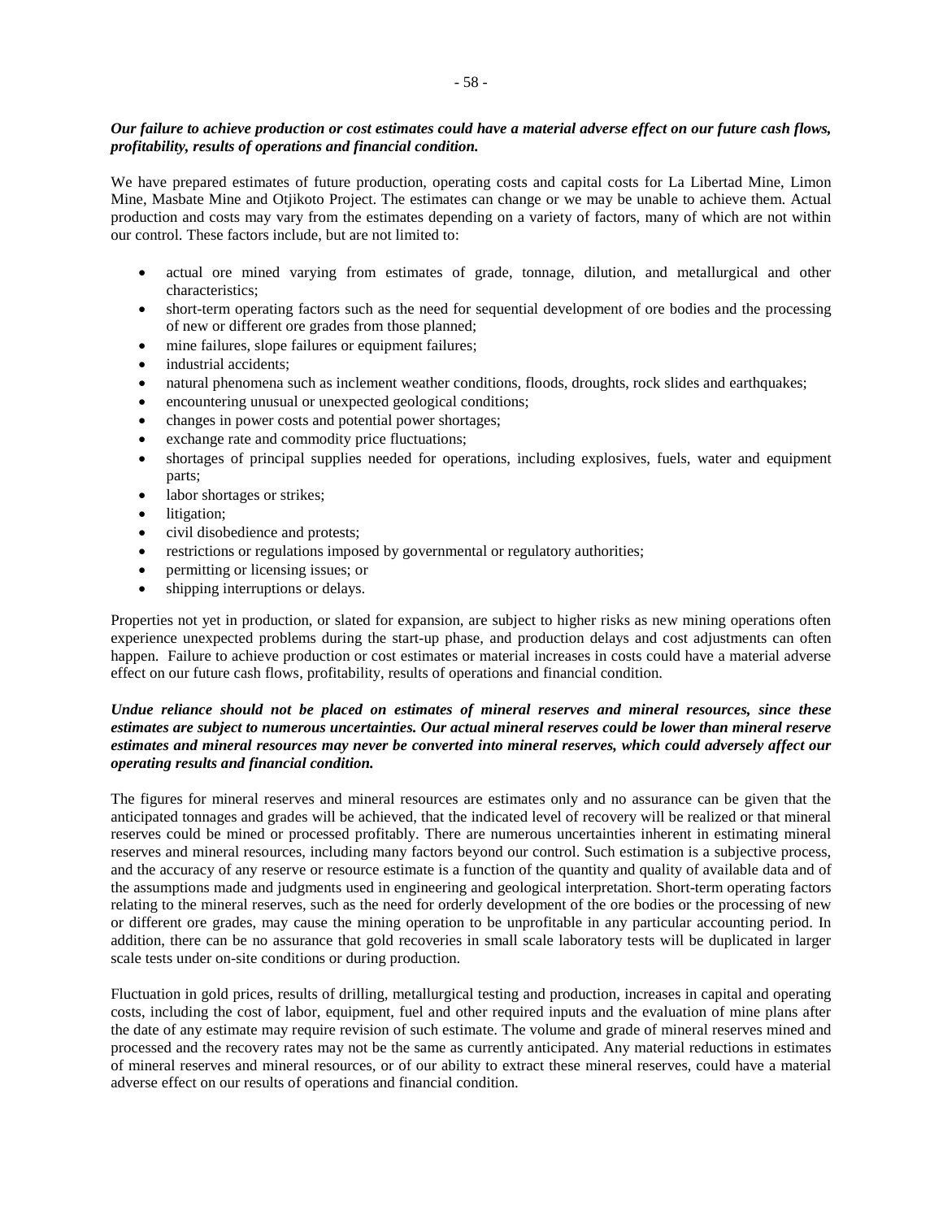***Our failure to achieve production or cost estimates could have a material adverse effect on our future cash flows, profitability, results of operations and financial condition.***

We have prepared estimates of future production, operating costs and capital costs for La Libertad Mine, Limon Mine, Masbate Mine and Otjikoto Project. The estimates can change or we may be unable to achieve them. Actual production and costs may vary from the estimates depending on a variety of factors, many of which are not within our control. These factors include, but are not limited to:

- actual ore mined varying from estimates of grade, tonnage, dilution, and metallurgical and other characteristics;
- short-term operating factors such as the need for sequential development of ore bodies and the processing of new or different ore grades from those planned;
- mine failures, slope failures or equipment failures;
- industrial accidents;
- natural phenomena such as inclement weather conditions, floods, droughts, rock slides and earthquakes;
- encountering unusual or unexpected geological conditions;
- changes in power costs and potential power shortages;
- exchange rate and commodity price fluctuations;
- shortages of principal supplies needed for operations, including explosives, fuels, water and equipment parts;
- labor shortages or strikes;
- litigation;
- civil disobedience and protests;
- restrictions or regulations imposed by governmental or regulatory authorities;
- permitting or licensing issues; or
- shipping interruptions or delays.

Properties not yet in production, or slated for expansion, are subject to higher risks as new mining operations often experience unexpected problems during the start-up phase, and production delays and cost adjustments can often happen. Failure to achieve production or cost estimates or material increases in costs could have a material adverse effect on our future cash flows, profitability, results of operations and financial condition.

***Undue reliance should not be placed on estimates of mineral reserves and mineral resources, since these estimates are subject to numerous uncertainties. Our actual mineral reserves could be lower than mineral reserve estimates and mineral resources may never be converted into mineral reserves, which could adversely affect our operating results and financial condition.***

The figures for mineral reserves and mineral resources are estimates only and no assurance can be given that the anticipated tonnages and grades will be achieved, that the indicated level of recovery will be realized or that mineral reserves could be mined or processed profitably. There are numerous uncertainties inherent in estimating mineral reserves and mineral resources, including many factors beyond our control. Such estimation is a subjective process, and the accuracy of any reserve or resource estimate is a function of the quantity and quality of available data and of the assumptions made and judgments used in engineering and geological interpretation. Short-term operating factors relating to the mineral reserves, such as the need for orderly development of the ore bodies or the processing of new or different ore grades, may cause the mining operation to be unprofitable in any particular accounting period. In addition, there can be no assurance that gold recoveries in small scale laboratory tests will be duplicated in larger scale tests under on-site conditions or during production.

Fluctuation in gold prices, results of drilling, metallurgical testing and production, increases in capital and operating costs, including the cost of labor, equipment, fuel and other required inputs and the evaluation of mine plans after the date of any estimate may require revision of such estimate. The volume and grade of mineral reserves mined and processed and the recovery rates may not be the same as currently anticipated. Any material reductions in estimates of mineral reserves and mineral resources, or of our ability to extract these mineral reserves, could have a material adverse effect on our results of operations and financial condition.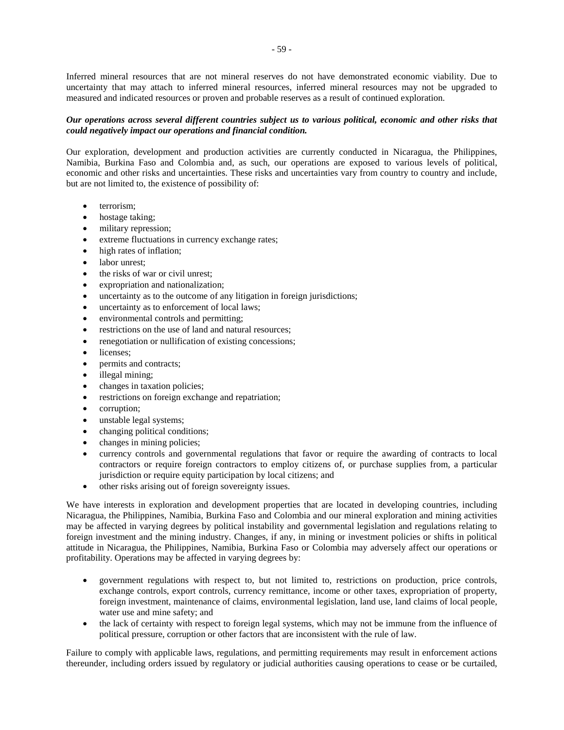Inferred mineral resources that are not mineral reserves do not have demonstrated economic viability. Due to uncertainty that may attach to inferred mineral resources, inferred mineral resources may not be upgraded to measured and indicated resources or proven and probable reserves as a result of continued exploration.

***Our operations across several different countries subject us to various political, economic and other risks that could negatively impact our operations and financial condition.***

Our exploration, development and production activities are currently conducted in Nicaragua, the Philippines, Namibia, Burkina Faso and Colombia and, as such, our operations are exposed to various levels of political, economic and other risks and uncertainties. These risks and uncertainties vary from country to country and include, but are not limited to, the existence of possibility of:

- terrorism;
- hostage taking;
- military repression;
- extreme fluctuations in currency exchange rates;
- high rates of inflation;
- labor unrest;
- the risks of war or civil unrest;
- expropriation and nationalization;
- uncertainty as to the outcome of any litigation in foreign jurisdictions;
- uncertainty as to enforcement of local laws;
- environmental controls and permitting;
- restrictions on the use of land and natural resources;
- renegotiation or nullification of existing concessions;
- licenses;
- permits and contracts;
- illegal mining;
- changes in taxation policies;
- restrictions on foreign exchange and repatriation;
- corruption;
- unstable legal systems;
- changing political conditions;
- changes in mining policies;
- currency controls and governmental regulations that favor or require the awarding of contracts to local contractors or require foreign contractors to employ citizens of, or purchase supplies from, a particular jurisdiction or require equity participation by local citizens; and
- other risks arising out of foreign sovereignty issues.

We have interests in exploration and development properties that are located in developing countries, including Nicaragua, the Philippines, Namibia, Burkina Faso and Colombia and our mineral exploration and mining activities may be affected in varying degrees by political instability and governmental legislation and regulations relating to foreign investment and the mining industry. Changes, if any, in mining or investment policies or shifts in political attitude in Nicaragua, the Philippines, Namibia, Burkina Faso or Colombia may adversely affect our operations or profitability. Operations may be affected in varying degrees by:

- government regulations with respect to, but not limited to, restrictions on production, price controls, exchange controls, export controls, currency remittance, income or other taxes, expropriation of property, foreign investment, maintenance of claims, environmental legislation, land use, land claims of local people, water use and mine safety; and
- the lack of certainty with respect to foreign legal systems, which may not be immune from the influence of political pressure, corruption or other factors that are inconsistent with the rule of law.

Failure to comply with applicable laws, regulations, and permitting requirements may result in enforcement actions thereunder, including orders issued by regulatory or judicial authorities causing operations to cease or be curtailed,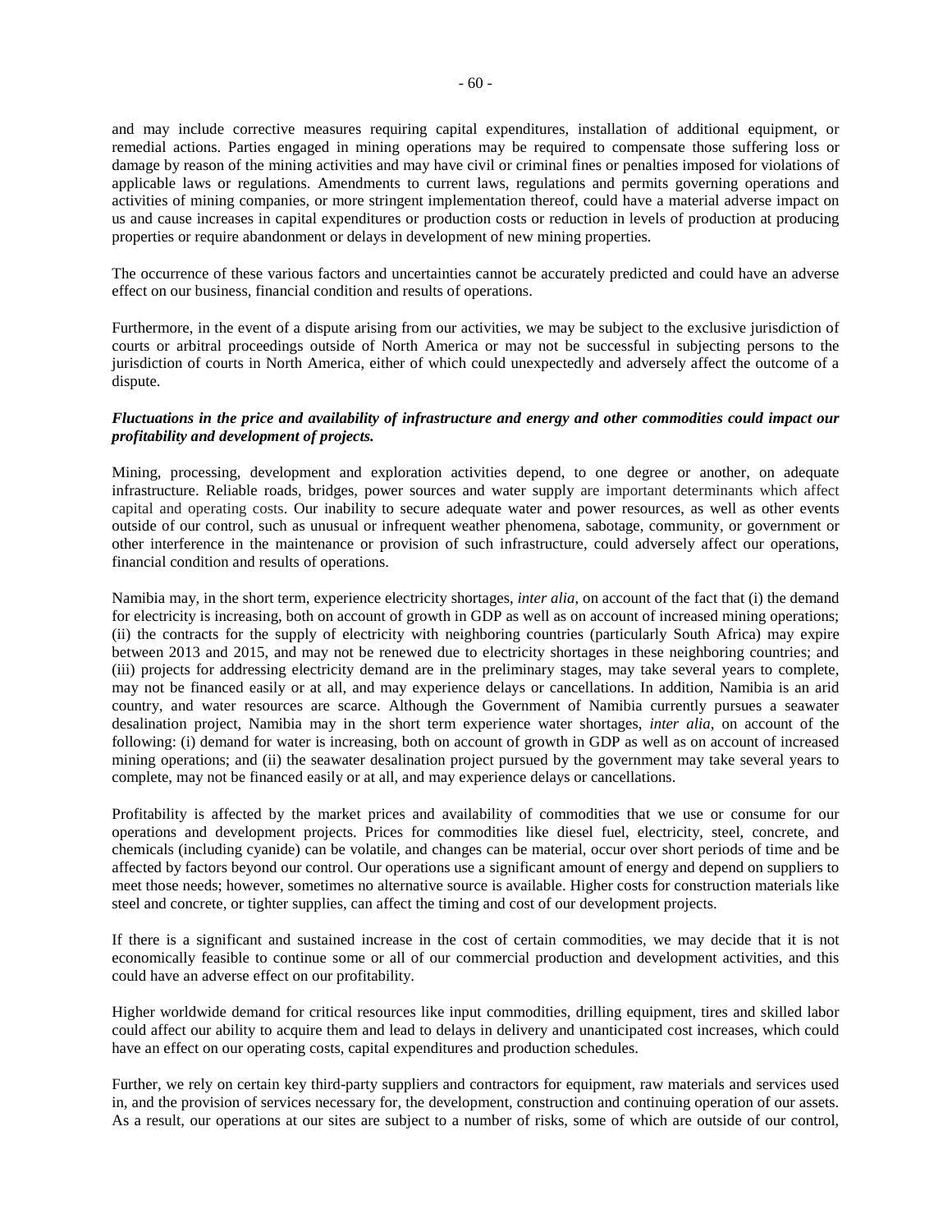and may include corrective measures requiring capital expenditures, installation of additional equipment, or remedial actions. Parties engaged in mining operations may be required to compensate those suffering loss or damage by reason of the mining activities and may have civil or criminal fines or penalties imposed for violations of applicable laws or regulations. Amendments to current laws, regulations and permits governing operations and activities of mining companies, or more stringent implementation thereof, could have a material adverse impact on us and cause increases in capital expenditures or production costs or reduction in levels of production at producing properties or require abandonment or delays in development of new mining properties.

The occurrence of these various factors and uncertainties cannot be accurately predicted and could have an adverse effect on our business, financial condition and results of operations.

Furthermore, in the event of a dispute arising from our activities, we may be subject to the exclusive jurisdiction of courts or arbitral proceedings outside of North America or may not be successful in subjecting persons to the jurisdiction of courts in North America, either of which could unexpectedly and adversely affect the outcome of a dispute.

***Fluctuations in the price and availability of infrastructure and energy and other commodities could impact our profitability and development of projects.***

Mining, processing, development and exploration activities depend, to one degree or another, on adequate infrastructure. Reliable roads, bridges, power sources and water supply are important determinants which affect capital and operating costs. Our inability to secure adequate water and power resources, as well as other events outside of our control, such as unusual or infrequent weather phenomena, sabotage, community, or government or other interference in the maintenance or provision of such infrastructure, could adversely affect our operations, financial condition and results of operations.

Namibia may, in the short term, experience electricity shortages, *inter alia*, on account of the fact that (i) the demand for electricity is increasing, both on account of growth in GDP as well as on account of increased mining operations; (ii) the contracts for the supply of electricity with neighboring countries (particularly South Africa) may expire between 2013 and 2015, and may not be renewed due to electricity shortages in these neighboring countries; and (iii) projects for addressing electricity demand are in the preliminary stages, may take several years to complete, may not be financed easily or at all, and may experience delays or cancellations. In addition, Namibia is an arid country, and water resources are scarce. Although the Government of Namibia currently pursues a seawater desalination project, Namibia may in the short term experience water shortages, *inter alia*, on account of the following: (i) demand for water is increasing, both on account of growth in GDP as well as on account of increased mining operations; and (ii) the seawater desalination project pursued by the government may take several years to complete, may not be financed easily or at all, and may experience delays or cancellations.

Profitability is affected by the market prices and availability of commodities that we use or consume for our operations and development projects. Prices for commodities like diesel fuel, electricity, steel, concrete, and chemicals (including cyanide) can be volatile, and changes can be material, occur over short periods of time and be affected by factors beyond our control. Our operations use a significant amount of energy and depend on suppliers to meet those needs; however, sometimes no alternative source is available. Higher costs for construction materials like steel and concrete, or tighter supplies, can affect the timing and cost of our development projects.

If there is a significant and sustained increase in the cost of certain commodities, we may decide that it is not economically feasible to continue some or all of our commercial production and development activities, and this could have an adverse effect on our profitability.

Higher worldwide demand for critical resources like input commodities, drilling equipment, tires and skilled labor could affect our ability to acquire them and lead to delays in delivery and unanticipated cost increases, which could have an effect on our operating costs, capital expenditures and production schedules.

Further, we rely on certain key third-party suppliers and contractors for equipment, raw materials and services used in, and the provision of services necessary for, the development, construction and continuing operation of our assets. As a result, our operations at our sites are subject to a number of risks, some of which are outside of our control,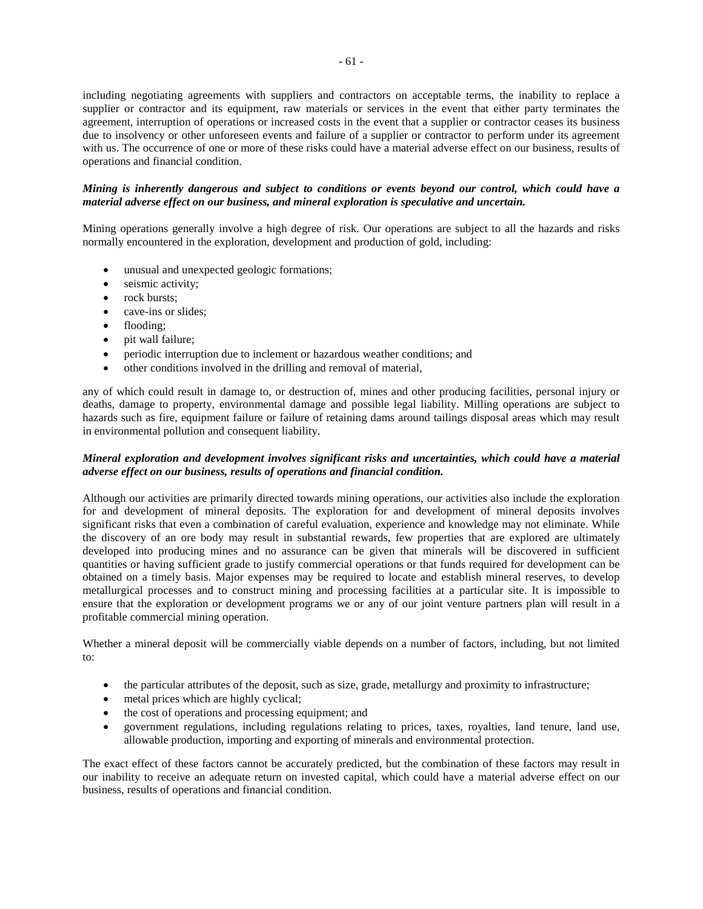including negotiating agreements with suppliers and contractors on acceptable terms, the inability to replace a supplier or contractor and its equipment, raw materials or services in the event that either party terminates the agreement, interruption of operations or increased costs in the event that a supplier or contractor ceases its business due to insolvency or other unforeseen events and failure of a supplier or contractor to perform under its agreement with us. The occurrence of one or more of these risks could have a material adverse effect on our business, results of operations and financial condition.

***Mining is inherently dangerous and subject to conditions or events beyond our control, which could have a material adverse effect on our business, and mineral exploration is speculative and uncertain.***

Mining operations generally involve a high degree of risk. Our operations are subject to all the hazards and risks normally encountered in the exploration, development and production of gold, including:

- unusual and unexpected geologic formations;
- seismic activity;
- rock bursts;
- cave-ins or slides;
- flooding;
- pit wall failure;
- periodic interruption due to inclement or hazardous weather conditions; and
- other conditions involved in the drilling and removal of material,

any of which could result in damage to, or destruction of, mines and other producing facilities, personal injury or deaths, damage to property, environmental damage and possible legal liability. Milling operations are subject to hazards such as fire, equipment failure or failure of retaining dams around tailings disposal areas which may result in environmental pollution and consequent liability.

***Mineral exploration and development involves significant risks and uncertainties, which could have a material adverse effect on our business, results of operations and financial condition.***

Although our activities are primarily directed towards mining operations, our activities also include the exploration for and development of mineral deposits. The exploration for and development of mineral deposits involves significant risks that even a combination of careful evaluation, experience and knowledge may not eliminate. While the discovery of an ore body may result in substantial rewards, few properties that are explored are ultimately developed into producing mines and no assurance can be given that minerals will be discovered in sufficient quantities or having sufficient grade to justify commercial operations or that funds required for development can be obtained on a timely basis. Major expenses may be required to locate and establish mineral reserves, to develop metallurgical processes and to construct mining and processing facilities at a particular site. It is impossible to ensure that the exploration or development programs we or any of our joint venture partners plan will result in a profitable commercial mining operation.

Whether a mineral deposit will be commercially viable depends on a number of factors, including, but not limited to:

- the particular attributes of the deposit, such as size, grade, metallurgy and proximity to infrastructure;
- metal prices which are highly cyclical;
- the cost of operations and processing equipment; and
- government regulations, including regulations relating to prices, taxes, royalties, land tenure, land use, allowable production, importing and exporting of minerals and environmental protection.

The exact effect of these factors cannot be accurately predicted, but the combination of these factors may result in our inability to receive an adequate return on invested capital, which could have a material adverse effect on our business, results of operations and financial condition.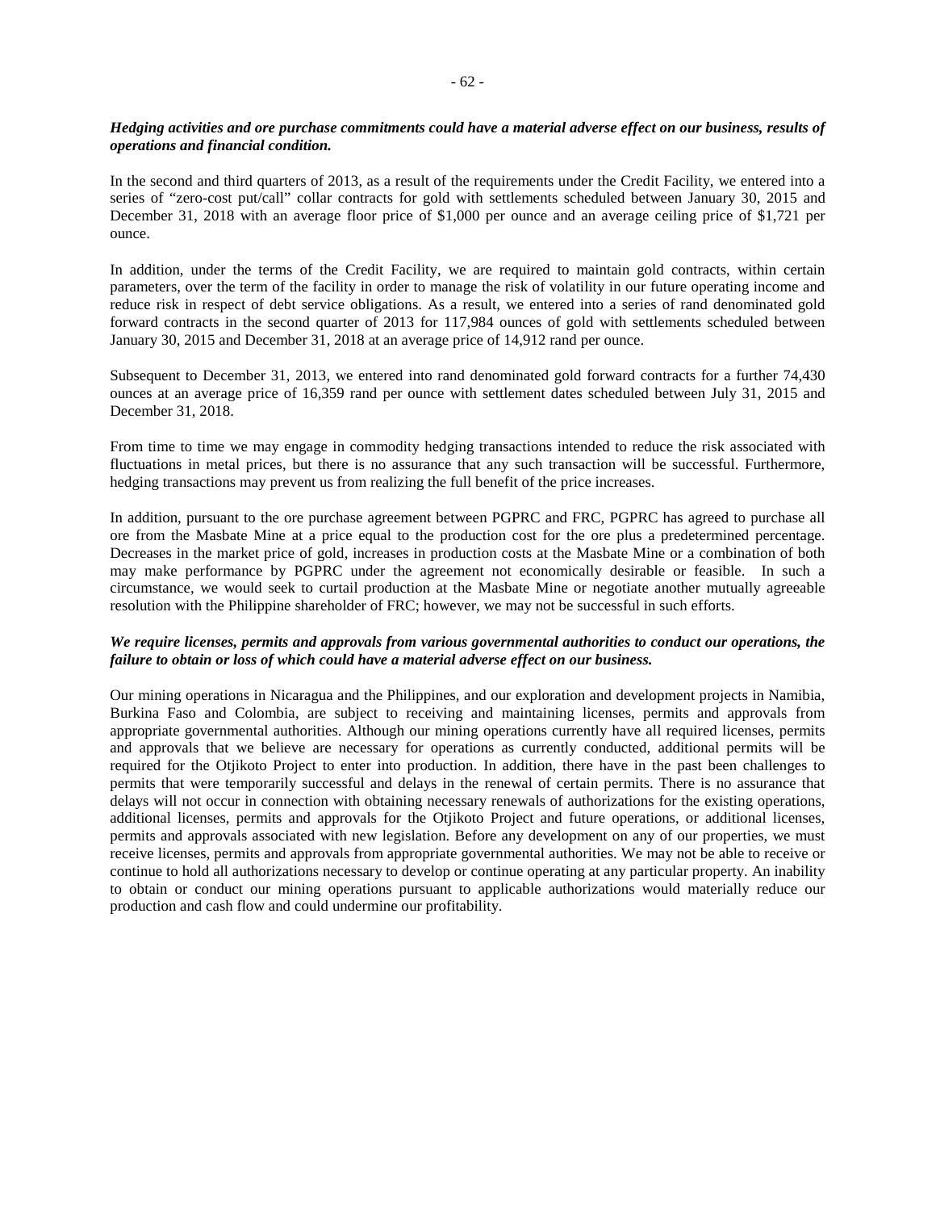***Hedging activities and ore purchase commitments could have a material adverse effect on our business, results of operations and financial condition.***

In the second and third quarters of 2013, as a result of the requirements under the Credit Facility, we entered into a series of "zero-cost put/call" collar contracts for gold with settlements scheduled between January 30, 2015 and December 31, 2018 with an average floor price of $1,000 per ounce and an average ceiling price of $1,721 per ounce.

In addition, under the terms of the Credit Facility, we are required to maintain gold contracts, within certain parameters, over the term of the facility in order to manage the risk of volatility in our future operating income and reduce risk in respect of debt service obligations. As a result, we entered into a series of rand denominated gold forward contracts in the second quarter of 2013 for 117,984 ounces of gold with settlements scheduled between January 30, 2015 and December 31, 2018 at an average price of 14,912 rand per ounce.

Subsequent to December 31, 2013, we entered into rand denominated gold forward contracts for a further 74,430 ounces at an average price of 16,359 rand per ounce with settlement dates scheduled between July 31, 2015 and December 31, 2018.

From time to time we may engage in commodity hedging transactions intended to reduce the risk associated with fluctuations in metal prices, but there is no assurance that any such transaction will be successful. Furthermore, hedging transactions may prevent us from realizing the full benefit of the price increases.

In addition, pursuant to the ore purchase agreement between PGPRC and FRC, PGPRC has agreed to purchase all ore from the Masbate Mine at a price equal to the production cost for the ore plus a predetermined percentage. Decreases in the market price of gold, increases in production costs at the Masbate Mine or a combination of both may make performance by PGPRC under the agreement not economically desirable or feasible. In such a circumstance, we would seek to curtail production at the Masbate Mine or negotiate another mutually agreeable resolution with the Philippine shareholder of FRC; however, we may not be successful in such efforts.

***We require licenses, permits and approvals from various governmental authorities to conduct our operations, the failure to obtain or loss of which could have a material adverse effect on our business.***

Our mining operations in Nicaragua and the Philippines, and our exploration and development projects in Namibia, Burkina Faso and Colombia, are subject to receiving and maintaining licenses, permits and approvals from appropriate governmental authorities. Although our mining operations currently have all required licenses, permits and approvals that we believe are necessary for operations as currently conducted, additional permits will be required for the Otjikoto Project to enter into production. In addition, there have in the past been challenges to permits that were temporarily successful and delays in the renewal of certain permits. There is no assurance that delays will not occur in connection with obtaining necessary renewals of authorizations for the existing operations, additional licenses, permits and approvals for the Otjikoto Project and future operations, or additional licenses, permits and approvals associated with new legislation. Before any development on any of our properties, we must receive licenses, permits and approvals from appropriate governmental authorities. We may not be able to receive or continue to hold all authorizations necessary to develop or continue operating at any particular property. An inability to obtain or conduct our mining operations pursuant to applicable authorizations would materially reduce our production and cash flow and could undermine our profitability.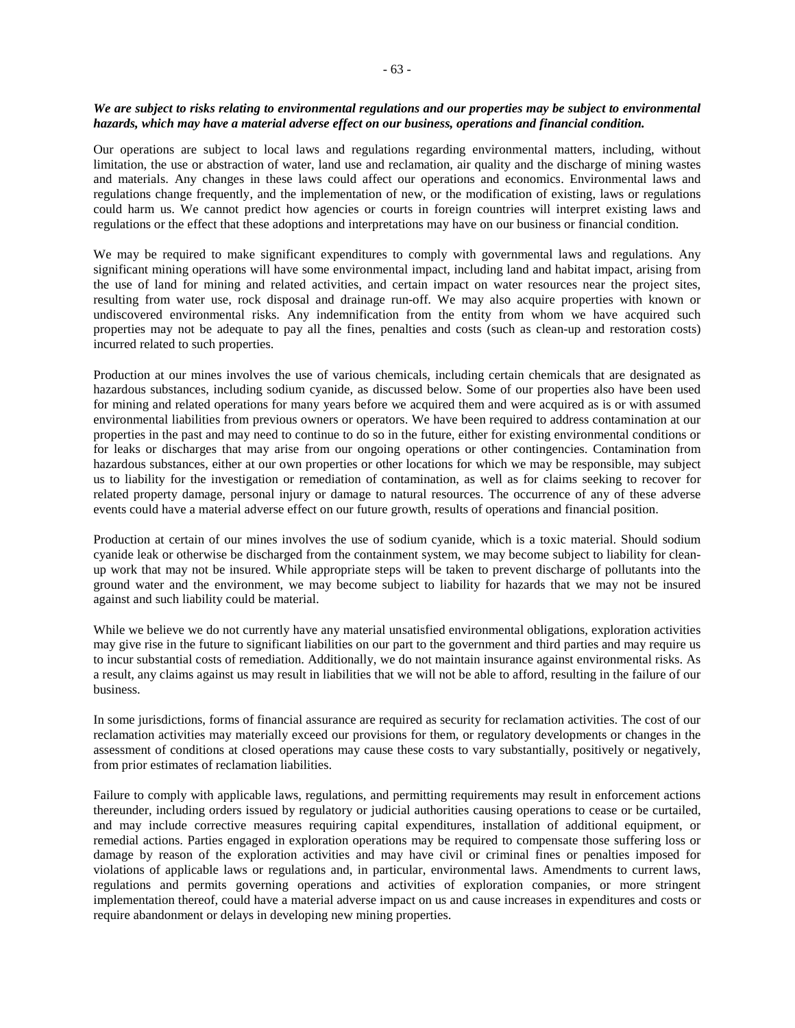***We are subject to risks relating to environmental regulations and our properties may be subject to environmental hazards, which may have a material adverse effect on our business, operations and financial condition.***

Our operations are subject to local laws and regulations regarding environmental matters, including, without limitation, the use or abstraction of water, land use and reclamation, air quality and the discharge of mining wastes and materials. Any changes in these laws could affect our operations and economics. Environmental laws and regulations change frequently, and the implementation of new, or the modification of existing, laws or regulations could harm us. We cannot predict how agencies or courts in foreign countries will interpret existing laws and regulations or the effect that these adoptions and interpretations may have on our business or financial condition.

We may be required to make significant expenditures to comply with governmental laws and regulations. Any significant mining operations will have some environmental impact, including land and habitat impact, arising from the use of land for mining and related activities, and certain impact on water resources near the project sites, resulting from water use, rock disposal and drainage run-off. We may also acquire properties with known or undiscovered environmental risks. Any indemnification from the entity from whom we have acquired such properties may not be adequate to pay all the fines, penalties and costs (such as clean-up and restoration costs) incurred related to such properties.

Production at our mines involves the use of various chemicals, including certain chemicals that are designated as hazardous substances, including sodium cyanide, as discussed below. Some of our properties also have been used for mining and related operations for many years before we acquired them and were acquired as is or with assumed environmental liabilities from previous owners or operators. We have been required to address contamination at our properties in the past and may need to continue to do so in the future, either for existing environmental conditions or for leaks or discharges that may arise from our ongoing operations or other contingencies. Contamination from hazardous substances, either at our own properties or other locations for which we may be responsible, may subject us to liability for the investigation or remediation of contamination, as well as for claims seeking to recover for related property damage, personal injury or damage to natural resources. The occurrence of any of these adverse events could have a material adverse effect on our future growth, results of operations and financial position.

Production at certain of our mines involves the use of sodium cyanide, which is a toxic material. Should sodium cyanide leak or otherwise be discharged from the containment system, we may become subject to liability for clean-up work that may not be insured. While appropriate steps will be taken to prevent discharge of pollutants into the ground water and the environment, we may become subject to liability for hazards that we may not be insured against and such liability could be material.

While we believe we do not currently have any material unsatisfied environmental obligations, exploration activities may give rise in the future to significant liabilities on our part to the government and third parties and may require us to incur substantial costs of remediation. Additionally, we do not maintain insurance against environmental risks. As a result, any claims against us may result in liabilities that we will not be able to afford, resulting in the failure of our business.

In some jurisdictions, forms of financial assurance are required as security for reclamation activities. The cost of our reclamation activities may materially exceed our provisions for them, or regulatory developments or changes in the assessment of conditions at closed operations may cause these costs to vary substantially, positively or negatively, from prior estimates of reclamation liabilities.

Failure to comply with applicable laws, regulations, and permitting requirements may result in enforcement actions thereunder, including orders issued by regulatory or judicial authorities causing operations to cease or be curtailed, and may include corrective measures requiring capital expenditures, installation of additional equipment, or remedial actions. Parties engaged in exploration operations may be required to compensate those suffering loss or damage by reason of the exploration activities and may have civil or criminal fines or penalties imposed for violations of applicable laws or regulations and, in particular, environmental laws. Amendments to current laws, regulations and permits governing operations and activities of exploration companies, or more stringent implementation thereof, could have a material adverse impact on us and cause increases in expenditures and costs or require abandonment or delays in developing new mining properties.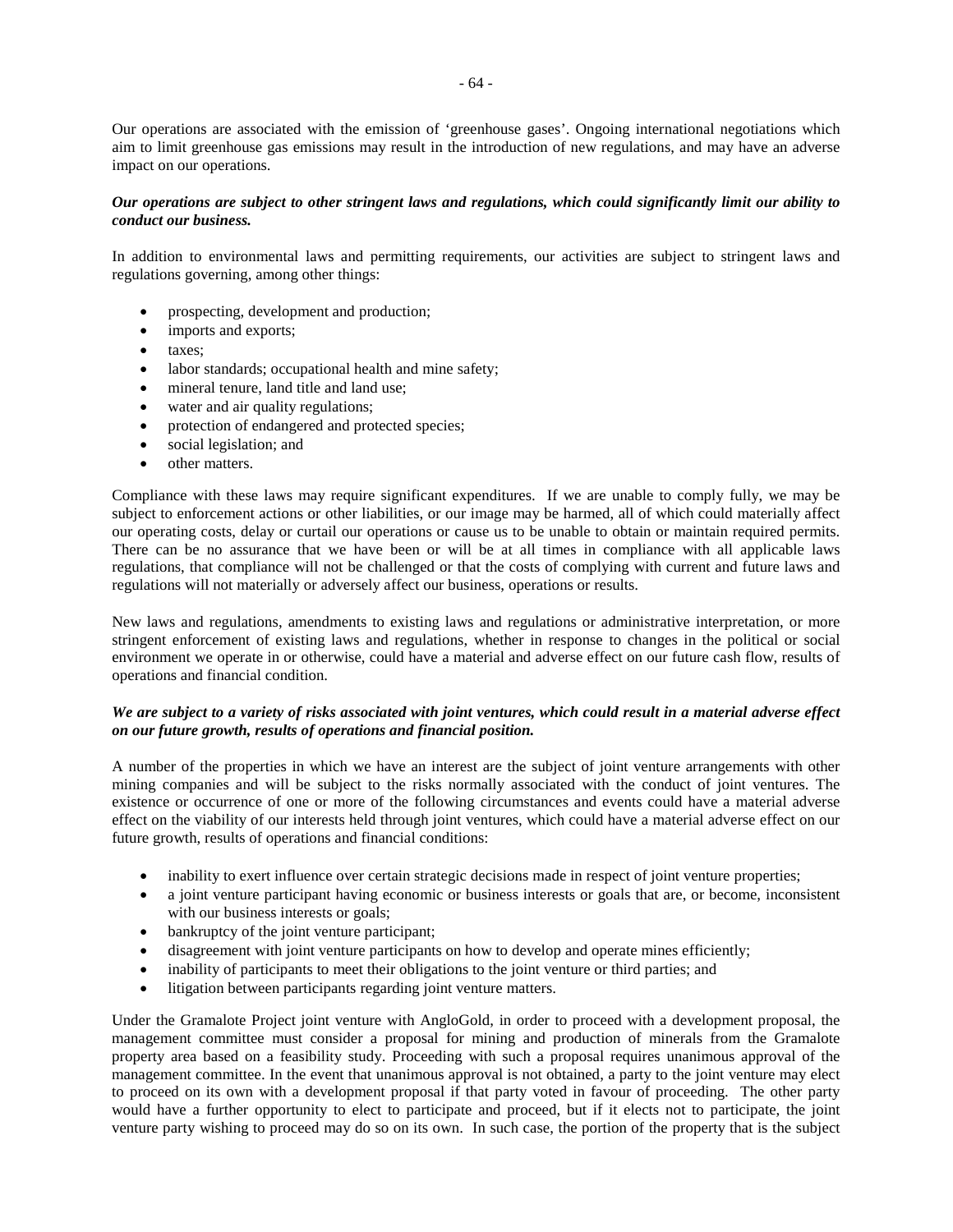Our operations are associated with the emission of 'greenhouse gases'. Ongoing international negotiations which aim to limit greenhouse gas emissions may result in the introduction of new regulations, and may have an adverse impact on our operations.

***Our operations are subject to other stringent laws and regulations, which could significantly limit our ability to conduct our business.***

In addition to environmental laws and permitting requirements, our activities are subject to stringent laws and regulations governing, among other things:

- prospecting, development and production;
- imports and exports;
- taxes;
- labor standards; occupational health and mine safety;
- mineral tenure, land title and land use;
- water and air quality regulations;
- protection of endangered and protected species;
- social legislation; and
- other matters.

Compliance with these laws may require significant expenditures. If we are unable to comply fully, we may be subject to enforcement actions or other liabilities, or our image may be harmed, all of which could materially affect our operating costs, delay or curtail our operations or cause us to be unable to obtain or maintain required permits. There can be no assurance that we have been or will be at all times in compliance with all applicable laws regulations, that compliance will not be challenged or that the costs of complying with current and future laws and regulations will not materially or adversely affect our business, operations or results.

New laws and regulations, amendments to existing laws and regulations or administrative interpretation, or more stringent enforcement of existing laws and regulations, whether in response to changes in the political or social environment we operate in or otherwise, could have a material and adverse effect on our future cash flow, results of operations and financial condition.

***We are subject to a variety of risks associated with joint ventures, which could result in a material adverse effect on our future growth, results of operations and financial position.***

A number of the properties in which we have an interest are the subject of joint venture arrangements with other mining companies and will be subject to the risks normally associated with the conduct of joint ventures. The existence or occurrence of one or more of the following circumstances and events could have a material adverse effect on the viability of our interests held through joint ventures, which could have a material adverse effect on our future growth, results of operations and financial conditions:

- inability to exert influence over certain strategic decisions made in respect of joint venture properties;
- a joint venture participant having economic or business interests or goals that are, or become, inconsistent with our business interests or goals;
- bankruptcy of the joint venture participant;
- disagreement with joint venture participants on how to develop and operate mines efficiently;
- inability of participants to meet their obligations to the joint venture or third parties; and
- litigation between participants regarding joint venture matters.

Under the Gramalote Project joint venture with AngloGold, in order to proceed with a development proposal, the management committee must consider a proposal for mining and production of minerals from the Gramalote property area based on a feasibility study. Proceeding with such a proposal requires unanimous approval of the management committee. In the event that unanimous approval is not obtained, a party to the joint venture may elect to proceed on its own with a development proposal if that party voted in favour of proceeding. The other party would have a further opportunity to elect to participate and proceed, but if it elects not to participate, the joint venture party wishing to proceed may do so on its own. In such case, the portion of the property that is the subject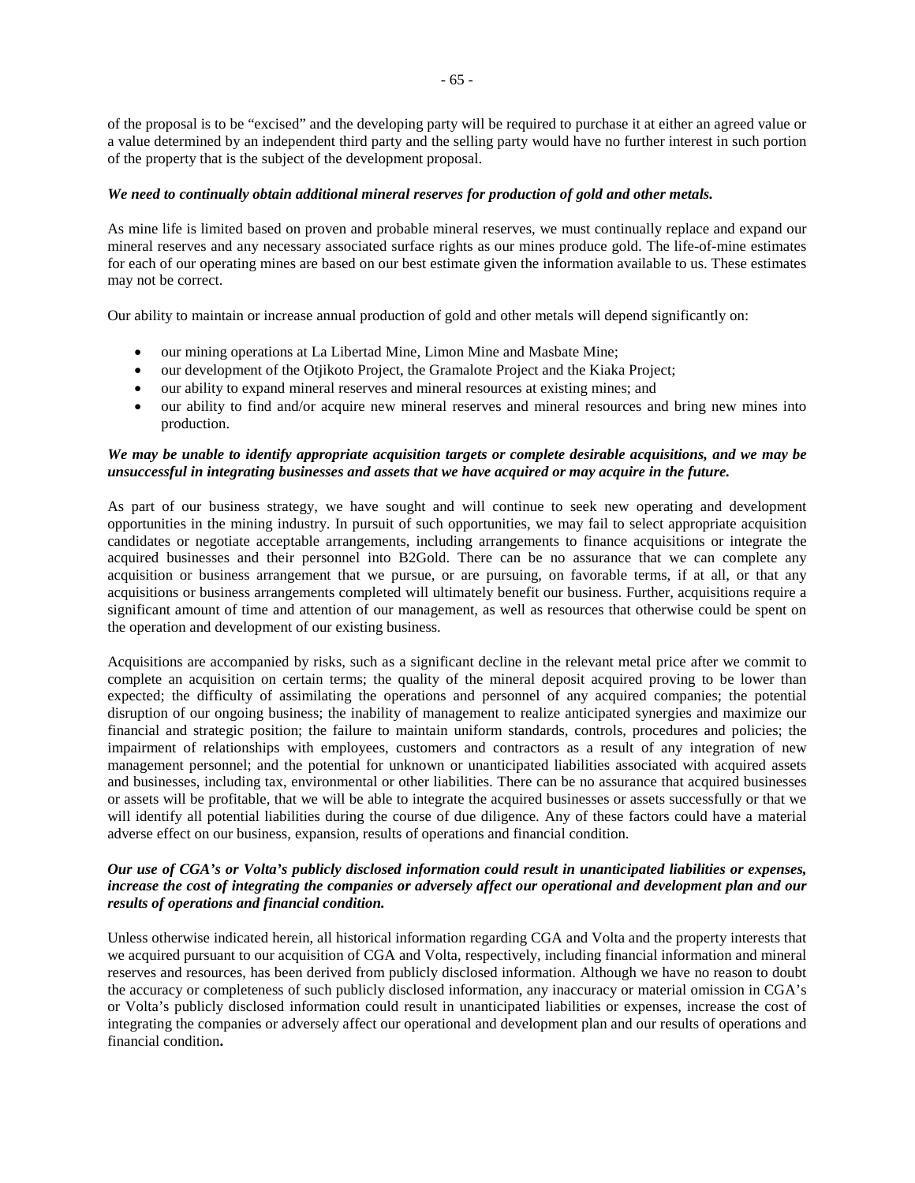of the proposal is to be "excised" and the developing party will be required to purchase it at either an agreed value or a value determined by an independent third party and the selling party would have no further interest in such portion of the property that is the subject of the development proposal.

***We need to continually obtain additional mineral reserves for production of gold and other metals.***

As mine life is limited based on proven and probable mineral reserves, we must continually replace and expand our mineral reserves and any necessary associated surface rights as our mines produce gold. The life-of-mine estimates for each of our operating mines are based on our best estimate given the information available to us. These estimates may not be correct.

Our ability to maintain or increase annual production of gold and other metals will depend significantly on:

- our mining operations at La Libertad Mine, Limon Mine and Masbate Mine;
- our development of the Otjikoto Project, the Gramalote Project and the Kiaka Project;
- our ability to expand mineral reserves and mineral resources at existing mines; and
- our ability to find and/or acquire new mineral reserves and mineral resources and bring new mines into production.

***We may be unable to identify appropriate acquisition targets or complete desirable acquisitions, and we may be unsuccessful in integrating businesses and assets that we have acquired or may acquire in the future.***

As part of our business strategy, we have sought and will continue to seek new operating and development opportunities in the mining industry. In pursuit of such opportunities, we may fail to select appropriate acquisition candidates or negotiate acceptable arrangements, including arrangements to finance acquisitions or integrate the acquired businesses and their personnel into B2Gold. There can be no assurance that we can complete any acquisition or business arrangement that we pursue, or are pursuing, on favorable terms, if at all, or that any acquisitions or business arrangements completed will ultimately benefit our business. Further, acquisitions require a significant amount of time and attention of our management, as well as resources that otherwise could be spent on the operation and development of our existing business.

Acquisitions are accompanied by risks, such as a significant decline in the relevant metal price after we commit to complete an acquisition on certain terms; the quality of the mineral deposit acquired proving to be lower than expected; the difficulty of assimilating the operations and personnel of any acquired companies; the potential disruption of our ongoing business; the inability of management to realize anticipated synergies and maximize our financial and strategic position; the failure to maintain uniform standards, controls, procedures and policies; the impairment of relationships with employees, customers and contractors as a result of any integration of new management personnel; and the potential for unknown or unanticipated liabilities associated with acquired assets and businesses, including tax, environmental or other liabilities. There can be no assurance that acquired businesses or assets will be profitable, that we will be able to integrate the acquired businesses or assets successfully or that we will identify all potential liabilities during the course of due diligence. Any of these factors could have a material adverse effect on our business, expansion, results of operations and financial condition.

***Our use of CGA's or Volta's publicly disclosed information could result in unanticipated liabilities or expenses, increase the cost of integrating the companies or adversely affect our operational and development plan and our results of operations and financial condition.***

Unless otherwise indicated herein, all historical information regarding CGA and Volta and the property interests that we acquired pursuant to our acquisition of CGA and Volta, respectively, including financial information and mineral reserves and resources, has been derived from publicly disclosed information. Although we have no reason to doubt the accuracy or completeness of such publicly disclosed information, any inaccuracy or material omission in CGA's or Volta's publicly disclosed information could result in unanticipated liabilities or expenses, increase the cost of integrating the companies or adversely affect our operational and development plan and our results of operations and financial condition**.**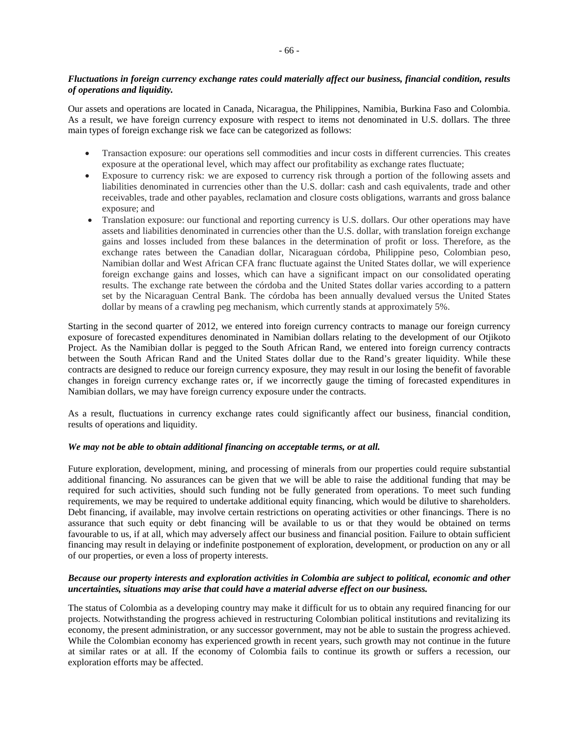***Fluctuations in foreign currency exchange rates could materially affect our business, financial condition, results of operations and liquidity.***

Our assets and operations are located in Canada, Nicaragua, the Philippines, Namibia, Burkina Faso and Colombia. As a result, we have foreign currency exposure with respect to items not denominated in U.S. dollars. The three main types of foreign exchange risk we face can be categorized as follows:

- Transaction exposure: our operations sell commodities and incur costs in different currencies. This creates exposure at the operational level, which may affect our profitability as exchange rates fluctuate;
- Exposure to currency risk: we are exposed to currency risk through a portion of the following assets and liabilities denominated in currencies other than the U.S. dollar: cash and cash equivalents, trade and other receivables, trade and other payables, reclamation and closure costs obligations, warrants and gross balance exposure; and
- Translation exposure: our functional and reporting currency is U.S. dollars. Our other operations may have assets and liabilities denominated in currencies other than the U.S. dollar, with translation foreign exchange gains and losses included from these balances in the determination of profit or loss. Therefore, as the exchange rates between the Canadian dollar, Nicaraguan córdoba, Philippine peso, Colombian peso, Namibian dollar and West African CFA franc fluctuate against the United States dollar, we will experience foreign exchange gains and losses, which can have a significant impact on our consolidated operating results. The exchange rate between the córdoba and the United States dollar varies according to a pattern set by the Nicaraguan Central Bank. The córdoba has been annually devalued versus the United States dollar by means of a crawling peg mechanism, which currently stands at approximately 5%.

Starting in the second quarter of 2012, we entered into foreign currency contracts to manage our foreign currency exposure of forecasted expenditures denominated in Namibian dollars relating to the development of our Otjikoto Project. As the Namibian dollar is pegged to the South African Rand, we entered into foreign currency contracts between the South African Rand and the United States dollar due to the Rand's greater liquidity. While these contracts are designed to reduce our foreign currency exposure, they may result in our losing the benefit of favorable changes in foreign currency exchange rates or, if we incorrectly gauge the timing of forecasted expenditures in Namibian dollars, we may have foreign currency exposure under the contracts.

As a result, fluctuations in currency exchange rates could significantly affect our business, financial condition, results of operations and liquidity.

***We may not be able to obtain additional financing on acceptable terms, or at all.***

Future exploration, development, mining, and processing of minerals from our properties could require substantial additional financing. No assurances can be given that we will be able to raise the additional funding that may be required for such activities, should such funding not be fully generated from operations. To meet such funding requirements, we may be required to undertake additional equity financing, which would be dilutive to shareholders. Debt financing, if available, may involve certain restrictions on operating activities or other financings. There is no assurance that such equity or debt financing will be available to us or that they would be obtained on terms favourable to us, if at all, which may adversely affect our business and financial position. Failure to obtain sufficient financing may result in delaying or indefinite postponement of exploration, development, or production on any or all of our properties, or even a loss of property interests.

***Because our property interests and exploration activities in Colombia are subject to political, economic and other uncertainties, situations may arise that could have a material adverse effect on our business.***

The status of Colombia as a developing country may make it difficult for us to obtain any required financing for our projects. Notwithstanding the progress achieved in restructuring Colombian political institutions and revitalizing its economy, the present administration, or any successor government, may not be able to sustain the progress achieved. While the Colombian economy has experienced growth in recent years, such growth may not continue in the future at similar rates or at all. If the economy of Colombia fails to continue its growth or suffers a recession, our exploration efforts may be affected.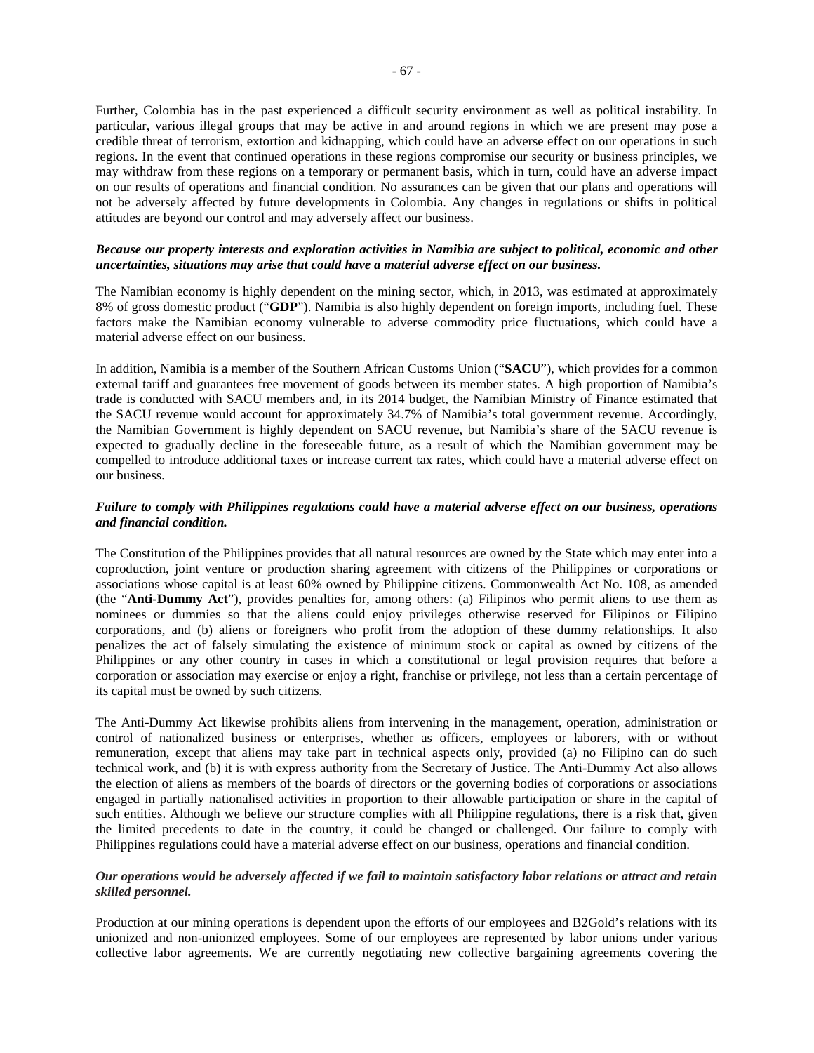Further, Colombia has in the past experienced a difficult security environment as well as political instability. In particular, various illegal groups that may be active in and around regions in which we are present may pose a credible threat of terrorism, extortion and kidnapping, which could have an adverse effect on our operations in such regions. In the event that continued operations in these regions compromise our security or business principles, we may withdraw from these regions on a temporary or permanent basis, which in turn, could have an adverse impact on our results of operations and financial condition. No assurances can be given that our plans and operations will not be adversely affected by future developments in Colombia. Any changes in regulations or shifts in political attitudes are beyond our control and may adversely affect our business.

***Because our property interests and exploration activities in Namibia are subject to political, economic and other uncertainties, situations may arise that could have a material adverse effect on our business.***

The Namibian economy is highly dependent on the mining sector, which, in 2013, was estimated at approximately 8% of gross domestic product ("**GDP**"). Namibia is also highly dependent on foreign imports, including fuel. These factors make the Namibian economy vulnerable to adverse commodity price fluctuations, which could have a material adverse effect on our business.

In addition, Namibia is a member of the Southern African Customs Union ("**SACU**"), which provides for a common external tariff and guarantees free movement of goods between its member states. A high proportion of Namibia's trade is conducted with SACU members and, in its 2014 budget, the Namibian Ministry of Finance estimated that the SACU revenue would account for approximately 34.7% of Namibia's total government revenue. Accordingly, the Namibian Government is highly dependent on SACU revenue, but Namibia's share of the SACU revenue is expected to gradually decline in the foreseeable future, as a result of which the Namibian government may be compelled to introduce additional taxes or increase current tax rates, which could have a material adverse effect on our business.

***Failure to comply with Philippines regulations could have a material adverse effect on our business, operations and financial condition.***

The Constitution of the Philippines provides that all natural resources are owned by the State which may enter into a coproduction, joint venture or production sharing agreement with citizens of the Philippines or corporations or associations whose capital is at least 60% owned by Philippine citizens. Commonwealth Act No. 108, as amended (the "**Anti-Dummy Act**"), provides penalties for, among others: (a) Filipinos who permit aliens to use them as nominees or dummies so that the aliens could enjoy privileges otherwise reserved for Filipinos or Filipino corporations, and (b) aliens or foreigners who profit from the adoption of these dummy relationships. It also penalizes the act of falsely simulating the existence of minimum stock or capital as owned by citizens of the Philippines or any other country in cases in which a constitutional or legal provision requires that before a corporation or association may exercise or enjoy a right, franchise or privilege, not less than a certain percentage of its capital must be owned by such citizens.

The Anti-Dummy Act likewise prohibits aliens from intervening in the management, operation, administration or control of nationalized business or enterprises, whether as officers, employees or laborers, with or without remuneration, except that aliens may take part in technical aspects only, provided (a) no Filipino can do such technical work, and (b) it is with express authority from the Secretary of Justice. The Anti-Dummy Act also allows the election of aliens as members of the boards of directors or the governing bodies of corporations or associations engaged in partially nationalised activities in proportion to their allowable participation or share in the capital of such entities. Although we believe our structure complies with all Philippine regulations, there is a risk that, given the limited precedents to date in the country, it could be changed or challenged. Our failure to comply with Philippines regulations could have a material adverse effect on our business, operations and financial condition.

***Our operations would be adversely affected if we fail to maintain satisfactory labor relations or attract and retain skilled personnel.***

Production at our mining operations is dependent upon the efforts of our employees and B2Gold's relations with its unionized and non-unionized employees. Some of our employees are represented by labor unions under various collective labor agreements. We are currently negotiating new collective bargaining agreements covering the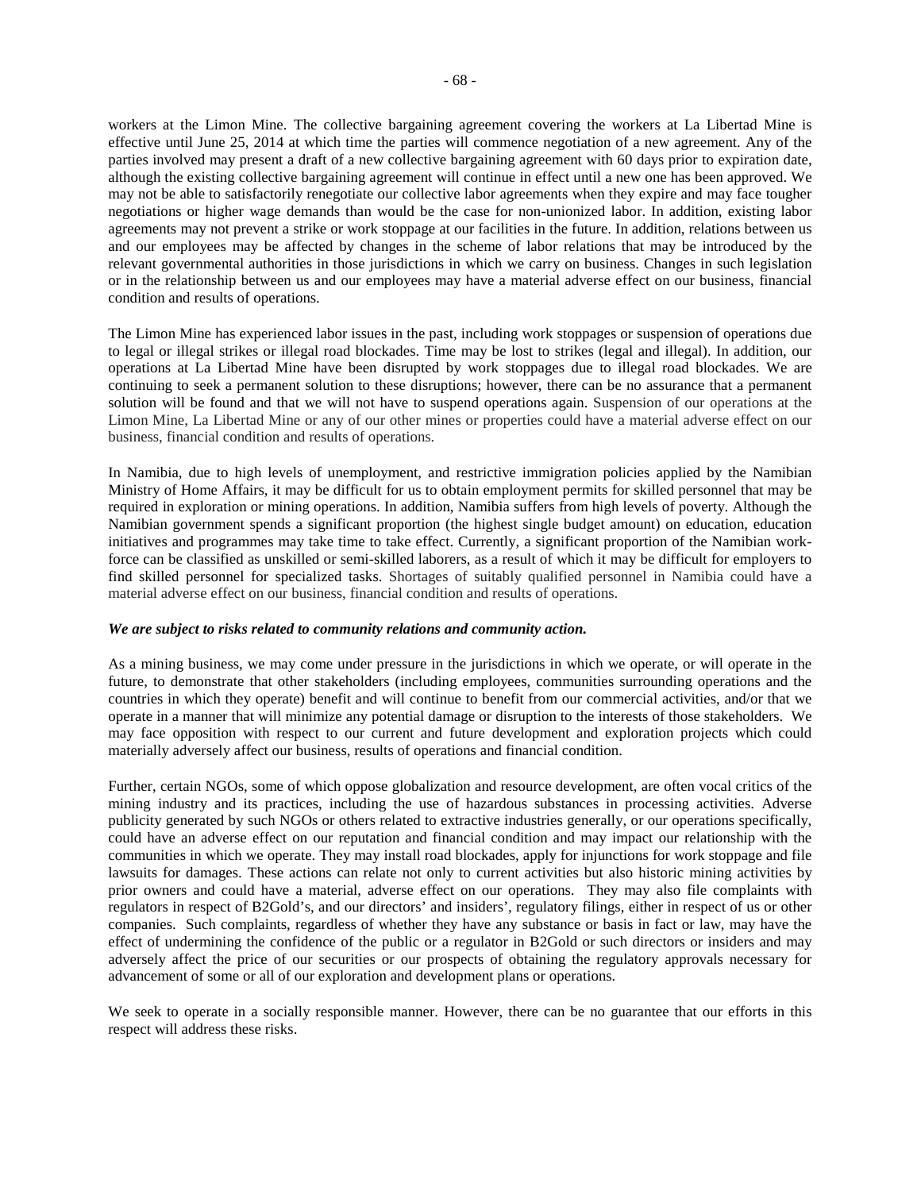workers at the Limon Mine. The collective bargaining agreement covering the workers at La Libertad Mine is effective until June 25, 2014 at which time the parties will commence negotiation of a new agreement. Any of the parties involved may present a draft of a new collective bargaining agreement with 60 days prior to expiration date, although the existing collective bargaining agreement will continue in effect until a new one has been approved. We may not be able to satisfactorily renegotiate our collective labor agreements when they expire and may face tougher negotiations or higher wage demands than would be the case for non-unionized labor. In addition, existing labor agreements may not prevent a strike or work stoppage at our facilities in the future. In addition, relations between us and our employees may be affected by changes in the scheme of labor relations that may be introduced by the relevant governmental authorities in those jurisdictions in which we carry on business. Changes in such legislation or in the relationship between us and our employees may have a material adverse effect on our business, financial condition and results of operations.

The Limon Mine has experienced labor issues in the past, including work stoppages or suspension of operations due to legal or illegal strikes or illegal road blockades. Time may be lost to strikes (legal and illegal). In addition, our operations at La Libertad Mine have been disrupted by work stoppages due to illegal road blockades. We are continuing to seek a permanent solution to these disruptions; however, there can be no assurance that a permanent solution will be found and that we will not have to suspend operations again. Suspension of our operations at the Limon Mine, La Libertad Mine or any of our other mines or properties could have a material adverse effect on our business, financial condition and results of operations.

In Namibia, due to high levels of unemployment, and restrictive immigration policies applied by the Namibian Ministry of Home Affairs, it may be difficult for us to obtain employment permits for skilled personnel that may be required in exploration or mining operations. In addition, Namibia suffers from high levels of poverty. Although the Namibian government spends a significant proportion (the highest single budget amount) on education, education initiatives and programmes may take time to take effect. Currently, a significant proportion of the Namibian work-force can be classified as unskilled or semi-skilled laborers, as a result of which it may be difficult for employers to find skilled personnel for specialized tasks. Shortages of suitably qualified personnel in Namibia could have a material adverse effect on our business, financial condition and results of operations.

***We are subject to risks related to community relations and community action.***

As a mining business, we may come under pressure in the jurisdictions in which we operate, or will operate in the future, to demonstrate that other stakeholders (including employees, communities surrounding operations and the countries in which they operate) benefit and will continue to benefit from our commercial activities, and/or that we operate in a manner that will minimize any potential damage or disruption to the interests of those stakeholders. We may face opposition with respect to our current and future development and exploration projects which could materially adversely affect our business, results of operations and financial condition.

Further, certain NGOs, some of which oppose globalization and resource development, are often vocal critics of the mining industry and its practices, including the use of hazardous substances in processing activities. Adverse publicity generated by such NGOs or others related to extractive industries generally, or our operations specifically, could have an adverse effect on our reputation and financial condition and may impact our relationship with the communities in which we operate. They may install road blockades, apply for injunctions for work stoppage and file lawsuits for damages. These actions can relate not only to current activities but also historic mining activities by prior owners and could have a material, adverse effect on our operations. They may also file complaints with regulators in respect of B2Gold's, and our directors' and insiders', regulatory filings, either in respect of us or other companies. Such complaints, regardless of whether they have any substance or basis in fact or law, may have the effect of undermining the confidence of the public or a regulator in B2Gold or such directors or insiders and may adversely affect the price of our securities or our prospects of obtaining the regulatory approvals necessary for advancement of some or all of our exploration and development plans or operations.

We seek to operate in a socially responsible manner. However, there can be no guarantee that our efforts in this respect will address these risks.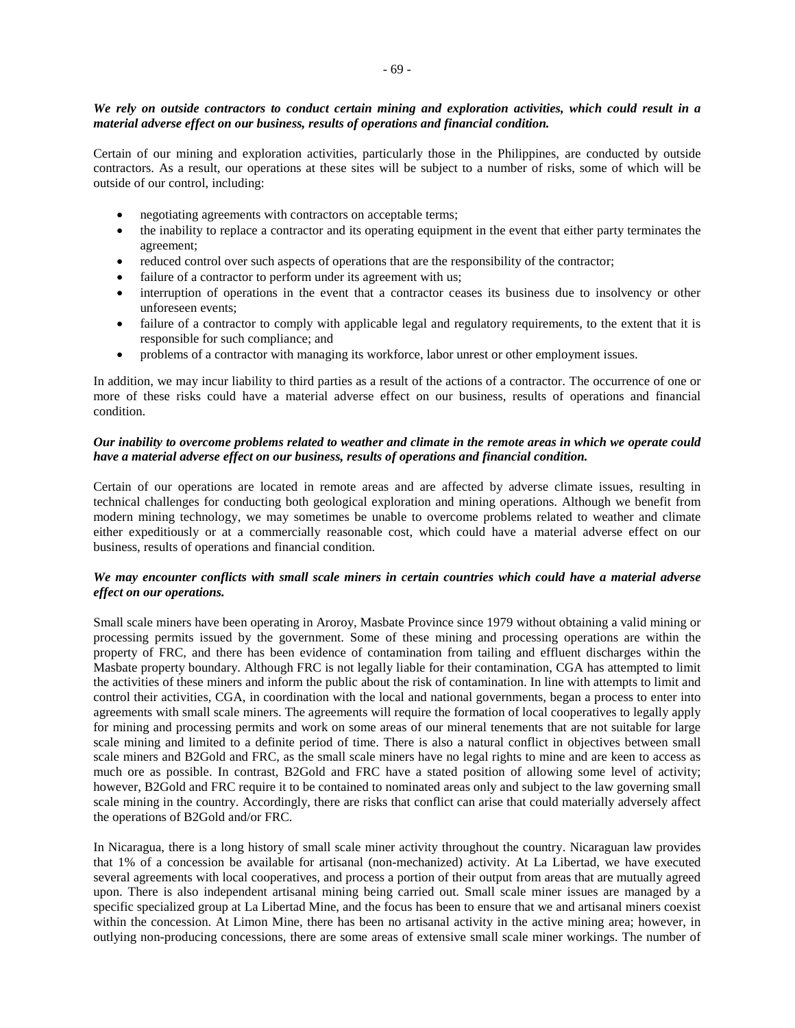***We rely on outside contractors to conduct certain mining and exploration activities, which could result in a material adverse effect on our business, results of operations and financial condition.***

Certain of our mining and exploration activities, particularly those in the Philippines, are conducted by outside contractors. As a result, our operations at these sites will be subject to a number of risks, some of which will be outside of our control, including:

- negotiating agreements with contractors on acceptable terms;
- the inability to replace a contractor and its operating equipment in the event that either party terminates the agreement;
- reduced control over such aspects of operations that are the responsibility of the contractor;
- failure of a contractor to perform under its agreement with us;
- interruption of operations in the event that a contractor ceases its business due to insolvency or other unforeseen events;
- failure of a contractor to comply with applicable legal and regulatory requirements, to the extent that it is responsible for such compliance; and
- problems of a contractor with managing its workforce, labor unrest or other employment issues.

In addition, we may incur liability to third parties as a result of the actions of a contractor. The occurrence of one or more of these risks could have a material adverse effect on our business, results of operations and financial condition.

***Our inability to overcome problems related to weather and climate in the remote areas in which we operate could have a material adverse effect on our business, results of operations and financial condition.***

Certain of our operations are located in remote areas and are affected by adverse climate issues, resulting in technical challenges for conducting both geological exploration and mining operations. Although we benefit from modern mining technology, we may sometimes be unable to overcome problems related to weather and climate either expeditiously or at a commercially reasonable cost, which could have a material adverse effect on our business, results of operations and financial condition.

***We may encounter conflicts with small scale miners in certain countries which could have a material adverse effect on our operations.***

Small scale miners have been operating in Aroroy, Masbate Province since 1979 without obtaining a valid mining or processing permits issued by the government. Some of these mining and processing operations are within the property of FRC, and there has been evidence of contamination from tailing and effluent discharges within the Masbate property boundary. Although FRC is not legally liable for their contamination, CGA has attempted to limit the activities of these miners and inform the public about the risk of contamination. In line with attempts to limit and control their activities, CGA, in coordination with the local and national governments, began a process to enter into agreements with small scale miners. The agreements will require the formation of local cooperatives to legally apply for mining and processing permits and work on some areas of our mineral tenements that are not suitable for large scale mining and limited to a definite period of time. There is also a natural conflict in objectives between small scale miners and B2Gold and FRC, as the small scale miners have no legal rights to mine and are keen to access as much ore as possible. In contrast, B2Gold and FRC have a stated position of allowing some level of activity; however, B2Gold and FRC require it to be contained to nominated areas only and subject to the law governing small scale mining in the country. Accordingly, there are risks that conflict can arise that could materially adversely affect the operations of B2Gold and/or FRC.

In Nicaragua, there is a long history of small scale miner activity throughout the country. Nicaraguan law provides that 1% of a concession be available for artisanal (non-mechanized) activity. At La Libertad, we have executed several agreements with local cooperatives, and process a portion of their output from areas that are mutually agreed upon. There is also independent artisanal mining being carried out. Small scale miner issues are managed by a specific specialized group at La Libertad Mine, and the focus has been to ensure that we and artisanal miners coexist within the concession. At Limon Mine, there has been no artisanal activity in the active mining area; however, in outlying non-producing concessions, there are some areas of extensive small scale miner workings. The number of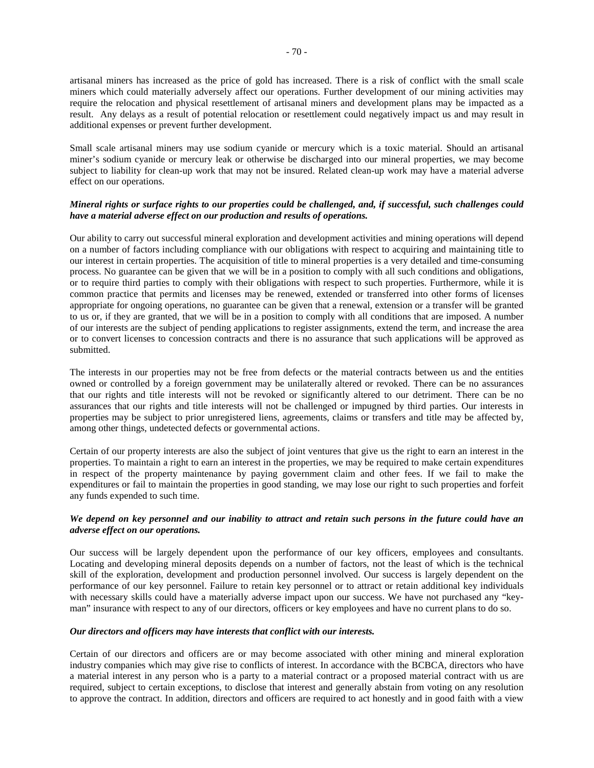artisanal miners has increased as the price of gold has increased. There is a risk of conflict with the small scale miners which could materially adversely affect our operations. Further development of our mining activities may require the relocation and physical resettlement of artisanal miners and development plans may be impacted as a result. Any delays as a result of potential relocation or resettlement could negatively impact us and may result in additional expenses or prevent further development.

Small scale artisanal miners may use sodium cyanide or mercury which is a toxic material. Should an artisanal miner's sodium cyanide or mercury leak or otherwise be discharged into our mineral properties, we may become subject to liability for clean-up work that may not be insured. Related clean-up work may have a material adverse effect on our operations.

***Mineral rights or surface rights to our properties could be challenged, and, if successful, such challenges could have a material adverse effect on our production and results of operations.***

Our ability to carry out successful mineral exploration and development activities and mining operations will depend on a number of factors including compliance with our obligations with respect to acquiring and maintaining title to our interest in certain properties. The acquisition of title to mineral properties is a very detailed and time-consuming process. No guarantee can be given that we will be in a position to comply with all such conditions and obligations, or to require third parties to comply with their obligations with respect to such properties. Furthermore, while it is common practice that permits and licenses may be renewed, extended or transferred into other forms of licenses appropriate for ongoing operations, no guarantee can be given that a renewal, extension or a transfer will be granted to us or, if they are granted, that we will be in a position to comply with all conditions that are imposed. A number of our interests are the subject of pending applications to register assignments, extend the term, and increase the area or to convert licenses to concession contracts and there is no assurance that such applications will be approved as submitted.

The interests in our properties may not be free from defects or the material contracts between us and the entities owned or controlled by a foreign government may be unilaterally altered or revoked. There can be no assurances that our rights and title interests will not be revoked or significantly altered to our detriment. There can be no assurances that our rights and title interests will not be challenged or impugned by third parties. Our interests in properties may be subject to prior unregistered liens, agreements, claims or transfers and title may be affected by, among other things, undetected defects or governmental actions.

Certain of our property interests are also the subject of joint ventures that give us the right to earn an interest in the properties. To maintain a right to earn an interest in the properties, we may be required to make certain expenditures in respect of the property maintenance by paying government claim and other fees. If we fail to make the expenditures or fail to maintain the properties in good standing, we may lose our right to such properties and forfeit any funds expended to such time.

***We depend on key personnel and our inability to attract and retain such persons in the future could have an adverse effect on our operations.***

Our success will be largely dependent upon the performance of our key officers, employees and consultants. Locating and developing mineral deposits depends on a number of factors, not the least of which is the technical skill of the exploration, development and production personnel involved. Our success is largely dependent on the performance of our key personnel. Failure to retain key personnel or to attract or retain additional key individuals with necessary skills could have a materially adverse impact upon our success. We have not purchased any "key-man" insurance with respect to any of our directors, officers or key employees and have no current plans to do so.

***Our directors and officers may have interests that conflict with our interests.***

Certain of our directors and officers are or may become associated with other mining and mineral exploration industry companies which may give rise to conflicts of interest. In accordance with the BCBCA, directors who have a material interest in any person who is a party to a material contract or a proposed material contract with us are required, subject to certain exceptions, to disclose that interest and generally abstain from voting on any resolution to approve the contract. In addition, directors and officers are required to act honestly and in good faith with a view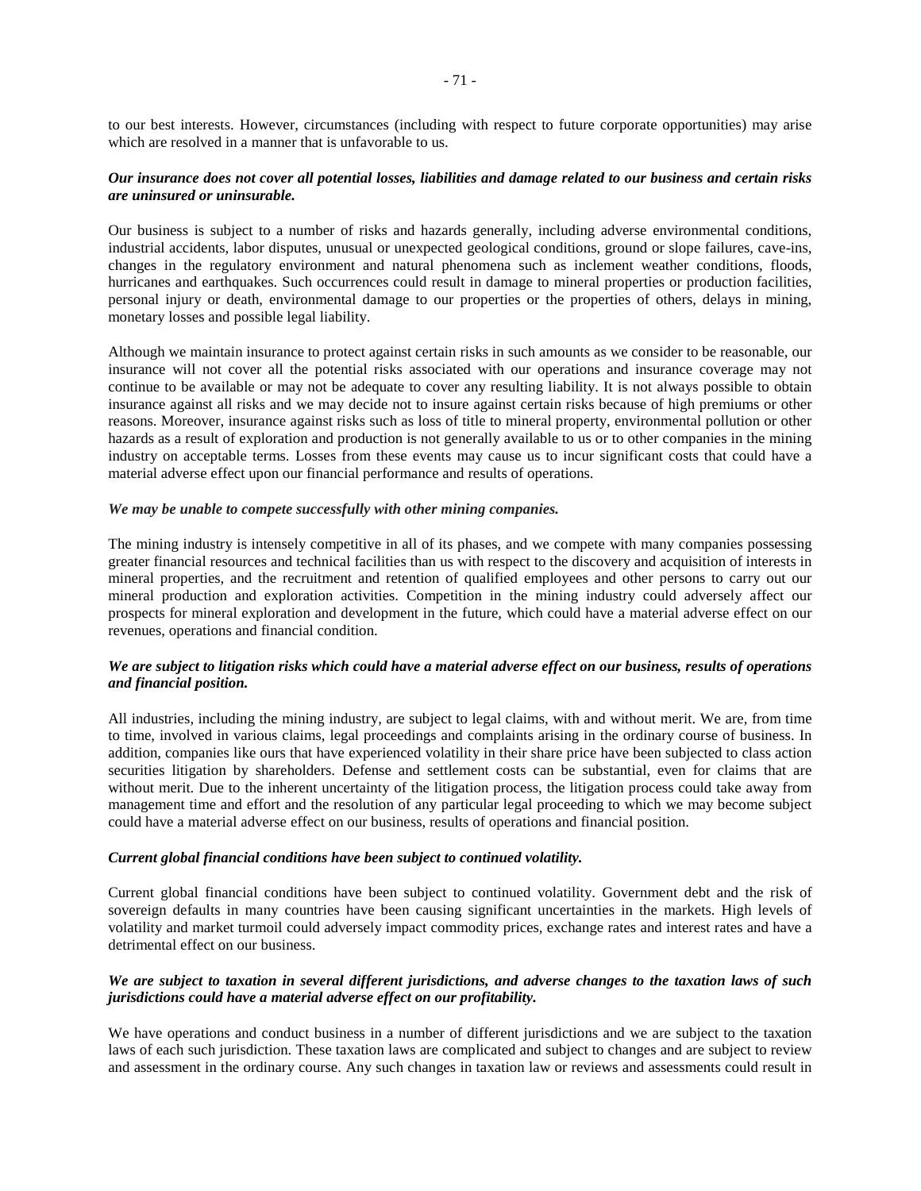to our best interests. However, circumstances (including with respect to future corporate opportunities) may arise which are resolved in a manner that is unfavorable to us.

***Our insurance does not cover all potential losses, liabilities and damage related to our business and certain risks are uninsured or uninsurable.***

Our business is subject to a number of risks and hazards generally, including adverse environmental conditions, industrial accidents, labor disputes, unusual or unexpected geological conditions, ground or slope failures, cave-ins, changes in the regulatory environment and natural phenomena such as inclement weather conditions, floods, hurricanes and earthquakes. Such occurrences could result in damage to mineral properties or production facilities, personal injury or death, environmental damage to our properties or the properties of others, delays in mining, monetary losses and possible legal liability.

Although we maintain insurance to protect against certain risks in such amounts as we consider to be reasonable, our insurance will not cover all the potential risks associated with our operations and insurance coverage may not continue to be available or may not be adequate to cover any resulting liability. It is not always possible to obtain insurance against all risks and we may decide not to insure against certain risks because of high premiums or other reasons. Moreover, insurance against risks such as loss of title to mineral property, environmental pollution or other hazards as a result of exploration and production is not generally available to us or to other companies in the mining industry on acceptable terms. Losses from these events may cause us to incur significant costs that could have a material adverse effect upon our financial performance and results of operations.

***We may be unable to compete successfully with other mining companies.***

The mining industry is intensely competitive in all of its phases, and we compete with many companies possessing greater financial resources and technical facilities than us with respect to the discovery and acquisition of interests in mineral properties, and the recruitment and retention of qualified employees and other persons to carry out our mineral production and exploration activities. Competition in the mining industry could adversely affect our prospects for mineral exploration and development in the future, which could have a material adverse effect on our revenues, operations and financial condition.

***We are subject to litigation risks which could have a material adverse effect on our business, results of operations and financial position.***

All industries, including the mining industry, are subject to legal claims, with and without merit. We are, from time to time, involved in various claims, legal proceedings and complaints arising in the ordinary course of business. In addition, companies like ours that have experienced volatility in their share price have been subjected to class action securities litigation by shareholders. Defense and settlement costs can be substantial, even for claims that are without merit. Due to the inherent uncertainty of the litigation process, the litigation process could take away from management time and effort and the resolution of any particular legal proceeding to which we may become subject could have a material adverse effect on our business, results of operations and financial position.

***Current global financial conditions have been subject to continued volatility.***

Current global financial conditions have been subject to continued volatility. Government debt and the risk of sovereign defaults in many countries have been causing significant uncertainties in the markets. High levels of volatility and market turmoil could adversely impact commodity prices, exchange rates and interest rates and have a detrimental effect on our business.

***We are subject to taxation in several different jurisdictions, and adverse changes to the taxation laws of such jurisdictions could have a material adverse effect on our profitability.***

We have operations and conduct business in a number of different jurisdictions and we are subject to the taxation laws of each such jurisdiction. These taxation laws are complicated and subject to changes and are subject to review and assessment in the ordinary course. Any such changes in taxation law or reviews and assessments could result in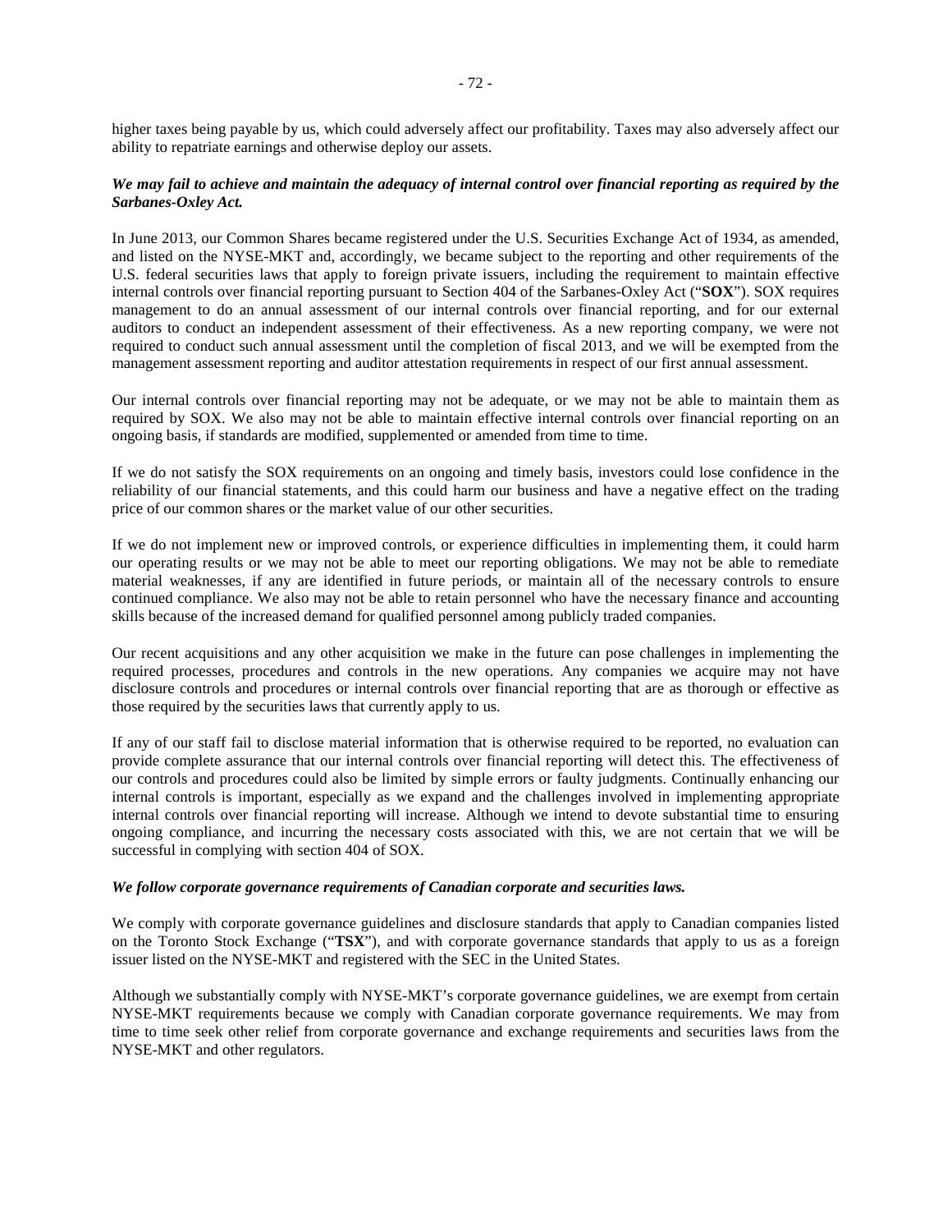higher taxes being payable by us, which could adversely affect our profitability. Taxes may also adversely affect our ability to repatriate earnings and otherwise deploy our assets.

***We may fail to achieve and maintain the adequacy of internal control over financial reporting as required by the Sarbanes-Oxley Act.***

In June 2013, our Common Shares became registered under the U.S. Securities Exchange Act of 1934, as amended, and listed on the NYSE-MKT and, accordingly, we became subject to the reporting and other requirements of the U.S. federal securities laws that apply to foreign private issuers, including the requirement to maintain effective internal controls over financial reporting pursuant to Section 404 of the Sarbanes-Oxley Act ("**SOX**"). SOX requires management to do an annual assessment of our internal controls over financial reporting, and for our external auditors to conduct an independent assessment of their effectiveness. As a new reporting company, we were not required to conduct such annual assessment until the completion of fiscal 2013, and we will be exempted from the management assessment reporting and auditor attestation requirements in respect of our first annual assessment.

Our internal controls over financial reporting may not be adequate, or we may not be able to maintain them as required by SOX. We also may not be able to maintain effective internal controls over financial reporting on an ongoing basis, if standards are modified, supplemented or amended from time to time.

If we do not satisfy the SOX requirements on an ongoing and timely basis, investors could lose confidence in the reliability of our financial statements, and this could harm our business and have a negative effect on the trading price of our common shares or the market value of our other securities.

If we do not implement new or improved controls, or experience difficulties in implementing them, it could harm our operating results or we may not be able to meet our reporting obligations. We may not be able to remediate material weaknesses, if any are identified in future periods, or maintain all of the necessary controls to ensure continued compliance. We also may not be able to retain personnel who have the necessary finance and accounting skills because of the increased demand for qualified personnel among publicly traded companies.

Our recent acquisitions and any other acquisition we make in the future can pose challenges in implementing the required processes, procedures and controls in the new operations. Any companies we acquire may not have disclosure controls and procedures or internal controls over financial reporting that are as thorough or effective as those required by the securities laws that currently apply to us.

If any of our staff fail to disclose material information that is otherwise required to be reported, no evaluation can provide complete assurance that our internal controls over financial reporting will detect this. The effectiveness of our controls and procedures could also be limited by simple errors or faulty judgments. Continually enhancing our internal controls is important, especially as we expand and the challenges involved in implementing appropriate internal controls over financial reporting will increase. Although we intend to devote substantial time to ensuring ongoing compliance, and incurring the necessary costs associated with this, we are not certain that we will be successful in complying with section 404 of SOX.

***We follow corporate governance requirements of Canadian corporate and securities laws.***

We comply with corporate governance guidelines and disclosure standards that apply to Canadian companies listed on the Toronto Stock Exchange ("**TSX**"), and with corporate governance standards that apply to us as a foreign issuer listed on the NYSE-MKT and registered with the SEC in the United States.

Although we substantially comply with NYSE-MKT's corporate governance guidelines, we are exempt from certain NYSE-MKT requirements because we comply with Canadian corporate governance requirements. We may from time to time seek other relief from corporate governance and exchange requirements and securities laws from the NYSE-MKT and other regulators.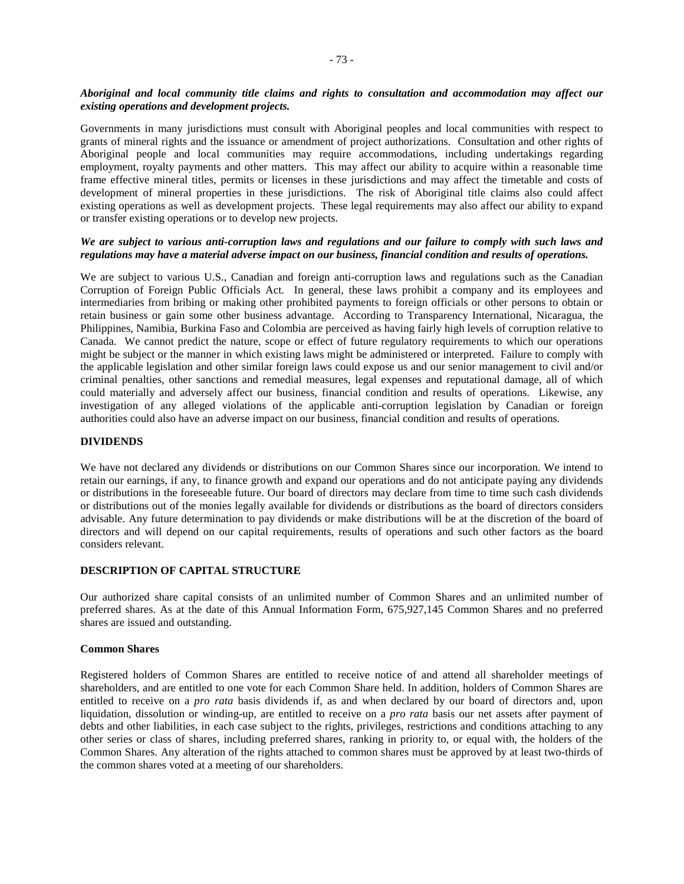***Aboriginal and local community title claims and rights to consultation and accommodation may affect our existing operations and development projects.***

Governments in many jurisdictions must consult with Aboriginal peoples and local communities with respect to grants of mineral rights and the issuance or amendment of project authorizations. Consultation and other rights of Aboriginal people and local communities may require accommodations, including undertakings regarding employment, royalty payments and other matters. This may affect our ability to acquire within a reasonable time frame effective mineral titles, permits or licenses in these jurisdictions and may affect the timetable and costs of development of mineral properties in these jurisdictions. The risk of Aboriginal title claims also could affect existing operations as well as development projects. These legal requirements may also affect our ability to expand or transfer existing operations or to develop new projects.

***We are subject to various anti-corruption laws and regulations and our failure to comply with such laws and regulations may have a material adverse impact on our business, financial condition and results of operations.***

We are subject to various U.S., Canadian and foreign anti-corruption laws and regulations such as the Canadian Corruption of Foreign Public Officials Act. In general, these laws prohibit a company and its employees and intermediaries from bribing or making other prohibited payments to foreign officials or other persons to obtain or retain business or gain some other business advantage. According to Transparency International, Nicaragua, the Philippines, Namibia, Burkina Faso and Colombia are perceived as having fairly high levels of corruption relative to Canada. We cannot predict the nature, scope or effect of future regulatory requirements to which our operations might be subject or the manner in which existing laws might be administered or interpreted. Failure to comply with the applicable legislation and other similar foreign laws could expose us and our senior management to civil and/or criminal penalties, other sanctions and remedial measures, legal expenses and reputational damage, all of which could materially and adversely affect our business, financial condition and results of operations. Likewise, any investigation of any alleged violations of the applicable anti-corruption legislation by Canadian or foreign authorities could also have an adverse impact on our business, financial condition and results of operations.

## DIVIDENDS

We have not declared any dividends or distributions on our Common Shares since our incorporation. We intend to retain our earnings, if any, to finance growth and expand our operations and do not anticipate paying any dividends or distributions in the foreseeable future. Our board of directors may declare from time to time such cash dividends or distributions out of the monies legally available for dividends or distributions as the board of directors considers advisable. Any future determination to pay dividends or make distributions will be at the discretion of the board of directors and will depend on our capital requirements, results of operations and such other factors as the board considers relevant.

## DESCRIPTION OF CAPITAL STRUCTURE

Our authorized share capital consists of an unlimited number of Common Shares and an unlimited number of preferred shares. As at the date of this Annual Information Form, 675,927,145 Common Shares and no preferred shares are issued and outstanding.

### Common Shares

Registered holders of Common Shares are entitled to receive notice of and attend all shareholder meetings of shareholders, and are entitled to one vote for each Common Share held. In addition, holders of Common Shares are entitled to receive on a *pro rata* basis dividends if, as and when declared by our board of directors and, upon liquidation, dissolution or winding-up, are entitled to receive on a *pro rata* basis our net assets after payment of debts and other liabilities, in each case subject to the rights, privileges, restrictions and conditions attaching to any other series or class of shares, including preferred shares, ranking in priority to, or equal with, the holders of the Common Shares. Any alteration of the rights attached to common shares must be approved by at least two-thirds of the common shares voted at a meeting of our shareholders.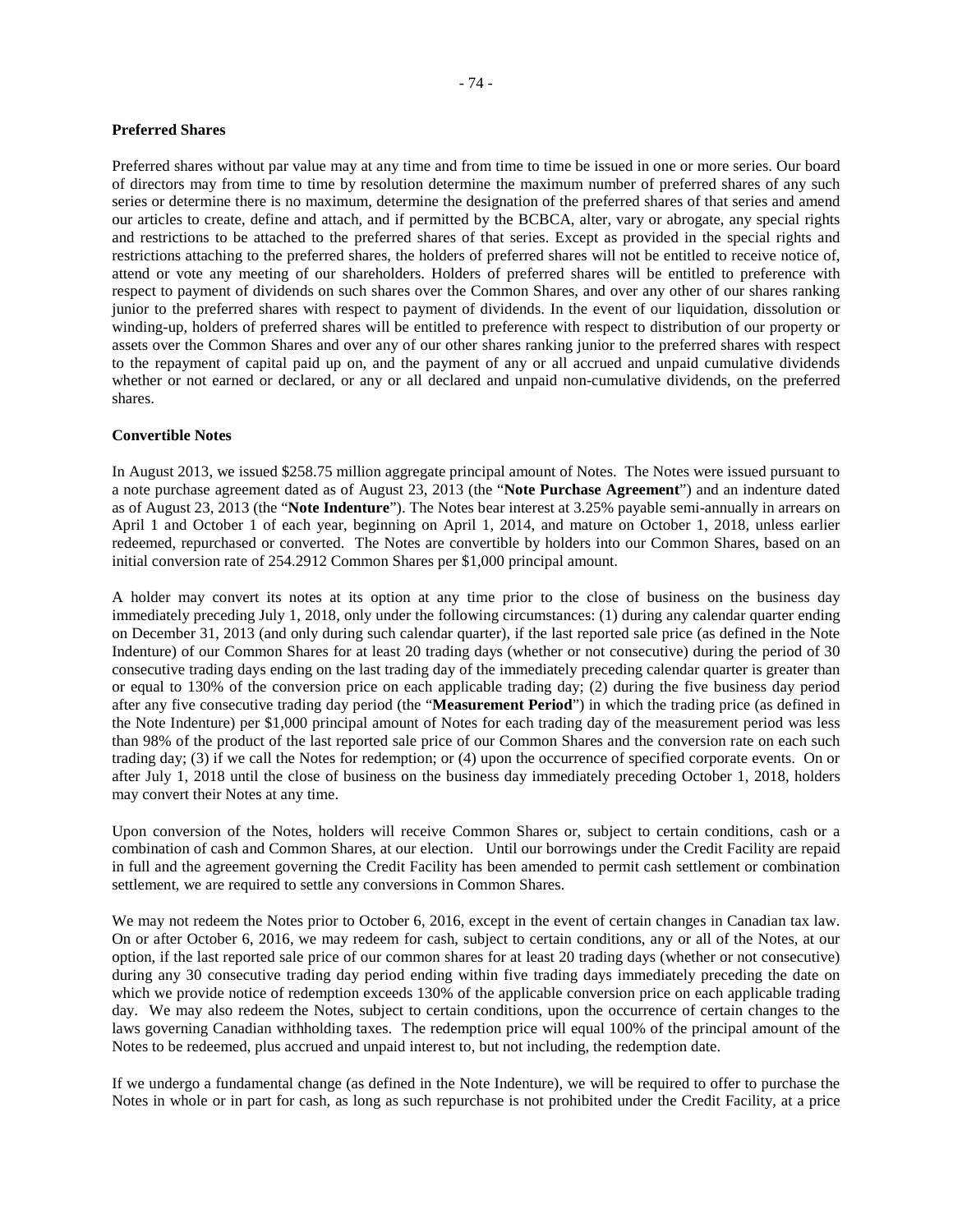**Preferred Shares**

Preferred shares without par value may at any time and from time to time be issued in one or more series. Our board of directors may from time to time by resolution determine the maximum number of preferred shares of any such series or determine there is no maximum, determine the designation of the preferred shares of that series and amend our articles to create, define and attach, and if permitted by the BCBCA, alter, vary or abrogate, any special rights and restrictions to be attached to the preferred shares of that series. Except as provided in the special rights and restrictions attaching to the preferred shares, the holders of preferred shares will not be entitled to receive notice of, attend or vote any meeting of our shareholders. Holders of preferred shares will be entitled to preference with respect to payment of dividends on such shares over the Common Shares, and over any other of our shares ranking junior to the preferred shares with respect to payment of dividends. In the event of our liquidation, dissolution or winding-up, holders of preferred shares will be entitled to preference with respect to distribution of our property or assets over the Common Shares and over any of our other shares ranking junior to the preferred shares with respect to the repayment of capital paid up on, and the payment of any or all accrued and unpaid cumulative dividends whether or not earned or declared, or any or all declared and unpaid non-cumulative dividends, on the preferred shares.

**Convertible Notes**

In August 2013, we issued $258.75 million aggregate principal amount of Notes. The Notes were issued pursuant to a note purchase agreement dated as of August 23, 2013 (the "**Note Purchase Agreement**") and an indenture dated as of August 23, 2013 (the "**Note Indenture**"). The Notes bear interest at 3.25% payable semi-annually in arrears on April 1 and October 1 of each year, beginning on April 1, 2014, and mature on October 1, 2018, unless earlier redeemed, repurchased or converted. The Notes are convertible by holders into our Common Shares, based on an initial conversion rate of 254.2912 Common Shares per $1,000 principal amount.

A holder may convert its notes at its option at any time prior to the close of business on the business day immediately preceding July 1, 2018, only under the following circumstances: (1) during any calendar quarter ending on December 31, 2013 (and only during such calendar quarter), if the last reported sale price (as defined in the Note Indenture) of our Common Shares for at least 20 trading days (whether or not consecutive) during the period of 30 consecutive trading days ending on the last trading day of the immediately preceding calendar quarter is greater than or equal to 130% of the conversion price on each applicable trading day; (2) during the five business day period after any five consecutive trading day period (the "**Measurement Period**") in which the trading price (as defined in the Note Indenture) per $1,000 principal amount of Notes for each trading day of the measurement period was less than 98% of the product of the last reported sale price of our Common Shares and the conversion rate on each such trading day; (3) if we call the Notes for redemption; or (4) upon the occurrence of specified corporate events. On or after July 1, 2018 until the close of business on the business day immediately preceding October 1, 2018, holders may convert their Notes at any time.

Upon conversion of the Notes, holders will receive Common Shares or, subject to certain conditions, cash or a combination of cash and Common Shares, at our election. Until our borrowings under the Credit Facility are repaid in full and the agreement governing the Credit Facility has been amended to permit cash settlement or combination settlement, we are required to settle any conversions in Common Shares.

We may not redeem the Notes prior to October 6, 2016, except in the event of certain changes in Canadian tax law. On or after October 6, 2016, we may redeem for cash, subject to certain conditions, any or all of the Notes, at our option, if the last reported sale price of our common shares for at least 20 trading days (whether or not consecutive) during any 30 consecutive trading day period ending within five trading days immediately preceding the date on which we provide notice of redemption exceeds 130% of the applicable conversion price on each applicable trading day. We may also redeem the Notes, subject to certain conditions, upon the occurrence of certain changes to the laws governing Canadian withholding taxes. The redemption price will equal 100% of the principal amount of the Notes to be redeemed, plus accrued and unpaid interest to, but not including, the redemption date.

If we undergo a fundamental change (as defined in the Note Indenture), we will be required to offer to purchase the Notes in whole or in part for cash, as long as such repurchase is not prohibited under the Credit Facility, at a price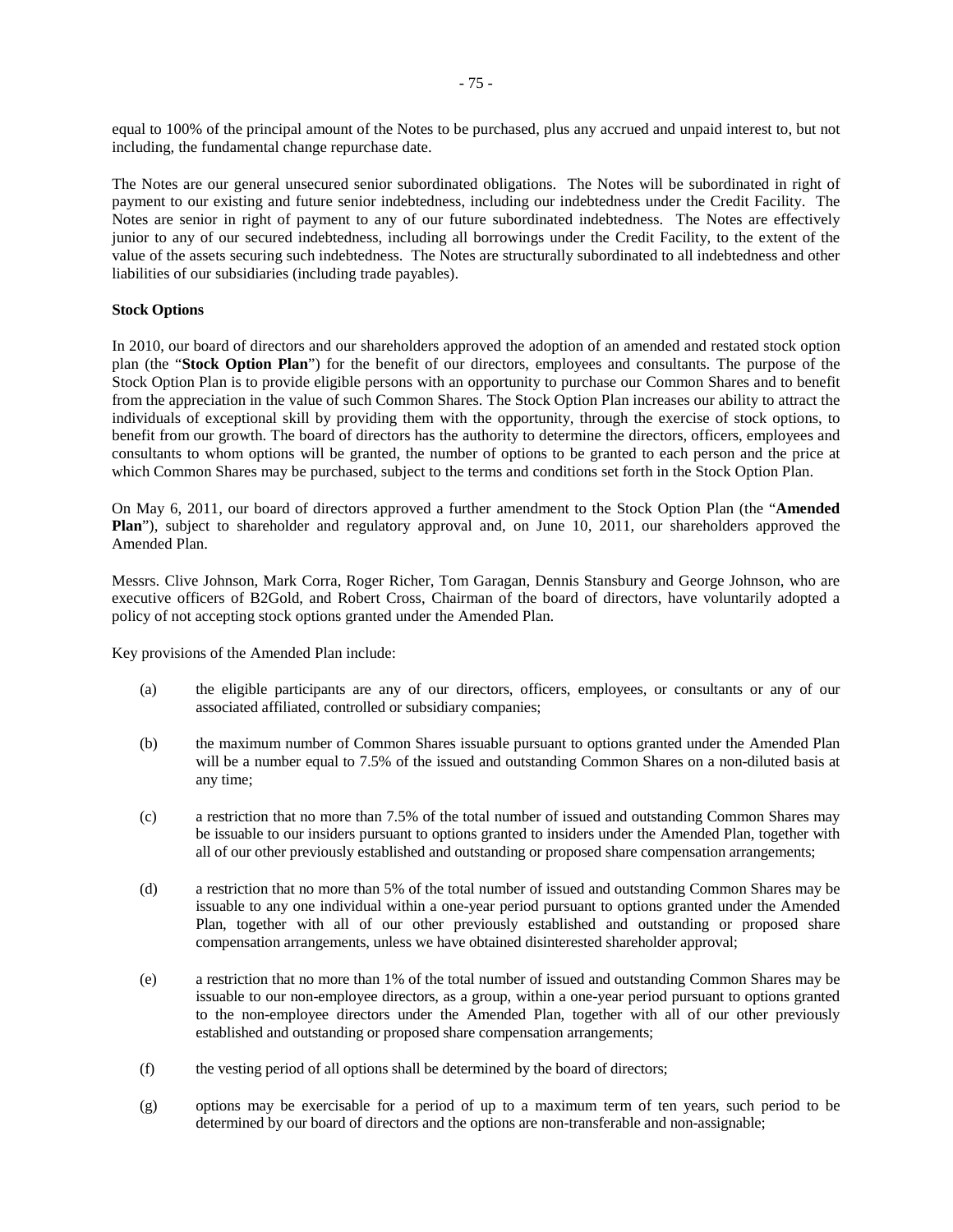equal to 100% of the principal amount of the Notes to be purchased, plus any accrued and unpaid interest to, but not including, the fundamental change repurchase date.

The Notes are our general unsecured senior subordinated obligations. The Notes will be subordinated in right of payment to our existing and future senior indebtedness, including our indebtedness under the Credit Facility. The Notes are senior in right of payment to any of our future subordinated indebtedness. The Notes are effectively junior to any of our secured indebtedness, including all borrowings under the Credit Facility, to the extent of the value of the assets securing such indebtedness. The Notes are structurally subordinated to all indebtedness and other liabilities of our subsidiaries (including trade payables).

**Stock Options**

In 2010, our board of directors and our shareholders approved the adoption of an amended and restated stock option plan (the "**Stock Option Plan**") for the benefit of our directors, employees and consultants. The purpose of the Stock Option Plan is to provide eligible persons with an opportunity to purchase our Common Shares and to benefit from the appreciation in the value of such Common Shares. The Stock Option Plan increases our ability to attract the individuals of exceptional skill by providing them with the opportunity, through the exercise of stock options, to benefit from our growth. The board of directors has the authority to determine the directors, officers, employees and consultants to whom options will be granted, the number of options to be granted to each person and the price at which Common Shares may be purchased, subject to the terms and conditions set forth in the Stock Option Plan.

On May 6, 2011, our board of directors approved a further amendment to the Stock Option Plan (the "**Amended Plan**"), subject to shareholder and regulatory approval and, on June 10, 2011, our shareholders approved the Amended Plan.

Messrs. Clive Johnson, Mark Corra, Roger Richer, Tom Garagan, Dennis Stansbury and George Johnson, who are executive officers of B2Gold, and Robert Cross, Chairman of the board of directors, have voluntarily adopted a policy of not accepting stock options granted under the Amended Plan.

Key provisions of the Amended Plan include:

(a) the eligible participants are any of our directors, officers, employees, or consultants or any of our associated affiliated, controlled or subsidiary companies;

(b) the maximum number of Common Shares issuable pursuant to options granted under the Amended Plan will be a number equal to 7.5% of the issued and outstanding Common Shares on a non-diluted basis at any time;

(c) a restriction that no more than 7.5% of the total number of issued and outstanding Common Shares may be issuable to our insiders pursuant to options granted to insiders under the Amended Plan, together with all of our other previously established and outstanding or proposed share compensation arrangements;

(d) a restriction that no more than 5% of the total number of issued and outstanding Common Shares may be issuable to any one individual within a one-year period pursuant to options granted under the Amended Plan, together with all of our other previously established and outstanding or proposed share compensation arrangements, unless we have obtained disinterested shareholder approval;

(e) a restriction that no more than 1% of the total number of issued and outstanding Common Shares may be issuable to our non-employee directors, as a group, within a one-year period pursuant to options granted to the non-employee directors under the Amended Plan, together with all of our other previously established and outstanding or proposed share compensation arrangements;

(f) the vesting period of all options shall be determined by the board of directors;

(g) options may be exercisable for a period of up to a maximum term of ten years, such period to be determined by our board of directors and the options are non-transferable and non-assignable;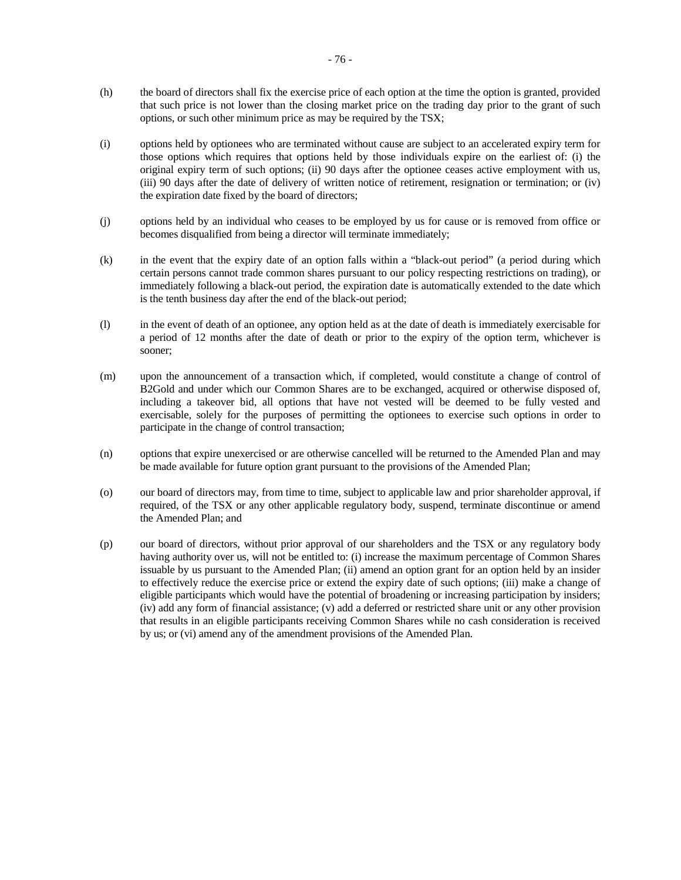(h) the board of directors shall fix the exercise price of each option at the time the option is granted, provided that such price is not lower than the closing market price on the trading day prior to the grant of such options, or such other minimum price as may be required by the TSX;

(i) options held by optionees who are terminated without cause are subject to an accelerated expiry term for those options which requires that options held by those individuals expire on the earliest of: (i) the original expiry term of such options; (ii) 90 days after the optionee ceases active employment with us, (iii) 90 days after the date of delivery of written notice of retirement, resignation or termination; or (iv) the expiration date fixed by the board of directors;

(j) options held by an individual who ceases to be employed by us for cause or is removed from office or becomes disqualified from being a director will terminate immediately;

(k) in the event that the expiry date of an option falls within a "black-out period" (a period during which certain persons cannot trade common shares pursuant to our policy respecting restrictions on trading), or immediately following a black-out period, the expiration date is automatically extended to the date which is the tenth business day after the end of the black-out period;

(l) in the event of death of an optionee, any option held as at the date of death is immediately exercisable for a period of 12 months after the date of death or prior to the expiry of the option term, whichever is sooner;

(m) upon the announcement of a transaction which, if completed, would constitute a change of control of B2Gold and under which our Common Shares are to be exchanged, acquired or otherwise disposed of, including a takeover bid, all options that have not vested will be deemed to be fully vested and exercisable, solely for the purposes of permitting the optionees to exercise such options in order to participate in the change of control transaction;

(n) options that expire unexercised or are otherwise cancelled will be returned to the Amended Plan and may be made available for future option grant pursuant to the provisions of the Amended Plan;

(o) our board of directors may, from time to time, subject to applicable law and prior shareholder approval, if required, of the TSX or any other applicable regulatory body, suspend, terminate discontinue or amend the Amended Plan; and

(p) our board of directors, without prior approval of our shareholders and the TSX or any regulatory body having authority over us, will not be entitled to: (i) increase the maximum percentage of Common Shares issuable by us pursuant to the Amended Plan; (ii) amend an option grant for an option held by an insider to effectively reduce the exercise price or extend the expiry date of such options; (iii) make a change of eligible participants which would have the potential of broadening or increasing participation by insiders; (iv) add any form of financial assistance; (v) add a deferred or restricted share unit or any other provision that results in an eligible participants receiving Common Shares while no cash consideration is received by us; or (vi) amend any of the amendment provisions of the Amended Plan.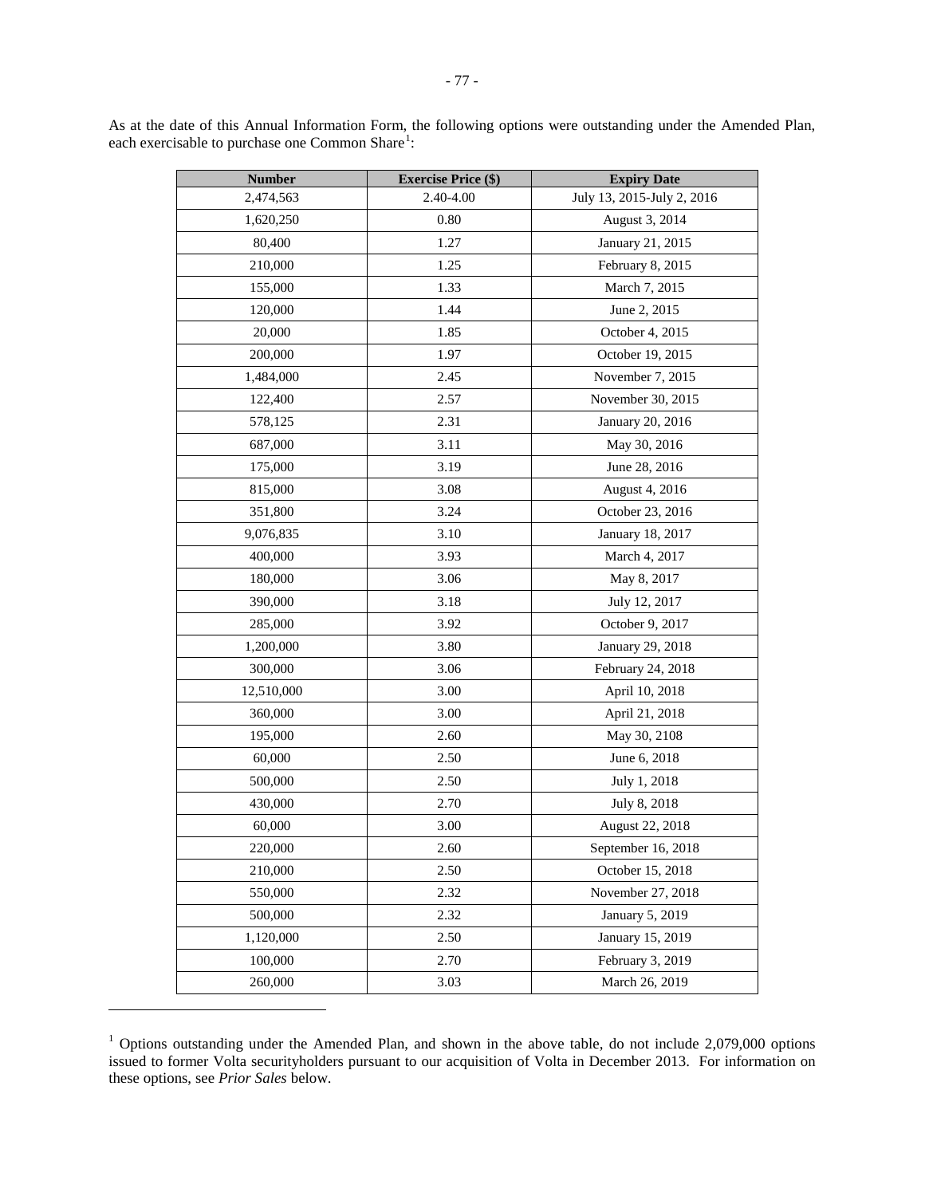As at the date of this Annual Information Form, the following options were outstanding under the Amended Plan, each exercisable to purchase one Common Share[1]:

| Number | Exercise Price ($) | Expiry Date |
|---|---|---|
| 2,474,563 | 2.40-4.00 | July 13, 2015-July 2, 2016 |
| 1,620,250 | 0.80 | August 3, 2014 |
| 80,400 | 1.27 | January 21, 2015 |
| 210,000 | 1.25 | February 8, 2015 |
| 155,000 | 1.33 | March 7, 2015 |
| 120,000 | 1.44 | June 2, 2015 |
| 20,000 | 1.85 | October 4, 2015 |
| 200,000 | 1.97 | October 19, 2015 |
| 1,484,000 | 2.45 | November 7, 2015 |
| 122,400 | 2.57 | November 30, 2015 |
| 578,125 | 2.31 | January 20, 2016 |
| 687,000 | 3.11 | May 30, 2016 |
| 175,000 | 3.19 | June 28, 2016 |
| 815,000 | 3.08 | August 4, 2016 |
| 351,800 | 3.24 | October 23, 2016 |
| 9,076,835 | 3.10 | January 18, 2017 |
| 400,000 | 3.93 | March 4, 2017 |
| 180,000 | 3.06 | May 8, 2017 |
| 390,000 | 3.18 | July 12, 2017 |
| 285,000 | 3.92 | October 9, 2017 |
| 1,200,000 | 3.80 | January 29, 2018 |
| 300,000 | 3.06 | February 24, 2018 |
| 12,510,000 | 3.00 | April 10, 2018 |
| 360,000 | 3.00 | April 21, 2018 |
| 195,000 | 2.60 | May 30, 2108 |
| 60,000 | 2.50 | June 6, 2018 |
| 500,000 | 2.50 | July 1, 2018 |
| 430,000 | 2.70 | July 8, 2018 |
| 60,000 | 3.00 | August 22, 2018 |
| 220,000 | 2.60 | September 16, 2018 |
| 210,000 | 2.50 | October 15, 2018 |
| 550,000 | 2.32 | November 27, 2018 |
| 500,000 | 2.32 | January 5, 2019 |
| 1,120,000 | 2.50 | January 15, 2019 |
| 100,000 | 2.70 | February 3, 2019 |
| 260,000 | 3.03 | March 26, 2019 |

[1] Options outstanding under the Amended Plan, and shown in the above table, do not include 2,079,000 options issued to former Volta securityholders pursuant to our acquisition of Volta in December 2013. For information on these options, see *Prior Sales* below.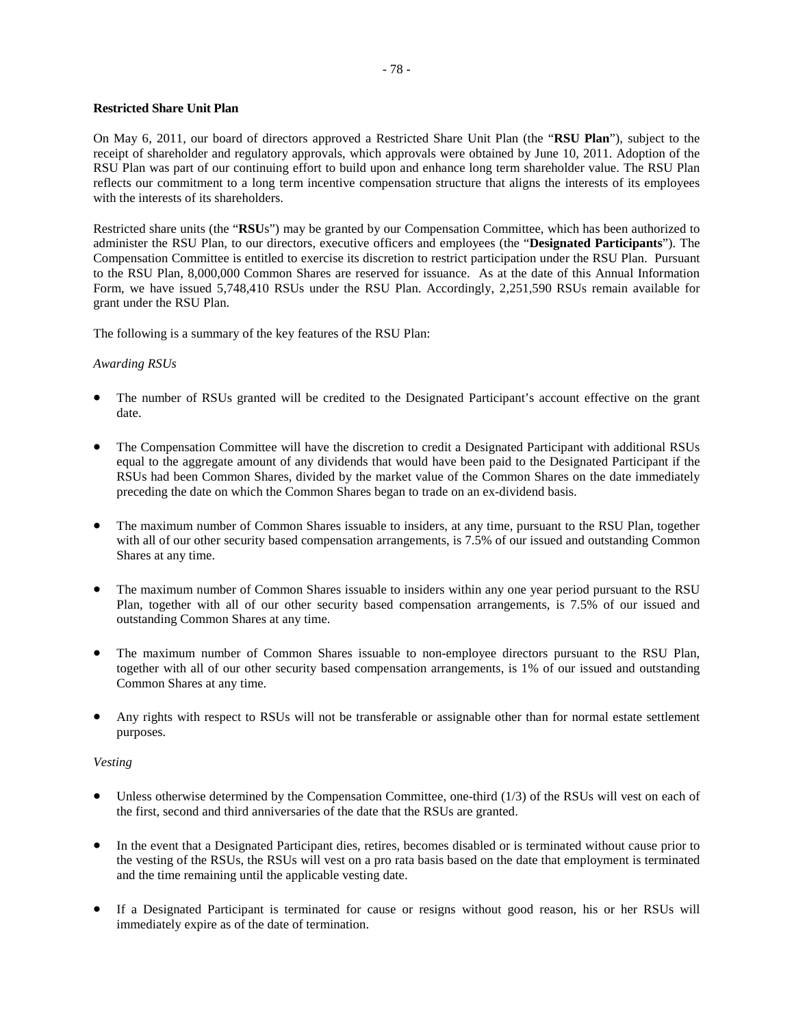**Restricted Share Unit Plan**

On May 6, 2011, our board of directors approved a Restricted Share Unit Plan (the "**RSU Plan**"), subject to the receipt of shareholder and regulatory approvals, which approvals were obtained by June 10, 2011. Adoption of the RSU Plan was part of our continuing effort to build upon and enhance long term shareholder value. The RSU Plan reflects our commitment to a long term incentive compensation structure that aligns the interests of its employees with the interests of its shareholders.

Restricted share units (the "**RSU**s") may be granted by our Compensation Committee, which has been authorized to administer the RSU Plan, to our directors, executive officers and employees (the "**Designated Participants**"). The Compensation Committee is entitled to exercise its discretion to restrict participation under the RSU Plan. Pursuant to the RSU Plan, 8,000,000 Common Shares are reserved for issuance. As at the date of this Annual Information Form, we have issued 5,748,410 RSUs under the RSU Plan. Accordingly, 2,251,590 RSUs remain available for grant under the RSU Plan.

The following is a summary of the key features of the RSU Plan:

*Awarding RSUs*

- The number of RSUs granted will be credited to the Designated Participant's account effective on the grant date.
- The Compensation Committee will have the discretion to credit a Designated Participant with additional RSUs equal to the aggregate amount of any dividends that would have been paid to the Designated Participant if the RSUs had been Common Shares, divided by the market value of the Common Shares on the date immediately preceding the date on which the Common Shares began to trade on an ex-dividend basis.
- The maximum number of Common Shares issuable to insiders, at any time, pursuant to the RSU Plan, together with all of our other security based compensation arrangements, is 7.5% of our issued and outstanding Common Shares at any time.
- The maximum number of Common Shares issuable to insiders within any one year period pursuant to the RSU Plan, together with all of our other security based compensation arrangements, is 7.5% of our issued and outstanding Common Shares at any time.
- The maximum number of Common Shares issuable to non-employee directors pursuant to the RSU Plan, together with all of our other security based compensation arrangements, is 1% of our issued and outstanding Common Shares at any time.
- Any rights with respect to RSUs will not be transferable or assignable other than for normal estate settlement purposes.

*Vesting*

- Unless otherwise determined by the Compensation Committee, one-third (1/3) of the RSUs will vest on each of the first, second and third anniversaries of the date that the RSUs are granted.
- In the event that a Designated Participant dies, retires, becomes disabled or is terminated without cause prior to the vesting of the RSUs, the RSUs will vest on a pro rata basis based on the date that employment is terminated and the time remaining until the applicable vesting date.
- If a Designated Participant is terminated for cause or resigns without good reason, his or her RSUs will immediately expire as of the date of termination.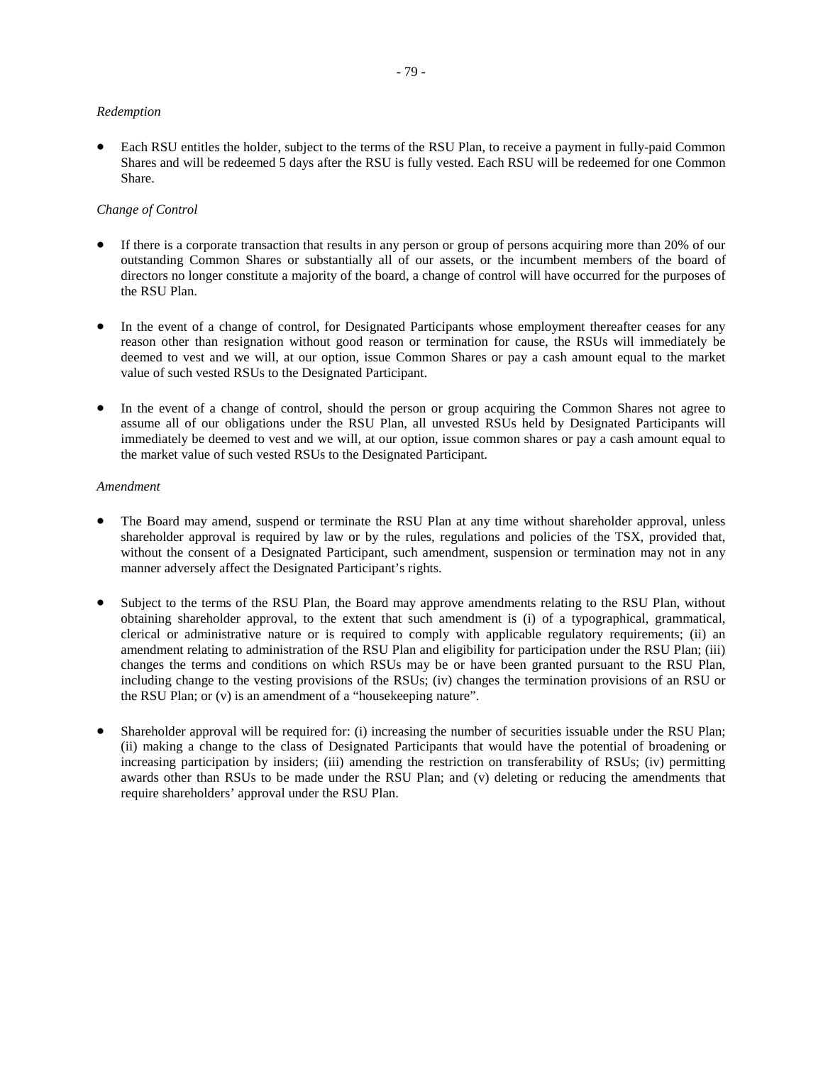*Redemption*

- Each RSU entitles the holder, subject to the terms of the RSU Plan, to receive a payment in fully-paid Common Shares and will be redeemed 5 days after the RSU is fully vested. Each RSU will be redeemed for one Common Share.

*Change of Control*

- If there is a corporate transaction that results in any person or group of persons acquiring more than 20% of our outstanding Common Shares or substantially all of our assets, or the incumbent members of the board of directors no longer constitute a majority of the board, a change of control will have occurred for the purposes of the RSU Plan.

- In the event of a change of control, for Designated Participants whose employment thereafter ceases for any reason other than resignation without good reason or termination for cause, the RSUs will immediately be deemed to vest and we will, at our option, issue Common Shares or pay a cash amount equal to the market value of such vested RSUs to the Designated Participant.

- In the event of a change of control, should the person or group acquiring the Common Shares not agree to assume all of our obligations under the RSU Plan, all unvested RSUs held by Designated Participants will immediately be deemed to vest and we will, at our option, issue common shares or pay a cash amount equal to the market value of such vested RSUs to the Designated Participant.

*Amendment*

- The Board may amend, suspend or terminate the RSU Plan at any time without shareholder approval, unless shareholder approval is required by law or by the rules, regulations and policies of the TSX, provided that, without the consent of a Designated Participant, such amendment, suspension or termination may not in any manner adversely affect the Designated Participant's rights.

- Subject to the terms of the RSU Plan, the Board may approve amendments relating to the RSU Plan, without obtaining shareholder approval, to the extent that such amendment is (i) of a typographical, grammatical, clerical or administrative nature or is required to comply with applicable regulatory requirements; (ii) an amendment relating to administration of the RSU Plan and eligibility for participation under the RSU Plan; (iii) changes the terms and conditions on which RSUs may be or have been granted pursuant to the RSU Plan, including change to the vesting provisions of the RSUs; (iv) changes the termination provisions of an RSU or the RSU Plan; or (v) is an amendment of a "housekeeping nature".

- Shareholder approval will be required for: (i) increasing the number of securities issuable under the RSU Plan; (ii) making a change to the class of Designated Participants that would have the potential of broadening or increasing participation by insiders; (iii) amending the restriction on transferability of RSUs; (iv) permitting awards other than RSUs to be made under the RSU Plan; and (v) deleting or reducing the amendments that require shareholders' approval under the RSU Plan.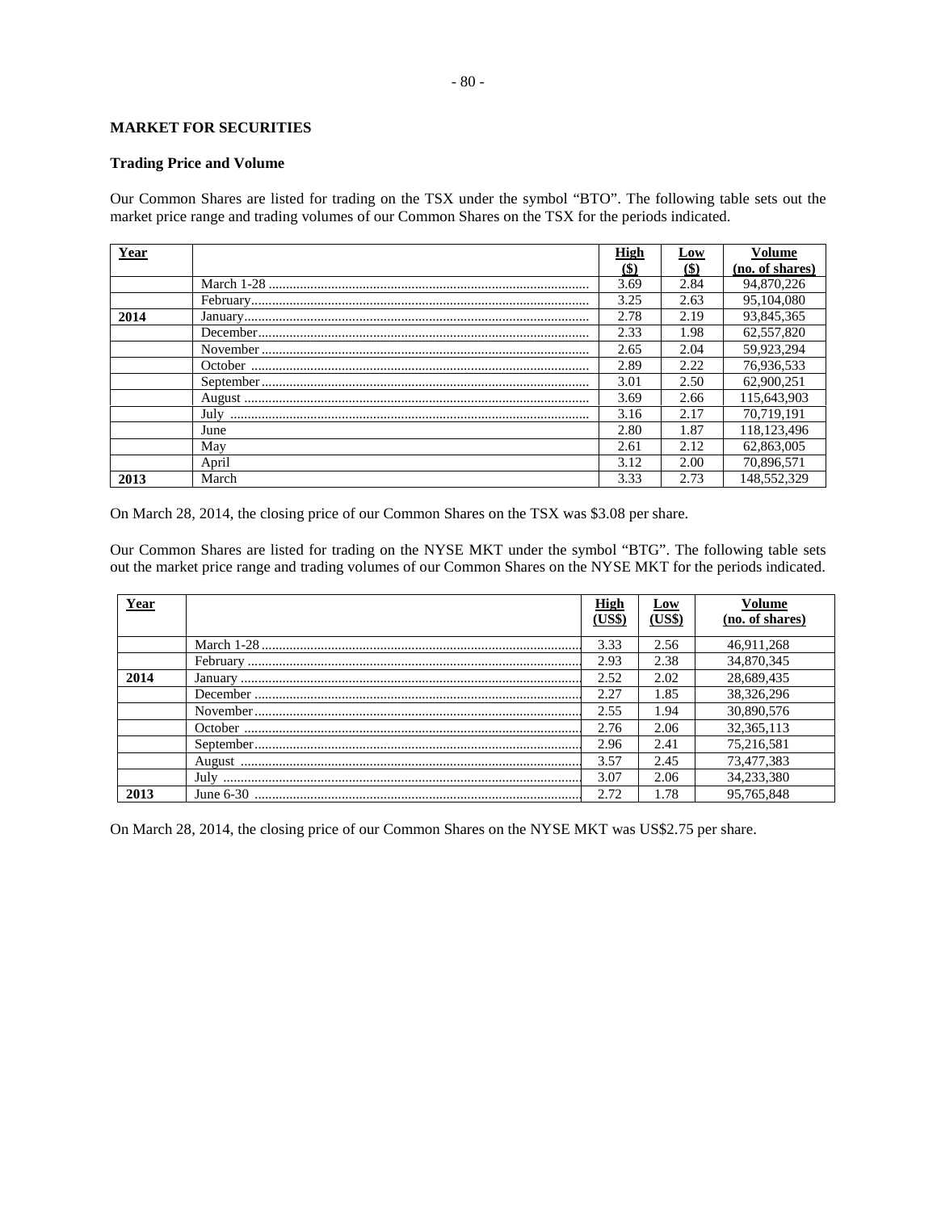**MARKET FOR SECURITIES**

**Trading Price and Volume**

Our Common Shares are listed for trading on the TSX under the symbol "BTO". The following table sets out the market price range and trading volumes of our Common Shares on the TSX for the periods indicated.

| Year | | High ($) | Low ($) | Volume (no. of shares) |
|---|---|---|---|---|
| | March 1-28 | 3.69 | 2.84 | 94,870,226 |
| | February | 3.25 | 2.63 | 95,104,080 |
| 2014 | January | 2.78 | 2.19 | 93,845,365 |
| | December | 2.33 | 1.98 | 62,557,820 |
| | November | 2.65 | 2.04 | 59,923,294 |
| | October | 2.89 | 2.22 | 76,936,533 |
| | September | 3.01 | 2.50 | 62,900,251 |
| | August | 3.69 | 2.66 | 115,643,903 |
| | July | 3.16 | 2.17 | 70,719,191 |
| | June | 2.80 | 1.87 | 118,123,496 |
| | May | 2.61 | 2.12 | 62,863,005 |
| | April | 3.12 | 2.00 | 70,896,571 |
| 2013 | March | 3.33 | 2.73 | 148,552,329 |

On March 28, 2014, the closing price of our Common Shares on the TSX was $3.08 per share.

Our Common Shares are listed for trading on the NYSE MKT under the symbol "BTG". The following table sets out the market price range and trading volumes of our Common Shares on the NYSE MKT for the periods indicated.

| Year | | High (US$) | Low (US$) | Volume (no. of shares) |
|---|---|---|---|---|
| | March 1-28 | 3.33 | 2.56 | 46,911,268 |
| | February | 2.93 | 2.38 | 34,870,345 |
| 2014 | January | 2.52 | 2.02 | 28,689,435 |
| | December | 2.27 | 1.85 | 38,326,296 |
| | November | 2.55 | 1.94 | 30,890,576 |
| | October | 2.76 | 2.06 | 32,365,113 |
| | September | 2.96 | 2.41 | 75,216,581 |
| | August | 3.57 | 2.45 | 73,477,383 |
| | July | 3.07 | 2.06 | 34,233,380 |
| 2013 | June 6-30 | 2.72 | 1.78 | 95,765,848 |

On March 28, 2014, the closing price of our Common Shares on the NYSE MKT was US$2.75 per share.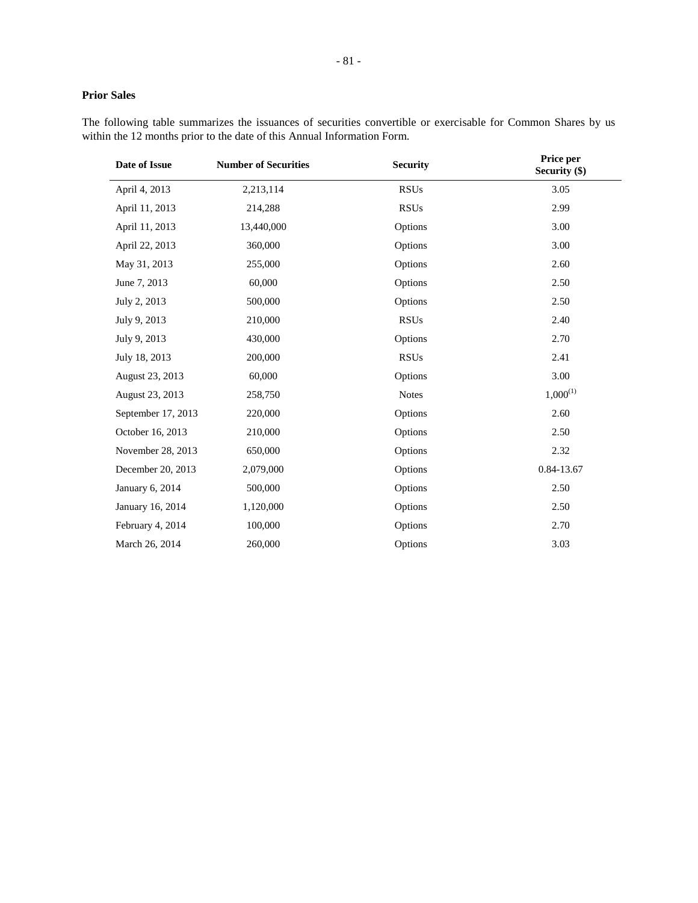**Prior Sales**

The following table summarizes the issuances of securities convertible or exercisable for Common Shares by us within the 12 months prior to the date of this Annual Information Form.

| Date of Issue | Number of Securities | Security | Price per Security ($) |
|---|---|---|---|
| April 4, 2013 | 2,213,114 | RSUs | 3.05 |
| April 11, 2013 | 214,288 | RSUs | 2.99 |
| April 11, 2013 | 13,440,000 | Options | 3.00 |
| April 22, 2013 | 360,000 | Options | 3.00 |
| May 31, 2013 | 255,000 | Options | 2.60 |
| June 7, 2013 | 60,000 | Options | 2.50 |
| July 2, 2013 | 500,000 | Options | 2.50 |
| July 9, 2013 | 210,000 | RSUs | 2.40 |
| July 9, 2013 | 430,000 | Options | 2.70 |
| July 18, 2013 | 200,000 | RSUs | 2.41 |
| August 23, 2013 | 60,000 | Options | 3.00 |
| August 23, 2013 | 258,750 | Notes | 1,000[1] |
| September 17, 2013 | 220,000 | Options | 2.60 |
| October 16, 2013 | 210,000 | Options | 2.50 |
| November 28, 2013 | 650,000 | Options | 2.32 |
| December 20, 2013 | 2,079,000 | Options | 0.84-13.67 |
| January 6, 2014 | 500,000 | Options | 2.50 |
| January 16, 2014 | 1,120,000 | Options | 2.50 |
| February 4, 2014 | 100,000 | Options | 2.70 |
| March 26, 2014 | 260,000 | Options | 3.03 |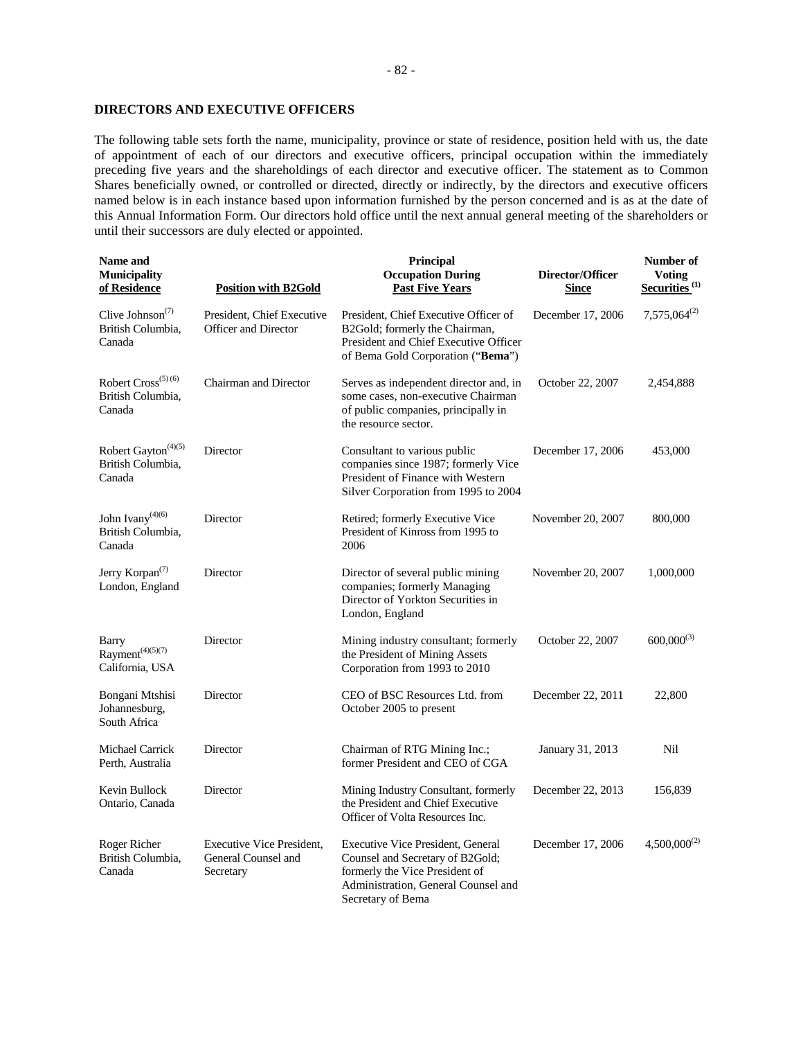## DIRECTORS AND EXECUTIVE OFFICERS

The following table sets forth the name, municipality, province or state of residence, position held with us, the date of appointment of each of our directors and executive officers, principal occupation within the immediately preceding five years and the shareholdings of each director and executive officer. The statement as to Common Shares beneficially owned, or controlled or directed, directly or indirectly, by the directors and executive officers named below is in each instance based upon information furnished by the person concerned and is as at the date of this Annual Information Form. Our directors hold office until the next annual general meeting of the shareholders or until their successors are duly elected or appointed.

| Name and Municipality of Residence | Position with B2Gold | Principal Occupation During Past Five Years | Director/Officer Since | Number of Voting Securities (1) |
|---|---|---|---|---|
| Clive Johnson(7) British Columbia, Canada | President, Chief Executive Officer and Director | President, Chief Executive Officer of B2Gold; formerly the Chairman, President and Chief Executive Officer of Bema Gold Corporation ("**Bema**") | December 17, 2006 | 7,575,064(2) |
| Robert Cross(5) (6) British Columbia, Canada | Chairman and Director | Serves as independent director and, in some cases, non-executive Chairman of public companies, principally in the resource sector. | October 22, 2007 | 2,454,888 |
| Robert Gayton(4)(5) British Columbia, Canada | Director | Consultant to various public companies since 1987; formerly Vice President of Finance with Western Silver Corporation from 1995 to 2004 | December 17, 2006 | 453,000 |
| John Ivany(4)(6) British Columbia, Canada | Director | Retired; formerly Executive Vice President of Kinross from 1995 to 2006 | November 20, 2007 | 800,000 |
| Jerry Korpan(7) London, England | Director | Director of several public mining companies; formerly Managing Director of Yorkton Securities in London, England | November 20, 2007 | 1,000,000 |
| Barry Rayment(4)(5)(7) California, USA | Director | Mining industry consultant; formerly the President of Mining Assets Corporation from 1993 to 2010 | October 22, 2007 | 600,000(3) |
| Bongani Mtshisi Johannesburg, South Africa | Director | CEO of BSC Resources Ltd. from October 2005 to present | December 22, 2011 | 22,800 |
| Michael Carrick Perth, Australia | Director | Chairman of RTG Mining Inc.; former President and CEO of CGA | January 31, 2013 | Nil |
| Kevin Bullock Ontario, Canada | Director | Mining Industry Consultant, formerly the President and Chief Executive Officer of Volta Resources Inc. | December 22, 2013 | 156,839 |
| Roger Richer British Columbia, Canada | Executive Vice President, General Counsel and Secretary | Executive Vice President, General Counsel and Secretary of B2Gold; formerly the Vice President of Administration, General Counsel and Secretary of Bema | December 17, 2006 | 4,500,000(2) |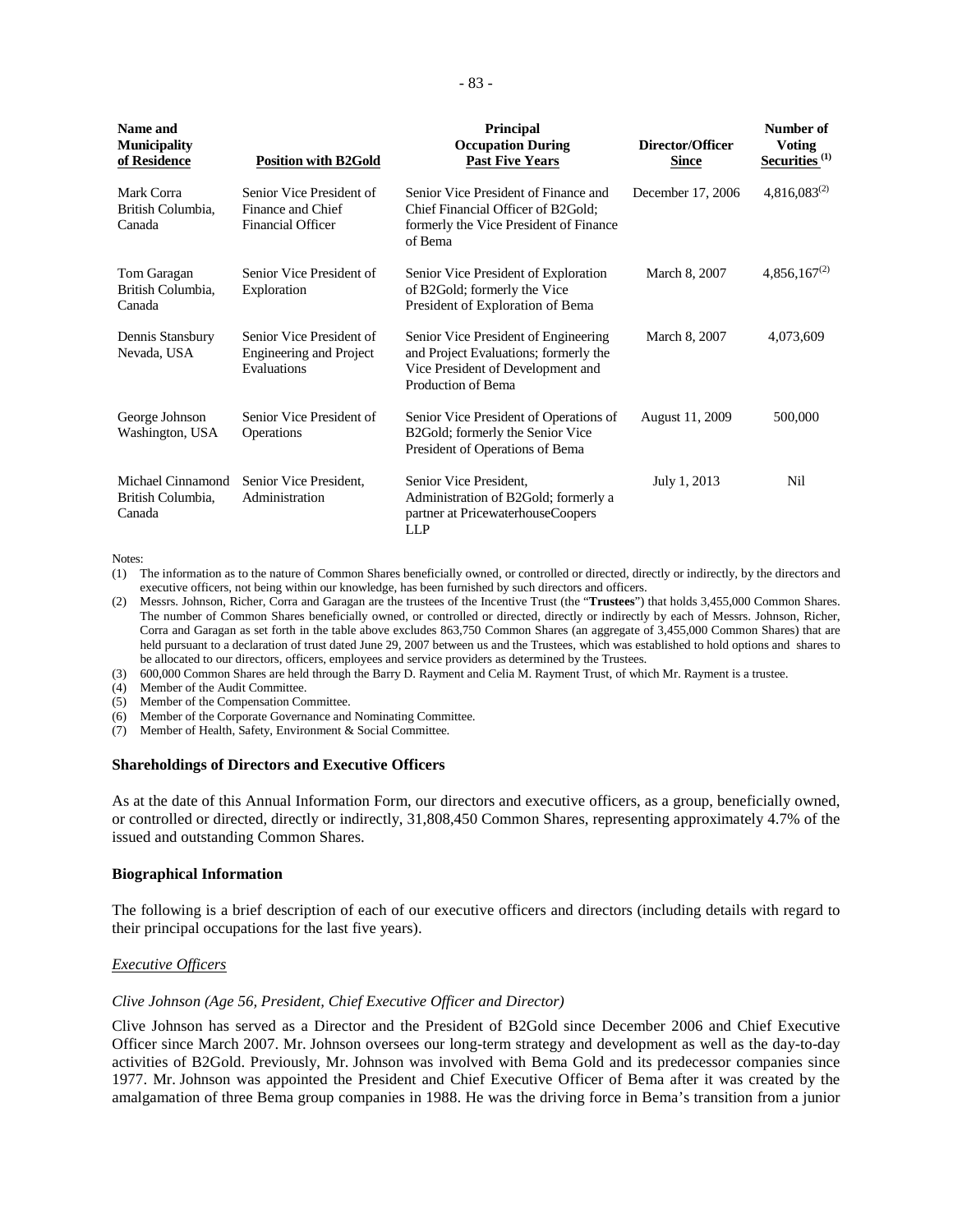| Name and Municipality of Residence | Position with B2Gold | Principal Occupation During Past Five Years | Director/Officer Since | Number of Voting Securities [(1)] |
|---|---|---|---|---|
| Mark Corra British Columbia, Canada | Senior Vice President of Finance and Chief Financial Officer | Senior Vice President of Finance and Chief Financial Officer of B2Gold; formerly the Vice President of Finance of Bema | December 17, 2006 | 4,816,083[(2)] |
| Tom Garagan British Columbia, Canada | Senior Vice President of Exploration | Senior Vice President of Exploration of B2Gold; formerly the Vice President of Exploration of Bema | March 8, 2007 | 4,856,167[(2)] |
| Dennis Stansbury Nevada, USA | Senior Vice President of Engineering and Project Evaluations | Senior Vice President of Engineering and Project Evaluations; formerly the Vice President of Development and Production of Bema | March 8, 2007 | 4,073,609 |
| George Johnson Washington, USA | Senior Vice President of Operations | Senior Vice President of Operations of B2Gold; formerly the Senior Vice President of Operations of Bema | August 11, 2009 | 500,000 |
| Michael Cinnamond British Columbia, Canada | Senior Vice President, Administration | Senior Vice President, Administration of B2Gold; formerly a partner at PricewaterhouseCoopers LLP | July 1, 2013 | Nil |

Notes:

(1) The information as to the nature of Common Shares beneficially owned, or controlled or directed, directly or indirectly, by the directors and executive officers, not being within our knowledge, has been furnished by such directors and officers.

(2) Messrs. Johnson, Richer, Corra and Garagan are the trustees of the Incentive Trust (the "**Trustees**") that holds 3,455,000 Common Shares. The number of Common Shares beneficially owned, or controlled or directed, directly or indirectly by each of Messrs. Johnson, Richer, Corra and Garagan as set forth in the table above excludes 863,750 Common Shares (an aggregate of 3,455,000 Common Shares) that are held pursuant to a declaration of trust dated June 29, 2007 between us and the Trustees, which was established to hold options and shares to be allocated to our directors, officers, employees and service providers as determined by the Trustees.

(3) 600,000 Common Shares are held through the Barry D. Rayment and Celia M. Rayment Trust, of which Mr. Rayment is a trustee.

(4) Member of the Audit Committee.

(5) Member of the Compensation Committee.

(6) Member of the Corporate Governance and Nominating Committee.

(7) Member of Health, Safety, Environment & Social Committee.

**Shareholdings of Directors and Executive Officers**

As at the date of this Annual Information Form, our directors and executive officers, as a group, beneficially owned, or controlled or directed, directly or indirectly, 31,808,450 Common Shares, representing approximately 4.7% of the issued and outstanding Common Shares.

**Biographical Information**

The following is a brief description of each of our executive officers and directors (including details with regard to their principal occupations for the last five years).

*Executive Officers*

*Clive Johnson (Age 56, President, Chief Executive Officer and Director)*

Clive Johnson has served as a Director and the President of B2Gold since December 2006 and Chief Executive Officer since March 2007. Mr. Johnson oversees our long-term strategy and development as well as the day-to-day activities of B2Gold. Previously, Mr. Johnson was involved with Bema Gold and its predecessor companies since 1977. Mr. Johnson was appointed the President and Chief Executive Officer of Bema after it was created by the amalgamation of three Bema group companies in 1988. He was the driving force in Bema's transition from a junior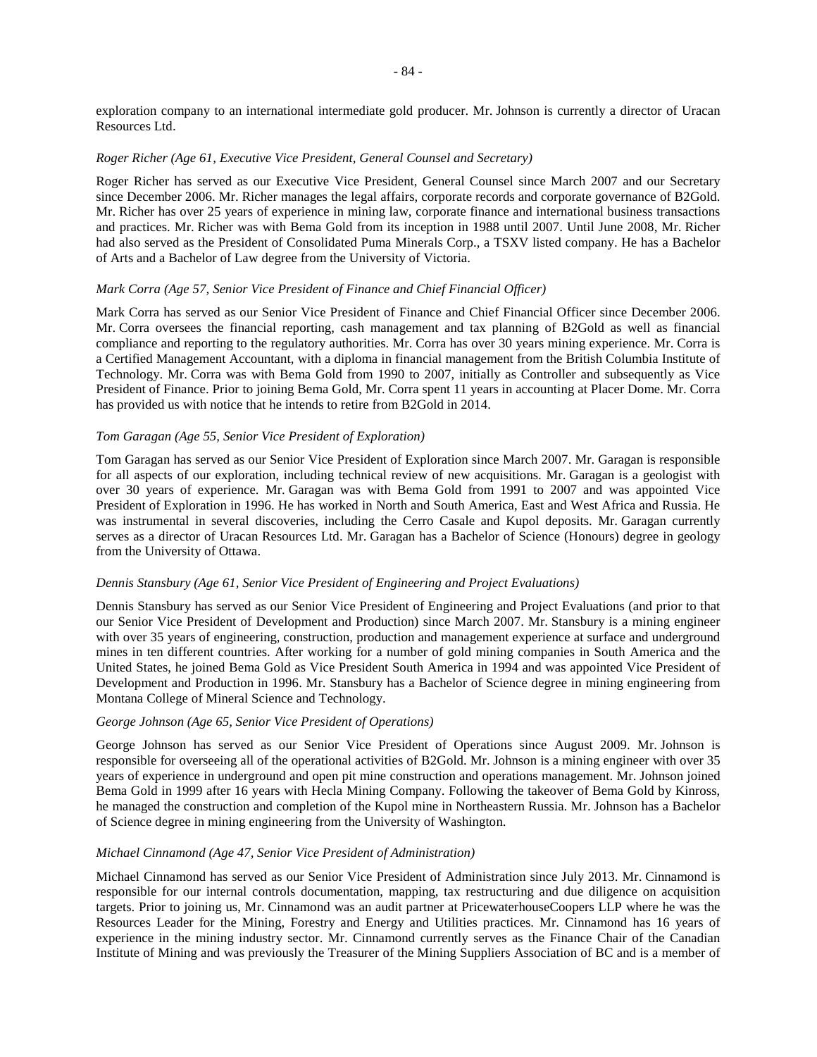exploration company to an international intermediate gold producer. Mr. Johnson is currently a director of Uracan Resources Ltd.

*Roger Richer (Age 61, Executive Vice President, General Counsel and Secretary)*

Roger Richer has served as our Executive Vice President, General Counsel since March 2007 and our Secretary since December 2006. Mr. Richer manages the legal affairs, corporate records and corporate governance of B2Gold. Mr. Richer has over 25 years of experience in mining law, corporate finance and international business transactions and practices. Mr. Richer was with Bema Gold from its inception in 1988 until 2007. Until June 2008, Mr. Richer had also served as the President of Consolidated Puma Minerals Corp., a TSXV listed company. He has a Bachelor of Arts and a Bachelor of Law degree from the University of Victoria.

*Mark Corra (Age 57, Senior Vice President of Finance and Chief Financial Officer)*

Mark Corra has served as our Senior Vice President of Finance and Chief Financial Officer since December 2006. Mr. Corra oversees the financial reporting, cash management and tax planning of B2Gold as well as financial compliance and reporting to the regulatory authorities. Mr. Corra has over 30 years mining experience. Mr. Corra is a Certified Management Accountant, with a diploma in financial management from the British Columbia Institute of Technology. Mr. Corra was with Bema Gold from 1990 to 2007, initially as Controller and subsequently as Vice President of Finance. Prior to joining Bema Gold, Mr. Corra spent 11 years in accounting at Placer Dome. Mr. Corra has provided us with notice that he intends to retire from B2Gold in 2014.

*Tom Garagan (Age 55, Senior Vice President of Exploration)*

Tom Garagan has served as our Senior Vice President of Exploration since March 2007. Mr. Garagan is responsible for all aspects of our exploration, including technical review of new acquisitions. Mr. Garagan is a geologist with over 30 years of experience. Mr. Garagan was with Bema Gold from 1991 to 2007 and was appointed Vice President of Exploration in 1996. He has worked in North and South America, East and West Africa and Russia. He was instrumental in several discoveries, including the Cerro Casale and Kupol deposits. Mr. Garagan currently serves as a director of Uracan Resources Ltd. Mr. Garagan has a Bachelor of Science (Honours) degree in geology from the University of Ottawa.

*Dennis Stansbury (Age 61, Senior Vice President of Engineering and Project Evaluations)*

Dennis Stansbury has served as our Senior Vice President of Engineering and Project Evaluations (and prior to that our Senior Vice President of Development and Production) since March 2007. Mr. Stansbury is a mining engineer with over 35 years of engineering, construction, production and management experience at surface and underground mines in ten different countries. After working for a number of gold mining companies in South America and the United States, he joined Bema Gold as Vice President South America in 1994 and was appointed Vice President of Development and Production in 1996. Mr. Stansbury has a Bachelor of Science degree in mining engineering from Montana College of Mineral Science and Technology.

*George Johnson (Age 65, Senior Vice President of Operations)*

George Johnson has served as our Senior Vice President of Operations since August 2009. Mr. Johnson is responsible for overseeing all of the operational activities of B2Gold. Mr. Johnson is a mining engineer with over 35 years of experience in underground and open pit mine construction and operations management. Mr. Johnson joined Bema Gold in 1999 after 16 years with Hecla Mining Company. Following the takeover of Bema Gold by Kinross, he managed the construction and completion of the Kupol mine in Northeastern Russia. Mr. Johnson has a Bachelor of Science degree in mining engineering from the University of Washington.

*Michael Cinnamond (Age 47, Senior Vice President of Administration)*

Michael Cinnamond has served as our Senior Vice President of Administration since July 2013. Mr. Cinnamond is responsible for our internal controls documentation, mapping, tax restructuring and due diligence on acquisition targets. Prior to joining us, Mr. Cinnamond was an audit partner at PricewaterhouseCoopers LLP where he was the Resources Leader for the Mining, Forestry and Energy and Utilities practices. Mr. Cinnamond has 16 years of experience in the mining industry sector. Mr. Cinnamond currently serves as the Finance Chair of the Canadian Institute of Mining and was previously the Treasurer of the Mining Suppliers Association of BC and is a member of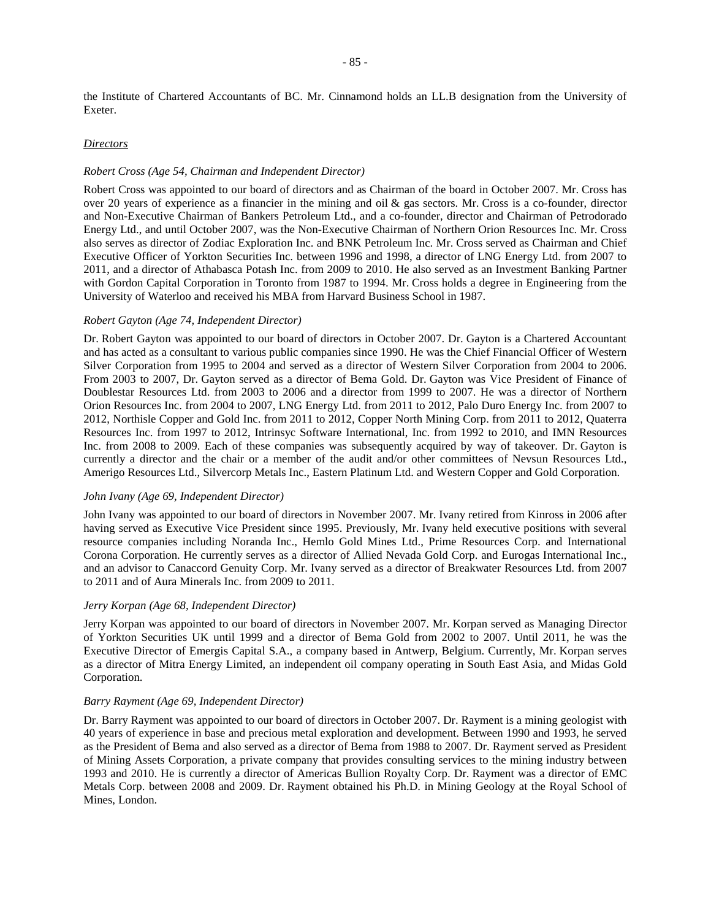the Institute of Chartered Accountants of BC. Mr. Cinnamond holds an LL.B designation from the University of Exeter.

*Directors*

*Robert Cross (Age 54, Chairman and Independent Director)*

Robert Cross was appointed to our board of directors and as Chairman of the board in October 2007. Mr. Cross has over 20 years of experience as a financier in the mining and oil & gas sectors. Mr. Cross is a co-founder, director and Non-Executive Chairman of Bankers Petroleum Ltd., and a co-founder, director and Chairman of Petrodorado Energy Ltd., and until October 2007, was the Non-Executive Chairman of Northern Orion Resources Inc. Mr. Cross also serves as director of Zodiac Exploration Inc. and BNK Petroleum Inc. Mr. Cross served as Chairman and Chief Executive Officer of Yorkton Securities Inc. between 1996 and 1998, a director of LNG Energy Ltd. from 2007 to 2011, and a director of Athabasca Potash Inc. from 2009 to 2010. He also served as an Investment Banking Partner with Gordon Capital Corporation in Toronto from 1987 to 1994. Mr. Cross holds a degree in Engineering from the University of Waterloo and received his MBA from Harvard Business School in 1987.

*Robert Gayton (Age 74, Independent Director)*

Dr. Robert Gayton was appointed to our board of directors in October 2007. Dr. Gayton is a Chartered Accountant and has acted as a consultant to various public companies since 1990. He was the Chief Financial Officer of Western Silver Corporation from 1995 to 2004 and served as a director of Western Silver Corporation from 2004 to 2006. From 2003 to 2007, Dr. Gayton served as a director of Bema Gold. Dr. Gayton was Vice President of Finance of Doublestar Resources Ltd. from 2003 to 2006 and a director from 1999 to 2007. He was a director of Northern Orion Resources Inc. from 2004 to 2007, LNG Energy Ltd. from 2011 to 2012, Palo Duro Energy Inc. from 2007 to 2012, Northisle Copper and Gold Inc. from 2011 to 2012, Copper North Mining Corp. from 2011 to 2012, Quaterra Resources Inc. from 1997 to 2012, Intrinsyc Software International, Inc. from 1992 to 2010, and IMN Resources Inc. from 2008 to 2009. Each of these companies was subsequently acquired by way of takeover. Dr. Gayton is currently a director and the chair or a member of the audit and/or other committees of Nevsun Resources Ltd., Amerigo Resources Ltd., Silvercorp Metals Inc., Eastern Platinum Ltd. and Western Copper and Gold Corporation.

*John Ivany (Age 69, Independent Director)*

John Ivany was appointed to our board of directors in November 2007. Mr. Ivany retired from Kinross in 2006 after having served as Executive Vice President since 1995. Previously, Mr. Ivany held executive positions with several resource companies including Noranda Inc., Hemlo Gold Mines Ltd., Prime Resources Corp. and International Corona Corporation. He currently serves as a director of Allied Nevada Gold Corp. and Eurogas International Inc., and an advisor to Canaccord Genuity Corp. Mr. Ivany served as a director of Breakwater Resources Ltd. from 2007 to 2011 and of Aura Minerals Inc. from 2009 to 2011.

*Jerry Korpan (Age 68, Independent Director)*

Jerry Korpan was appointed to our board of directors in November 2007. Mr. Korpan served as Managing Director of Yorkton Securities UK until 1999 and a director of Bema Gold from 2002 to 2007. Until 2011, he was the Executive Director of Emergis Capital S.A., a company based in Antwerp, Belgium. Currently, Mr. Korpan serves as a director of Mitra Energy Limited, an independent oil company operating in South East Asia, and Midas Gold Corporation.

*Barry Rayment (Age 69, Independent Director)*

Dr. Barry Rayment was appointed to our board of directors in October 2007. Dr. Rayment is a mining geologist with 40 years of experience in base and precious metal exploration and development. Between 1990 and 1993, he served as the President of Bema and also served as a director of Bema from 1988 to 2007. Dr. Rayment served as President of Mining Assets Corporation, a private company that provides consulting services to the mining industry between 1993 and 2010. He is currently a director of Americas Bullion Royalty Corp. Dr. Rayment was a director of EMC Metals Corp. between 2008 and 2009. Dr. Rayment obtained his Ph.D. in Mining Geology at the Royal School of Mines, London.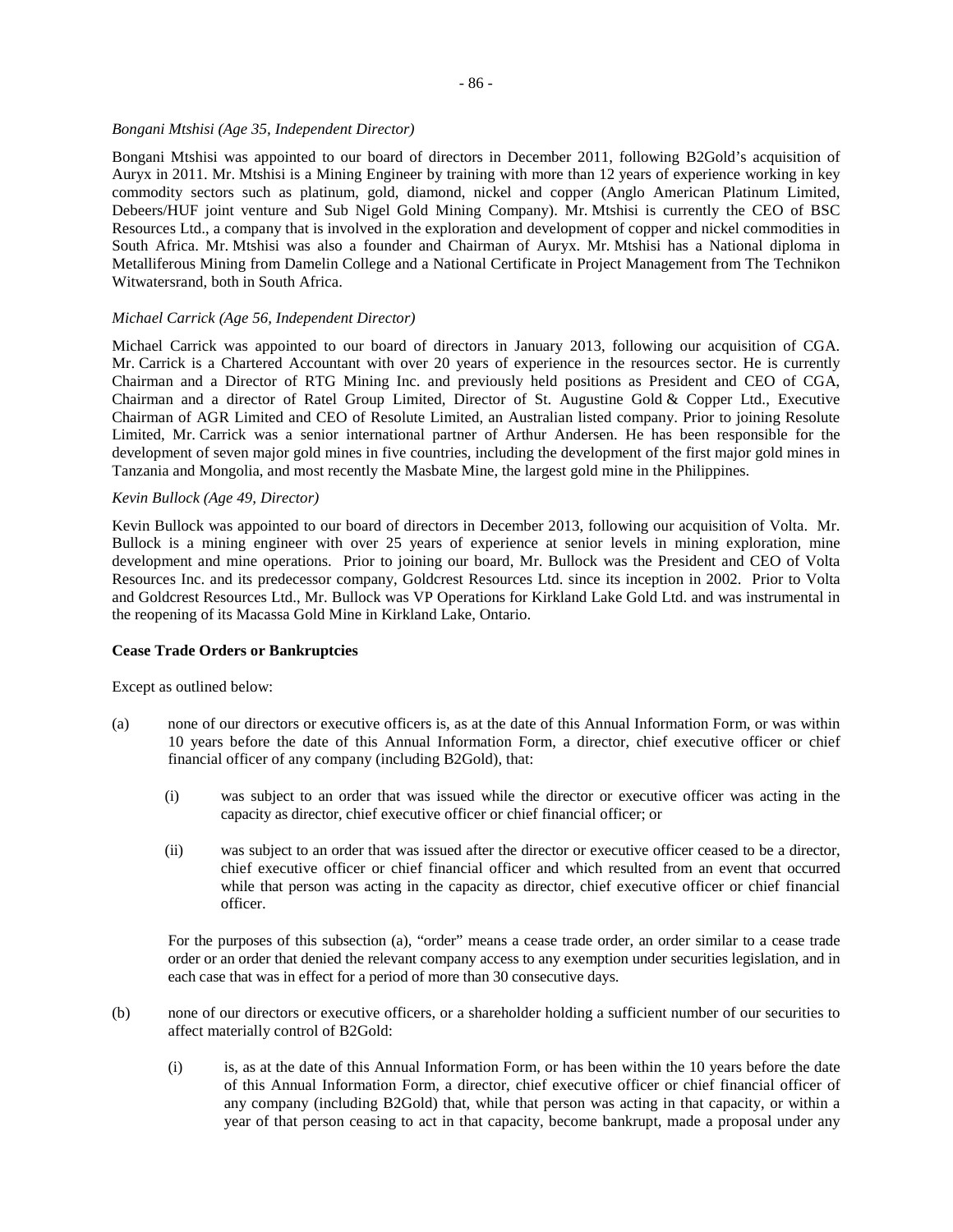*Bongani Mtshisi (Age 35, Independent Director)*

Bongani Mtshisi was appointed to our board of directors in December 2011, following B2Gold's acquisition of Auryx in 2011. Mr. Mtshisi is a Mining Engineer by training with more than 12 years of experience working in key commodity sectors such as platinum, gold, diamond, nickel and copper (Anglo American Platinum Limited, Debeers/HUF joint venture and Sub Nigel Gold Mining Company). Mr. Mtshisi is currently the CEO of BSC Resources Ltd., a company that is involved in the exploration and development of copper and nickel commodities in South Africa. Mr. Mtshisi was also a founder and Chairman of Auryx. Mr. Mtshisi has a National diploma in Metalliferous Mining from Damelin College and a National Certificate in Project Management from The Technikon Witwatersrand, both in South Africa.

*Michael Carrick (Age 56, Independent Director)*

Michael Carrick was appointed to our board of directors in January 2013, following our acquisition of CGA. Mr. Carrick is a Chartered Accountant with over 20 years of experience in the resources sector. He is currently Chairman and a Director of RTG Mining Inc. and previously held positions as President and CEO of CGA, Chairman and a director of Ratel Group Limited, Director of St. Augustine Gold & Copper Ltd., Executive Chairman of AGR Limited and CEO of Resolute Limited, an Australian listed company. Prior to joining Resolute Limited, Mr. Carrick was a senior international partner of Arthur Andersen. He has been responsible for the development of seven major gold mines in five countries, including the development of the first major gold mines in Tanzania and Mongolia, and most recently the Masbate Mine, the largest gold mine in the Philippines.

*Kevin Bullock (Age 49, Director)*

Kevin Bullock was appointed to our board of directors in December 2013, following our acquisition of Volta. Mr. Bullock is a mining engineer with over 25 years of experience at senior levels in mining exploration, mine development and mine operations. Prior to joining our board, Mr. Bullock was the President and CEO of Volta Resources Inc. and its predecessor company, Goldcrest Resources Ltd. since its inception in 2002. Prior to Volta and Goldcrest Resources Ltd., Mr. Bullock was VP Operations for Kirkland Lake Gold Ltd. and was instrumental in the reopening of its Macassa Gold Mine in Kirkland Lake, Ontario.

**Cease Trade Orders or Bankruptcies**

Except as outlined below:

(a) none of our directors or executive officers is, as at the date of this Annual Information Form, or was within 10 years before the date of this Annual Information Form, a director, chief executive officer or chief financial officer of any company (including B2Gold), that:

   (i) was subject to an order that was issued while the director or executive officer was acting in the capacity as director, chief executive officer or chief financial officer; or

   (ii) was subject to an order that was issued after the director or executive officer ceased to be a director, chief executive officer or chief financial officer and which resulted from an event that occurred while that person was acting in the capacity as director, chief executive officer or chief financial officer.

   For the purposes of this subsection (a), "order" means a cease trade order, an order similar to a cease trade order or an order that denied the relevant company access to any exemption under securities legislation, and in each case that was in effect for a period of more than 30 consecutive days.

(b) none of our directors or executive officers, or a shareholder holding a sufficient number of our securities to affect materially control of B2Gold:

   (i) is, as at the date of this Annual Information Form, or has been within the 10 years before the date of this Annual Information Form, a director, chief executive officer or chief financial officer of any company (including B2Gold) that, while that person was acting in that capacity, or within a year of that person ceasing to act in that capacity, become bankrupt, made a proposal under any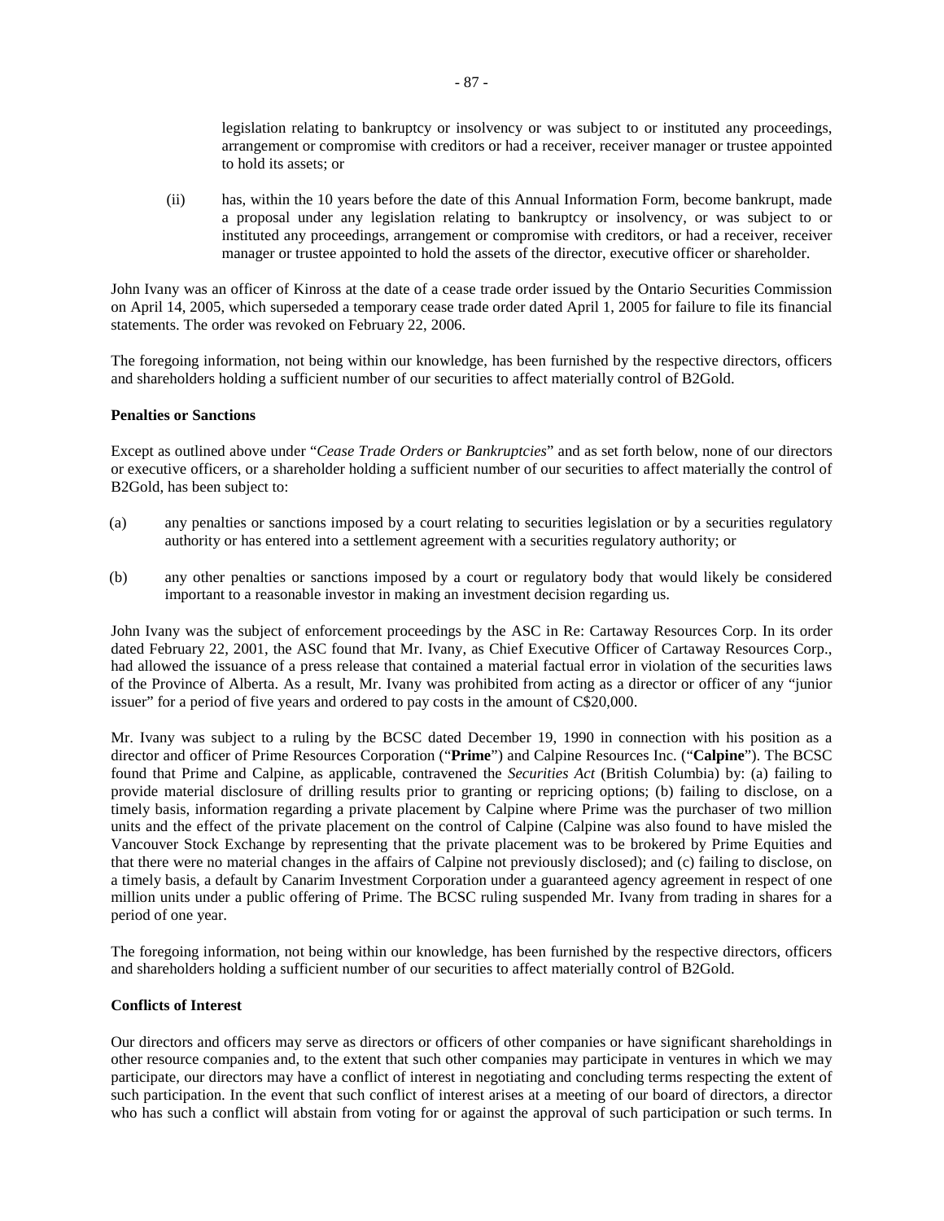legislation relating to bankruptcy or insolvency or was subject to or instituted any proceedings, arrangement or compromise with creditors or had a receiver, receiver manager or trustee appointed to hold its assets; or

(ii) has, within the 10 years before the date of this Annual Information Form, become bankrupt, made a proposal under any legislation relating to bankruptcy or insolvency, or was subject to or instituted any proceedings, arrangement or compromise with creditors, or had a receiver, receiver manager or trustee appointed to hold the assets of the director, executive officer or shareholder.

John Ivany was an officer of Kinross at the date of a cease trade order issued by the Ontario Securities Commission on April 14, 2005, which superseded a temporary cease trade order dated April 1, 2005 for failure to file its financial statements. The order was revoked on February 22, 2006.

The foregoing information, not being within our knowledge, has been furnished by the respective directors, officers and shareholders holding a sufficient number of our securities to affect materially control of B2Gold.

**Penalties or Sanctions**

Except as outlined above under "*Cease Trade Orders or Bankruptcies*" and as set forth below, none of our directors or executive officers, or a shareholder holding a sufficient number of our securities to affect materially the control of B2Gold, has been subject to:

(a) any penalties or sanctions imposed by a court relating to securities legislation or by a securities regulatory authority or has entered into a settlement agreement with a securities regulatory authority; or

(b) any other penalties or sanctions imposed by a court or regulatory body that would likely be considered important to a reasonable investor in making an investment decision regarding us.

John Ivany was the subject of enforcement proceedings by the ASC in Re: Cartaway Resources Corp. In its order dated February 22, 2001, the ASC found that Mr. Ivany, as Chief Executive Officer of Cartaway Resources Corp., had allowed the issuance of a press release that contained a material factual error in violation of the securities laws of the Province of Alberta. As a result, Mr. Ivany was prohibited from acting as a director or officer of any "junior issuer" for a period of five years and ordered to pay costs in the amount of C$20,000.

Mr. Ivany was subject to a ruling by the BCSC dated December 19, 1990 in connection with his position as a director and officer of Prime Resources Corporation ("**Prime**") and Calpine Resources Inc. ("**Calpine**"). The BCSC found that Prime and Calpine, as applicable, contravened the *Securities Act* (British Columbia) by: (a) failing to provide material disclosure of drilling results prior to granting or repricing options; (b) failing to disclose, on a timely basis, information regarding a private placement by Calpine where Prime was the purchaser of two million units and the effect of the private placement on the control of Calpine (Calpine was also found to have misled the Vancouver Stock Exchange by representing that the private placement was to be brokered by Prime Equities and that there were no material changes in the affairs of Calpine not previously disclosed); and (c) failing to disclose, on a timely basis, a default by Canarim Investment Corporation under a guaranteed agency agreement in respect of one million units under a public offering of Prime. The BCSC ruling suspended Mr. Ivany from trading in shares for a period of one year.

The foregoing information, not being within our knowledge, has been furnished by the respective directors, officers and shareholders holding a sufficient number of our securities to affect materially control of B2Gold.

**Conflicts of Interest**

Our directors and officers may serve as directors or officers of other companies or have significant shareholdings in other resource companies and, to the extent that such other companies may participate in ventures in which we may participate, our directors may have a conflict of interest in negotiating and concluding terms respecting the extent of such participation. In the event that such conflict of interest arises at a meeting of our board of directors, a director who has such a conflict will abstain from voting for or against the approval of such participation or such terms. In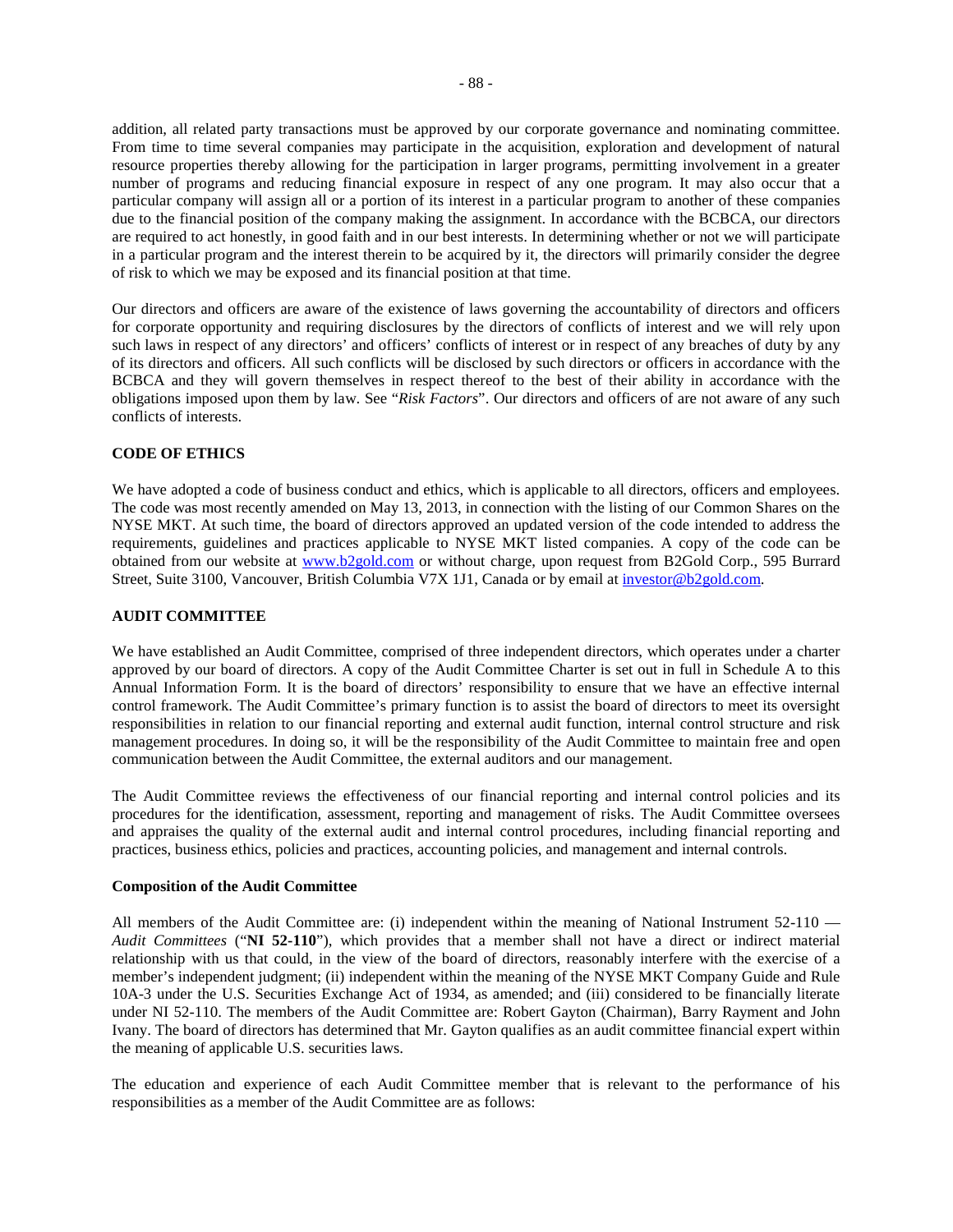addition, all related party transactions must be approved by our corporate governance and nominating committee. From time to time several companies may participate in the acquisition, exploration and development of natural resource properties thereby allowing for the participation in larger programs, permitting involvement in a greater number of programs and reducing financial exposure in respect of any one program. It may also occur that a particular company will assign all or a portion of its interest in a particular program to another of these companies due to the financial position of the company making the assignment. In accordance with the BCBCA, our directors are required to act honestly, in good faith and in our best interests. In determining whether or not we will participate in a particular program and the interest therein to be acquired by it, the directors will primarily consider the degree of risk to which we may be exposed and its financial position at that time.

Our directors and officers are aware of the existence of laws governing the accountability of directors and officers for corporate opportunity and requiring disclosures by the directors of conflicts of interest and we will rely upon such laws in respect of any directors' and officers' conflicts of interest or in respect of any breaches of duty by any of its directors and officers. All such conflicts will be disclosed by such directors or officers in accordance with the BCBCA and they will govern themselves in respect thereof to the best of their ability in accordance with the obligations imposed upon them by law. See "*Risk Factors*". Our directors and officers of are not aware of any such conflicts of interests.

## CODE OF ETHICS

We have adopted a code of business conduct and ethics, which is applicable to all directors, officers and employees. The code was most recently amended on May 13, 2013, in connection with the listing of our Common Shares on the NYSE MKT. At such time, the board of directors approved an updated version of the code intended to address the requirements, guidelines and practices applicable to NYSE MKT listed companies. A copy of the code can be obtained from our website at www.b2gold.com or without charge, upon request from B2Gold Corp., 595 Burrard Street, Suite 3100, Vancouver, British Columbia V7X 1J1, Canada or by email at investor@b2gold.com.

## AUDIT COMMITTEE

We have established an Audit Committee, comprised of three independent directors, which operates under a charter approved by our board of directors. A copy of the Audit Committee Charter is set out in full in Schedule A to this Annual Information Form. It is the board of directors' responsibility to ensure that we have an effective internal control framework. The Audit Committee's primary function is to assist the board of directors to meet its oversight responsibilities in relation to our financial reporting and external audit function, internal control structure and risk management procedures. In doing so, it will be the responsibility of the Audit Committee to maintain free and open communication between the Audit Committee, the external auditors and our management.

The Audit Committee reviews the effectiveness of our financial reporting and internal control policies and its procedures for the identification, assessment, reporting and management of risks. The Audit Committee oversees and appraises the quality of the external audit and internal control procedures, including financial reporting and practices, business ethics, policies and practices, accounting policies, and management and internal controls.

### Composition of the Audit Committee

All members of the Audit Committee are: (i) independent within the meaning of National Instrument 52-110 — *Audit Committees* ("**NI 52-110**"), which provides that a member shall not have a direct or indirect material relationship with us that could, in the view of the board of directors, reasonably interfere with the exercise of a member's independent judgment; (ii) independent within the meaning of the NYSE MKT Company Guide and Rule 10A-3 under the U.S. Securities Exchange Act of 1934, as amended; and (iii) considered to be financially literate under NI 52-110. The members of the Audit Committee are: Robert Gayton (Chairman), Barry Rayment and John Ivany. The board of directors has determined that Mr. Gayton qualifies as an audit committee financial expert within the meaning of applicable U.S. securities laws.

The education and experience of each Audit Committee member that is relevant to the performance of his responsibilities as a member of the Audit Committee are as follows: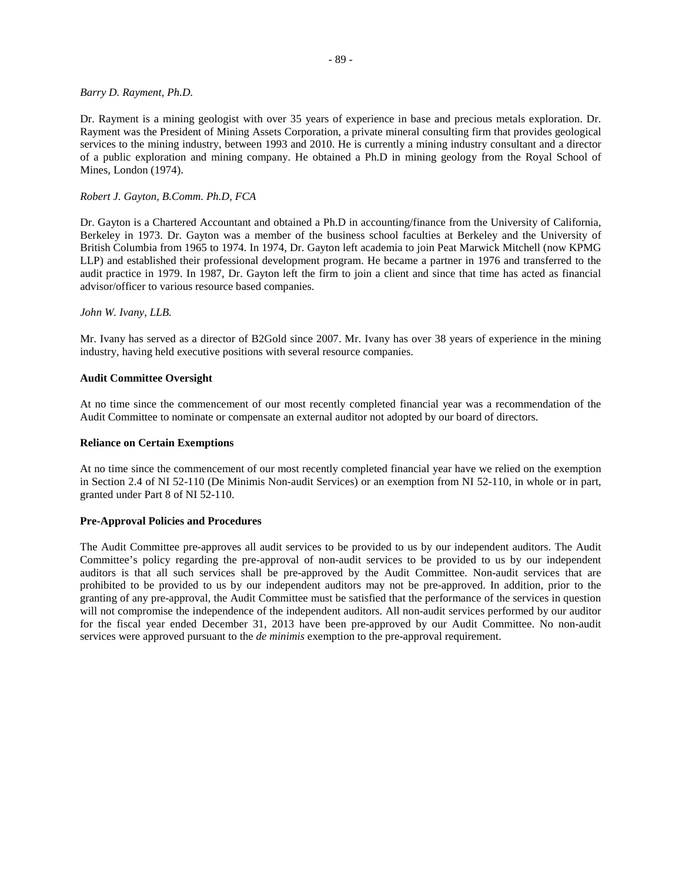*Barry D. Rayment, Ph.D.*

Dr. Rayment is a mining geologist with over 35 years of experience in base and precious metals exploration. Dr. Rayment was the President of Mining Assets Corporation, a private mineral consulting firm that provides geological services to the mining industry, between 1993 and 2010. He is currently a mining industry consultant and a director of a public exploration and mining company. He obtained a Ph.D in mining geology from the Royal School of Mines, London (1974).

*Robert J. Gayton, B.Comm. Ph.D, FCA*

Dr. Gayton is a Chartered Accountant and obtained a Ph.D in accounting/finance from the University of California, Berkeley in 1973. Dr. Gayton was a member of the business school faculties at Berkeley and the University of British Columbia from 1965 to 1974. In 1974, Dr. Gayton left academia to join Peat Marwick Mitchell (now KPMG LLP) and established their professional development program. He became a partner in 1976 and transferred to the audit practice in 1979. In 1987, Dr. Gayton left the firm to join a client and since that time has acted as financial advisor/officer to various resource based companies.

*John W. Ivany, LLB.*

Mr. Ivany has served as a director of B2Gold since 2007. Mr. Ivany has over 38 years of experience in the mining industry, having held executive positions with several resource companies.

**Audit Committee Oversight**

At no time since the commencement of our most recently completed financial year was a recommendation of the Audit Committee to nominate or compensate an external auditor not adopted by our board of directors.

**Reliance on Certain Exemptions**

At no time since the commencement of our most recently completed financial year have we relied on the exemption in Section 2.4 of NI 52-110 (De Minimis Non-audit Services) or an exemption from NI 52-110, in whole or in part, granted under Part 8 of NI 52-110.

**Pre-Approval Policies and Procedures**

The Audit Committee pre-approves all audit services to be provided to us by our independent auditors. The Audit Committee's policy regarding the pre-approval of non-audit services to be provided to us by our independent auditors is that all such services shall be pre-approved by the Audit Committee. Non-audit services that are prohibited to be provided to us by our independent auditors may not be pre-approved. In addition, prior to the granting of any pre-approval, the Audit Committee must be satisfied that the performance of the services in question will not compromise the independence of the independent auditors. All non-audit services performed by our auditor for the fiscal year ended December 31, 2013 have been pre-approved by our Audit Committee. No non-audit services were approved pursuant to the *de minimis* exemption to the pre-approval requirement.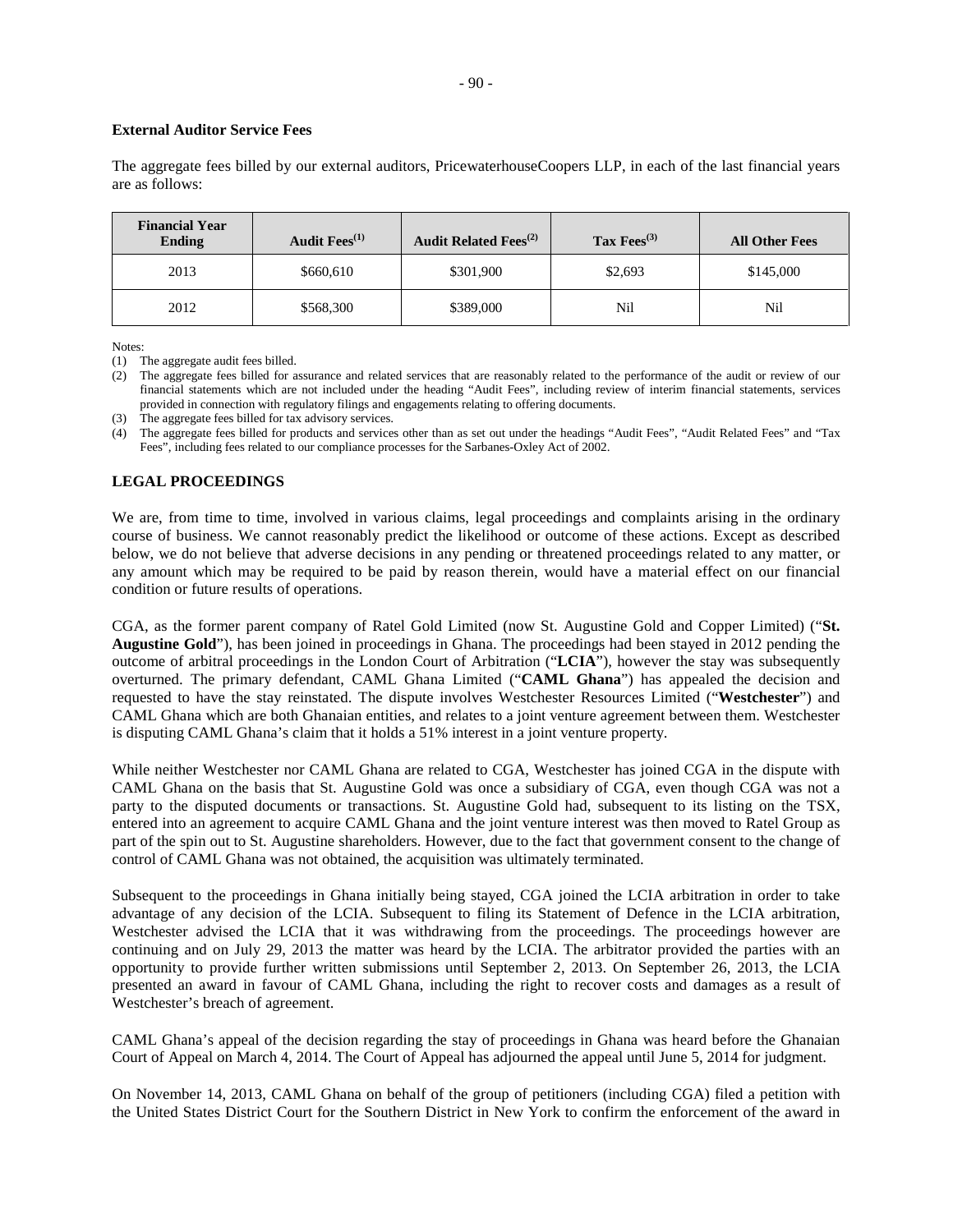**External Auditor Service Fees**

The aggregate fees billed by our external auditors, PricewaterhouseCoopers LLP, in each of the last financial years are as follows:

| Financial Year Ending | Audit Fees(1) | Audit Related Fees(2) | Tax Fees(3) | All Other Fees |
|---|---|---|---|---|
| 2013 | \$660,610 | \$301,900 | \$2,693 | \$145,000 |
| 2012 | \$568,300 | \$389,000 | Nil | Nil |

Notes:

(1) The aggregate audit fees billed.

(2) The aggregate fees billed for assurance and related services that are reasonably related to the performance of the audit or review of our financial statements which are not included under the heading "Audit Fees", including review of interim financial statements, services provided in connection with regulatory filings and engagements relating to offering documents.

(3) The aggregate fees billed for tax advisory services.

(4) The aggregate fees billed for products and services other than as set out under the headings "Audit Fees", "Audit Related Fees" and "Tax Fees", including fees related to our compliance processes for the Sarbanes-Oxley Act of 2002.

**LEGAL PROCEEDINGS**

We are, from time to time, involved in various claims, legal proceedings and complaints arising in the ordinary course of business. We cannot reasonably predict the likelihood or outcome of these actions. Except as described below, we do not believe that adverse decisions in any pending or threatened proceedings related to any matter, or any amount which may be required to be paid by reason therein, would have a material effect on our financial condition or future results of operations.

CGA, as the former parent company of Ratel Gold Limited (now St. Augustine Gold and Copper Limited) ("**St. Augustine Gold**"), has been joined in proceedings in Ghana. The proceedings had been stayed in 2012 pending the outcome of arbitral proceedings in the London Court of Arbitration ("**LCIA**"), however the stay was subsequently overturned. The primary defendant, CAML Ghana Limited ("**CAML Ghana**") has appealed the decision and requested to have the stay reinstated. The dispute involves Westchester Resources Limited ("**Westchester**") and CAML Ghana which are both Ghanaian entities, and relates to a joint venture agreement between them. Westchester is disputing CAML Ghana's claim that it holds a 51% interest in a joint venture property.

While neither Westchester nor CAML Ghana are related to CGA, Westchester has joined CGA in the dispute with CAML Ghana on the basis that St. Augustine Gold was once a subsidiary of CGA, even though CGA was not a party to the disputed documents or transactions. St. Augustine Gold had, subsequent to its listing on the TSX, entered into an agreement to acquire CAML Ghana and the joint venture interest was then moved to Ratel Group as part of the spin out to St. Augustine shareholders. However, due to the fact that government consent to the change of control of CAML Ghana was not obtained, the acquisition was ultimately terminated.

Subsequent to the proceedings in Ghana initially being stayed, CGA joined the LCIA arbitration in order to take advantage of any decision of the LCIA. Subsequent to filing its Statement of Defence in the LCIA arbitration, Westchester advised the LCIA that it was withdrawing from the proceedings. The proceedings however are continuing and on July 29, 2013 the matter was heard by the LCIA. The arbitrator provided the parties with an opportunity to provide further written submissions until September 2, 2013. On September 26, 2013, the LCIA presented an award in favour of CAML Ghana, including the right to recover costs and damages as a result of Westchester's breach of agreement.

CAML Ghana's appeal of the decision regarding the stay of proceedings in Ghana was heard before the Ghanaian Court of Appeal on March 4, 2014. The Court of Appeal has adjourned the appeal until June 5, 2014 for judgment.

On November 14, 2013, CAML Ghana on behalf of the group of petitioners (including CGA) filed a petition with the United States District Court for the Southern District in New York to confirm the enforcement of the award in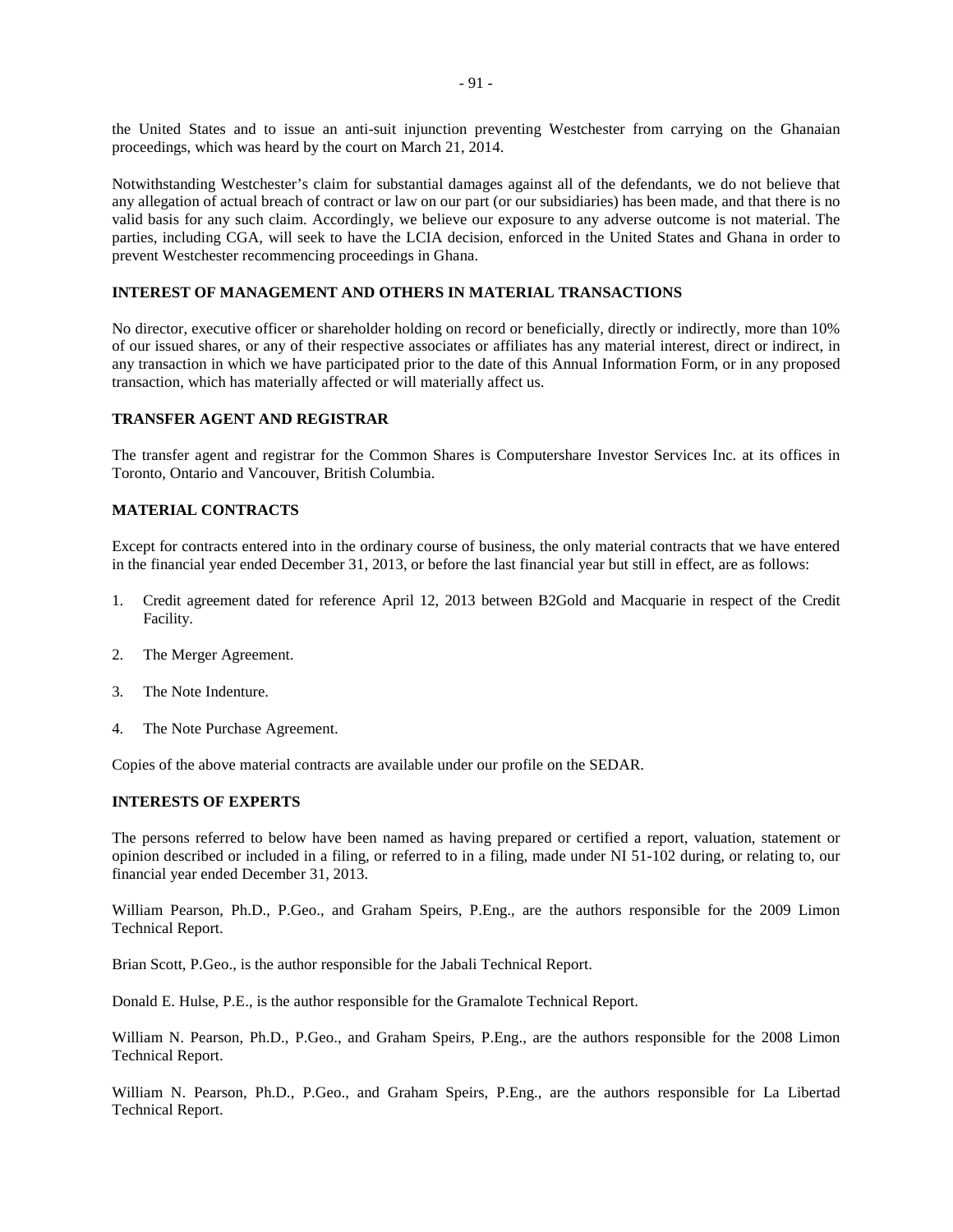the United States and to issue an anti-suit injunction preventing Westchester from carrying on the Ghanaian proceedings, which was heard by the court on March 21, 2014.

Notwithstanding Westchester's claim for substantial damages against all of the defendants, we do not believe that any allegation of actual breach of contract or law on our part (or our subsidiaries) has been made, and that there is no valid basis for any such claim. Accordingly, we believe our exposure to any adverse outcome is not material. The parties, including CGA, will seek to have the LCIA decision, enforced in the United States and Ghana in order to prevent Westchester recommencing proceedings in Ghana.

## INTEREST OF MANAGEMENT AND OTHERS IN MATERIAL TRANSACTIONS

No director, executive officer or shareholder holding on record or beneficially, directly or indirectly, more than 10% of our issued shares, or any of their respective associates or affiliates has any material interest, direct or indirect, in any transaction in which we have participated prior to the date of this Annual Information Form, or in any proposed transaction, which has materially affected or will materially affect us.

## TRANSFER AGENT AND REGISTRAR

The transfer agent and registrar for the Common Shares is Computershare Investor Services Inc. at its offices in Toronto, Ontario and Vancouver, British Columbia.

## MATERIAL CONTRACTS

Except for contracts entered into in the ordinary course of business, the only material contracts that we have entered in the financial year ended December 31, 2013, or before the last financial year but still in effect, are as follows:

1. Credit agreement dated for reference April 12, 2013 between B2Gold and Macquarie in respect of the Credit Facility.
2. The Merger Agreement.
3. The Note Indenture.
4. The Note Purchase Agreement.

Copies of the above material contracts are available under our profile on the SEDAR.

## INTERESTS OF EXPERTS

The persons referred to below have been named as having prepared or certified a report, valuation, statement or opinion described or included in a filing, or referred to in a filing, made under NI 51-102 during, or relating to, our financial year ended December 31, 2013.

William Pearson, Ph.D., P.Geo., and Graham Speirs, P.Eng., are the authors responsible for the 2009 Limon Technical Report.

Brian Scott, P.Geo., is the author responsible for the Jabali Technical Report.

Donald E. Hulse, P.E., is the author responsible for the Gramalote Technical Report.

William N. Pearson, Ph.D., P.Geo., and Graham Speirs, P.Eng., are the authors responsible for the 2008 Limon Technical Report.

William N. Pearson, Ph.D., P.Geo., and Graham Speirs, P.Eng., are the authors responsible for La Libertad Technical Report.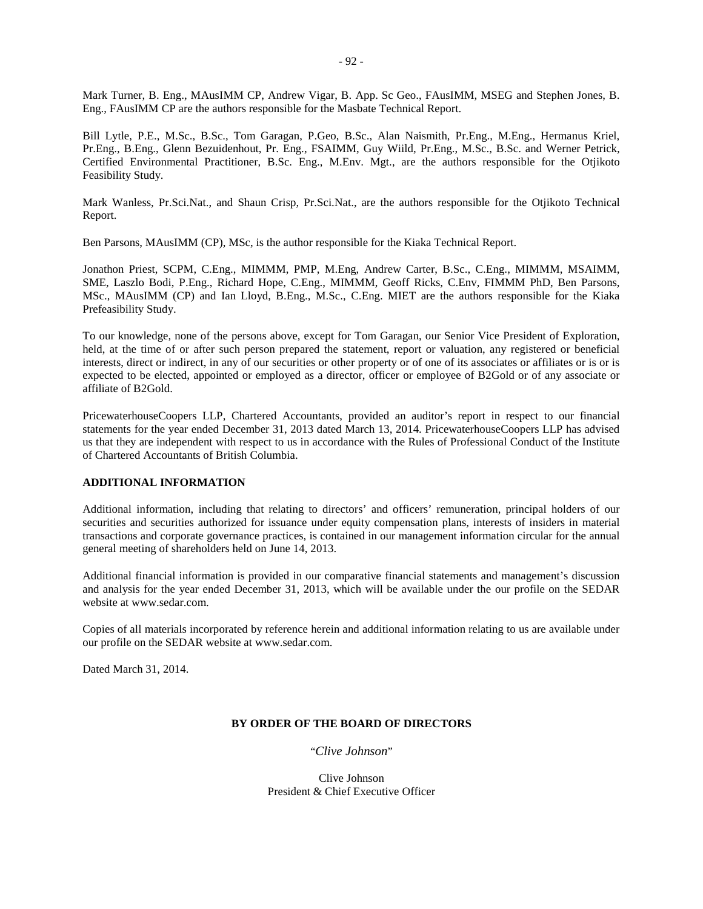Mark Turner, B. Eng., MAusIMM CP, Andrew Vigar, B. App. Sc Geo., FAusIMM, MSEG and Stephen Jones, B. Eng., FAusIMM CP are the authors responsible for the Masbate Technical Report.

Bill Lytle, P.E., M.Sc., B.Sc., Tom Garagan, P.Geo, B.Sc., Alan Naismith, Pr.Eng., M.Eng., Hermanus Kriel, Pr.Eng., B.Eng., Glenn Bezuidenhout, Pr. Eng., FSAIMM, Guy Wiild, Pr.Eng., M.Sc., B.Sc. and Werner Petrick, Certified Environmental Practitioner, B.Sc. Eng., M.Env. Mgt., are the authors responsible for the Otjikoto Feasibility Study.

Mark Wanless, Pr.Sci.Nat., and Shaun Crisp, Pr.Sci.Nat., are the authors responsible for the Otjikoto Technical Report.

Ben Parsons, MAusIMM (CP), MSc, is the author responsible for the Kiaka Technical Report.

Jonathon Priest, SCPM, C.Eng., MIMMM, PMP, M.Eng, Andrew Carter, B.Sc., C.Eng., MIMMM, MSAIMM, SME, Laszlo Bodi, P.Eng., Richard Hope, C.Eng., MIMMM, Geoff Ricks, C.Env, FIMMM PhD, Ben Parsons, MSc., MAusIMM (CP) and Ian Lloyd, B.Eng., M.Sc., C.Eng. MIET are the authors responsible for the Kiaka Prefeasibility Study.

To our knowledge, none of the persons above, except for Tom Garagan, our Senior Vice President of Exploration, held, at the time of or after such person prepared the statement, report or valuation, any registered or beneficial interests, direct or indirect, in any of our securities or other property or of one of its associates or affiliates or is or is expected to be elected, appointed or employed as a director, officer or employee of B2Gold or of any associate or affiliate of B2Gold.

PricewaterhouseCoopers LLP, Chartered Accountants, provided an auditor's report in respect to our financial statements for the year ended December 31, 2013 dated March 13, 2014. PricewaterhouseCoopers LLP has advised us that they are independent with respect to us in accordance with the Rules of Professional Conduct of the Institute of Chartered Accountants of British Columbia.

## ADDITIONAL INFORMATION

Additional information, including that relating to directors' and officers' remuneration, principal holders of our securities and securities authorized for issuance under equity compensation plans, interests of insiders in material transactions and corporate governance practices, is contained in our management information circular for the annual general meeting of shareholders held on June 14, 2013.

Additional financial information is provided in our comparative financial statements and management's discussion and analysis for the year ended December 31, 2013, which will be available under the our profile on the SEDAR website at www.sedar.com.

Copies of all materials incorporated by reference herein and additional information relating to us are available under our profile on the SEDAR website at www.sedar.com.

Dated March 31, 2014.

**BY ORDER OF THE BOARD OF DIRECTORS**

"*Clive Johnson*"

Clive Johnson
President & Chief Executive Officer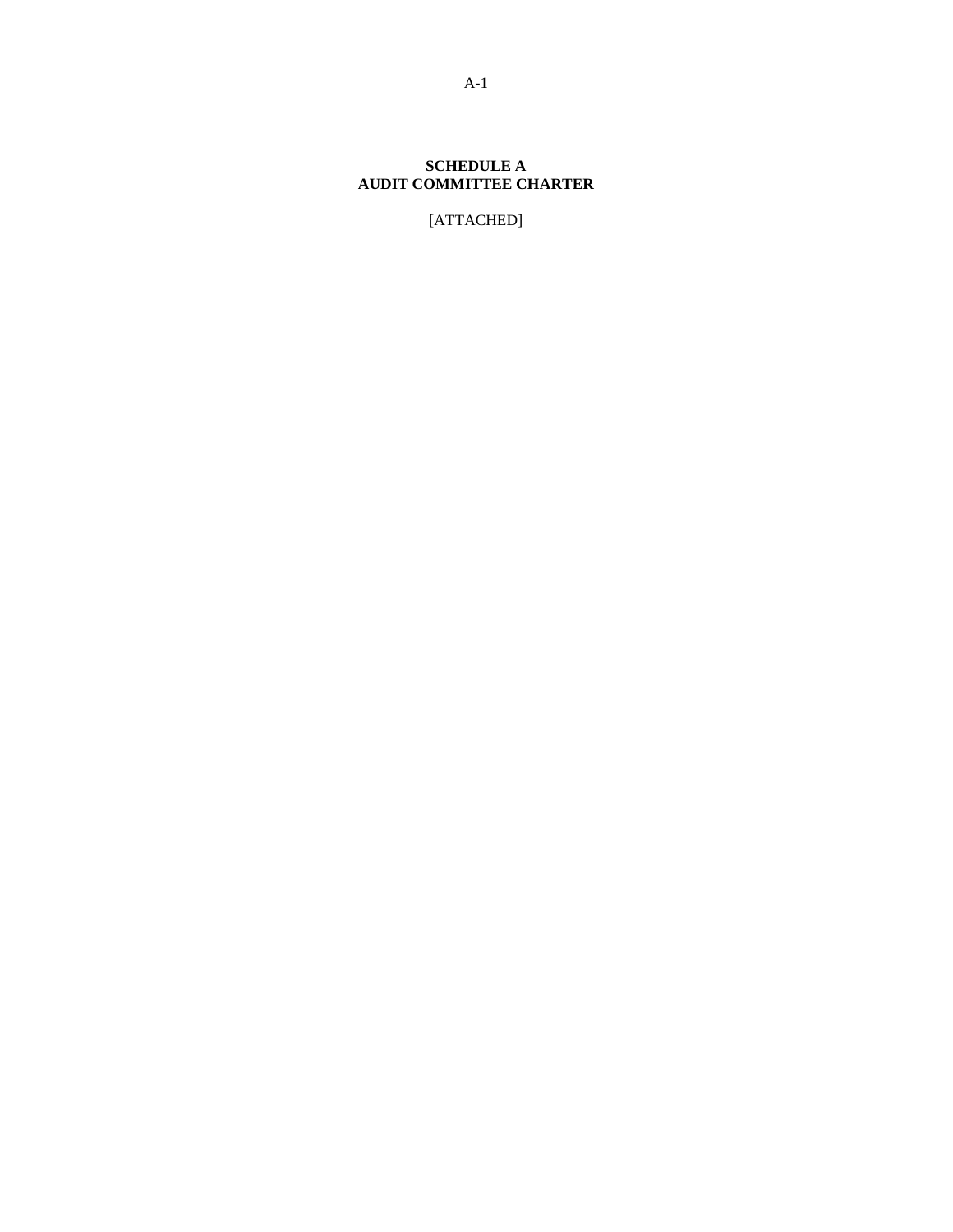**SCHEDULE A**
**AUDIT COMMITTEE CHARTER**

[ATTACHED]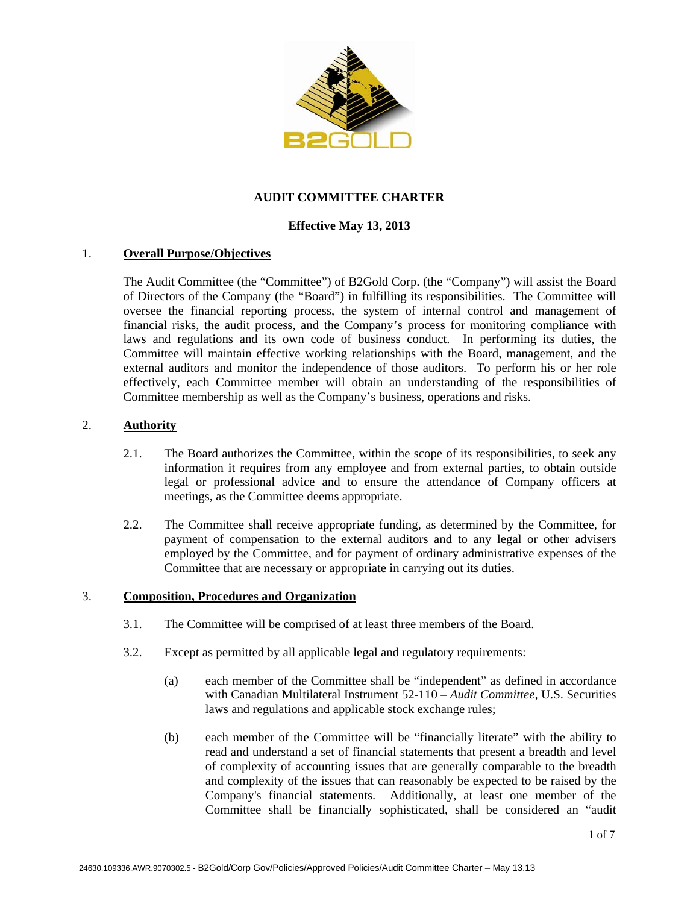# AUDIT COMMITTEE CHARTER

**Effective May 13, 2013**

## 1. Overall Purpose/Objectives

The Audit Committee (the "Committee") of B2Gold Corp. (the "Company") will assist the Board of Directors of the Company (the "Board") in fulfilling its responsibilities. The Committee will oversee the financial reporting process, the system of internal control and management of financial risks, the audit process, and the Company's process for monitoring compliance with laws and regulations and its own code of business conduct. In performing its duties, the Committee will maintain effective working relationships with the Board, management, and the external auditors and monitor the independence of those auditors. To perform his or her role effectively, each Committee member will obtain an understanding of the responsibilities of Committee membership as well as the Company's business, operations and risks.

## 2. Authority

2.1. The Board authorizes the Committee, within the scope of its responsibilities, to seek any information it requires from any employee and from external parties, to obtain outside legal or professional advice and to ensure the attendance of Company officers at meetings, as the Committee deems appropriate.

2.2. The Committee shall receive appropriate funding, as determined by the Committee, for payment of compensation to the external auditors and to any legal or other advisers employed by the Committee, and for payment of ordinary administrative expenses of the Committee that are necessary or appropriate in carrying out its duties.

## 3. Composition, Procedures and Organization

3.1. The Committee will be comprised of at least three members of the Board.

3.2. Except as permitted by all applicable legal and regulatory requirements:

(a) each member of the Committee shall be "independent" as defined in accordance with Canadian Multilateral Instrument 52-110 – *Audit Committee,* U.S. Securities laws and regulations and applicable stock exchange rules;

(b) each member of the Committee will be "financially literate" with the ability to read and understand a set of financial statements that present a breadth and level of complexity of accounting issues that are generally comparable to the breadth and complexity of the issues that can reasonably be expected to be raised by the Company's financial statements. Additionally, at least one member of the Committee shall be financially sophisticated, shall be considered an "audit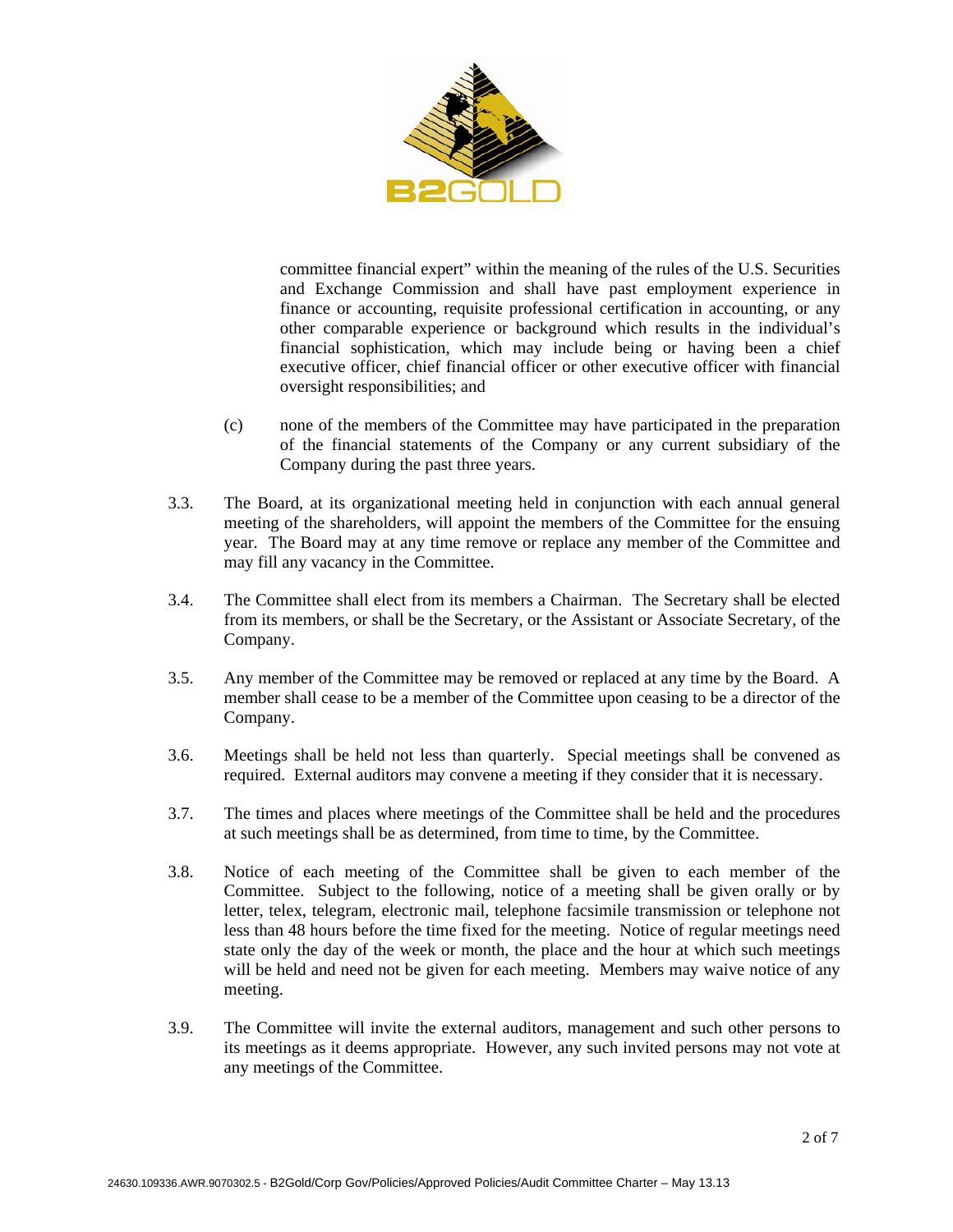committee financial expert" within the meaning of the rules of the U.S. Securities and Exchange Commission and shall have past employment experience in finance or accounting, requisite professional certification in accounting, or any other comparable experience or background which results in the individual's financial sophistication, which may include being or having been a chief executive officer, chief financial officer or other executive officer with financial oversight responsibilities; and

(c) none of the members of the Committee may have participated in the preparation of the financial statements of the Company or any current subsidiary of the Company during the past three years.

3.3. The Board, at its organizational meeting held in conjunction with each annual general meeting of the shareholders, will appoint the members of the Committee for the ensuing year. The Board may at any time remove or replace any member of the Committee and may fill any vacancy in the Committee.

3.4. The Committee shall elect from its members a Chairman. The Secretary shall be elected from its members, or shall be the Secretary, or the Assistant or Associate Secretary, of the Company.

3.5. Any member of the Committee may be removed or replaced at any time by the Board. A member shall cease to be a member of the Committee upon ceasing to be a director of the Company.

3.6. Meetings shall be held not less than quarterly. Special meetings shall be convened as required. External auditors may convene a meeting if they consider that it is necessary.

3.7. The times and places where meetings of the Committee shall be held and the procedures at such meetings shall be as determined, from time to time, by the Committee.

3.8. Notice of each meeting of the Committee shall be given to each member of the Committee. Subject to the following, notice of a meeting shall be given orally or by letter, telex, telegram, electronic mail, telephone facsimile transmission or telephone not less than 48 hours before the time fixed for the meeting. Notice of regular meetings need state only the day of the week or month, the place and the hour at which such meetings will be held and need not be given for each meeting. Members may waive notice of any meeting.

3.9. The Committee will invite the external auditors, management and such other persons to its meetings as it deems appropriate. However, any such invited persons may not vote at any meetings of the Committee.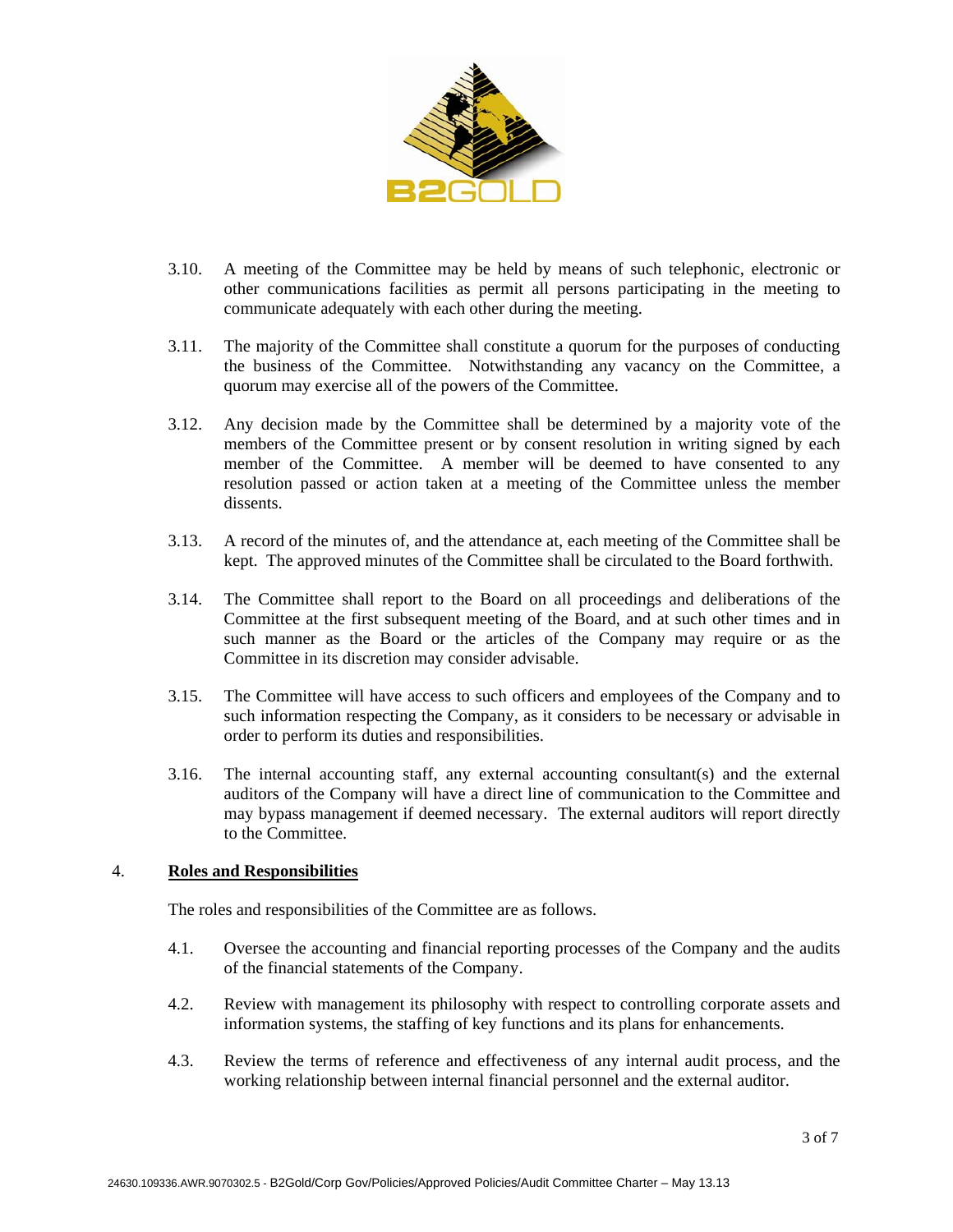3.10. A meeting of the Committee may be held by means of such telephonic, electronic or other communications facilities as permit all persons participating in the meeting to communicate adequately with each other during the meeting.

3.11. The majority of the Committee shall constitute a quorum for the purposes of conducting the business of the Committee. Notwithstanding any vacancy on the Committee, a quorum may exercise all of the powers of the Committee.

3.12. Any decision made by the Committee shall be determined by a majority vote of the members of the Committee present or by consent resolution in writing signed by each member of the Committee. A member will be deemed to have consented to any resolution passed or action taken at a meeting of the Committee unless the member dissents.

3.13. A record of the minutes of, and the attendance at, each meeting of the Committee shall be kept. The approved minutes of the Committee shall be circulated to the Board forthwith.

3.14. The Committee shall report to the Board on all proceedings and deliberations of the Committee at the first subsequent meeting of the Board, and at such other times and in such manner as the Board or the articles of the Company may require or as the Committee in its discretion may consider advisable.

3.15. The Committee will have access to such officers and employees of the Company and to such information respecting the Company, as it considers to be necessary or advisable in order to perform its duties and responsibilities.

3.16. The internal accounting staff, any external accounting consultant(s) and the external auditors of the Company will have a direct line of communication to the Committee and may bypass management if deemed necessary. The external auditors will report directly to the Committee.

## 4. **Roles and Responsibilities**

The roles and responsibilities of the Committee are as follows.

4.1. Oversee the accounting and financial reporting processes of the Company and the audits of the financial statements of the Company.

4.2. Review with management its philosophy with respect to controlling corporate assets and information systems, the staffing of key functions and its plans for enhancements.

4.3. Review the terms of reference and effectiveness of any internal audit process, and the working relationship between internal financial personnel and the external auditor.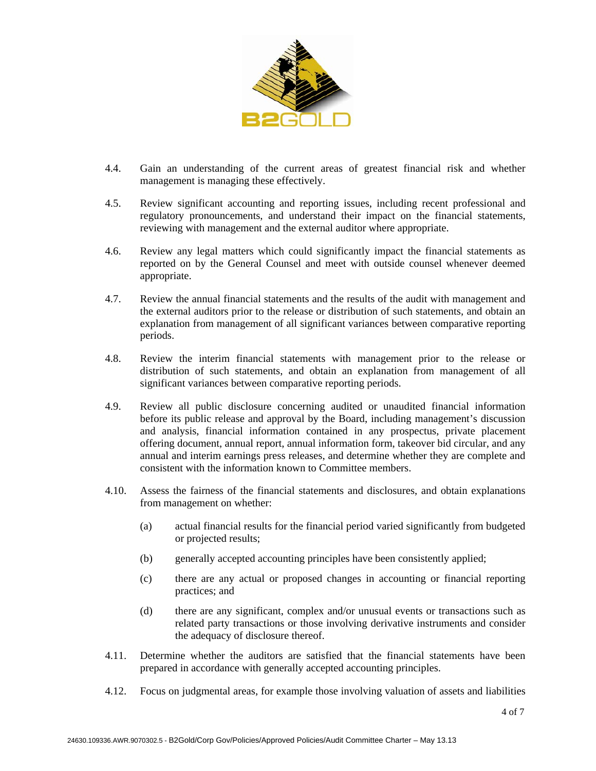4.4. Gain an understanding of the current areas of greatest financial risk and whether management is managing these effectively.

4.5. Review significant accounting and reporting issues, including recent professional and regulatory pronouncements, and understand their impact on the financial statements, reviewing with management and the external auditor where appropriate.

4.6. Review any legal matters which could significantly impact the financial statements as reported on by the General Counsel and meet with outside counsel whenever deemed appropriate.

4.7. Review the annual financial statements and the results of the audit with management and the external auditors prior to the release or distribution of such statements, and obtain an explanation from management of all significant variances between comparative reporting periods.

4.8. Review the interim financial statements with management prior to the release or distribution of such statements, and obtain an explanation from management of all significant variances between comparative reporting periods.

4.9. Review all public disclosure concerning audited or unaudited financial information before its public release and approval by the Board, including management's discussion and analysis, financial information contained in any prospectus, private placement offering document, annual report, annual information form, takeover bid circular, and any annual and interim earnings press releases, and determine whether they are complete and consistent with the information known to Committee members.

4.10. Assess the fairness of the financial statements and disclosures, and obtain explanations from management on whether:

(a) actual financial results for the financial period varied significantly from budgeted or projected results;

(b) generally accepted accounting principles have been consistently applied;

(c) there are any actual or proposed changes in accounting or financial reporting practices; and

(d) there are any significant, complex and/or unusual events or transactions such as related party transactions or those involving derivative instruments and consider the adequacy of disclosure thereof.

4.11. Determine whether the auditors are satisfied that the financial statements have been prepared in accordance with generally accepted accounting principles.

4.12. Focus on judgmental areas, for example those involving valuation of assets and liabilities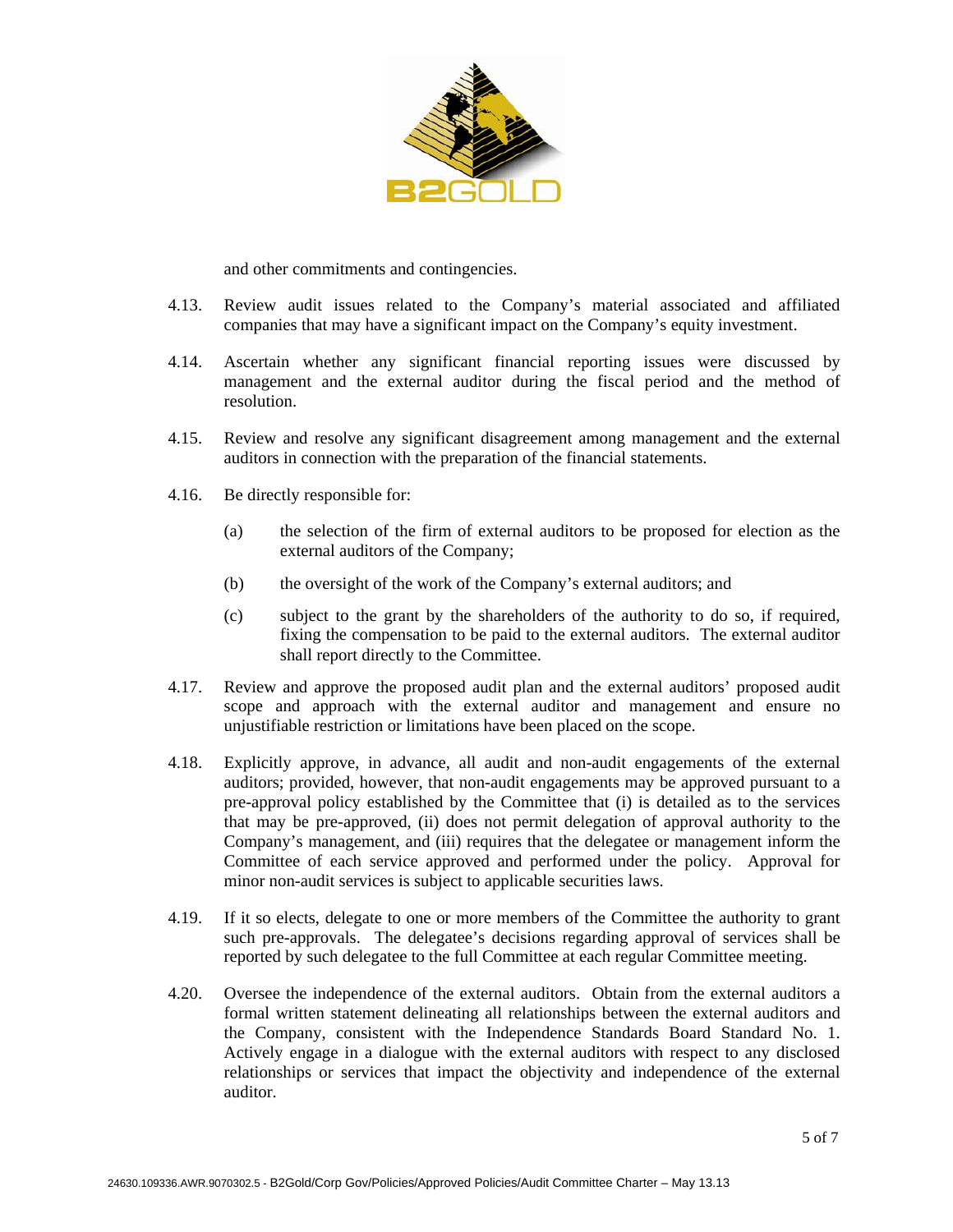and other commitments and contingencies.

4.13. Review audit issues related to the Company's material associated and affiliated companies that may have a significant impact on the Company's equity investment.

4.14. Ascertain whether any significant financial reporting issues were discussed by management and the external auditor during the fiscal period and the method of resolution.

4.15. Review and resolve any significant disagreement among management and the external auditors in connection with the preparation of the financial statements.

4.16. Be directly responsible for:

(a) the selection of the firm of external auditors to be proposed for election as the external auditors of the Company;

(b) the oversight of the work of the Company's external auditors; and

(c) subject to the grant by the shareholders of the authority to do so, if required, fixing the compensation to be paid to the external auditors. The external auditor shall report directly to the Committee.

4.17. Review and approve the proposed audit plan and the external auditors' proposed audit scope and approach with the external auditor and management and ensure no unjustifiable restriction or limitations have been placed on the scope.

4.18. Explicitly approve, in advance, all audit and non-audit engagements of the external auditors; provided, however, that non-audit engagements may be approved pursuant to a pre-approval policy established by the Committee that (i) is detailed as to the services that may be pre-approved, (ii) does not permit delegation of approval authority to the Company's management, and (iii) requires that the delegatee or management inform the Committee of each service approved and performed under the policy. Approval for minor non-audit services is subject to applicable securities laws.

4.19. If it so elects, delegate to one or more members of the Committee the authority to grant such pre-approvals. The delegatee's decisions regarding approval of services shall be reported by such delegatee to the full Committee at each regular Committee meeting.

4.20. Oversee the independence of the external auditors. Obtain from the external auditors a formal written statement delineating all relationships between the external auditors and the Company, consistent with the Independence Standards Board Standard No. 1. Actively engage in a dialogue with the external auditors with respect to any disclosed relationships or services that impact the objectivity and independence of the external auditor.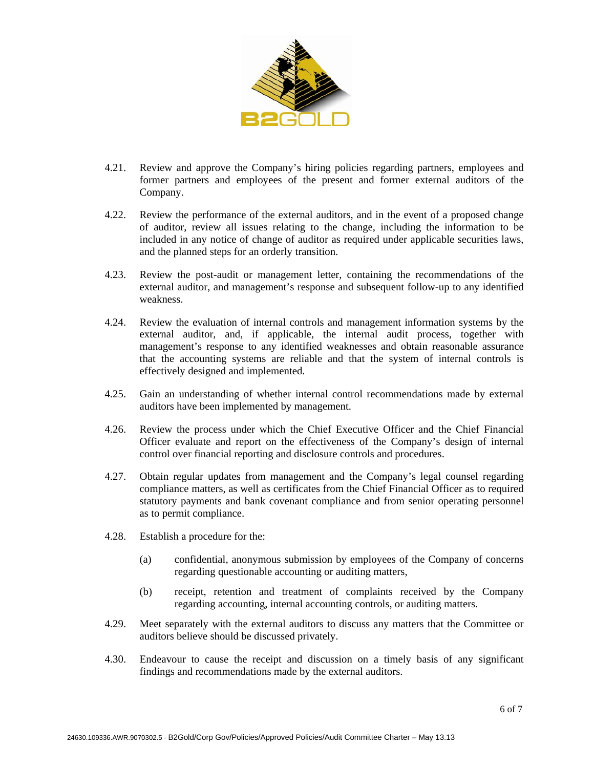4.21. Review and approve the Company's hiring policies regarding partners, employees and former partners and employees of the present and former external auditors of the Company.

4.22. Review the performance of the external auditors, and in the event of a proposed change of auditor, review all issues relating to the change, including the information to be included in any notice of change of auditor as required under applicable securities laws, and the planned steps for an orderly transition.

4.23. Review the post-audit or management letter, containing the recommendations of the external auditor, and management's response and subsequent follow-up to any identified weakness.

4.24. Review the evaluation of internal controls and management information systems by the external auditor, and, if applicable, the internal audit process, together with management's response to any identified weaknesses and obtain reasonable assurance that the accounting systems are reliable and that the system of internal controls is effectively designed and implemented.

4.25. Gain an understanding of whether internal control recommendations made by external auditors have been implemented by management.

4.26. Review the process under which the Chief Executive Officer and the Chief Financial Officer evaluate and report on the effectiveness of the Company's design of internal control over financial reporting and disclosure controls and procedures.

4.27. Obtain regular updates from management and the Company's legal counsel regarding compliance matters, as well as certificates from the Chief Financial Officer as to required statutory payments and bank covenant compliance and from senior operating personnel as to permit compliance.

4.28. Establish a procedure for the:

(a) confidential, anonymous submission by employees of the Company of concerns regarding questionable accounting or auditing matters,

(b) receipt, retention and treatment of complaints received by the Company regarding accounting, internal accounting controls, or auditing matters.

4.29. Meet separately with the external auditors to discuss any matters that the Committee or auditors believe should be discussed privately.

4.30. Endeavour to cause the receipt and discussion on a timely basis of any significant findings and recommendations made by the external auditors.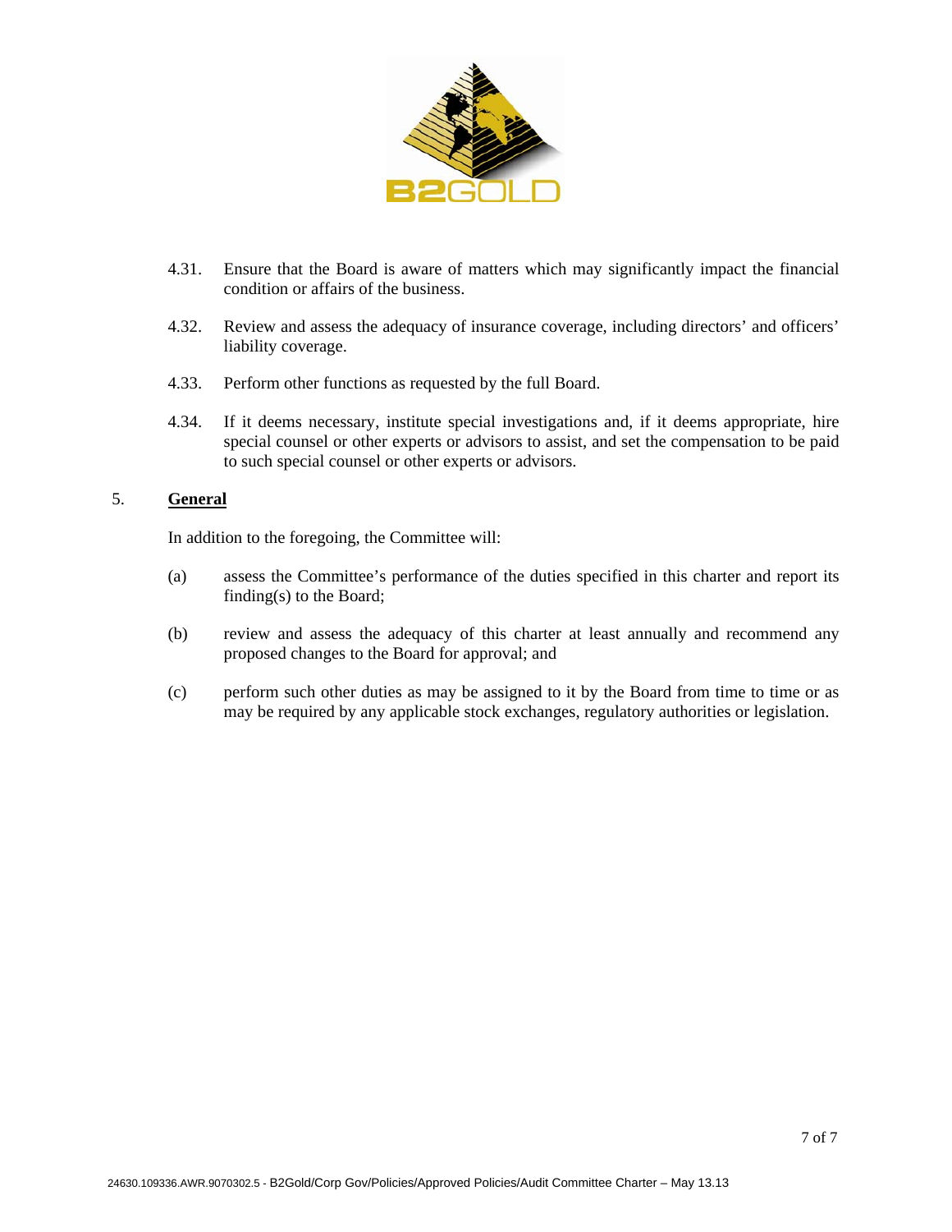4.31. Ensure that the Board is aware of matters which may significantly impact the financial condition or affairs of the business.

4.32. Review and assess the adequacy of insurance coverage, including directors' and officers' liability coverage.

4.33. Perform other functions as requested by the full Board.

4.34. If it deems necessary, institute special investigations and, if it deems appropriate, hire special counsel or other experts or advisors to assist, and set the compensation to be paid to such special counsel or other experts or advisors.

## 5. **General**

In addition to the foregoing, the Committee will:

(a) assess the Committee's performance of the duties specified in this charter and report its finding(s) to the Board;

(b) review and assess the adequacy of this charter at least annually and recommend any proposed changes to the Board for approval; and

(c) perform such other duties as may be assigned to it by the Board from time to time or as may be required by any applicable stock exchanges, regulatory authorities or legislation.